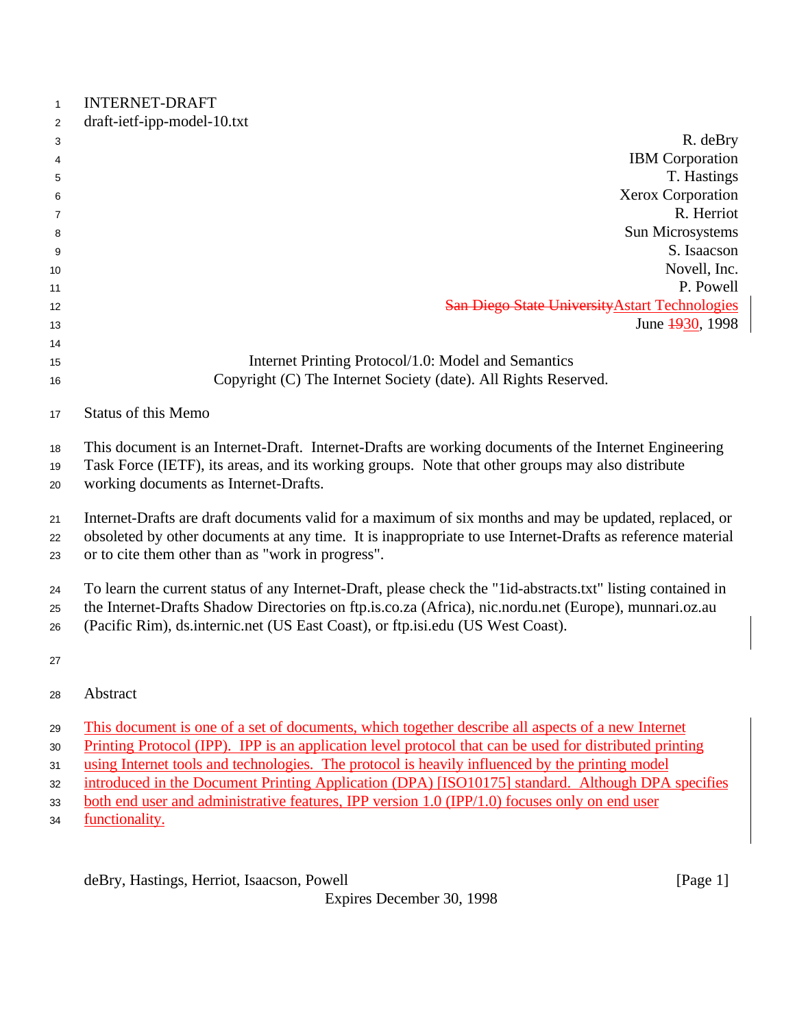INTERNET-DRAFT
draft-ietf-ipp-model-10.txt

R. deBry
IBM Corporation
T. Hastings
Xerox Corporation
R. Herriot
Sun Microsystems
S. Isaacson
Novell, Inc.
P. Powell
~~San Diego State University~~Astart Technologies
June ~~19~~30, 1998

Internet Printing Protocol/1.0: Model and Semantics
Copyright (C) The Internet Society (date). All Rights Reserved.

Status of this Memo

This document is an Internet-Draft. Internet-Drafts are working documents of the Internet Engineering Task Force (IETF), its areas, and its working groups. Note that other groups may also distribute working documents as Internet-Drafts.

Internet-Drafts are draft documents valid for a maximum of six months and may be updated, replaced, or obsoleted by other documents at any time. It is inappropriate to use Internet-Drafts as reference material or to cite them other than as "work in progress".

To learn the current status of any Internet-Draft, please check the "1id-abstracts.txt" listing contained in the Internet-Drafts Shadow Directories on ftp.is.co.za (Africa), nic.nordu.net (Europe), munnari.oz.au (Pacific Rim), ds.internic.net (US East Coast), or ftp.isi.edu (US West Coast).

Abstract

This document is one of a set of documents, which together describe all aspects of a new Internet Printing Protocol (IPP). IPP is an application level protocol that can be used for distributed printing using Internet tools and technologies. The protocol is heavily influenced by the printing model introduced in the Document Printing Application (DPA) [ISO10175] standard. Although DPA specifies both end user and administrative features, IPP version 1.0 (IPP/1.0) focuses only on end user functionality.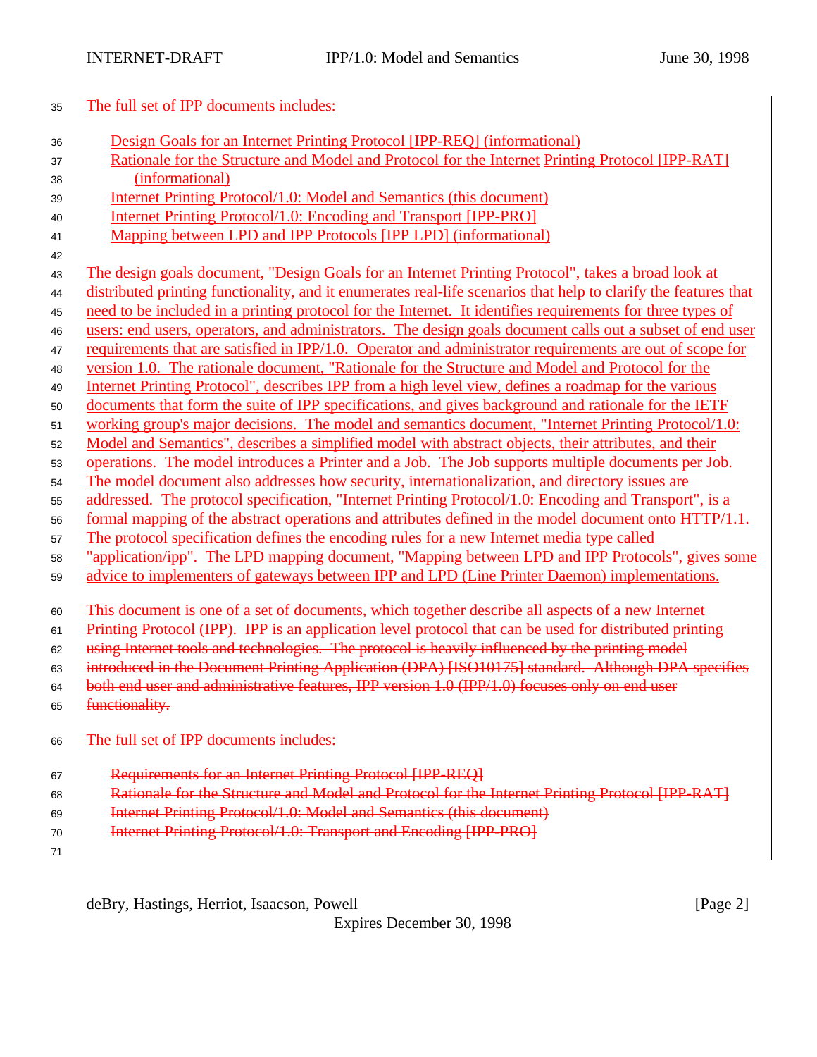The full set of IPP documents includes:

- Design Goals for an Internet Printing Protocol [IPP-REQ] (informational)
- Rationale for the Structure and Model and Protocol for the Internet Printing Protocol [IPP-RAT] (informational)
- Internet Printing Protocol/1.0: Model and Semantics (this document)
- Internet Printing Protocol/1.0: Encoding and Transport [IPP-PRO]
- Mapping between LPD and IPP Protocols [IPP LPD] (informational)

The design goals document, "Design Goals for an Internet Printing Protocol", takes a broad look at distributed printing functionality, and it enumerates real-life scenarios that help to clarify the features that need to be included in a printing protocol for the Internet. It identifies requirements for three types of users: end users, operators, and administrators. The design goals document calls out a subset of end user requirements that are satisfied in IPP/1.0. Operator and administrator requirements are out of scope for version 1.0. The rationale document, "Rationale for the Structure and Model and Protocol for the Internet Printing Protocol", describes IPP from a high level view, defines a roadmap for the various documents that form the suite of IPP specifications, and gives background and rationale for the IETF working group's major decisions. The model and semantics document, "Internet Printing Protocol/1.0: Model and Semantics", describes a simplified model with abstract objects, their attributes, and their operations. The model introduces a Printer and a Job. The Job supports multiple documents per Job. The model document also addresses how security, internationalization, and directory issues are addressed. The protocol specification, "Internet Printing Protocol/1.0: Encoding and Transport", is a formal mapping of the abstract operations and attributes defined in the model document onto HTTP/1.1. The protocol specification defines the encoding rules for a new Internet media type called "application/ipp". The LPD mapping document, "Mapping between LPD and IPP Protocols", gives some advice to implementers of gateways between IPP and LPD (Line Printer Daemon) implementations.

~~This document is one of a set of documents, which together describe all aspects of a new Internet Printing Protocol (IPP). IPP is an application level protocol that can be used for distributed printing using Internet tools and technologies. The protocol is heavily influenced by the printing model introduced in the Document Printing Application (DPA) [ISO10175] standard. Although DPA specifies both end user and administrative features, IPP version 1.0 (IPP/1.0) focuses only on end user functionality.~~

~~The full set of IPP documents includes:~~

- ~~Requirements for an Internet Printing Protocol [IPP-REQ]~~
- ~~Rationale for the Structure and Model and Protocol for the Internet Printing Protocol [IPP-RAT]~~
- ~~Internet Printing Protocol/1.0: Model and Semantics (this document)~~
- ~~Internet Printing Protocol/1.0: Transport and Encoding [IPP-PRO]~~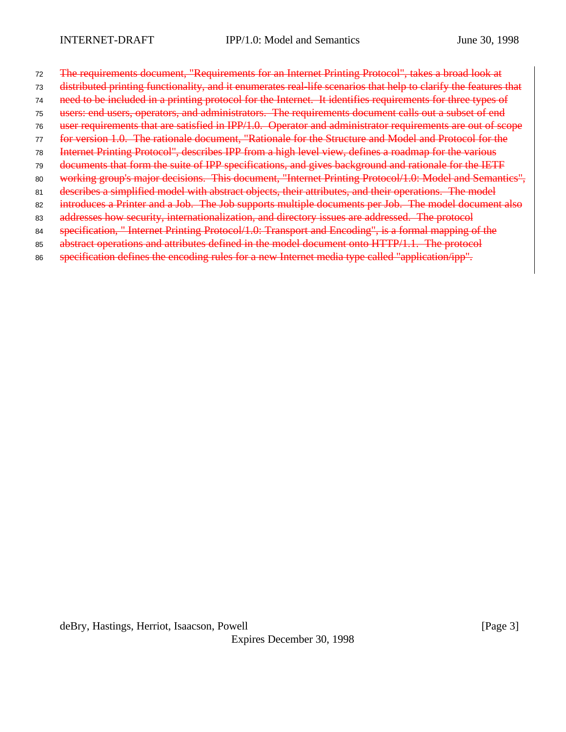~~The requirements document, "Requirements for an Internet Printing Protocol", takes a broad look at distributed printing functionality, and it enumerates real-life scenarios that help to clarify the features that need to be included in a printing protocol for the Internet. It identifies requirements for three types of users: end users, operators, and administrators. The requirements document calls out a subset of end user requirements that are satisfied in IPP/1.0. Operator and administrator requirements are out of scope for version 1.0. The rationale document, "Rationale for the Structure and Model and Protocol for the Internet Printing Protocol", describes IPP from a high level view, defines a roadmap for the various documents that form the suite of IPP specifications, and gives background and rationale for the IETF working group's major decisions. This document, "Internet Printing Protocol/1.0: Model and Semantics", describes a simplified model with abstract objects, their attributes, and their operations. The model introduces a Printer and a Job. The Job supports multiple documents per Job. The model document also addresses how security, internationalization, and directory issues are addressed. The protocol specification, " Internet Printing Protocol/1.0: Transport and Encoding", is a formal mapping of the abstract operations and attributes defined in the model document onto HTTP/1.1. The protocol specification defines the encoding rules for a new Internet media type called "application/ipp".~~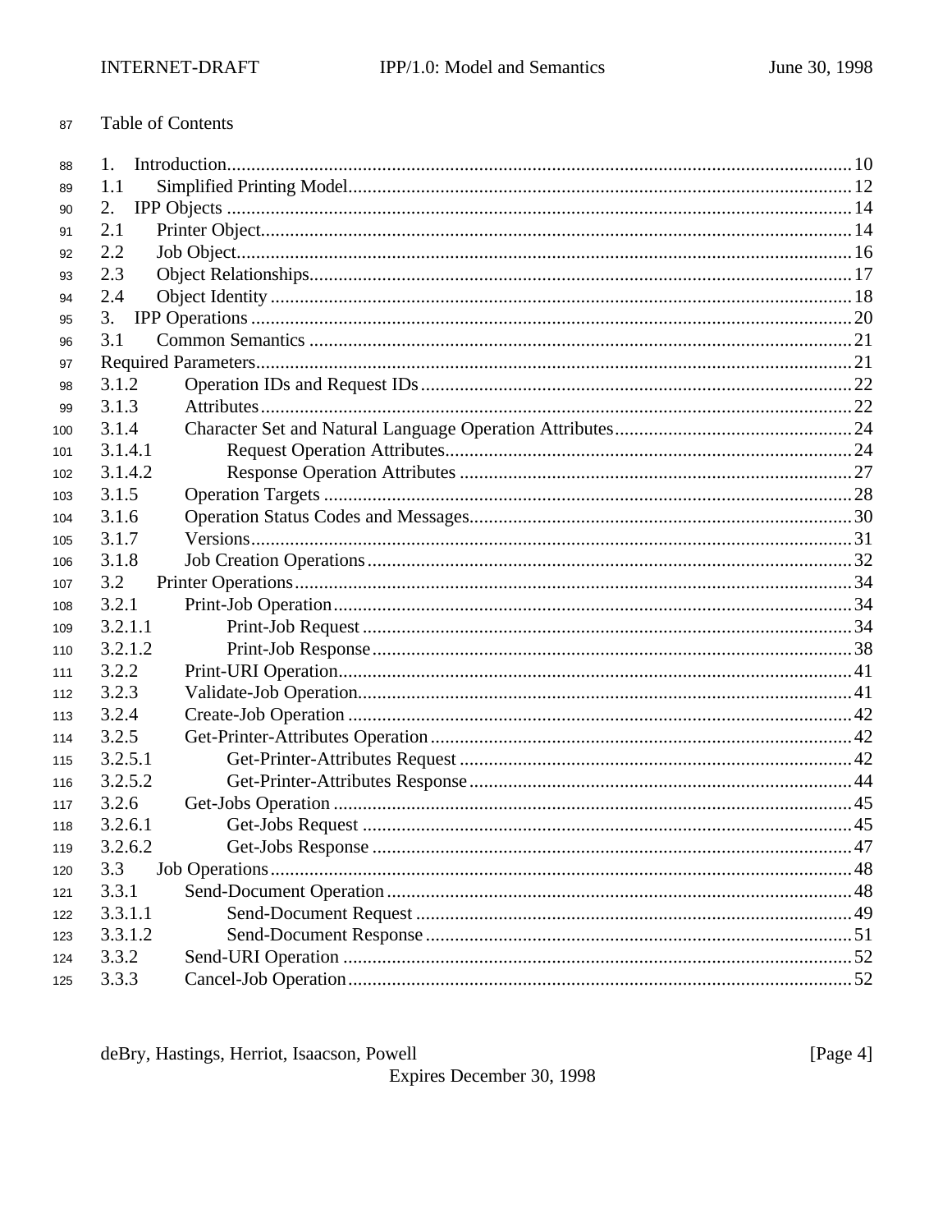Table of Contents

1. Introduction.......................................................................................................................10
1.1 Simplified Printing Model......................................................................................................12
2. IPP Objects ..........................................................................................................................14
2.1 Printer Object.........................................................................................................................14
2.2 Job Object..............................................................................................................................16
2.3 Object Relationships...............................................................................................................17
2.4 Object Identity ........................................................................................................................18
3. IPP Operations ......................................................................................................................20
3.1 Common Semantics ................................................................................................................21
Required Parameters...................................................................................................................21
3.1.2 Operation IDs and Request IDs .........................................................................................22
3.1.3 Attributes ..........................................................................................................................22
3.1.4 Character Set and Natural Language Operation Attributes .................................................24
3.1.4.1 Request Operation Attributes....................................................................................24
3.1.4.2 Response Operation Attributes .................................................................................27
3.1.5 Operation Targets ..............................................................................................................28
3.1.6 Operation Status Codes and Messages...............................................................................30
3.1.7 Versions.............................................................................................................................31
3.1.8 Job Creation Operations .....................................................................................................32
3.2 Printer Operations....................................................................................................................34
3.2.1 Print-Job Operation............................................................................................................34
3.2.1.1 Print-Job Request .....................................................................................................34
3.2.1.2 Print-Job Response ...................................................................................................38
3.2.2 Print-URI Operation...........................................................................................................41
3.2.3 Validate-Job Operation.......................................................................................................41
3.2.4 Create-Job Operation .........................................................................................................42
3.2.5 Get-Printer-Attributes Operation ........................................................................................42
3.2.5.1 Get-Printer-Attributes Request .................................................................................42
3.2.5.2 Get-Printer-Attributes Response ...............................................................................44
3.2.6 Get-Jobs Operation ............................................................................................................45
3.2.6.1 Get-Jobs Request .....................................................................................................45
3.2.6.2 Get-Jobs Response ...................................................................................................47
3.3 Job Operations.........................................................................................................................48
3.3.1 Send-Document Operation .................................................................................................48
3.3.1.1 Send-Document Request ..........................................................................................49
3.3.1.2 Send-Document Response ........................................................................................51
3.3.2 Send-URI Operation ..........................................................................................................52
3.3.3 Cancel-Job Operation.........................................................................................................52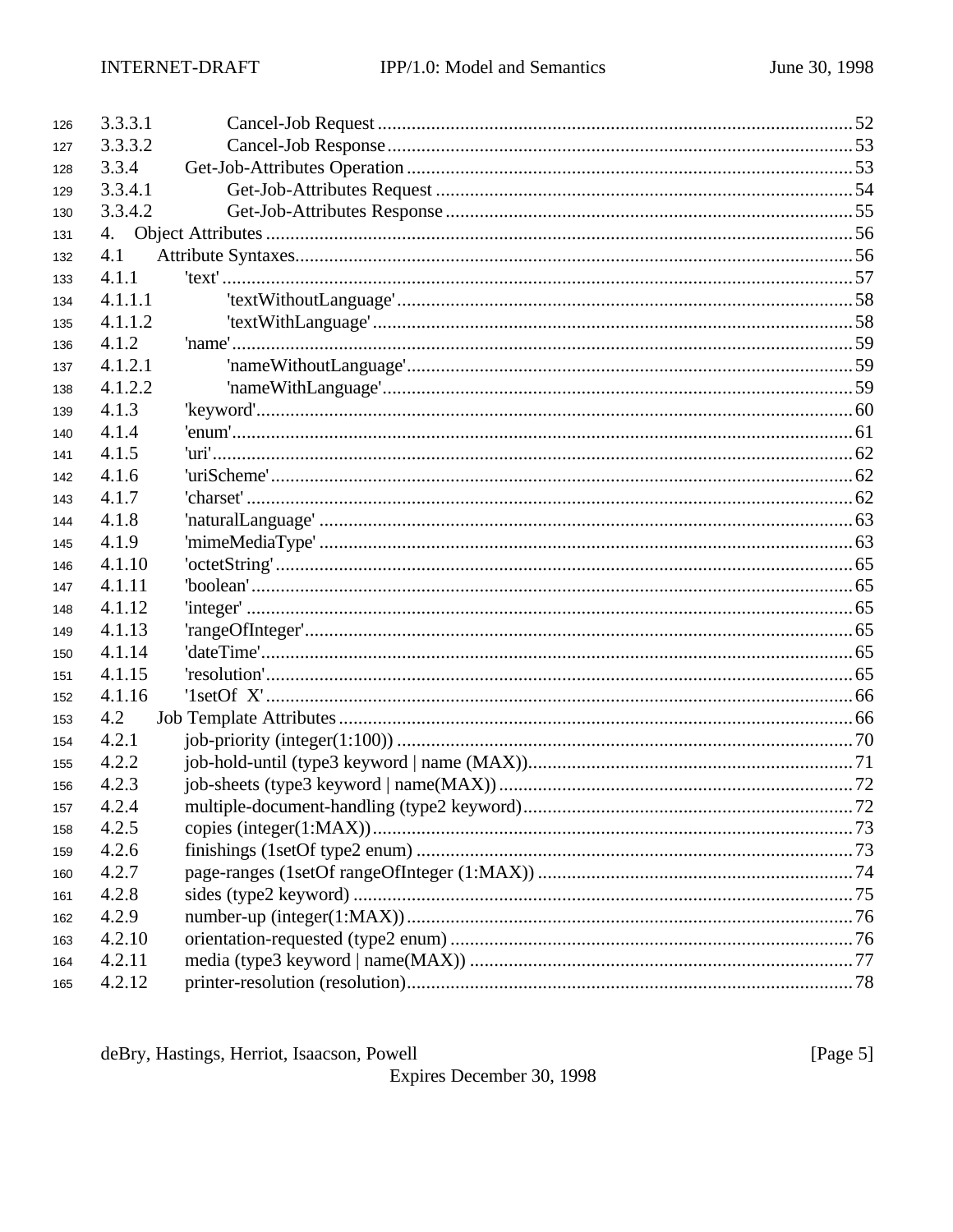3.3.3.1 Cancel-Job Request ........................................................................................ 52
3.3.3.2 Cancel-Job Response ...................................................................................... 53
3.3.4 Get-Job-Attributes Operation ........................................................................... 53
3.3.4.1 Get-Job-Attributes Request ............................................................................ 54
3.3.4.2 Get-Job-Attributes Response .......................................................................... 55
4. Object Attributes ..................................................................................................... 56
4.1 Attribute Syntaxes .................................................................................................. 56
4.1.1 'text' .................................................................................................................. 57
4.1.1.1 'textWithoutLanguage' ..................................................................................... 58
4.1.1.2 'textWithLanguage' .......................................................................................... 58
4.1.2 'name' ................................................................................................................ 59
4.1.2.1 'nameWithoutLanguage' ................................................................................... 59
4.1.2.2 'nameWithLanguage' ........................................................................................ 59
4.1.3 'keyword' ............................................................................................................ 60
4.1.4 'enum' ................................................................................................................. 61
4.1.5 'uri' ..................................................................................................................... 62
4.1.6 'uriScheme' ......................................................................................................... 62
4.1.7 'charset' .............................................................................................................. 62
4.1.8 'naturalLanguage' ............................................................................................... 63
4.1.9 'mimeMediaType' ............................................................................................... 63
4.1.10 'octetString' ....................................................................................................... 65
4.1.11 'boolean' ............................................................................................................ 65
4.1.12 'integer' ............................................................................................................. 65
4.1.13 'rangeOfInteger' ................................................................................................ 65
4.1.14 'dateTime' .......................................................................................................... 65
4.1.15 'resolution' ......................................................................................................... 65
4.1.16 '1setOf X' .......................................................................................................... 66
4.2 Job Template Attributes ............................................................................................ 66
4.2.1 job-priority (integer(1:100)) ................................................................................. 70
4.2.2 job-hold-until (type3 keyword | name (MAX)) ........................................................ 71
4.2.3 job-sheets (type3 keyword | name(MAX)) ............................................................. 72
4.2.4 multiple-document-handling (type2 keyword) ........................................................ 72
4.2.5 copies (integer(1:MAX)) ....................................................................................... 73
4.2.6 finishings (1setOf type2 enum) ............................................................................. 73
4.2.7 page-ranges (1setOf rangeOfInteger (1:MAX)) ..................................................... 74
4.2.8 sides (type2 keyword) ........................................................................................... 75
4.2.9 number-up (integer(1:MAX)) ................................................................................. 76
4.2.10 orientation-requested (type2 enum) .................................................................... 76
4.2.11 media (type3 keyword | name(MAX)) .................................................................. 77
4.2.12 printer-resolution (resolution) .............................................................................. 78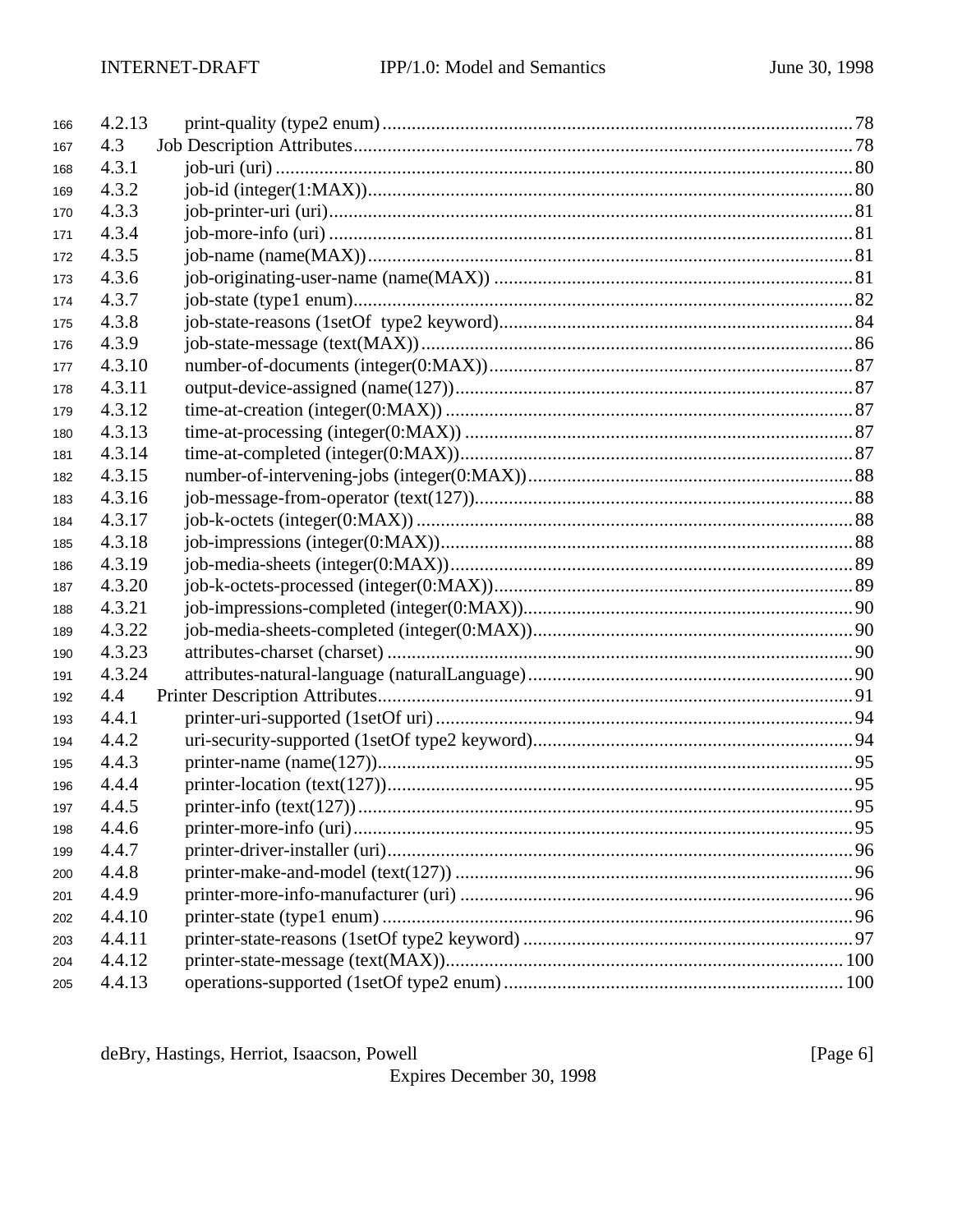4.2.13 print-quality (type2 enum) ..... 78
4.3 Job Description Attributes ..... 78
4.3.1 job-uri (uri) ..... 80
4.3.2 job-id (integer(1:MAX)) ..... 80
4.3.3 job-printer-uri (uri) ..... 81
4.3.4 job-more-info (uri) ..... 81
4.3.5 job-name (name(MAX)) ..... 81
4.3.6 job-originating-user-name (name(MAX)) ..... 81
4.3.7 job-state (type1 enum) ..... 82
4.3.8 job-state-reasons (1setOf type2 keyword) ..... 84
4.3.9 job-state-message (text(MAX)) ..... 86
4.3.10 number-of-documents (integer(0:MAX)) ..... 87
4.3.11 output-device-assigned (name(127)) ..... 87
4.3.12 time-at-creation (integer(0:MAX)) ..... 87
4.3.13 time-at-processing (integer(0:MAX)) ..... 87
4.3.14 time-at-completed (integer(0:MAX)) ..... 87
4.3.15 number-of-intervening-jobs (integer(0:MAX)) ..... 88
4.3.16 job-message-from-operator (text(127)) ..... 88
4.3.17 job-k-octets (integer(0:MAX)) ..... 88
4.3.18 job-impressions (integer(0:MAX)) ..... 88
4.3.19 job-media-sheets (integer(0:MAX)) ..... 89
4.3.20 job-k-octets-processed (integer(0:MAX)) ..... 89
4.3.21 job-impressions-completed (integer(0:MAX)) ..... 90
4.3.22 job-media-sheets-completed (integer(0:MAX)) ..... 90
4.3.23 attributes-charset (charset) ..... 90
4.3.24 attributes-natural-language (naturalLanguage) ..... 90
4.4 Printer Description Attributes ..... 91
4.4.1 printer-uri-supported (1setOf uri) ..... 94
4.4.2 uri-security-supported (1setOf type2 keyword) ..... 94
4.4.3 printer-name (name(127)) ..... 95
4.4.4 printer-location (text(127)) ..... 95
4.4.5 printer-info (text(127)) ..... 95
4.4.6 printer-more-info (uri) ..... 95
4.4.7 printer-driver-installer (uri) ..... 96
4.4.8 printer-make-and-model (text(127)) ..... 96
4.4.9 printer-more-info-manufacturer (uri) ..... 96
4.4.10 printer-state (type1 enum) ..... 96
4.4.11 printer-state-reasons (1setOf type2 keyword) ..... 97
4.4.12 printer-state-message (text(MAX)) ..... 100
4.4.13 operations-supported (1setOf type2 enum) ..... 100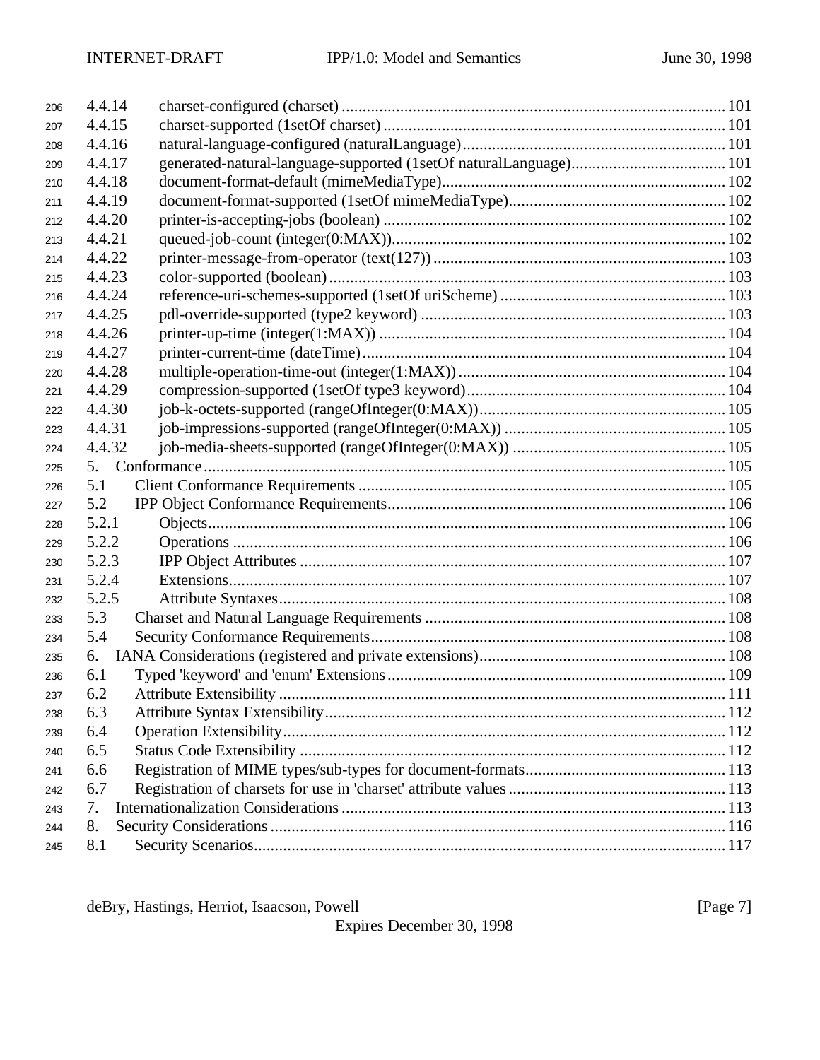| | | |
|---|---|---|
| 4.4.14 | charset-configured (charset) | 101 |
| 4.4.15 | charset-supported (1setOf charset) | 101 |
| 4.4.16 | natural-language-configured (naturalLanguage) | 101 |
| 4.4.17 | generated-natural-language-supported (1setOf naturalLanguage) | 101 |
| 4.4.18 | document-format-default (mimeMediaType) | 102 |
| 4.4.19 | document-format-supported (1setOf mimeMediaType) | 102 |
| 4.4.20 | printer-is-accepting-jobs (boolean) | 102 |
| 4.4.21 | queued-job-count (integer(0:MAX)) | 102 |
| 4.4.22 | printer-message-from-operator (text(127)) | 103 |
| 4.4.23 | color-supported (boolean) | 103 |
| 4.4.24 | reference-uri-schemes-supported (1setOf uriScheme) | 103 |
| 4.4.25 | pdl-override-supported (type2 keyword) | 103 |
| 4.4.26 | printer-up-time (integer(1:MAX)) | 104 |
| 4.4.27 | printer-current-time (dateTime) | 104 |
| 4.4.28 | multiple-operation-time-out (integer(1:MAX)) | 104 |
| 4.4.29 | compression-supported (1setOf type3 keyword) | 104 |
| 4.4.30 | job-k-octets-supported (rangeOfInteger(0:MAX)) | 105 |
| 4.4.31 | job-impressions-supported (rangeOfInteger(0:MAX)) | 105 |
| 4.4.32 | job-media-sheets-supported (rangeOfInteger(0:MAX)) | 105 |
| 5. | Conformance | 105 |
| 5.1 | Client Conformance Requirements | 105 |
| 5.2 | IPP Object Conformance Requirements | 106 |
| 5.2.1 | Objects | 106 |
| 5.2.2 | Operations | 106 |
| 5.2.3 | IPP Object Attributes | 107 |
| 5.2.4 | Extensions | 107 |
| 5.2.5 | Attribute Syntaxes | 108 |
| 5.3 | Charset and Natural Language Requirements | 108 |
| 5.4 | Security Conformance Requirements | 108 |
| 6. | IANA Considerations (registered and private extensions) | 108 |
| 6.1 | Typed 'keyword' and 'enum' Extensions | 109 |
| 6.2 | Attribute Extensibility | 111 |
| 6.3 | Attribute Syntax Extensibility | 112 |
| 6.4 | Operation Extensibility | 112 |
| 6.5 | Status Code Extensibility | 112 |
| 6.6 | Registration of MIME types/sub-types for document-formats | 113 |
| 6.7 | Registration of charsets for use in 'charset' attribute values | 113 |
| 7. | Internationalization Considerations | 113 |
| 8. | Security Considerations | 116 |
| 8.1 | Security Scenarios | 117 |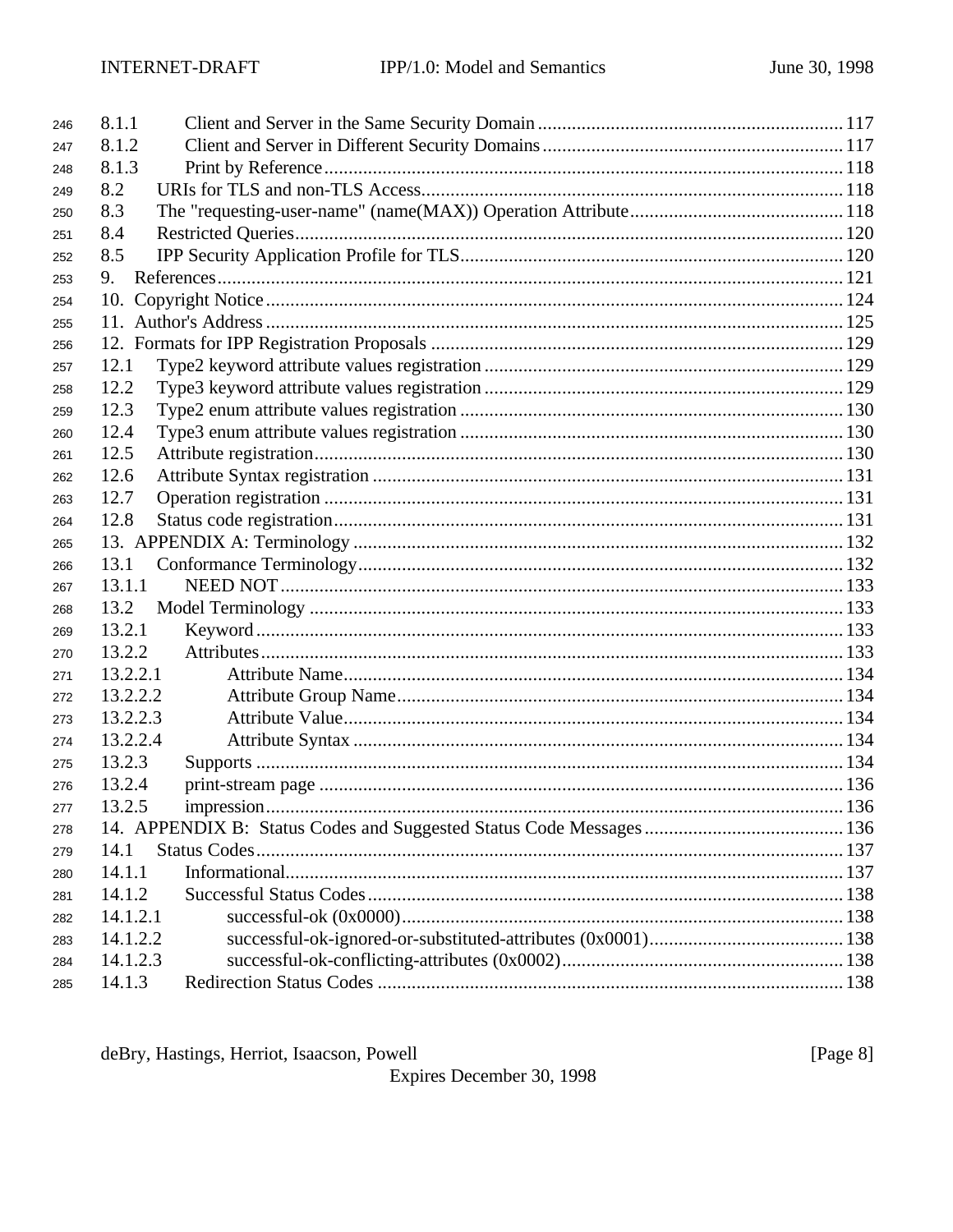8.1.1 Client and Server in the Same Security Domain .............................................................. 117
8.1.2 Client and Server in Different Security Domains ............................................................. 117
8.1.3 Print by Reference ........................................................................................................... 118
8.2 URIs for TLS and non-TLS Access ...................................................................................... 118
8.3 The "requesting-user-name" (name(MAX)) Operation Attribute ............................................ 118
8.4 Restricted Queries ................................................................................................................ 120
8.5 IPP Security Application Profile for TLS .............................................................................. 120
9. References .............................................................................................................................. 121
10. Copyright Notice ................................................................................................................... 124
11. Author's Address ................................................................................................................... 125
12. Formats for IPP Registration Proposals ................................................................................ 129
12.1 Type2 keyword attribute values registration ........................................................................ 129
12.2 Type3 keyword attribute values registration ........................................................................ 129
12.3 Type2 enum attribute values registration ............................................................................. 130
12.4 Type3 enum attribute values registration ............................................................................. 130
12.5 Attribute registration ............................................................................................................ 130
12.6 Attribute Syntax registration ................................................................................................ 131
12.7 Operation registration .......................................................................................................... 131
12.8 Status code registration ........................................................................................................ 131
13. APPENDIX A: Terminology ................................................................................................. 132
13.1 Conformance Terminology .................................................................................................. 132
13.1.1 NEED NOT ................................................................................................................... 133
13.2 Model Terminology ............................................................................................................. 133
13.2.1 Keyword ....................................................................................................................... 133
13.2.2 Attributes ...................................................................................................................... 133
13.2.2.1 Attribute Name ....................................................................................................... 134
13.2.2.2 Attribute Group Name ............................................................................................ 134
13.2.2.3 Attribute Value ....................................................................................................... 134
13.2.2.4 Attribute Syntax ..................................................................................................... 134
13.2.3 Supports ........................................................................................................................ 134
13.2.4 print-stream page ........................................................................................................... 136
13.2.5 impression ..................................................................................................................... 136
14. APPENDIX B: Status Codes and Suggested Status Code Messages ......................................... 136
14.1 Status Codes ........................................................................................................................ 137
14.1.1 Informational ................................................................................................................. 137
14.1.2 Successful Status Codes ................................................................................................. 138
14.1.2.1 successful-ok (0x0000) ........................................................................................... 138
14.1.2.2 successful-ok-ignored-or-substituted-attributes (0x0001) ......................................... 138
14.1.2.3 successful-ok-conflicting-attributes (0x0002) .......................................................... 138
14.1.3 Redirection Status Codes ............................................................................................... 138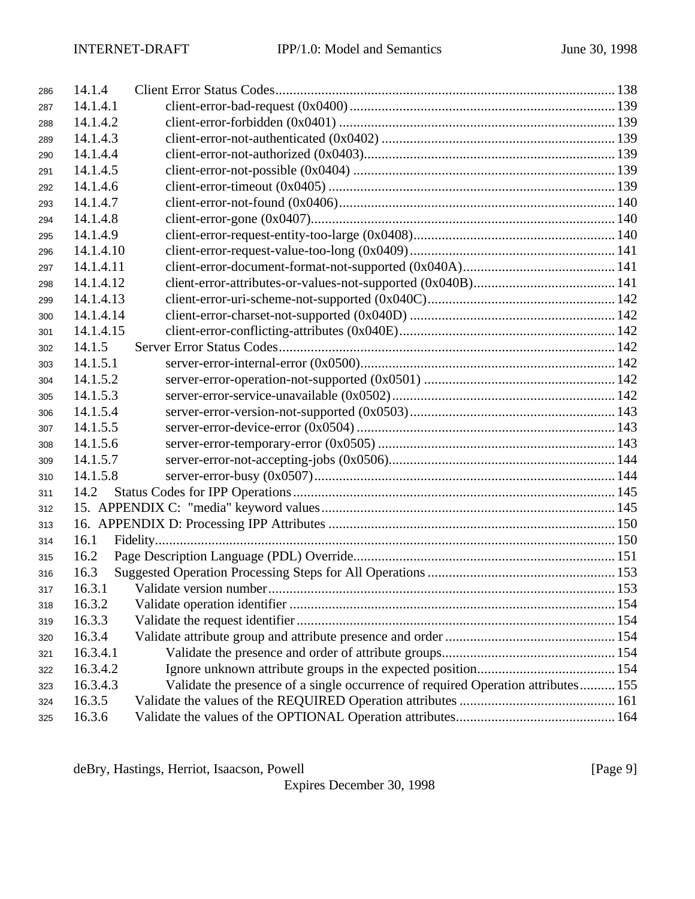14.1.4 Client Error Status Codes........................................................................................ 138
14.1.4.1 client-error-bad-request (0x0400)........................................................................ 139
14.1.4.2 client-error-forbidden (0x0401) .......................................................................... 139
14.1.4.3 client-error-not-authenticated (0x0402) .............................................................. 139
14.1.4.4 client-error-not-authorized (0x0403).................................................................... 139
14.1.4.5 client-error-not-possible (0x0404) ...................................................................... 139
14.1.4.6 client-error-timeout (0x0405) .............................................................................. 139
14.1.4.7 client-error-not-found (0x0406)........................................................................... 140
14.1.4.8 client-error-gone (0x0407).................................................................................. 140
14.1.4.9 client-error-request-entity-too-large (0x0408)...................................................... 140
14.1.4.10 client-error-request-value-too-long (0x0409)....................................................... 141
14.1.4.11 client-error-document-format-not-supported (0x040A)......................................... 141
14.1.4.12 client-error-attributes-or-values-not-supported (0x040B)...................................... 141
14.1.4.13 client-error-uri-scheme-not-supported (0x040C).................................................. 142
14.1.4.14 client-error-charset-not-supported (0x040D) ....................................................... 142
14.1.4.15 client-error-conflicting-attributes (0x040E).......................................................... 142
14.1.5 Server Error Status Codes....................................................................................... 142
14.1.5.1 server-error-internal-error (0x0500)..................................................................... 142
14.1.5.2 server-error-operation-not-supported (0x0501) .................................................... 142
14.1.5.3 server-error-service-unavailable (0x0502)............................................................ 142
14.1.5.4 server-error-version-not-supported (0x0503)........................................................ 143
14.1.5.5 server-error-device-error (0x0504) ...................................................................... 143
14.1.5.6 server-error-temporary-error (0x0505) ................................................................ 143
14.1.5.7 server-error-not-accepting-jobs (0x0506)............................................................. 144
14.1.5.8 server-error-busy (0x0507).................................................................................. 144
14.2 Status Codes for IPP Operations.................................................................................. 145
15. APPENDIX C: "media" keyword values.......................................................................... 145
16. APPENDIX D: Processing IPP Attributes ....................................................................... 150
16.1 Fidelity........................................................................................................................ 150
16.2 Page Description Language (PDL) Override.................................................................. 151
16.3 Suggested Operation Processing Steps for All Operations .............................................. 153
16.3.1 Validate version number.......................................................................................... 153
16.3.2 Validate operation identifier .................................................................................... 154
16.3.3 Validate the request identifier................................................................................... 154
16.3.4 Validate attribute group and attribute presence and order ........................................ 154
16.3.4.1 Validate the presence and order of attribute groups.............................................. 154
16.3.4.2 Ignore unknown attribute groups in the expected position..................................... 154
16.3.4.3 Validate the presence of a single occurrence of required Operation attributes.......... 155
16.3.5 Validate the values of the REQUIRED Operation attributes ..................................... 161
16.3.6 Validate the values of the OPTIONAL Operation attributes...................................... 164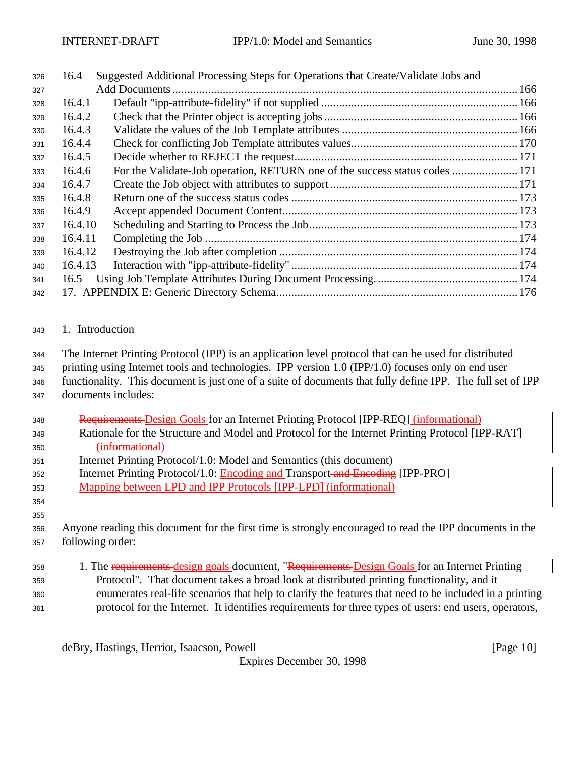| | | |
|---|---|---|
| 16.4 | Suggested Additional Processing Steps for Operations that Create/Validate Jobs and Add Documents | 166 |
| 16.4.1 | Default "ipp-attribute-fidelity" if not supplied | 166 |
| 16.4.2 | Check that the Printer object is accepting jobs | 166 |
| 16.4.3 | Validate the values of the Job Template attributes | 166 |
| 16.4.4 | Check for conflicting Job Template attributes values | 170 |
| 16.4.5 | Decide whether to REJECT the request | 171 |
| 16.4.6 | For the Validate-Job operation, RETURN one of the success status codes | 171 |
| 16.4.7 | Create the Job object with attributes to support | 171 |
| 16.4.8 | Return one of the success status codes | 173 |
| 16.4.9 | Accept appended Document Content | 173 |
| 16.4.10 | Scheduling and Starting to Process the Job | 173 |
| 16.4.11 | Completing the Job | 174 |
| 16.4.12 | Destroying the Job after completion | 174 |
| 16.4.13 | Interaction with "ipp-attribute-fidelity" | 174 |
| 16.5 | Using Job Template Attributes During Document Processing. | 174 |
| 17. | APPENDIX E: Generic Directory Schema | 176 |

# 1. Introduction

The Internet Printing Protocol (IPP) is an application level protocol that can be used for distributed printing using Internet tools and technologies. IPP version 1.0 (IPP/1.0) focuses only on end user functionality. This document is just one of a suite of documents that fully define IPP. The full set of IPP documents includes:

- ~~Requirements~~ Design Goals for an Internet Printing Protocol [IPP-REQ] (informational)
- Rationale for the Structure and Model and Protocol for the Internet Printing Protocol [IPP-RAT] (informational)
- Internet Printing Protocol/1.0: Model and Semantics (this document)
- Internet Printing Protocol/1.0: Encoding and Transport ~~and Encoding~~ [IPP-PRO]
- Mapping between LPD and IPP Protocols [IPP-LPD] (informational)

Anyone reading this document for the first time is strongly encouraged to read the IPP documents in the following order:

1. The ~~requirements~~ design goals document, "~~Requirements~~ Design Goals for an Internet Printing Protocol". That document takes a broad look at distributed printing functionality, and it enumerates real-life scenarios that help to clarify the features that need to be included in a printing protocol for the Internet. It identifies requirements for three types of users: end users, operators,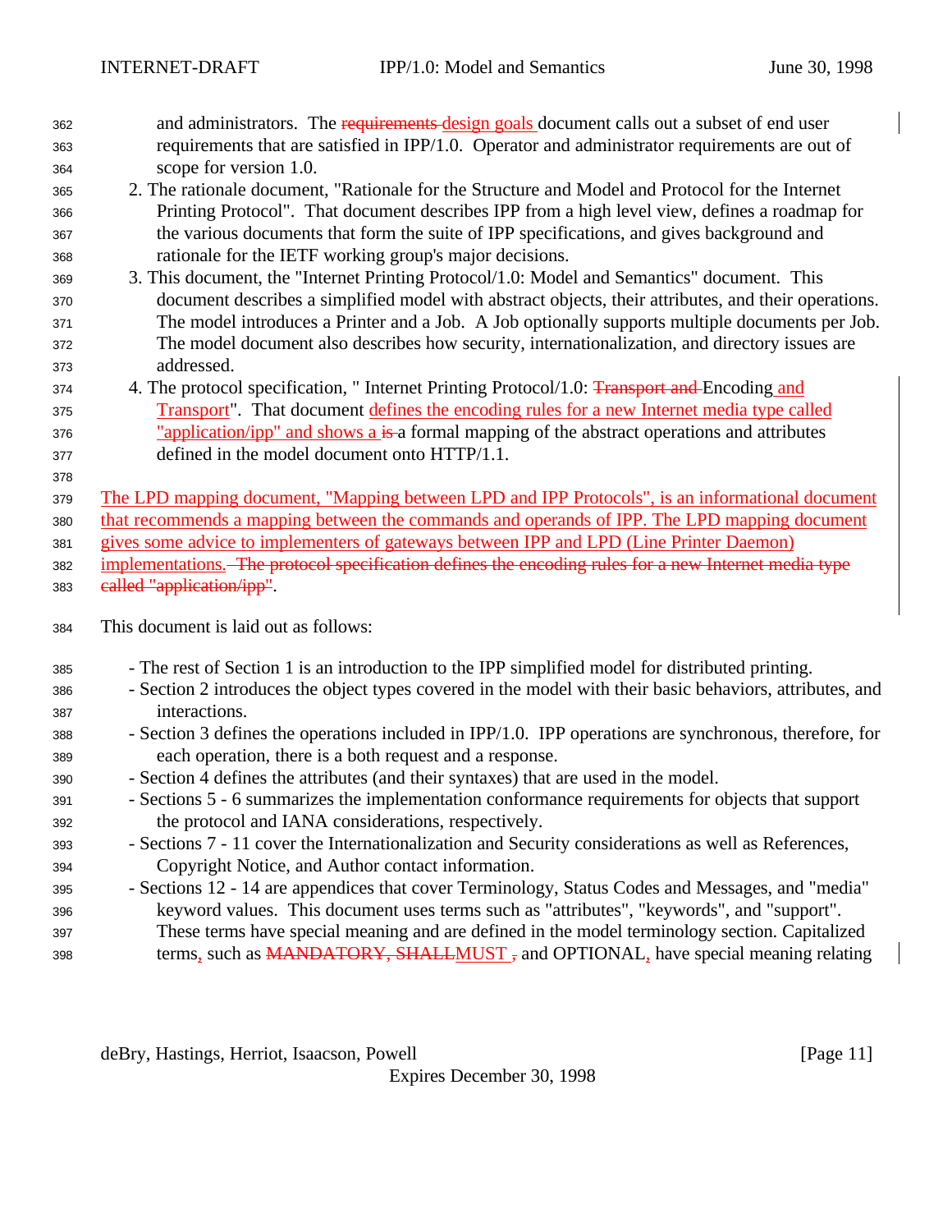and administrators. The ~~requirements~~ design goals document calls out a subset of end user requirements that are satisfied in IPP/1.0. Operator and administrator requirements are out of scope for version 1.0.

2. The rationale document, "Rationale for the Structure and Model and Protocol for the Internet Printing Protocol". That document describes IPP from a high level view, defines a roadmap for the various documents that form the suite of IPP specifications, and gives background and rationale for the IETF working group's major decisions.
3. This document, the "Internet Printing Protocol/1.0: Model and Semantics" document. This document describes a simplified model with abstract objects, their attributes, and their operations. The model introduces a Printer and a Job. A Job optionally supports multiple documents per Job. The model document also describes how security, internationalization, and directory issues are addressed.
4. The protocol specification, " Internet Printing Protocol/1.0: ~~Transport and~~ Encoding and Transport". That document defines the encoding rules for a new Internet media type called "application/ipp" and shows a ~~is~~ a formal mapping of the abstract operations and attributes defined in the model document onto HTTP/1.1.

The LPD mapping document, "Mapping between LPD and IPP Protocols", is an informational document that recommends a mapping between the commands and operands of IPP. The LPD mapping document gives some advice to implementers of gateways between IPP and LPD (Line Printer Daemon) implementations. ~~The protocol specification defines the encoding rules for a new Internet media type called "application/ipp"~~.

This document is laid out as follows:

- The rest of Section 1 is an introduction to the IPP simplified model for distributed printing.
- Section 2 introduces the object types covered in the model with their basic behaviors, attributes, and interactions.
- Section 3 defines the operations included in IPP/1.0. IPP operations are synchronous, therefore, for each operation, there is a both request and a response.
- Section 4 defines the attributes (and their syntaxes) that are used in the model.
- Sections 5 - 6 summarizes the implementation conformance requirements for objects that support the protocol and IANA considerations, respectively.
- Sections 7 - 11 cover the Internationalization and Security considerations as well as References, Copyright Notice, and Author contact information.
- Sections 12 - 14 are appendices that cover Terminology, Status Codes and Messages, and "media" keyword values. This document uses terms such as "attributes", "keywords", and "support". These terms have special meaning and are defined in the model terminology section. Capitalized terms, such as ~~MANDATORY, SHALL~~MUST ~~,~~ and OPTIONAL, have special meaning relating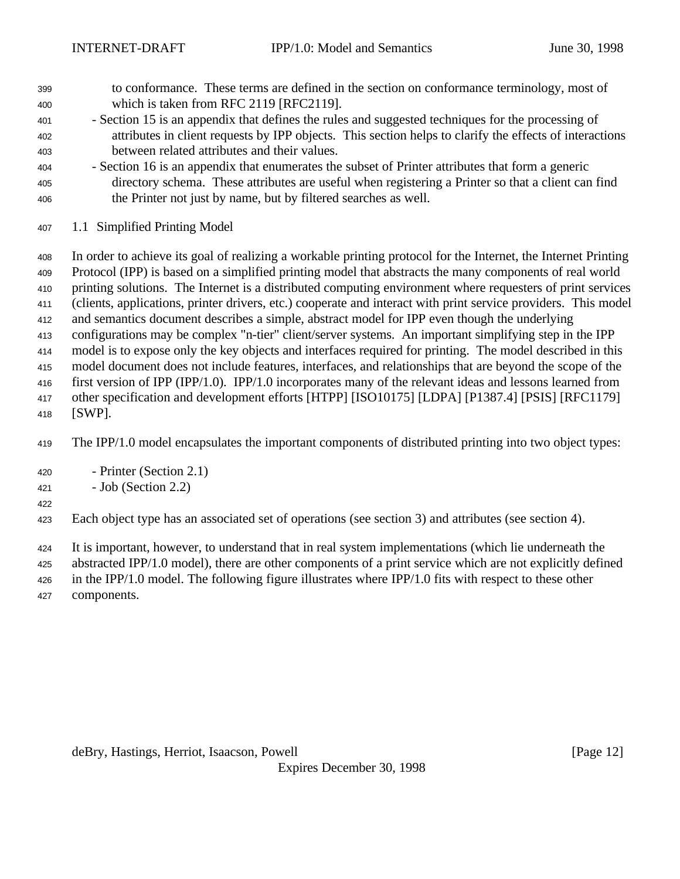to conformance. These terms are defined in the section on conformance terminology, most of which is taken from RFC 2119 [RFC2119].

- Section 15 is an appendix that defines the rules and suggested techniques for the processing of attributes in client requests by IPP objects. This section helps to clarify the effects of interactions between related attributes and their values.
- Section 16 is an appendix that enumerates the subset of Printer attributes that form a generic directory schema. These attributes are useful when registering a Printer so that a client can find the Printer not just by name, but by filtered searches as well.

## 1.1 Simplified Printing Model

In order to achieve its goal of realizing a workable printing protocol for the Internet, the Internet Printing Protocol (IPP) is based on a simplified printing model that abstracts the many components of real world printing solutions. The Internet is a distributed computing environment where requesters of print services (clients, applications, printer drivers, etc.) cooperate and interact with print service providers. This model and semantics document describes a simple, abstract model for IPP even though the underlying configurations may be complex "n-tier" client/server systems. An important simplifying step in the IPP model is to expose only the key objects and interfaces required for printing. The model described in this model document does not include features, interfaces, and relationships that are beyond the scope of the first version of IPP (IPP/1.0). IPP/1.0 incorporates many of the relevant ideas and lessons learned from other specification and development efforts [HTPP] [ISO10175] [LDPA] [P1387.4] [PSIS] [RFC1179] [SWP].

The IPP/1.0 model encapsulates the important components of distributed printing into two object types:

- Printer (Section 2.1)
- Job (Section 2.2)

Each object type has an associated set of operations (see section 3) and attributes (see section 4).

It is important, however, to understand that in real system implementations (which lie underneath the abstracted IPP/1.0 model), there are other components of a print service which are not explicitly defined in the IPP/1.0 model. The following figure illustrates where IPP/1.0 fits with respect to these other components.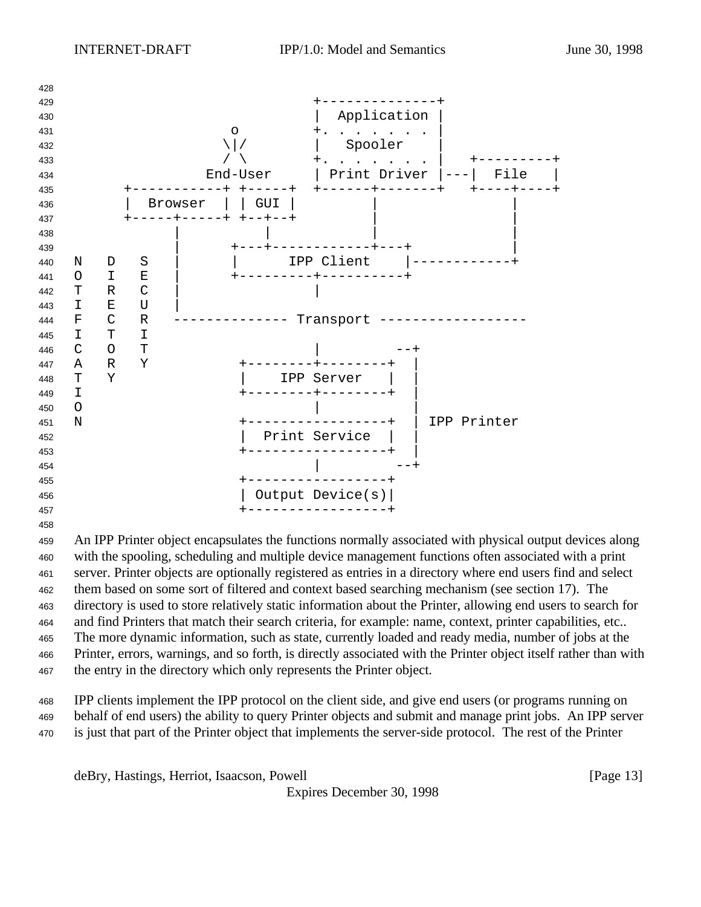```
                                         +--------------+
                                         |  Application |
                              o          +. . . . . . . |
                             \|/         |   Spooler    |
                             / \         +. . . . . . . |   +---------+
                           End-User      | Print Driver |---|  File   |
                 +-----------+ +-----+   +------+-------+   +----+----+
                 |  Browser  | | GUI |          |                |
                 +-----+-----+ +--+--+          |                |
                       |          |             |                |
                       |      +---+------------+---+             |
   N   D   S           |      |      IPP Client    |------------+
   O   I   E           |      +---------+----------+
   T   R   C           |                |
   I   E   U           |
   F   C   R   -------------- Transport ------------------
   I   T   I
   C   O   T                            |         --+
   A   R   Y               +--------+--------+   |
   T   Y                   |    IPP Server   |   |
   I                       +--------+--------+   |
   O                                |            |
   N                       +-----------------+   | IPP Printer
                           |  Print Service  |   |
                           +-----------------+   |
                                    |          --+
                           +-----------------+
                           | Output Device(s)|
                           +-----------------+
```

An IPP Printer object encapsulates the functions normally associated with physical output devices along with the spooling, scheduling and multiple device management functions often associated with a print server. Printer objects are optionally registered as entries in a directory where end users find and select them based on some sort of filtered and context based searching mechanism (see section 17). The directory is used to store relatively static information about the Printer, allowing end users to search for and find Printers that match their search criteria, for example: name, context, printer capabilities, etc.. The more dynamic information, such as state, currently loaded and ready media, number of jobs at the Printer, errors, warnings, and so forth, is directly associated with the Printer object itself rather than with the entry in the directory which only represents the Printer object.

IPP clients implement the IPP protocol on the client side, and give end users (or programs running on behalf of end users) the ability to query Printer objects and submit and manage print jobs. An IPP server is just that part of the Printer object that implements the server-side protocol. The rest of the Printer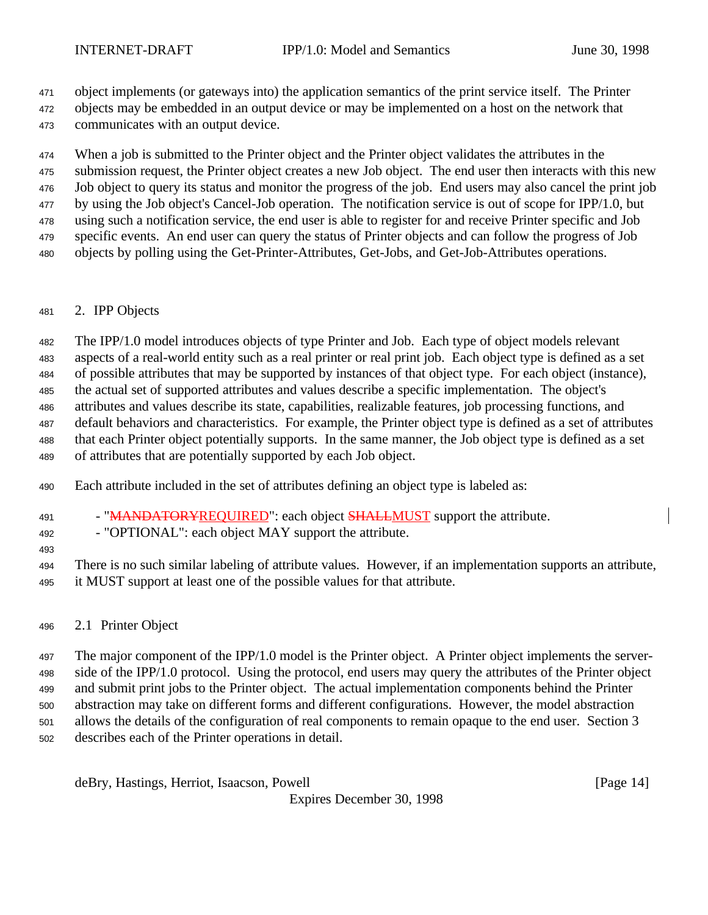object implements (or gateways into) the application semantics of the print service itself. The Printer objects may be embedded in an output device or may be implemented on a host on the network that communicates with an output device.

When a job is submitted to the Printer object and the Printer object validates the attributes in the submission request, the Printer object creates a new Job object. The end user then interacts with this new Job object to query its status and monitor the progress of the job. End users may also cancel the print job by using the Job object's Cancel-Job operation. The notification service is out of scope for IPP/1.0, but using such a notification service, the end user is able to register for and receive Printer specific and Job specific events. An end user can query the status of Printer objects and can follow the progress of Job objects by polling using the Get-Printer-Attributes, Get-Jobs, and Get-Job-Attributes operations.

## 2. IPP Objects

The IPP/1.0 model introduces objects of type Printer and Job. Each type of object models relevant aspects of a real-world entity such as a real printer or real print job. Each object type is defined as a set of possible attributes that may be supported by instances of that object type. For each object (instance), the actual set of supported attributes and values describe a specific implementation. The object's attributes and values describe its state, capabilities, realizable features, job processing functions, and default behaviors and characteristics. For example, the Printer object type is defined as a set of attributes that each Printer object potentially supports. In the same manner, the Job object type is defined as a set of attributes that are potentially supported by each Job object.

Each attribute included in the set of attributes defining an object type is labeled as:

- "~~MANDATORY~~REQUIRED": each object ~~SHALL~~MUST support the attribute.
- "OPTIONAL": each object MAY support the attribute.

There is no such similar labeling of attribute values. However, if an implementation supports an attribute, it MUST support at least one of the possible values for that attribute.

### 2.1 Printer Object

The major component of the IPP/1.0 model is the Printer object. A Printer object implements the server-side of the IPP/1.0 protocol. Using the protocol, end users may query the attributes of the Printer object and submit print jobs to the Printer object. The actual implementation components behind the Printer abstraction may take on different forms and different configurations. However, the model abstraction allows the details of the configuration of real components to remain opaque to the end user. Section 3 describes each of the Printer operations in detail.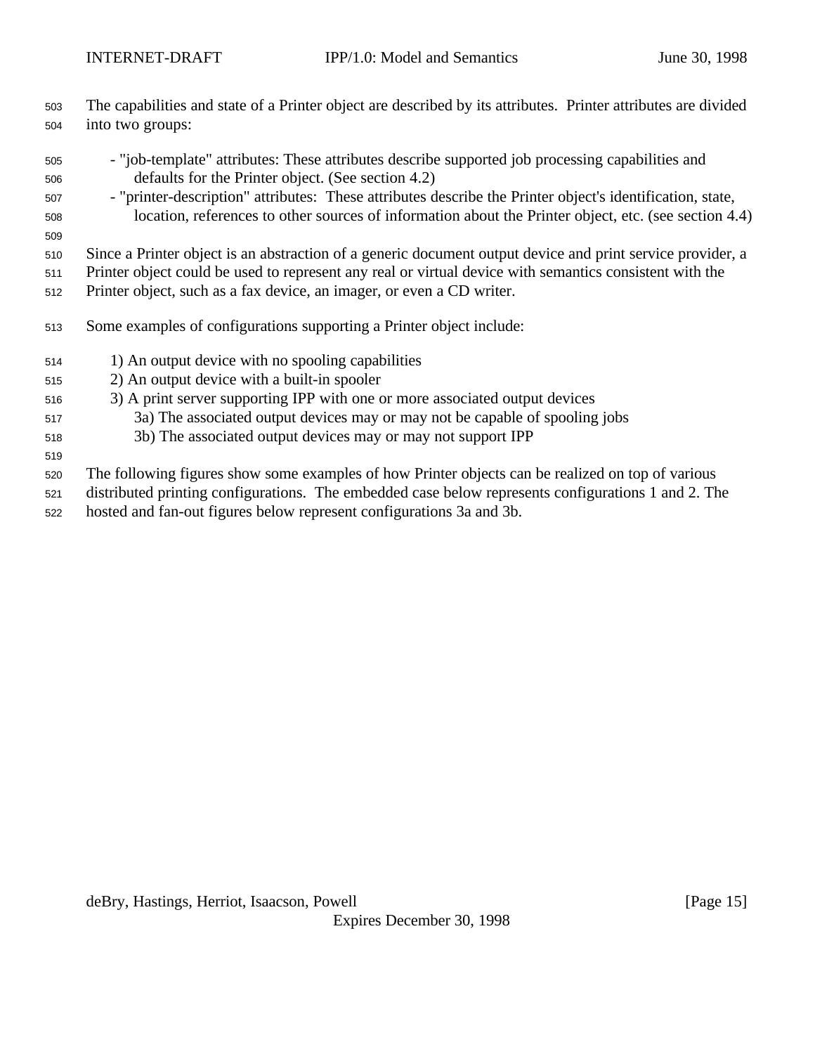The capabilities and state of a Printer object are described by its attributes. Printer attributes are divided into two groups:

- "job-template" attributes: These attributes describe supported job processing capabilities and defaults for the Printer object. (See section 4.2)
- "printer-description" attributes: These attributes describe the Printer object's identification, state, location, references to other sources of information about the Printer object, etc. (see section 4.4)

Since a Printer object is an abstraction of a generic document output device and print service provider, a Printer object could be used to represent any real or virtual device with semantics consistent with the Printer object, such as a fax device, an imager, or even a CD writer.

Some examples of configurations supporting a Printer object include:

1) An output device with no spooling capabilities
2) An output device with a built-in spooler
3) A print server supporting IPP with one or more associated output devices
   3a) The associated output devices may or may not be capable of spooling jobs
   3b) The associated output devices may or may not support IPP

The following figures show some examples of how Printer objects can be realized on top of various distributed printing configurations. The embedded case below represents configurations 1 and 2. The hosted and fan-out figures below represent configurations 3a and 3b.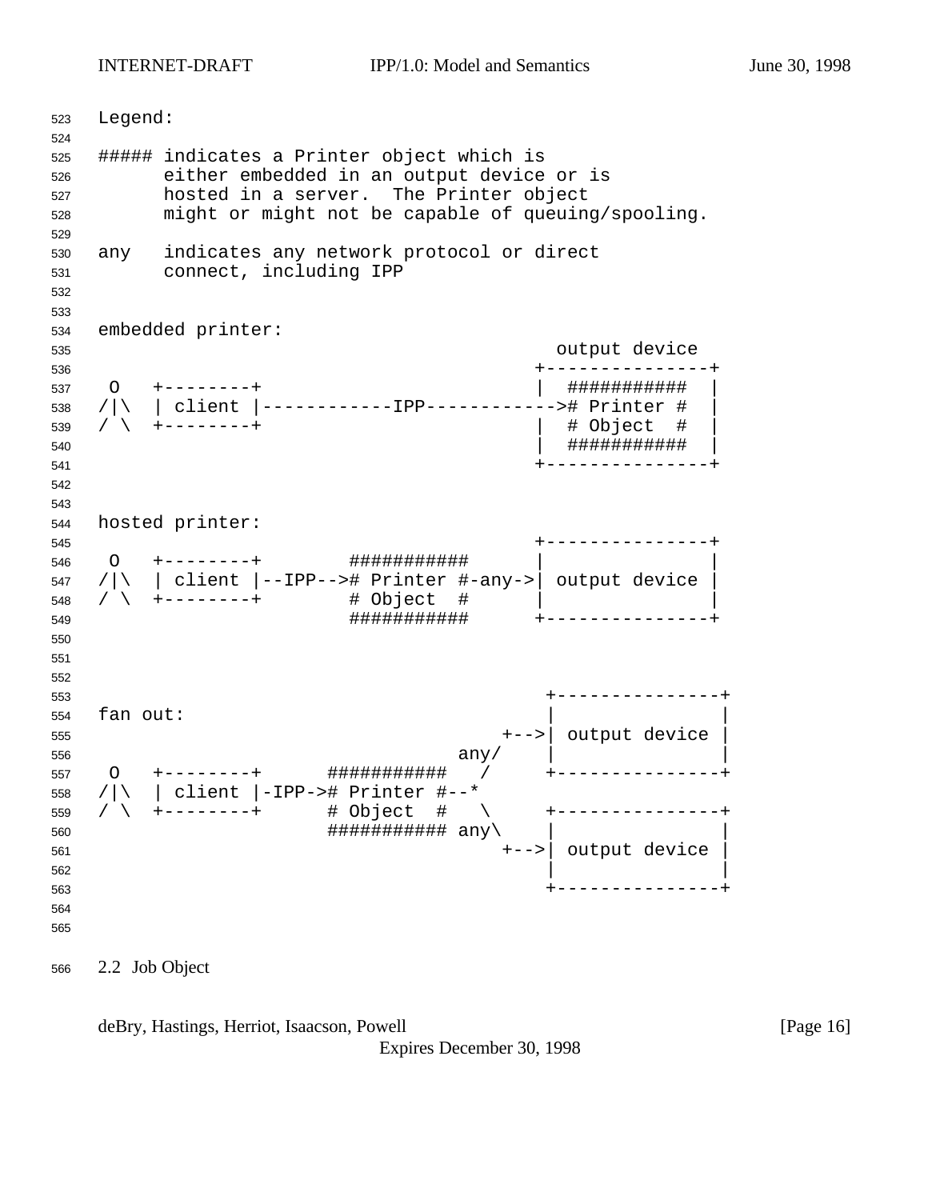```
Legend:

##### indicates a Printer object which is
      either embedded in an output device or is
      hosted in a server.  The Printer object
      might or might not be capable of queuing/spooling.

any   indicates any network protocol or direct
      connect, including IPP


embedded printer:
                                          output device
                                        +---------------+
 O   +--------+                         |  ###########  |
/|\  | client |------------IPP------------># Printer #  |
/ \  +--------+                         |  # Object  #  |
                                        |  ###########  |
                                        +---------------+


hosted printer:
                                        +---------------+
 O   +--------+        ###########      |               |
/|\  | client |--IPP--># Printer #-any->| output device |
/ \  +--------+        # Object  #      |               |
                       ###########      +---------------+



                                         +---------------+
fan out:                                 |               |
                                     +-->| output device |
                                 any/    |               |
 O   +--------+      ###########   /     +---------------+
/|\  | client |-IPP-># Printer #--*
/ \  +--------+      # Object  #   \     +---------------+
                     ########### any\    |               |
                                     +-->| output device |
                                         |               |
                                         +---------------+
```

## 2.2 Job Object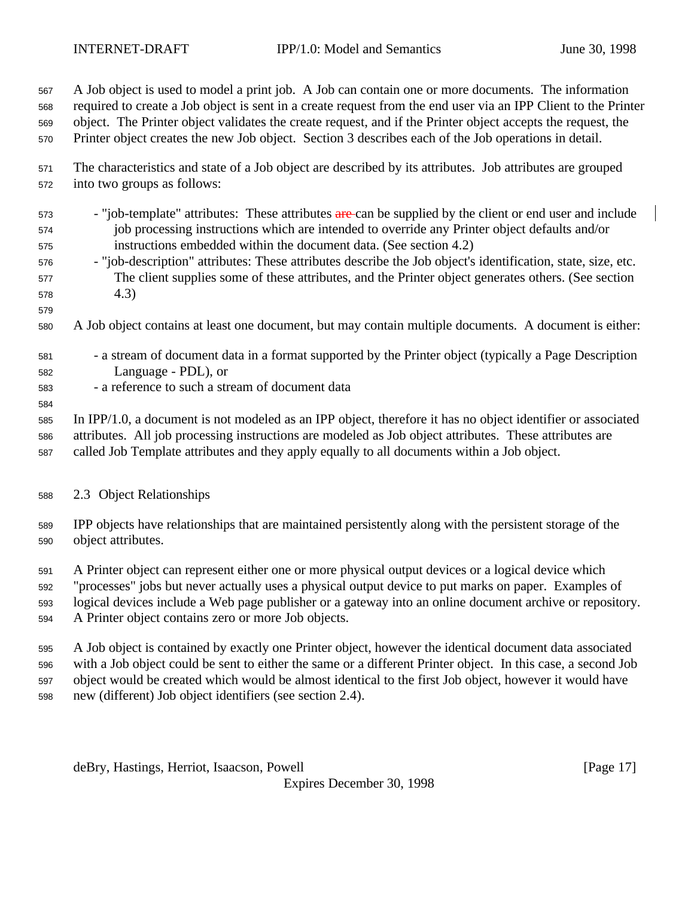A Job object is used to model a print job. A Job can contain one or more documents. The information required to create a Job object is sent in a create request from the end user via an IPP Client to the Printer object. The Printer object validates the create request, and if the Printer object accepts the request, the Printer object creates the new Job object. Section 3 describes each of the Job operations in detail.

The characteristics and state of a Job object are described by its attributes. Job attributes are grouped into two groups as follows:

- "job-template" attributes: These attributes ~~are~~ can be supplied by the client or end user and include job processing instructions which are intended to override any Printer object defaults and/or instructions embedded within the document data. (See section 4.2)
- "job-description" attributes: These attributes describe the Job object's identification, state, size, etc. The client supplies some of these attributes, and the Printer object generates others. (See section 4.3)

A Job object contains at least one document, but may contain multiple documents. A document is either:

- a stream of document data in a format supported by the Printer object (typically a Page Description Language - PDL), or
- a reference to such a stream of document data

In IPP/1.0, a document is not modeled as an IPP object, therefore it has no object identifier or associated attributes. All job processing instructions are modeled as Job object attributes. These attributes are called Job Template attributes and they apply equally to all documents within a Job object.

## 2.3 Object Relationships

IPP objects have relationships that are maintained persistently along with the persistent storage of the object attributes.

A Printer object can represent either one or more physical output devices or a logical device which "processes" jobs but never actually uses a physical output device to put marks on paper. Examples of logical devices include a Web page publisher or a gateway into an online document archive or repository. A Printer object contains zero or more Job objects.

A Job object is contained by exactly one Printer object, however the identical document data associated with a Job object could be sent to either the same or a different Printer object. In this case, a second Job object would be created which would be almost identical to the first Job object, however it would have new (different) Job object identifiers (see section 2.4).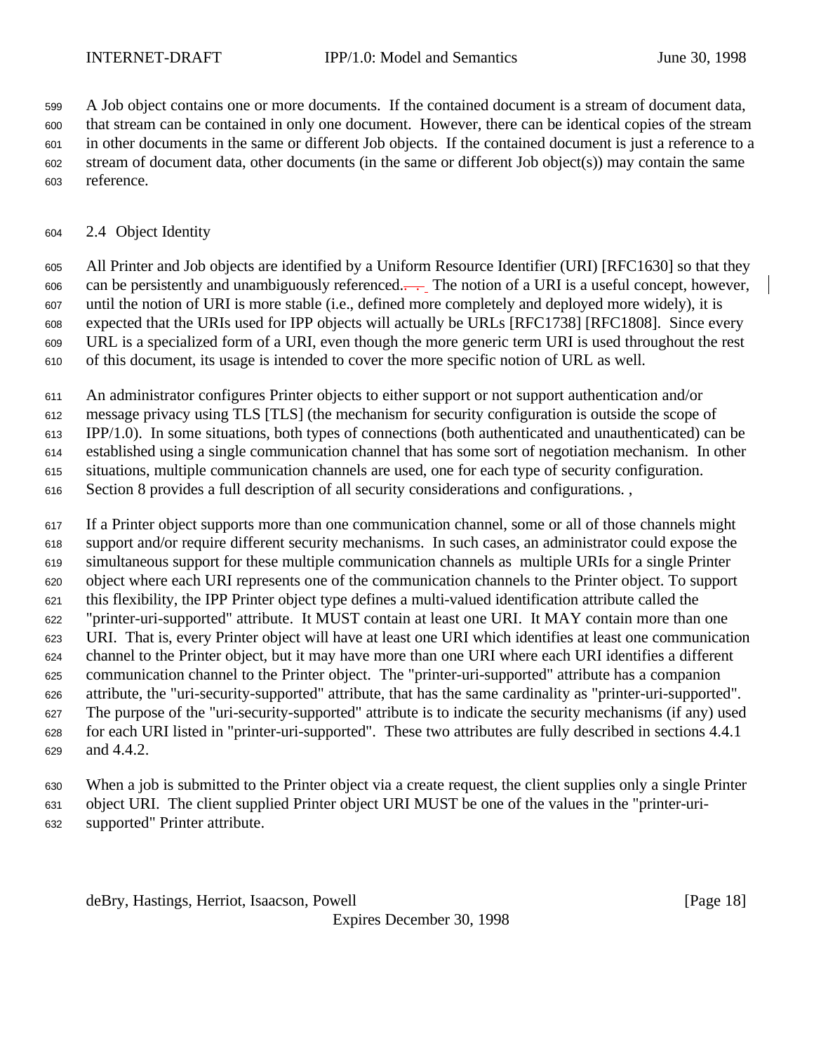A Job object contains one or more documents. If the contained document is a stream of document data, that stream can be contained in only one document. However, there can be identical copies of the stream in other documents in the same or different Job objects. If the contained document is just a reference to a stream of document data, other documents (in the same or different Job object(s)) may contain the same reference.

## 2.4 Object Identity

All Printer and Job objects are identified by a Uniform Resource Identifier (URI) [RFC1630] so that they can be persistently and unambiguously referenced. The notion of a URI is a useful concept, however, until the notion of URI is more stable (i.e., defined more completely and deployed more widely), it is expected that the URIs used for IPP objects will actually be URLs [RFC1738] [RFC1808]. Since every URL is a specialized form of a URI, even though the more generic term URI is used throughout the rest of this document, its usage is intended to cover the more specific notion of URL as well.

An administrator configures Printer objects to either support or not support authentication and/or message privacy using TLS [TLS] (the mechanism for security configuration is outside the scope of IPP/1.0). In some situations, both types of connections (both authenticated and unauthenticated) can be established using a single communication channel that has some sort of negotiation mechanism. In other situations, multiple communication channels are used, one for each type of security configuration. Section 8 provides a full description of all security considerations and configurations. ,

If a Printer object supports more than one communication channel, some or all of those channels might support and/or require different security mechanisms. In such cases, an administrator could expose the simultaneous support for these multiple communication channels as multiple URIs for a single Printer object where each URI represents one of the communication channels to the Printer object. To support this flexibility, the IPP Printer object type defines a multi-valued identification attribute called the "printer-uri-supported" attribute. It MUST contain at least one URI. It MAY contain more than one URI. That is, every Printer object will have at least one URI which identifies at least one communication channel to the Printer object, but it may have more than one URI where each URI identifies a different communication channel to the Printer object. The "printer-uri-supported" attribute has a companion attribute, the "uri-security-supported" attribute, that has the same cardinality as "printer-uri-supported". The purpose of the "uri-security-supported" attribute is to indicate the security mechanisms (if any) used for each URI listed in "printer-uri-supported". These two attributes are fully described in sections 4.4.1 and 4.4.2.

When a job is submitted to the Printer object via a create request, the client supplies only a single Printer object URI. The client supplied Printer object URI MUST be one of the values in the "printer-uri-supported" Printer attribute.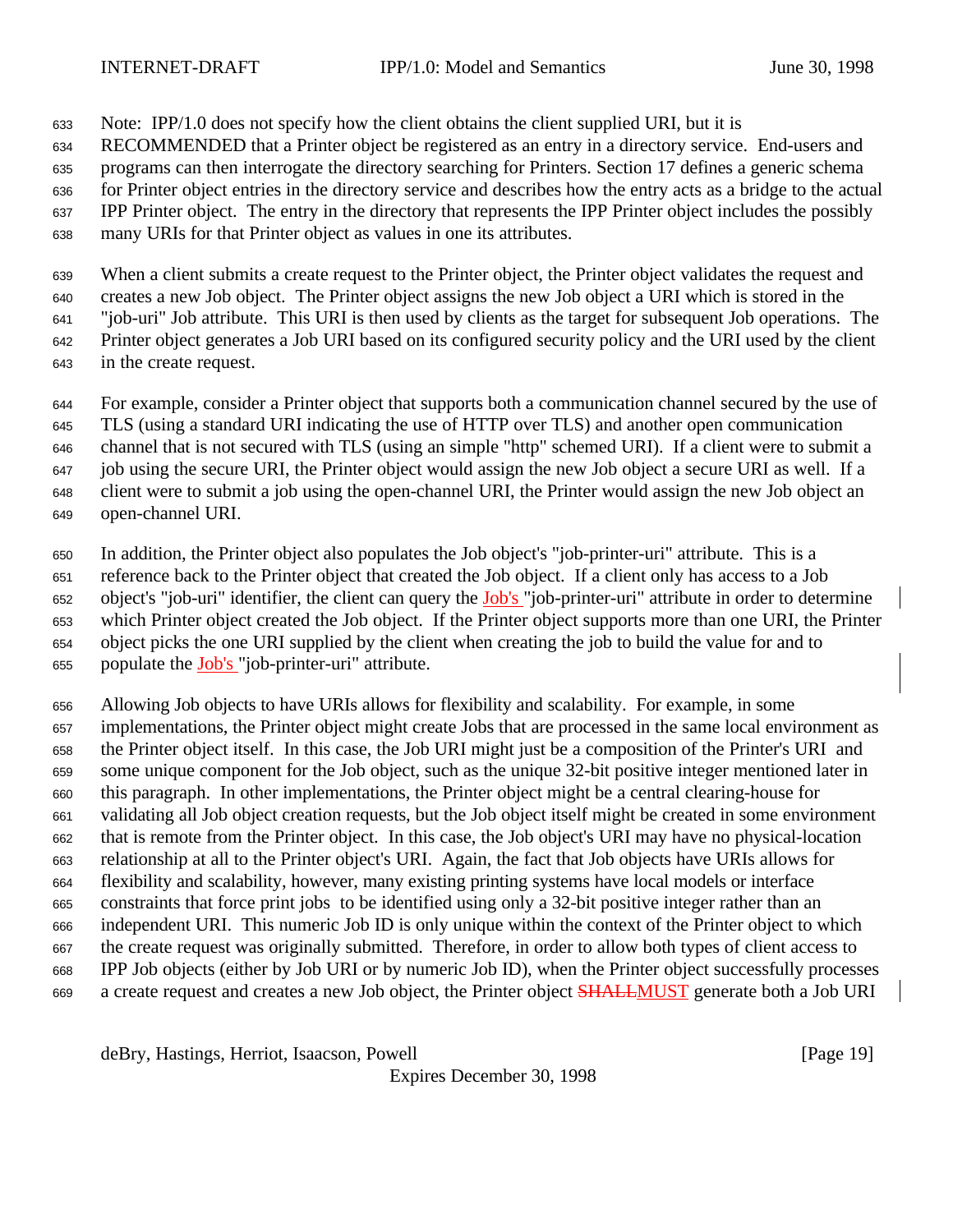Note: IPP/1.0 does not specify how the client obtains the client supplied URI, but it is RECOMMENDED that a Printer object be registered as an entry in a directory service. End-users and programs can then interrogate the directory searching for Printers. Section 17 defines a generic schema for Printer object entries in the directory service and describes how the entry acts as a bridge to the actual IPP Printer object. The entry in the directory that represents the IPP Printer object includes the possibly many URIs for that Printer object as values in one its attributes.

When a client submits a create request to the Printer object, the Printer object validates the request and creates a new Job object. The Printer object assigns the new Job object a URI which is stored in the "job-uri" Job attribute. This URI is then used by clients as the target for subsequent Job operations. The Printer object generates a Job URI based on its configured security policy and the URI used by the client in the create request.

For example, consider a Printer object that supports both a communication channel secured by the use of TLS (using a standard URI indicating the use of HTTP over TLS) and another open communication channel that is not secured with TLS (using an simple "http" schemed URI). If a client were to submit a job using the secure URI, the Printer object would assign the new Job object a secure URI as well. If a client were to submit a job using the open-channel URI, the Printer would assign the new Job object an open-channel URI.

In addition, the Printer object also populates the Job object's "job-printer-uri" attribute. This is a reference back to the Printer object that created the Job object. If a client only has access to a Job object's "job-uri" identifier, the client can query the Job's "job-printer-uri" attribute in order to determine which Printer object created the Job object. If the Printer object supports more than one URI, the Printer object picks the one URI supplied by the client when creating the job to build the value for and to populate the Job's "job-printer-uri" attribute.

Allowing Job objects to have URIs allows for flexibility and scalability. For example, in some implementations, the Printer object might create Jobs that are processed in the same local environment as the Printer object itself. In this case, the Job URI might just be a composition of the Printer's URI and some unique component for the Job object, such as the unique 32-bit positive integer mentioned later in this paragraph. In other implementations, the Printer object might be a central clearing-house for validating all Job object creation requests, but the Job object itself might be created in some environment that is remote from the Printer object. In this case, the Job object's URI may have no physical-location relationship at all to the Printer object's URI. Again, the fact that Job objects have URIs allows for flexibility and scalability, however, many existing printing systems have local models or interface constraints that force print jobs to be identified using only a 32-bit positive integer rather than an independent URI. This numeric Job ID is only unique within the context of the Printer object to which the create request was originally submitted. Therefore, in order to allow both types of client access to IPP Job objects (either by Job URI or by numeric Job ID), when the Printer object successfully processes a create request and creates a new Job object, the Printer object ~~SHALL~~MUST generate both a Job URI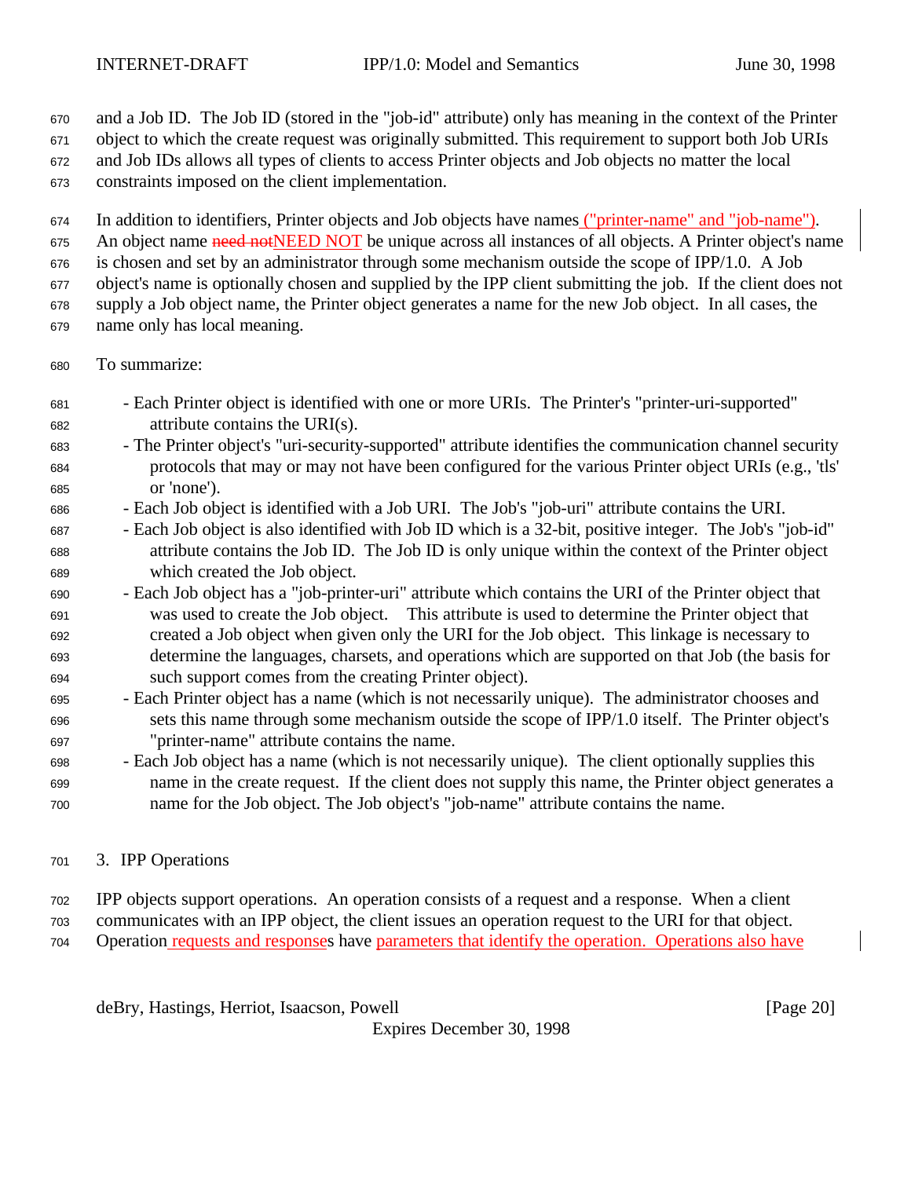and a Job ID. The Job ID (stored in the "job-id" attribute) only has meaning in the context of the Printer object to which the create request was originally submitted. This requirement to support both Job URIs and Job IDs allows all types of clients to access Printer objects and Job objects no matter the local constraints imposed on the client implementation.

In addition to identifiers, Printer objects and Job objects have names ("printer-name" and "job-name"). An object name ~~need not~~NEED NOT be unique across all instances of all objects. A Printer object's name is chosen and set by an administrator through some mechanism outside the scope of IPP/1.0. A Job object's name is optionally chosen and supplied by the IPP client submitting the job. If the client does not supply a Job object name, the Printer object generates a name for the new Job object. In all cases, the name only has local meaning.

To summarize:

- Each Printer object is identified with one or more URIs. The Printer's "printer-uri-supported" attribute contains the URI(s).
- The Printer object's "uri-security-supported" attribute identifies the communication channel security protocols that may or may not have been configured for the various Printer object URIs (e.g., 'tls' or 'none').
- Each Job object is identified with a Job URI. The Job's "job-uri" attribute contains the URI.
- Each Job object is also identified with Job ID which is a 32-bit, positive integer. The Job's "job-id" attribute contains the Job ID. The Job ID is only unique within the context of the Printer object which created the Job object.
- Each Job object has a "job-printer-uri" attribute which contains the URI of the Printer object that was used to create the Job object. This attribute is used to determine the Printer object that created a Job object when given only the URI for the Job object. This linkage is necessary to determine the languages, charsets, and operations which are supported on that Job (the basis for such support comes from the creating Printer object).
- Each Printer object has a name (which is not necessarily unique). The administrator chooses and sets this name through some mechanism outside the scope of IPP/1.0 itself. The Printer object's "printer-name" attribute contains the name.
- Each Job object has a name (which is not necessarily unique). The client optionally supplies this name in the create request. If the client does not supply this name, the Printer object generates a name for the Job object. The Job object's "job-name" attribute contains the name.

## 3. IPP Operations

IPP objects support operations. An operation consists of a request and a response. When a client communicates with an IPP object, the client issues an operation request to the URI for that object. Operation requests and responses have parameters that identify the operation. Operations also have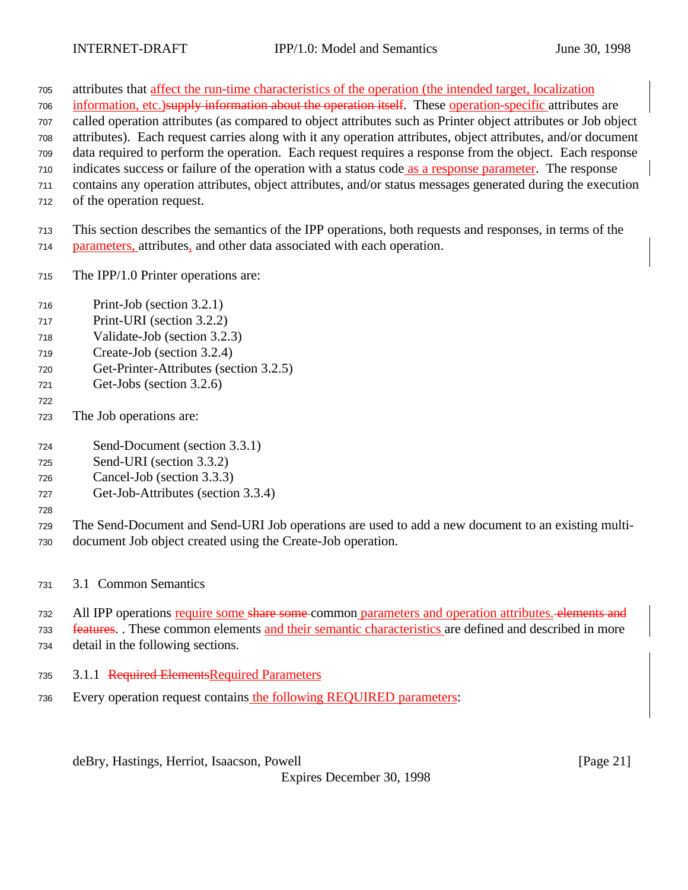attributes that affect the run-time characteristics of the operation (the intended target, localization information, etc.)supply information about the operation itself. These operation-specific attributes are called operation attributes (as compared to object attributes such as Printer object attributes or Job object attributes). Each request carries along with it any operation attributes, object attributes, and/or document data required to perform the operation. Each request requires a response from the object. Each response indicates success or failure of the operation with a status code as a response parameter. The response contains any operation attributes, object attributes, and/or status messages generated during the execution of the operation request.

This section describes the semantics of the IPP operations, both requests and responses, in terms of the parameters, attributes, and other data associated with each operation.

The IPP/1.0 Printer operations are:

Print-Job (section 3.2.1)
Print-URI (section 3.2.2)
Validate-Job (section 3.2.3)
Create-Job (section 3.2.4)
Get-Printer-Attributes (section 3.2.5)
Get-Jobs (section 3.2.6)

The Job operations are:

Send-Document (section 3.3.1)
Send-URI (section 3.3.2)
Cancel-Job (section 3.3.3)
Get-Job-Attributes (section 3.3.4)

The Send-Document and Send-URI Job operations are used to add a new document to an existing multi-document Job object created using the Create-Job operation.

## 3.1 Common Semantics

All IPP operations require some share some common parameters and operation attributes. elements and features. . These common elements and their semantic characteristics are defined and described in more detail in the following sections.

### 3.1.1 Required ElementsRequired Parameters

Every operation request contains the following REQUIRED parameters: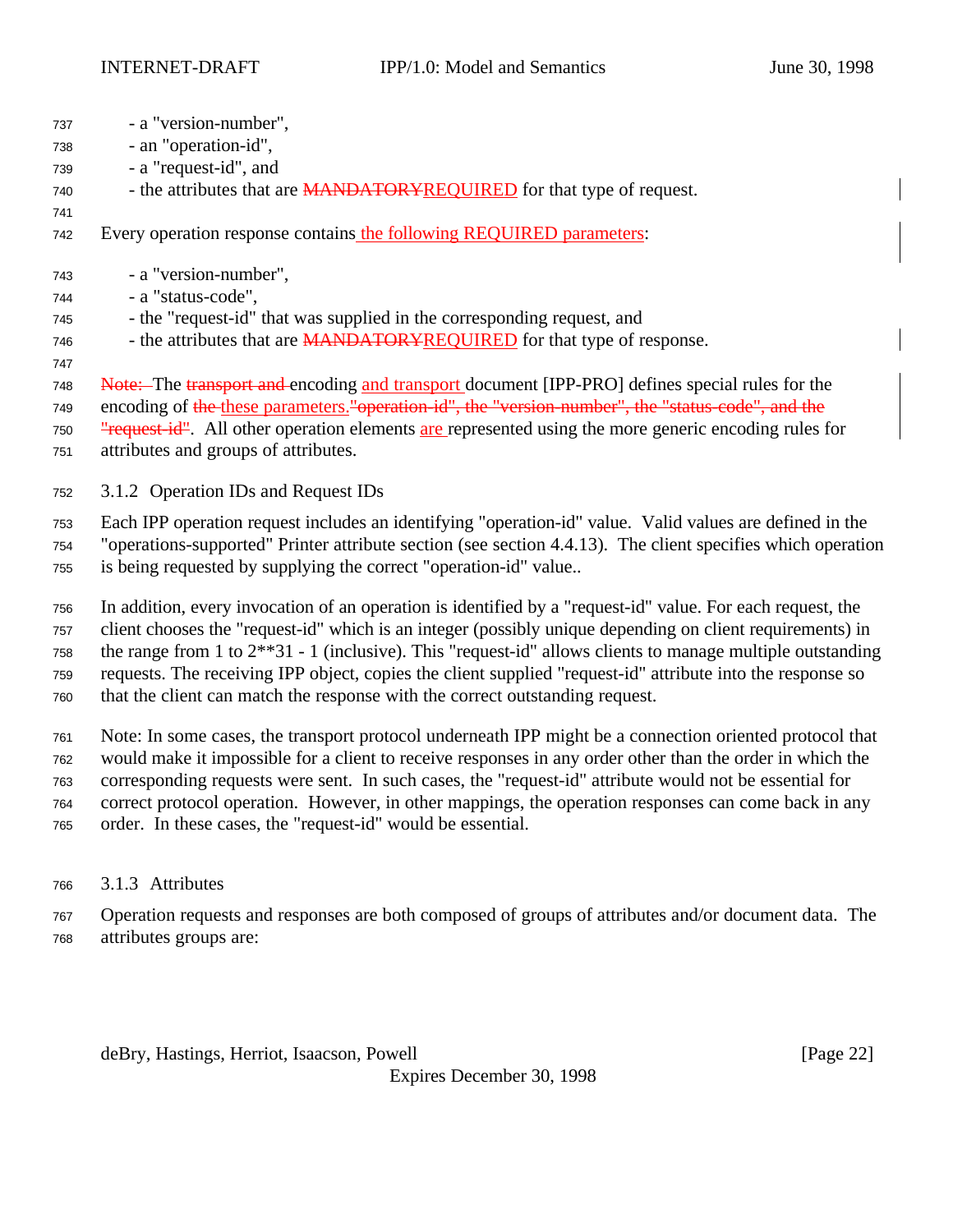- a "version-number",
- an "operation-id",
- a "request-id", and
- the attributes that are ~~MANDATORY~~REQUIRED for that type of request.

Every operation response contains the following REQUIRED parameters:

- a "version-number",
- a "status-code",
- the "request-id" that was supplied in the corresponding request, and
- the attributes that are ~~MANDATORY~~REQUIRED for that type of response.

~~Note:~~ The ~~transport and~~ encoding and transport document [IPP-PRO] defines special rules for the encoding of ~~the~~ these parameters.~~"operation-id", the "version-number", the "status-code", and the "request-id"~~. All other operation elements are represented using the more generic encoding rules for attributes and groups of attributes.

### 3.1.2 Operation IDs and Request IDs

Each IPP operation request includes an identifying "operation-id" value. Valid values are defined in the "operations-supported" Printer attribute section (see section 4.4.13). The client specifies which operation is being requested by supplying the correct "operation-id" value..

In addition, every invocation of an operation is identified by a "request-id" value. For each request, the client chooses the "request-id" which is an integer (possibly unique depending on client requirements) in the range from 1 to 2**31 - 1 (inclusive). This "request-id" allows clients to manage multiple outstanding requests. The receiving IPP object, copies the client supplied "request-id" attribute into the response so that the client can match the response with the correct outstanding request.

Note: In some cases, the transport protocol underneath IPP might be a connection oriented protocol that would make it impossible for a client to receive responses in any order other than the order in which the corresponding requests were sent. In such cases, the "request-id" attribute would not be essential for correct protocol operation. However, in other mappings, the operation responses can come back in any order. In these cases, the "request-id" would be essential.

### 3.1.3 Attributes

Operation requests and responses are both composed of groups of attributes and/or document data. The attributes groups are: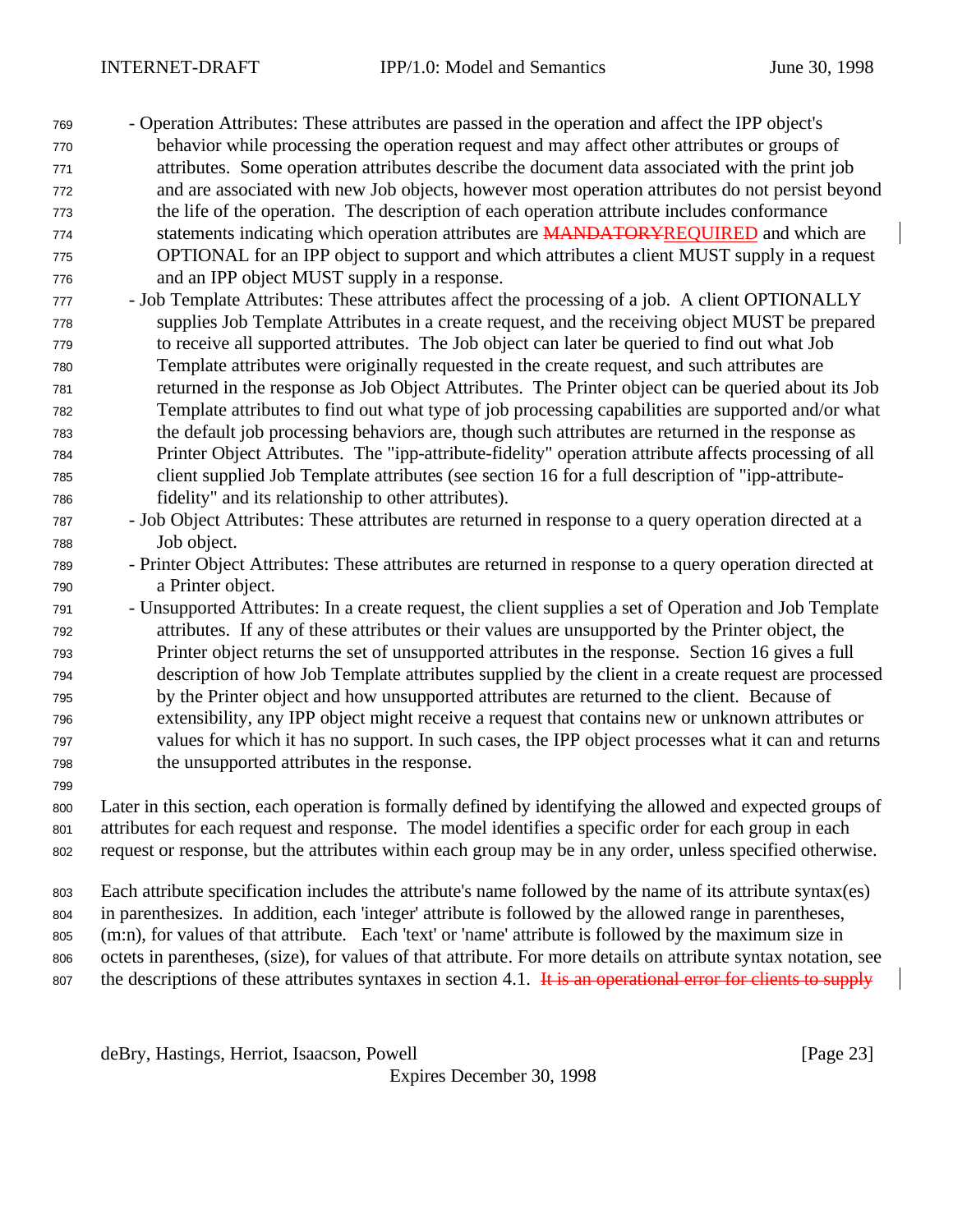- Operation Attributes: These attributes are passed in the operation and affect the IPP object's behavior while processing the operation request and may affect other attributes or groups of attributes. Some operation attributes describe the document data associated with the print job and are associated with new Job objects, however most operation attributes do not persist beyond the life of the operation. The description of each operation attribute includes conformance statements indicating which operation attributes are ~~MANDATORY~~REQUIRED and which are OPTIONAL for an IPP object to support and which attributes a client MUST supply in a request and an IPP object MUST supply in a response.
- Job Template Attributes: These attributes affect the processing of a job. A client OPTIONALLY supplies Job Template Attributes in a create request, and the receiving object MUST be prepared to receive all supported attributes. The Job object can later be queried to find out what Job Template attributes were originally requested in the create request, and such attributes are returned in the response as Job Object Attributes. The Printer object can be queried about its Job Template attributes to find out what type of job processing capabilities are supported and/or what the default job processing behaviors are, though such attributes are returned in the response as Printer Object Attributes. The "ipp-attribute-fidelity" operation attribute affects processing of all client supplied Job Template attributes (see section 16 for a full description of "ipp-attribute-fidelity" and its relationship to other attributes).
- Job Object Attributes: These attributes are returned in response to a query operation directed at a Job object.
- Printer Object Attributes: These attributes are returned in response to a query operation directed at a Printer object.
- Unsupported Attributes: In a create request, the client supplies a set of Operation and Job Template attributes. If any of these attributes or their values are unsupported by the Printer object, the Printer object returns the set of unsupported attributes in the response. Section 16 gives a full description of how Job Template attributes supplied by the client in a create request are processed by the Printer object and how unsupported attributes are returned to the client. Because of extensibility, any IPP object might receive a request that contains new or unknown attributes or values for which it has no support. In such cases, the IPP object processes what it can and returns the unsupported attributes in the response.

Later in this section, each operation is formally defined by identifying the allowed and expected groups of attributes for each request and response. The model identifies a specific order for each group in each request or response, but the attributes within each group may be in any order, unless specified otherwise.

Each attribute specification includes the attribute's name followed by the name of its attribute syntax(es) in parenthesizes. In addition, each 'integer' attribute is followed by the allowed range in parentheses, (m:n), for values of that attribute. Each 'text' or 'name' attribute is followed by the maximum size in octets in parentheses, (size), for values of that attribute. For more details on attribute syntax notation, see the descriptions of these attributes syntaxes in section 4.1. ~~It is an operational error for clients to supply~~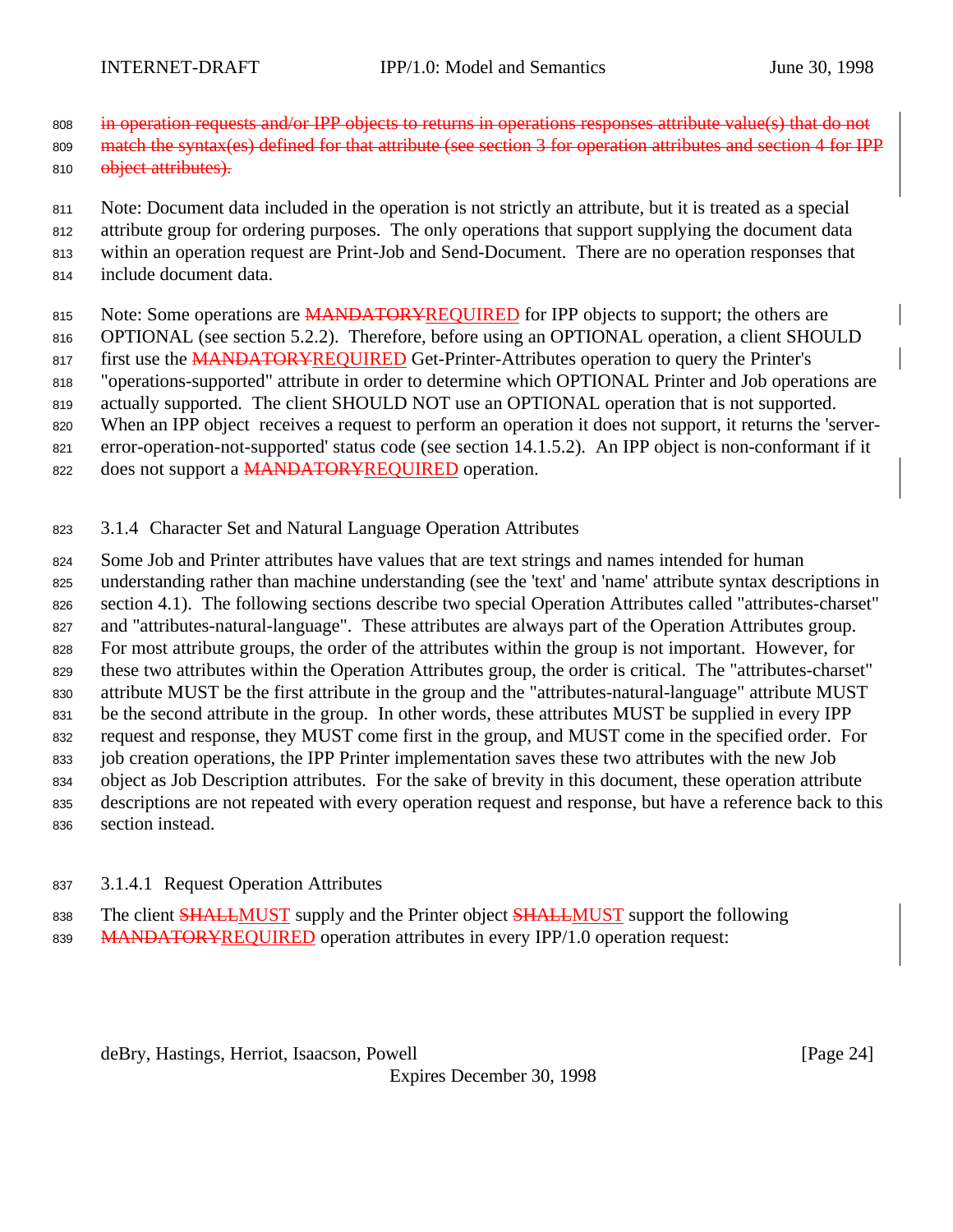~~in operation requests and/or IPP objects to returns in operations responses attribute value(s) that do not match the syntax(es) defined for that attribute (see section 3 for operation attributes and section 4 for IPP object attributes).~~

Note: Document data included in the operation is not strictly an attribute, but it is treated as a special attribute group for ordering purposes. The only operations that support supplying the document data within an operation request are Print-Job and Send-Document. There are no operation responses that include document data.

Note: Some operations are ~~MANDATORY~~REQUIRED for IPP objects to support; the others are OPTIONAL (see section 5.2.2). Therefore, before using an OPTIONAL operation, a client SHOULD first use the ~~MANDATORY~~REQUIRED Get-Printer-Attributes operation to query the Printer's "operations-supported" attribute in order to determine which OPTIONAL Printer and Job operations are actually supported. The client SHOULD NOT use an OPTIONAL operation that is not supported. When an IPP object receives a request to perform an operation it does not support, it returns the 'server-error-operation-not-supported' status code (see section 14.1.5.2). An IPP object is non-conformant if it does not support a ~~MANDATORY~~REQUIRED operation.

### 3.1.4 Character Set and Natural Language Operation Attributes

Some Job and Printer attributes have values that are text strings and names intended for human understanding rather than machine understanding (see the 'text' and 'name' attribute syntax descriptions in section 4.1). The following sections describe two special Operation Attributes called "attributes-charset" and "attributes-natural-language". These attributes are always part of the Operation Attributes group. For most attribute groups, the order of the attributes within the group is not important. However, for these two attributes within the Operation Attributes group, the order is critical. The "attributes-charset" attribute MUST be the first attribute in the group and the "attributes-natural-language" attribute MUST be the second attribute in the group. In other words, these attributes MUST be supplied in every IPP request and response, they MUST come first in the group, and MUST come in the specified order. For job creation operations, the IPP Printer implementation saves these two attributes with the new Job object as Job Description attributes. For the sake of brevity in this document, these operation attribute descriptions are not repeated with every operation request and response, but have a reference back to this section instead.

#### 3.1.4.1 Request Operation Attributes

The client ~~SHALL~~MUST supply and the Printer object ~~SHALL~~MUST support the following ~~MANDATORY~~REQUIRED operation attributes in every IPP/1.0 operation request: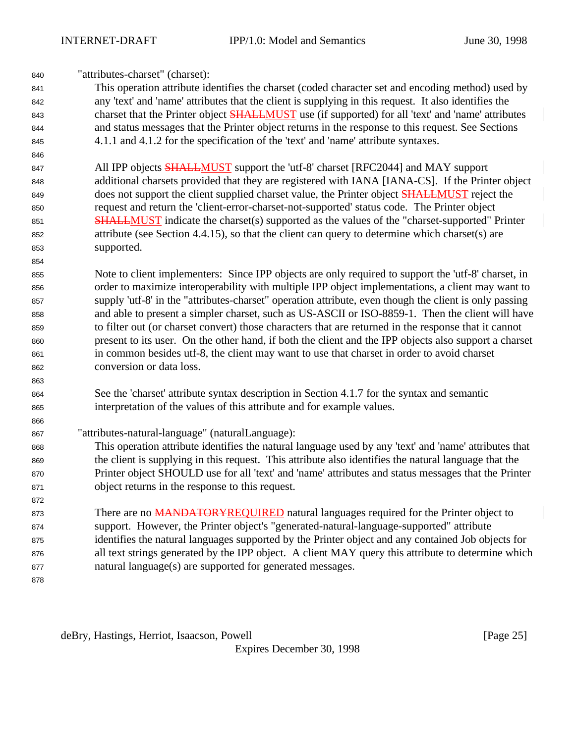"attributes-charset" (charset):

This operation attribute identifies the charset (coded character set and encoding method) used by any 'text' and 'name' attributes that the client is supplying in this request. It also identifies the charset that the Printer object ~~SHALL~~MUST use (if supported) for all 'text' and 'name' attributes and status messages that the Printer object returns in the response to this request. See Sections 4.1.1 and 4.1.2 for the specification of the 'text' and 'name' attribute syntaxes.

All IPP objects ~~SHALL~~MUST support the 'utf-8' charset [RFC2044] and MAY support additional charsets provided that they are registered with IANA [IANA-CS]. If the Printer object does not support the client supplied charset value, the Printer object ~~SHALL~~MUST reject the request and return the 'client-error-charset-not-supported' status code. The Printer object ~~SHALL~~MUST indicate the charset(s) supported as the values of the "charset-supported" Printer attribute (see Section 4.4.15), so that the client can query to determine which charset(s) are supported.

Note to client implementers: Since IPP objects are only required to support the 'utf-8' charset, in order to maximize interoperability with multiple IPP object implementations, a client may want to supply 'utf-8' in the "attributes-charset" operation attribute, even though the client is only passing and able to present a simpler charset, such as US-ASCII or ISO-8859-1. Then the client will have to filter out (or charset convert) those characters that are returned in the response that it cannot present to its user. On the other hand, if both the client and the IPP objects also support a charset in common besides utf-8, the client may want to use that charset in order to avoid charset conversion or data loss.

See the 'charset' attribute syntax description in Section 4.1.7 for the syntax and semantic interpretation of the values of this attribute and for example values.

"attributes-natural-language" (naturalLanguage):

This operation attribute identifies the natural language used by any 'text' and 'name' attributes that the client is supplying in this request. This attribute also identifies the natural language that the Printer object SHOULD use for all 'text' and 'name' attributes and status messages that the Printer object returns in the response to this request.

There are no ~~MANDATORY~~REQUIRED natural languages required for the Printer object to support. However, the Printer object's "generated-natural-language-supported" attribute identifies the natural languages supported by the Printer object and any contained Job objects for all text strings generated by the IPP object. A client MAY query this attribute to determine which natural language(s) are supported for generated messages.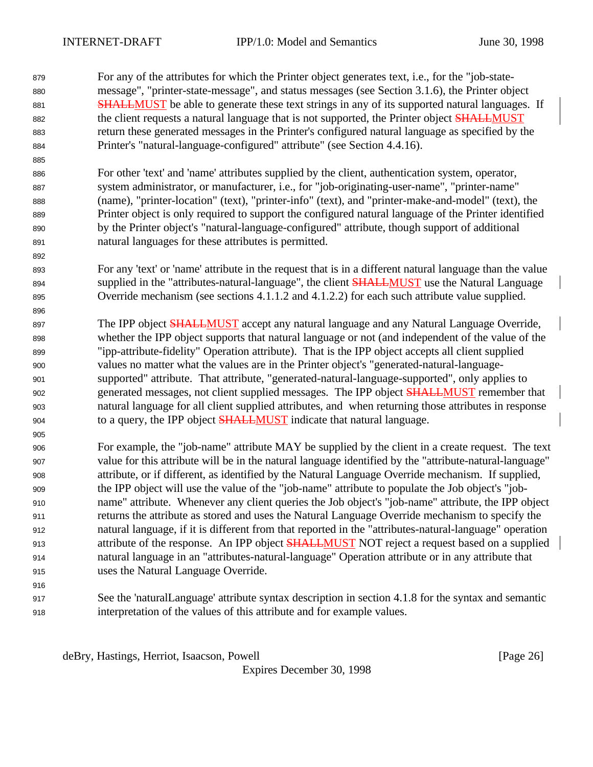For any of the attributes for which the Printer object generates text, i.e., for the "job-state-message", "printer-state-message", and status messages (see Section 3.1.6), the Printer object ~~SHALL~~MUST be able to generate these text strings in any of its supported natural languages. If the client requests a natural language that is not supported, the Printer object ~~SHALL~~MUST return these generated messages in the Printer's configured natural language as specified by the Printer's "natural-language-configured" attribute" (see Section 4.4.16).

For other 'text' and 'name' attributes supplied by the client, authentication system, operator, system administrator, or manufacturer, i.e., for "job-originating-user-name", "printer-name" (name), "printer-location" (text), "printer-info" (text), and "printer-make-and-model" (text), the Printer object is only required to support the configured natural language of the Printer identified by the Printer object's "natural-language-configured" attribute, though support of additional natural languages for these attributes is permitted.

For any 'text' or 'name' attribute in the request that is in a different natural language than the value supplied in the "attributes-natural-language", the client ~~SHALL~~MUST use the Natural Language Override mechanism (see sections 4.1.1.2 and 4.1.2.2) for each such attribute value supplied.

The IPP object ~~SHALL~~MUST accept any natural language and any Natural Language Override, whether the IPP object supports that natural language or not (and independent of the value of the "ipp-attribute-fidelity" Operation attribute). That is the IPP object accepts all client supplied values no matter what the values are in the Printer object's "generated-natural-language-supported" attribute. That attribute, "generated-natural-language-supported", only applies to generated messages, not client supplied messages. The IPP object ~~SHALL~~MUST remember that natural language for all client supplied attributes, and when returning those attributes in response to a query, the IPP object ~~SHALL~~MUST indicate that natural language.

For example, the "job-name" attribute MAY be supplied by the client in a create request. The text value for this attribute will be in the natural language identified by the "attribute-natural-language" attribute, or if different, as identified by the Natural Language Override mechanism. If supplied, the IPP object will use the value of the "job-name" attribute to populate the Job object's "job-name" attribute. Whenever any client queries the Job object's "job-name" attribute, the IPP object returns the attribute as stored and uses the Natural Language Override mechanism to specify the natural language, if it is different from that reported in the "attributes-natural-language" operation attribute of the response. An IPP object ~~SHALL~~MUST NOT reject a request based on a supplied natural language in an "attributes-natural-language" Operation attribute or in any attribute that uses the Natural Language Override.

See the 'naturalLanguage' attribute syntax description in section 4.1.8 for the syntax and semantic interpretation of the values of this attribute and for example values.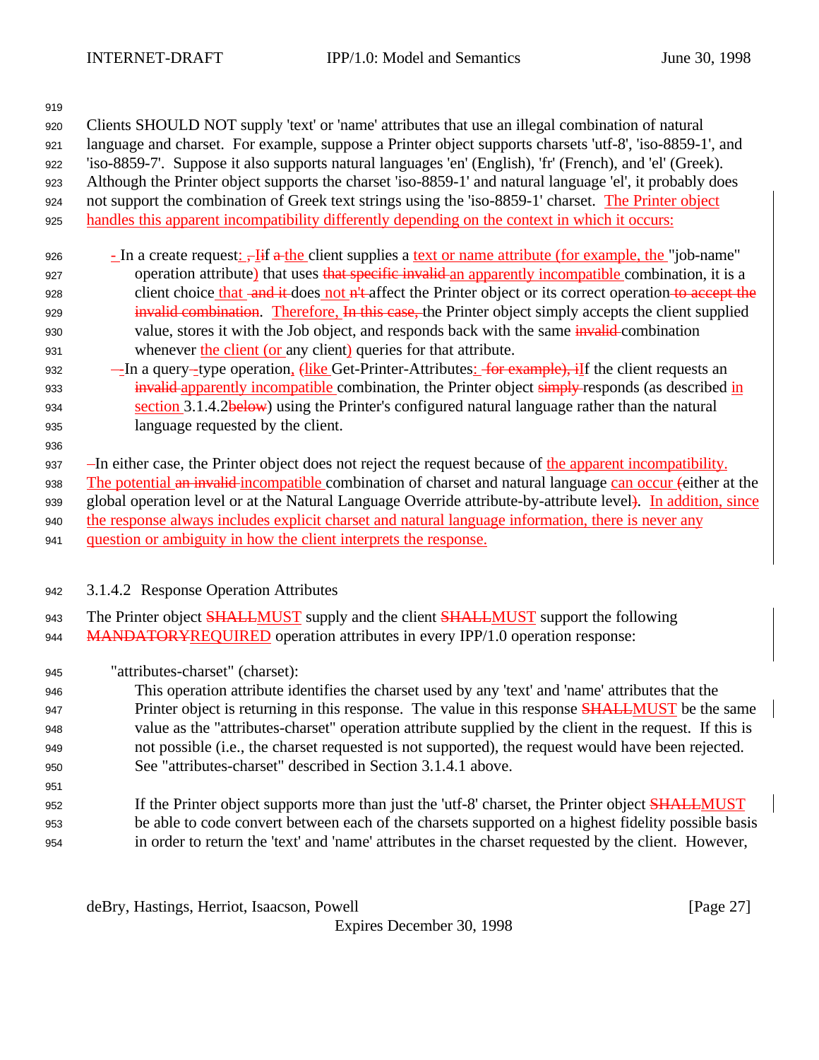Clients SHOULD NOT supply 'text' or 'name' attributes that use an illegal combination of natural language and charset. For example, suppose a Printer object supports charsets 'utf-8', 'iso-8859-1', and 'iso-8859-7'. Suppose it also supports natural languages 'en' (English), 'fr' (French), and 'el' (Greek). Although the Printer object supports the charset 'iso-8859-1' and natural language 'el', it probably does not support the combination of Greek text strings using the 'iso-8859-1' charset. The Printer object handles this apparent incompatibility differently depending on the context in which it occurs:

- In a create request: ~~, I~~if ~~a~~ the client supplies a text or name attribute (for example, the "job-name" operation attribute) that uses ~~that specific invalid~~ an apparently incompatible combination, it is a client choice that ~~and it~~ does not ~~n't~~ affect the Printer object or its correct operation ~~to accept the invalid combination~~. Therefore, ~~In this case,~~ the Printer object simply accepts the client supplied value, stores it with the Job object, and responds back with the same ~~invalid~~ combination whenever the client (or any client) queries for that attribute.
- In a query~~-~~-type operation, ~~(~~like Get-Printer-Attributes: ~~for example),~~ ~~i~~If the client requests an ~~invalid~~ apparently incompatible combination, the Printer object ~~simply~~ responds (as described in section 3.1.4.2~~below~~) using the Printer's configured natural language rather than the natural language requested by the client.

In either case, the Printer object does not reject the request because of the apparent incompatibility. The potential ~~an invalid~~ incompatible combination of charset and natural language can occur ~~(~~either at the global operation level or at the Natural Language Override attribute-by-attribute level~~)~~. In addition, since the response always includes explicit charset and natural language information, there is never any question or ambiguity in how the client interprets the response.

### 3.1.4.2 Response Operation Attributes

The Printer object ~~SHALL~~MUST supply and the client ~~SHALL~~MUST support the following ~~MANDATORY~~REQUIRED operation attributes in every IPP/1.0 operation response:

"attributes-charset" (charset):

This operation attribute identifies the charset used by any 'text' and 'name' attributes that the Printer object is returning in this response. The value in this response ~~SHALL~~MUST be the same value as the "attributes-charset" operation attribute supplied by the client in the request. If this is not possible (i.e., the charset requested is not supported), the request would have been rejected. See "attributes-charset" described in Section 3.1.4.1 above.

If the Printer object supports more than just the 'utf-8' charset, the Printer object ~~SHALL~~MUST be able to code convert between each of the charsets supported on a highest fidelity possible basis in order to return the 'text' and 'name' attributes in the charset requested by the client. However,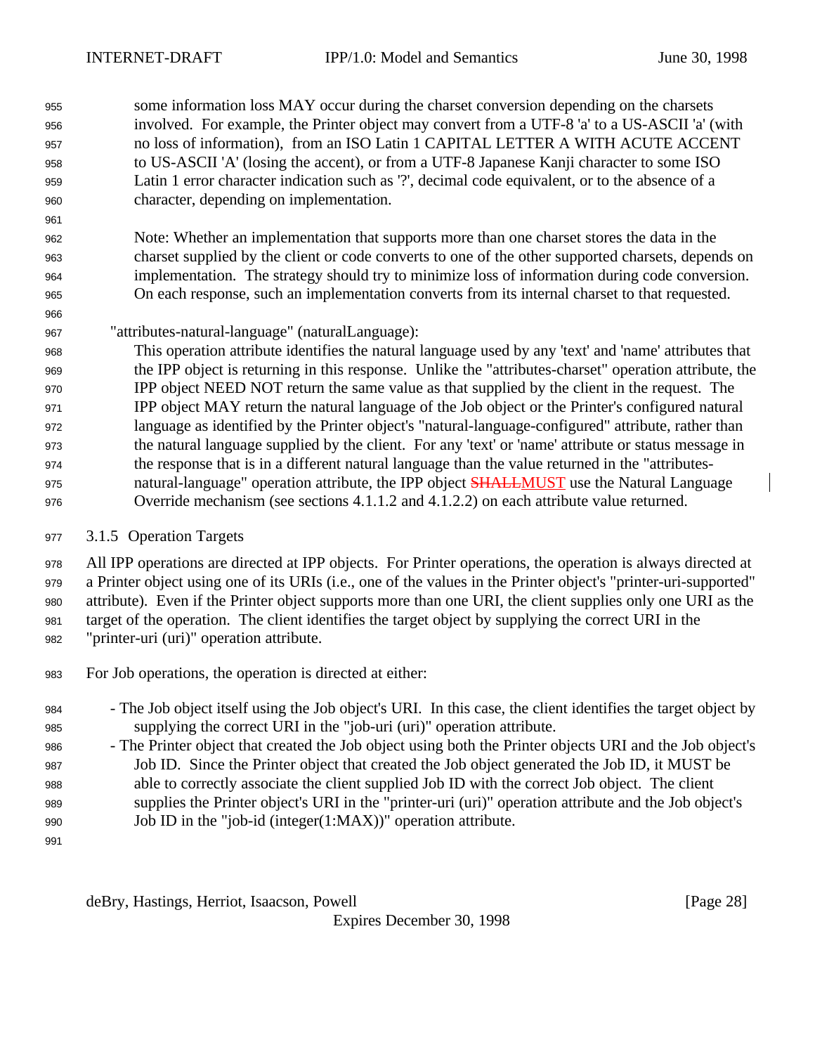some information loss MAY occur during the charset conversion depending on the charsets involved. For example, the Printer object may convert from a UTF-8 'a' to a US-ASCII 'a' (with no loss of information), from an ISO Latin 1 CAPITAL LETTER A WITH ACUTE ACCENT to US-ASCII 'A' (losing the accent), or from a UTF-8 Japanese Kanji character to some ISO Latin 1 error character indication such as '?', decimal code equivalent, or to the absence of a character, depending on implementation.

Note: Whether an implementation that supports more than one charset stores the data in the charset supplied by the client or code converts to one of the other supported charsets, depends on implementation. The strategy should try to minimize loss of information during code conversion. On each response, such an implementation converts from its internal charset to that requested.

"attributes-natural-language" (naturalLanguage):
This operation attribute identifies the natural language used by any 'text' and 'name' attributes that the IPP object is returning in this response. Unlike the "attributes-charset" operation attribute, the IPP object NEED NOT return the same value as that supplied by the client in the request. The IPP object MAY return the natural language of the Job object or the Printer's configured natural language as identified by the Printer object's "natural-language-configured" attribute, rather than the natural language supplied by the client. For any 'text' or 'name' attribute or status message in the response that is in a different natural language than the value returned in the "attributes-natural-language" operation attribute, the IPP object ~~SHALL~~MUST use the Natural Language Override mechanism (see sections 4.1.1.2 and 4.1.2.2) on each attribute value returned.

### 3.1.5 Operation Targets

All IPP operations are directed at IPP objects. For Printer operations, the operation is always directed at a Printer object using one of its URIs (i.e., one of the values in the Printer object's "printer-uri-supported" attribute). Even if the Printer object supports more than one URI, the client supplies only one URI as the target of the operation. The client identifies the target object by supplying the correct URI in the "printer-uri (uri)" operation attribute.

For Job operations, the operation is directed at either:

- The Job object itself using the Job object's URI. In this case, the client identifies the target object by supplying the correct URI in the "job-uri (uri)" operation attribute.
- The Printer object that created the Job object using both the Printer objects URI and the Job object's Job ID. Since the Printer object that created the Job object generated the Job ID, it MUST be able to correctly associate the client supplied Job ID with the correct Job object. The client supplies the Printer object's URI in the "printer-uri (uri)" operation attribute and the Job object's Job ID in the "job-id (integer(1:MAX))" operation attribute.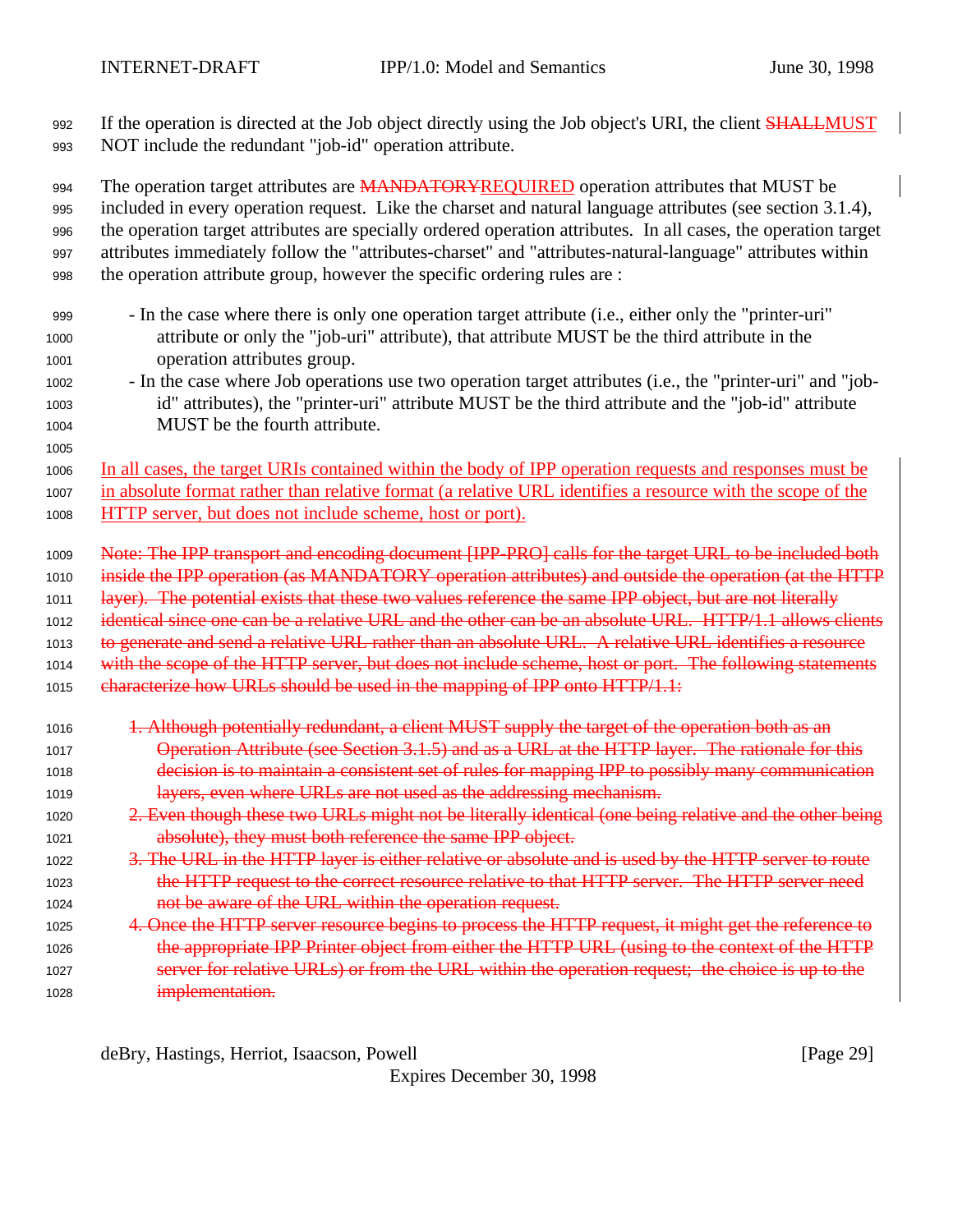If the operation is directed at the Job object directly using the Job object's URI, the client ~~SHALL~~MUST NOT include the redundant "job-id" operation attribute.

The operation target attributes are ~~MANDATORY~~REQUIRED operation attributes that MUST be included in every operation request. Like the charset and natural language attributes (see section 3.1.4), the operation target attributes are specially ordered operation attributes. In all cases, the operation target attributes immediately follow the "attributes-charset" and "attributes-natural-language" attributes within the operation attribute group, however the specific ordering rules are :

- In the case where there is only one operation target attribute (i.e., either only the "printer-uri" attribute or only the "job-uri" attribute), that attribute MUST be the third attribute in the operation attributes group.
- In the case where Job operations use two operation target attributes (i.e., the "printer-uri" and "job-id" attributes), the "printer-uri" attribute MUST be the third attribute and the "job-id" attribute MUST be the fourth attribute.

In all cases, the target URIs contained within the body of IPP operation requests and responses must be in absolute format rather than relative format (a relative URL identifies a resource with the scope of the HTTP server, but does not include scheme, host or port).

~~Note: The IPP transport and encoding document [IPP-PRO] calls for the target URL to be included both inside the IPP operation (as MANDATORY operation attributes) and outside the operation (at the HTTP layer). The potential exists that these two values reference the same IPP object, but are not literally identical since one can be a relative URL and the other can be an absolute URL. HTTP/1.1 allows clients to generate and send a relative URL rather than an absolute URL. A relative URL identifies a resource with the scope of the HTTP server, but does not include scheme, host or port. The following statements characterize how URLs should be used in the mapping of IPP onto HTTP/1.1:~~

1. ~~Although potentially redundant, a client MUST supply the target of the operation both as an Operation Attribute (see Section 3.1.5) and as a URL at the HTTP layer. The rationale for this decision is to maintain a consistent set of rules for mapping IPP to possibly many communication layers, even where URLs are not used as the addressing mechanism.~~
2. ~~Even though these two URLs might not be literally identical (one being relative and the other being absolute), they must both reference the same IPP object.~~
3. ~~The URL in the HTTP layer is either relative or absolute and is used by the HTTP server to route the HTTP request to the correct resource relative to that HTTP server. The HTTP server need not be aware of the URL within the operation request.~~
4. ~~Once the HTTP server resource begins to process the HTTP request, it might get the reference to the appropriate IPP Printer object from either the HTTP URL (using to the context of the HTTP server for relative URLs) or from the URL within the operation request; the choice is up to the implementation.~~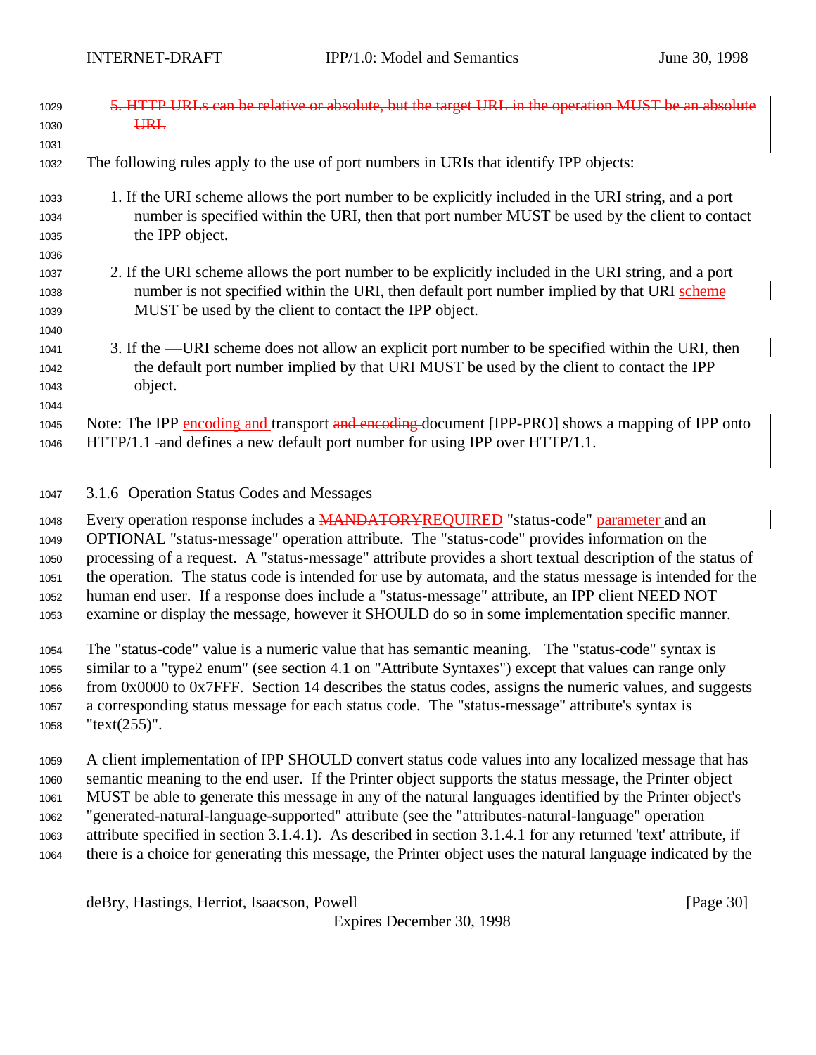5. ~~HTTP URLs can be relative or absolute, but the target URL in the operation MUST be an absolute URL~~

The following rules apply to the use of port numbers in URIs that identify IPP objects:

1. If the URI scheme allows the port number to be explicitly included in the URI string, and a port number is specified within the URI, then that port number MUST be used by the client to contact the IPP object.

2. If the URI scheme allows the port number to be explicitly included in the URI string, and a port number is not specified within the URI, then default port number implied by that URI scheme MUST be used by the client to contact the IPP object.

3. If the URI scheme does not allow an explicit port number to be specified within the URI, then the default port number implied by that URI MUST be used by the client to contact the IPP object.

Note: The IPP encoding and transport ~~and encoding~~ document [IPP-PRO] shows a mapping of IPP onto HTTP/1.1 and defines a new default port number for using IPP over HTTP/1.1.

### 3.1.6 Operation Status Codes and Messages

Every operation response includes a ~~MANDATORY~~REQUIRED "status-code" parameter and an OPTIONAL "status-message" operation attribute. The "status-code" provides information on the processing of a request. A "status-message" attribute provides a short textual description of the status of the operation. The status code is intended for use by automata, and the status message is intended for the human end user. If a response does include a "status-message" attribute, an IPP client NEED NOT examine or display the message, however it SHOULD do so in some implementation specific manner.

The "status-code" value is a numeric value that has semantic meaning. The "status-code" syntax is similar to a "type2 enum" (see section 4.1 on "Attribute Syntaxes") except that values can range only from 0x0000 to 0x7FFF. Section 14 describes the status codes, assigns the numeric values, and suggests a corresponding status message for each status code. The "status-message" attribute's syntax is "text(255)".

A client implementation of IPP SHOULD convert status code values into any localized message that has semantic meaning to the end user. If the Printer object supports the status message, the Printer object MUST be able to generate this message in any of the natural languages identified by the Printer object's "generated-natural-language-supported" attribute (see the "attributes-natural-language" operation attribute specified in section 3.1.4.1). As described in section 3.1.4.1 for any returned 'text' attribute, if there is a choice for generating this message, the Printer object uses the natural language indicated by the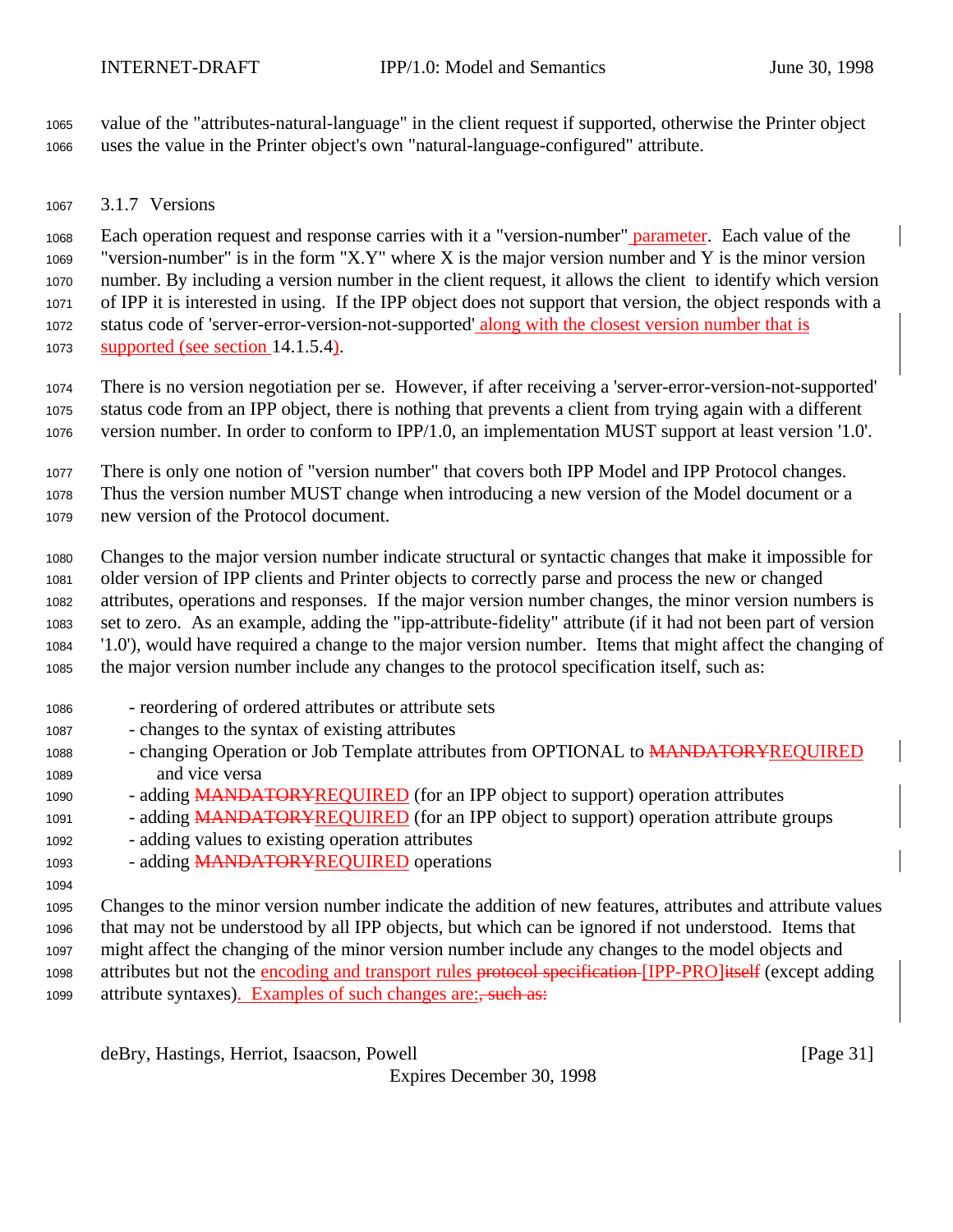value of the "attributes-natural-language" in the client request if supported, otherwise the Printer object uses the value in the Printer object's own "natural-language-configured" attribute.

### 3.1.7 Versions

Each operation request and response carries with it a "version-number" parameter. Each value of the "version-number" is in the form "X.Y" where X is the major version number and Y is the minor version number. By including a version number in the client request, it allows the client to identify which version of IPP it is interested in using. If the IPP object does not support that version, the object responds with a status code of 'server-error-version-not-supported' along with the closest version number that is supported (see section 14.1.5.4).

There is no version negotiation per se. However, if after receiving a 'server-error-version-not-supported' status code from an IPP object, there is nothing that prevents a client from trying again with a different version number. In order to conform to IPP/1.0, an implementation MUST support at least version '1.0'.

There is only one notion of "version number" that covers both IPP Model and IPP Protocol changes. Thus the version number MUST change when introducing a new version of the Model document or a new version of the Protocol document.

Changes to the major version number indicate structural or syntactic changes that make it impossible for older version of IPP clients and Printer objects to correctly parse and process the new or changed attributes, operations and responses. If the major version number changes, the minor version numbers is set to zero. As an example, adding the "ipp-attribute-fidelity" attribute (if it had not been part of version '1.0'), would have required a change to the major version number. Items that might affect the changing of the major version number include any changes to the protocol specification itself, such as:

- reordering of ordered attributes or attribute sets
- changes to the syntax of existing attributes
- changing Operation or Job Template attributes from OPTIONAL to ~~MANDATORY~~REQUIRED and vice versa
- adding ~~MANDATORY~~REQUIRED (for an IPP object to support) operation attributes
- adding ~~MANDATORY~~REQUIRED (for an IPP object to support) operation attribute groups
- adding values to existing operation attributes
- adding ~~MANDATORY~~REQUIRED operations

Changes to the minor version number indicate the addition of new features, attributes and attribute values that may not be understood by all IPP objects, but which can be ignored if not understood. Items that might affect the changing of the minor version number include any changes to the model objects and attributes but not the encoding and transport rules ~~protocol specification~~ [IPP-PRO]~~itself~~ (except adding attribute syntaxes). Examples of such changes are:~~, such as:~~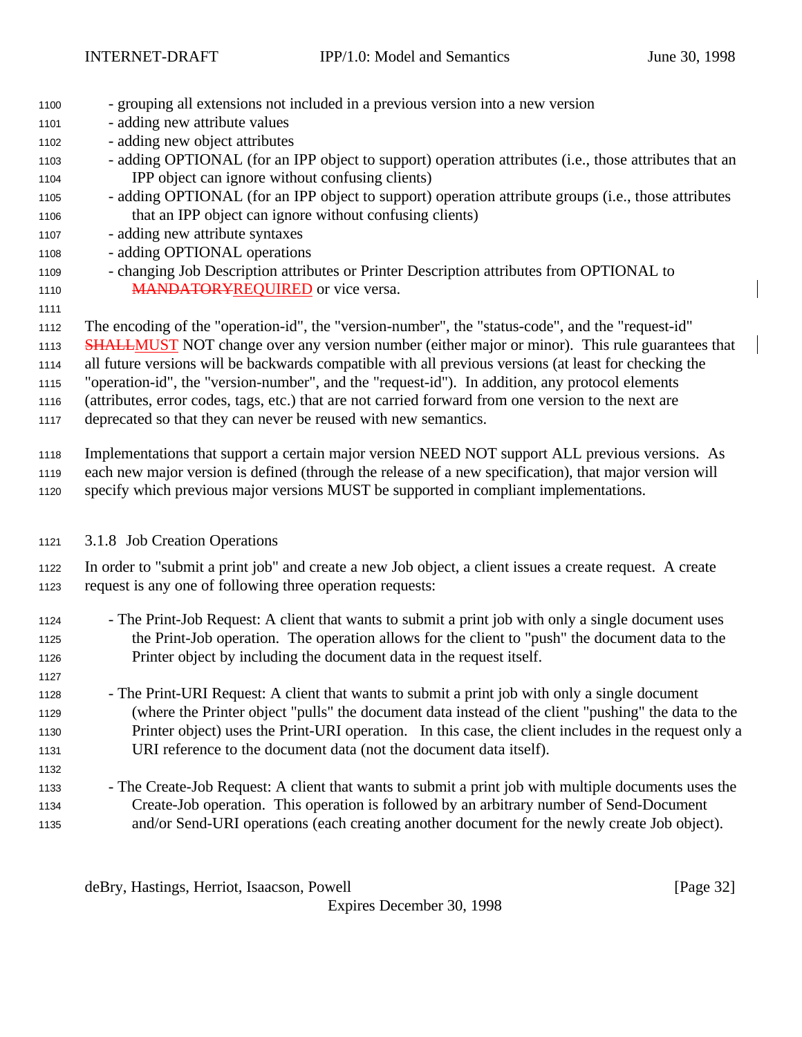- grouping all extensions not included in a previous version into a new version
- adding new attribute values
- adding new object attributes
- adding OPTIONAL (for an IPP object to support) operation attributes (i.e., those attributes that an IPP object can ignore without confusing clients)
- adding OPTIONAL (for an IPP object to support) operation attribute groups (i.e., those attributes that an IPP object can ignore without confusing clients)
- adding new attribute syntaxes
- adding OPTIONAL operations
- changing Job Description attributes or Printer Description attributes from OPTIONAL to ~~MANDATORY~~REQUIRED or vice versa.

The encoding of the "operation-id", the "version-number", the "status-code", and the "request-id" ~~SHALL~~MUST NOT change over any version number (either major or minor). This rule guarantees that all future versions will be backwards compatible with all previous versions (at least for checking the "operation-id", the "version-number", and the "request-id"). In addition, any protocol elements (attributes, error codes, tags, etc.) that are not carried forward from one version to the next are deprecated so that they can never be reused with new semantics.

Implementations that support a certain major version NEED NOT support ALL previous versions. As each new major version is defined (through the release of a new specification), that major version will specify which previous major versions MUST be supported in compliant implementations.

### 3.1.8 Job Creation Operations

In order to "submit a print job" and create a new Job object, a client issues a create request. A create request is any one of following three operation requests:

- The Print-Job Request: A client that wants to submit a print job with only a single document uses the Print-Job operation. The operation allows for the client to "push" the document data to the Printer object by including the document data in the request itself.

- The Print-URI Request: A client that wants to submit a print job with only a single document (where the Printer object "pulls" the document data instead of the client "pushing" the data to the Printer object) uses the Print-URI operation. In this case, the client includes in the request only a URI reference to the document data (not the document data itself).

- The Create-Job Request: A client that wants to submit a print job with multiple documents uses the Create-Job operation. This operation is followed by an arbitrary number of Send-Document and/or Send-URI operations (each creating another document for the newly create Job object).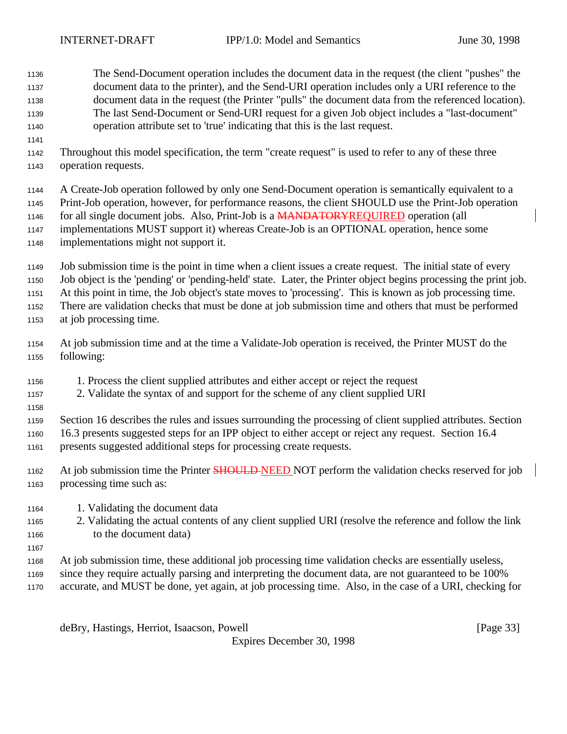The Send-Document operation includes the document data in the request (the client "pushes" the document data to the printer), and the Send-URI operation includes only a URI reference to the document data in the request (the Printer "pulls" the document data from the referenced location). The last Send-Document or Send-URI request for a given Job object includes a "last-document" operation attribute set to 'true' indicating that this is the last request.

Throughout this model specification, the term "create request" is used to refer to any of these three operation requests.

A Create-Job operation followed by only one Send-Document operation is semantically equivalent to a Print-Job operation, however, for performance reasons, the client SHOULD use the Print-Job operation for all single document jobs. Also, Print-Job is a ~~MANDATORY~~REQUIRED operation (all implementations MUST support it) whereas Create-Job is an OPTIONAL operation, hence some implementations might not support it.

Job submission time is the point in time when a client issues a create request. The initial state of every Job object is the 'pending' or 'pending-held' state. Later, the Printer object begins processing the print job. At this point in time, the Job object's state moves to 'processing'. This is known as job processing time. There are validation checks that must be done at job submission time and others that must be performed at job processing time.

At job submission time and at the time a Validate-Job operation is received, the Printer MUST do the following:

1. Process the client supplied attributes and either accept or reject the request
2. Validate the syntax of and support for the scheme of any client supplied URI

Section 16 describes the rules and issues surrounding the processing of client supplied attributes. Section 16.3 presents suggested steps for an IPP object to either accept or reject any request. Section 16.4 presents suggested additional steps for processing create requests.

At job submission time the Printer ~~SHOULD~~ NEED NOT perform the validation checks reserved for job processing time such as:

1. Validating the document data
2. Validating the actual contents of any client supplied URI (resolve the reference and follow the link to the document data)

At job submission time, these additional job processing time validation checks are essentially useless, since they require actually parsing and interpreting the document data, are not guaranteed to be 100% accurate, and MUST be done, yet again, at job processing time. Also, in the case of a URI, checking for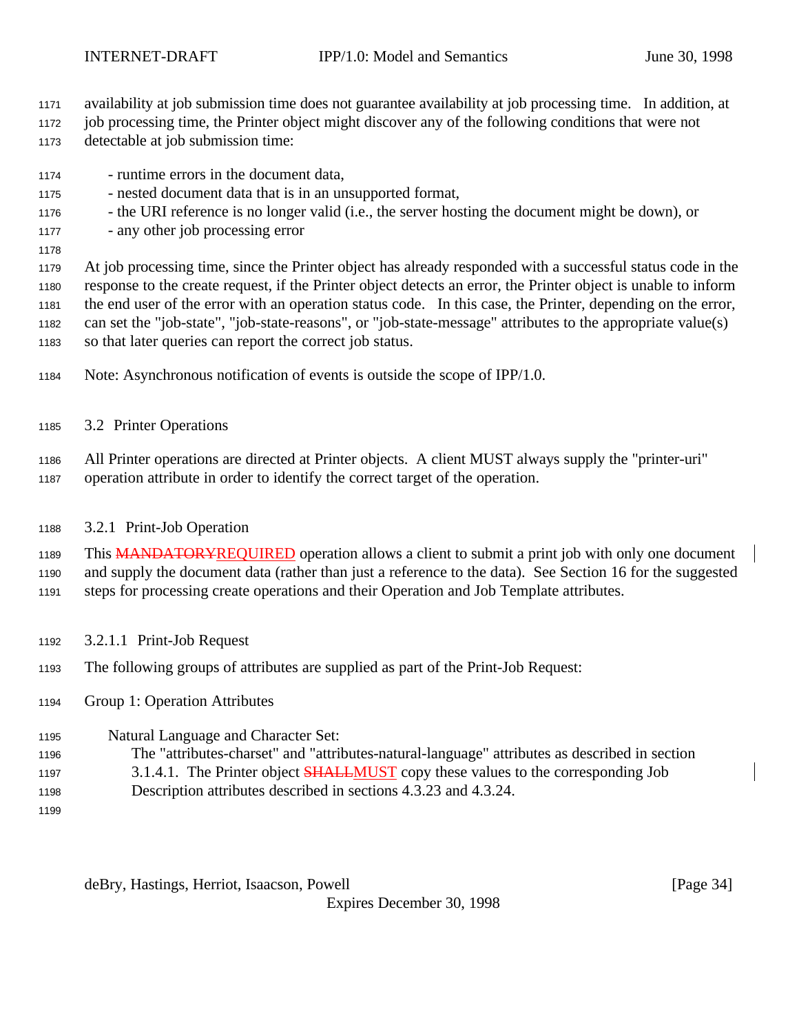availability at job submission time does not guarantee availability at job processing time. In addition, at job processing time, the Printer object might discover any of the following conditions that were not detectable at job submission time:

- runtime errors in the document data,
- nested document data that is in an unsupported format,
- the URI reference is no longer valid (i.e., the server hosting the document might be down), or
- any other job processing error

At job processing time, since the Printer object has already responded with a successful status code in the response to the create request, if the Printer object detects an error, the Printer object is unable to inform the end user of the error with an operation status code. In this case, the Printer, depending on the error, can set the "job-state", "job-state-reasons", or "job-state-message" attributes to the appropriate value(s) so that later queries can report the correct job status.

Note: Asynchronous notification of events is outside the scope of IPP/1.0.

## 3.2 Printer Operations

All Printer operations are directed at Printer objects. A client MUST always supply the "printer-uri" operation attribute in order to identify the correct target of the operation.

### 3.2.1 Print-Job Operation

This ~~MANDATORY~~REQUIRED operation allows a client to submit a print job with only one document and supply the document data (rather than just a reference to the data). See Section 16 for the suggested steps for processing create operations and their Operation and Job Template attributes.

#### 3.2.1.1 Print-Job Request

The following groups of attributes are supplied as part of the Print-Job Request:

Group 1: Operation Attributes

Natural Language and Character Set:
The "attributes-charset" and "attributes-natural-language" attributes as described in section 3.1.4.1. The Printer object ~~SHALL~~MUST copy these values to the corresponding Job Description attributes described in sections 4.3.23 and 4.3.24.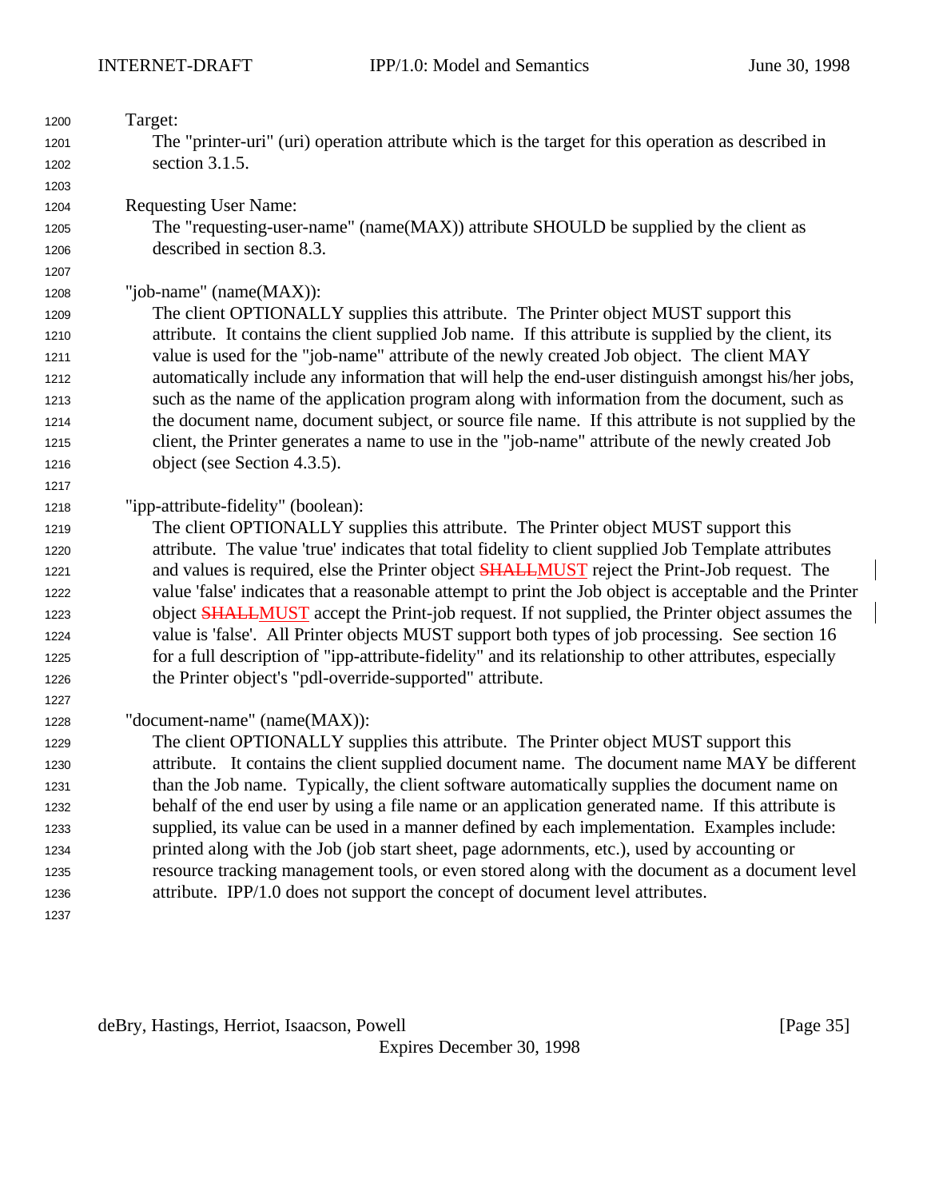Target:
The "printer-uri" (uri) operation attribute which is the target for this operation as described in section 3.1.5.

Requesting User Name:
The "requesting-user-name" (name(MAX)) attribute SHOULD be supplied by the client as described in section 8.3.

"job-name" (name(MAX)):
The client OPTIONALLY supplies this attribute. The Printer object MUST support this attribute. It contains the client supplied Job name. If this attribute is supplied by the client, its value is used for the "job-name" attribute of the newly created Job object. The client MAY automatically include any information that will help the end-user distinguish amongst his/her jobs, such as the name of the application program along with information from the document, such as the document name, document subject, or source file name. If this attribute is not supplied by the client, the Printer generates a name to use in the "job-name" attribute of the newly created Job object (see Section 4.3.5).

"ipp-attribute-fidelity" (boolean):
The client OPTIONALLY supplies this attribute. The Printer object MUST support this attribute. The value 'true' indicates that total fidelity to client supplied Job Template attributes and values is required, else the Printer object ~~SHALL~~MUST reject the Print-Job request. The value 'false' indicates that a reasonable attempt to print the Job object is acceptable and the Printer object ~~SHALL~~MUST accept the Print-job request. If not supplied, the Printer object assumes the value is 'false'. All Printer objects MUST support both types of job processing. See section 16 for a full description of "ipp-attribute-fidelity" and its relationship to other attributes, especially the Printer object's "pdl-override-supported" attribute.

"document-name" (name(MAX)):
The client OPTIONALLY supplies this attribute. The Printer object MUST support this attribute. It contains the client supplied document name. The document name MAY be different than the Job name. Typically, the client software automatically supplies the document name on behalf of the end user by using a file name or an application generated name. If this attribute is supplied, its value can be used in a manner defined by each implementation. Examples include: printed along with the Job (job start sheet, page adornments, etc.), used by accounting or resource tracking management tools, or even stored along with the document as a document level attribute. IPP/1.0 does not support the concept of document level attributes.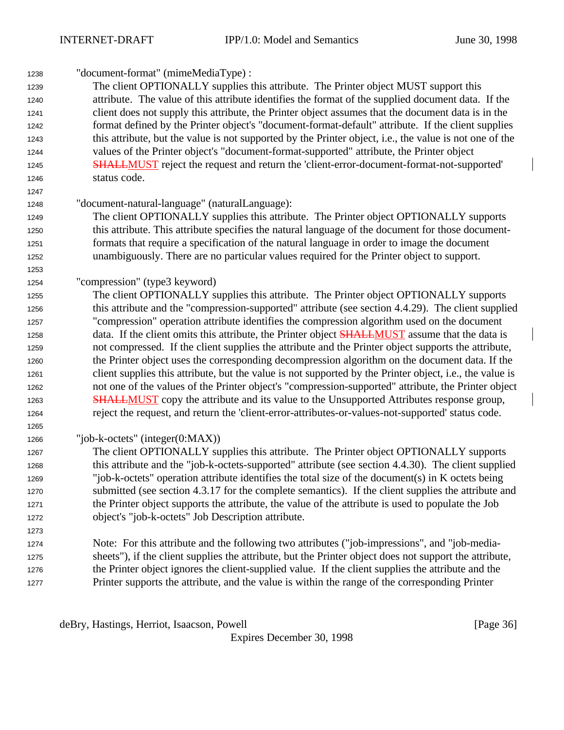"document-format" (mimeMediaType) :

The client OPTIONALLY supplies this attribute. The Printer object MUST support this attribute. The value of this attribute identifies the format of the supplied document data. If the client does not supply this attribute, the Printer object assumes that the document data is in the format defined by the Printer object's "document-format-default" attribute. If the client supplies this attribute, but the value is not supported by the Printer object, i.e., the value is not one of the values of the Printer object's "document-format-supported" attribute, the Printer object ~~SHALL~~MUST reject the request and return the 'client-error-document-format-not-supported' status code.

"document-natural-language" (naturalLanguage):

The client OPTIONALLY supplies this attribute. The Printer object OPTIONALLY supports this attribute. This attribute specifies the natural language of the document for those document-formats that require a specification of the natural language in order to image the document unambiguously. There are no particular values required for the Printer object to support.

"compression" (type3 keyword)

The client OPTIONALLY supplies this attribute. The Printer object OPTIONALLY supports this attribute and the "compression-supported" attribute (see section 4.4.29). The client supplied "compression" operation attribute identifies the compression algorithm used on the document data. If the client omits this attribute, the Printer object ~~SHALL~~MUST assume that the data is not compressed. If the client supplies the attribute and the Printer object supports the attribute, the Printer object uses the corresponding decompression algorithm on the document data. If the client supplies this attribute, but the value is not supported by the Printer object, i.e., the value is not one of the values of the Printer object's "compression-supported" attribute, the Printer object ~~SHALL~~MUST copy the attribute and its value to the Unsupported Attributes response group, reject the request, and return the 'client-error-attributes-or-values-not-supported' status code.

"job-k-octets" (integer(0:MAX))

The client OPTIONALLY supplies this attribute. The Printer object OPTIONALLY supports this attribute and the "job-k-octets-supported" attribute (see section 4.4.30). The client supplied "job-k-octets" operation attribute identifies the total size of the document(s) in K octets being submitted (see section 4.3.17 for the complete semantics). If the client supplies the attribute and the Printer object supports the attribute, the value of the attribute is used to populate the Job object's "job-k-octets" Job Description attribute.

Note: For this attribute and the following two attributes ("job-impressions", and "job-media-sheets"), if the client supplies the attribute, but the Printer object does not support the attribute, the Printer object ignores the client-supplied value. If the client supplies the attribute and the Printer supports the attribute, and the value is within the range of the corresponding Printer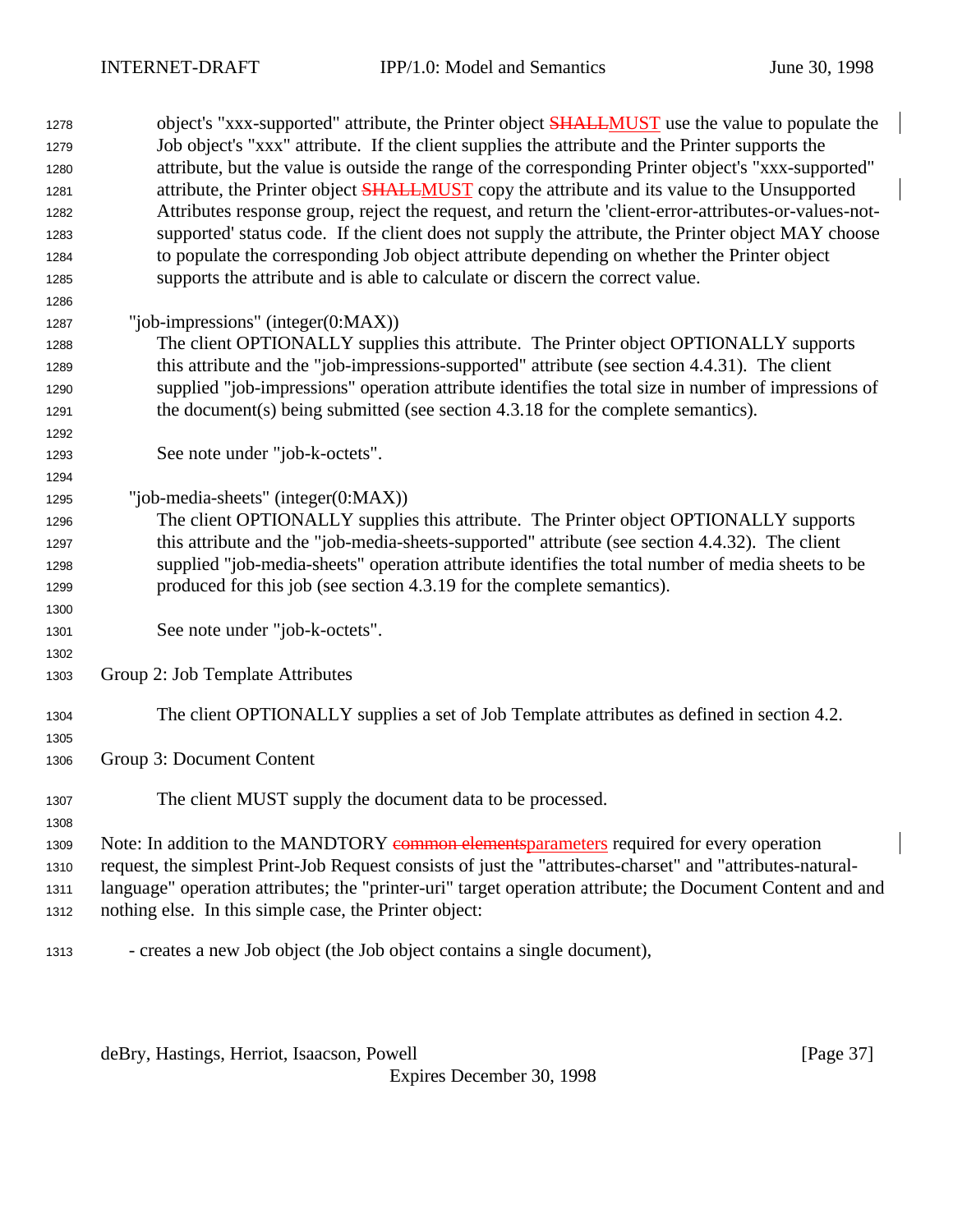object's "xxx-supported" attribute, the Printer object ~~SHALL~~MUST use the value to populate the Job object's "xxx" attribute. If the client supplies the attribute and the Printer supports the attribute, but the value is outside the range of the corresponding Printer object's "xxx-supported" attribute, the Printer object ~~SHALL~~MUST copy the attribute and its value to the Unsupported Attributes response group, reject the request, and return the 'client-error-attributes-or-values-not-supported' status code. If the client does not supply the attribute, the Printer object MAY choose to populate the corresponding Job object attribute depending on whether the Printer object supports the attribute and is able to calculate or discern the correct value.

"job-impressions" (integer(0:MAX))

The client OPTIONALLY supplies this attribute. The Printer object OPTIONALLY supports this attribute and the "job-impressions-supported" attribute (see section 4.4.31). The client supplied "job-impressions" operation attribute identifies the total size in number of impressions of the document(s) being submitted (see section 4.3.18 for the complete semantics).

See note under "job-k-octets".

"job-media-sheets" (integer(0:MAX))

The client OPTIONALLY supplies this attribute. The Printer object OPTIONALLY supports this attribute and the "job-media-sheets-supported" attribute (see section 4.4.32). The client supplied "job-media-sheets" operation attribute identifies the total number of media sheets to be produced for this job (see section 4.3.19 for the complete semantics).

See note under "job-k-octets".

Group 2: Job Template Attributes

The client OPTIONALLY supplies a set of Job Template attributes as defined in section 4.2.

Group 3: Document Content

The client MUST supply the document data to be processed.

Note: In addition to the MANDTORY ~~common elements~~parameters required for every operation request, the simplest Print-Job Request consists of just the "attributes-charset" and "attributes-natural-language" operation attributes; the "printer-uri" target operation attribute; the Document Content and and nothing else. In this simple case, the Printer object:

- creates a new Job object (the Job object contains a single document),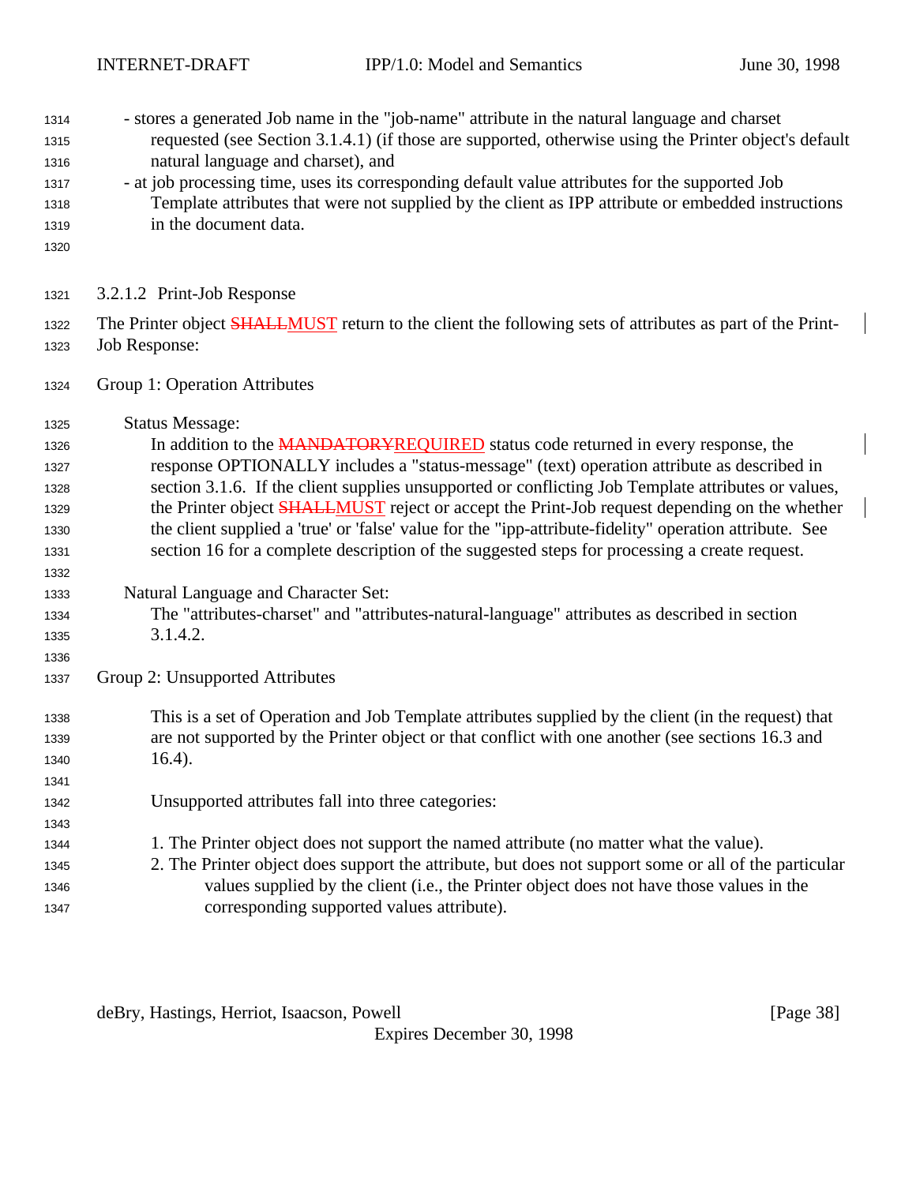- stores a generated Job name in the "job-name" attribute in the natural language and charset requested (see Section 3.1.4.1) (if those are supported, otherwise using the Printer object's default natural language and charset), and
- at job processing time, uses its corresponding default value attributes for the supported Job Template attributes that were not supplied by the client as IPP attribute or embedded instructions in the document data.

#### 3.2.1.2 Print-Job Response

The Printer object ~~SHALL~~MUST return to the client the following sets of attributes as part of the Print-Job Response:

Group 1: Operation Attributes

Status Message:
In addition to the ~~MANDATORY~~REQUIRED status code returned in every response, the response OPTIONALLY includes a "status-message" (text) operation attribute as described in section 3.1.6. If the client supplies unsupported or conflicting Job Template attributes or values, the Printer object ~~SHALL~~MUST reject or accept the Print-Job request depending on the whether the client supplied a 'true' or 'false' value for the "ipp-attribute-fidelity" operation attribute. See section 16 for a complete description of the suggested steps for processing a create request.

Natural Language and Character Set:
The "attributes-charset" and "attributes-natural-language" attributes as described in section 3.1.4.2.

Group 2: Unsupported Attributes

This is a set of Operation and Job Template attributes supplied by the client (in the request) that are not supported by the Printer object or that conflict with one another (see sections 16.3 and 16.4).

Unsupported attributes fall into three categories:

1. The Printer object does not support the named attribute (no matter what the value).
2. The Printer object does support the attribute, but does not support some or all of the particular values supplied by the client (i.e., the Printer object does not have those values in the corresponding supported values attribute).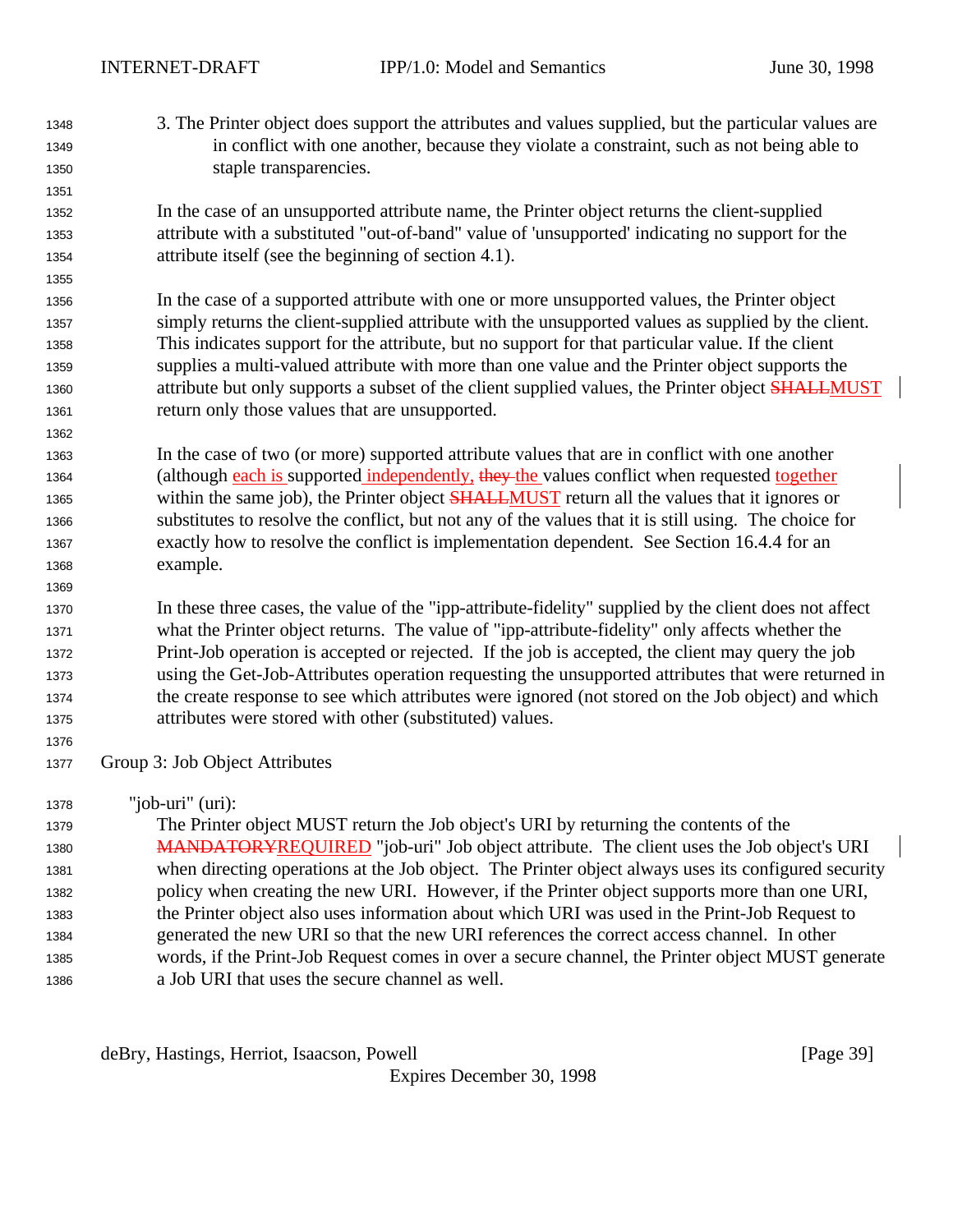3. The Printer object does support the attributes and values supplied, but the particular values are in conflict with one another, because they violate a constraint, such as not being able to staple transparencies.

In the case of an unsupported attribute name, the Printer object returns the client-supplied attribute with a substituted "out-of-band" value of 'unsupported' indicating no support for the attribute itself (see the beginning of section 4.1).

In the case of a supported attribute with one or more unsupported values, the Printer object simply returns the client-supplied attribute with the unsupported values as supplied by the client. This indicates support for the attribute, but no support for that particular value. If the client supplies a multi-valued attribute with more than one value and the Printer object supports the attribute but only supports a subset of the client supplied values, the Printer object ~~SHALL~~MUST return only those values that are unsupported.

In the case of two (or more) supported attribute values that are in conflict with one another (although each is supported independently, ~~they~~ the values conflict when requested together within the same job), the Printer object ~~SHALL~~MUST return all the values that it ignores or substitutes to resolve the conflict, but not any of the values that it is still using. The choice for exactly how to resolve the conflict is implementation dependent. See Section 16.4.4 for an example.

In these three cases, the value of the "ipp-attribute-fidelity" supplied by the client does not affect what the Printer object returns. The value of "ipp-attribute-fidelity" only affects whether the Print-Job operation is accepted or rejected. If the job is accepted, the client may query the job using the Get-Job-Attributes operation requesting the unsupported attributes that were returned in the create response to see which attributes were ignored (not stored on the Job object) and which attributes were stored with other (substituted) values.

Group 3: Job Object Attributes

"job-uri" (uri):
The Printer object MUST return the Job object's URI by returning the contents of the ~~MANDATORY~~REQUIRED "job-uri" Job object attribute. The client uses the Job object's URI when directing operations at the Job object. The Printer object always uses its configured security policy when creating the new URI. However, if the Printer object supports more than one URI, the Printer object also uses information about which URI was used in the Print-Job Request to generated the new URI so that the new URI references the correct access channel. In other words, if the Print-Job Request comes in over a secure channel, the Printer object MUST generate a Job URI that uses the secure channel as well.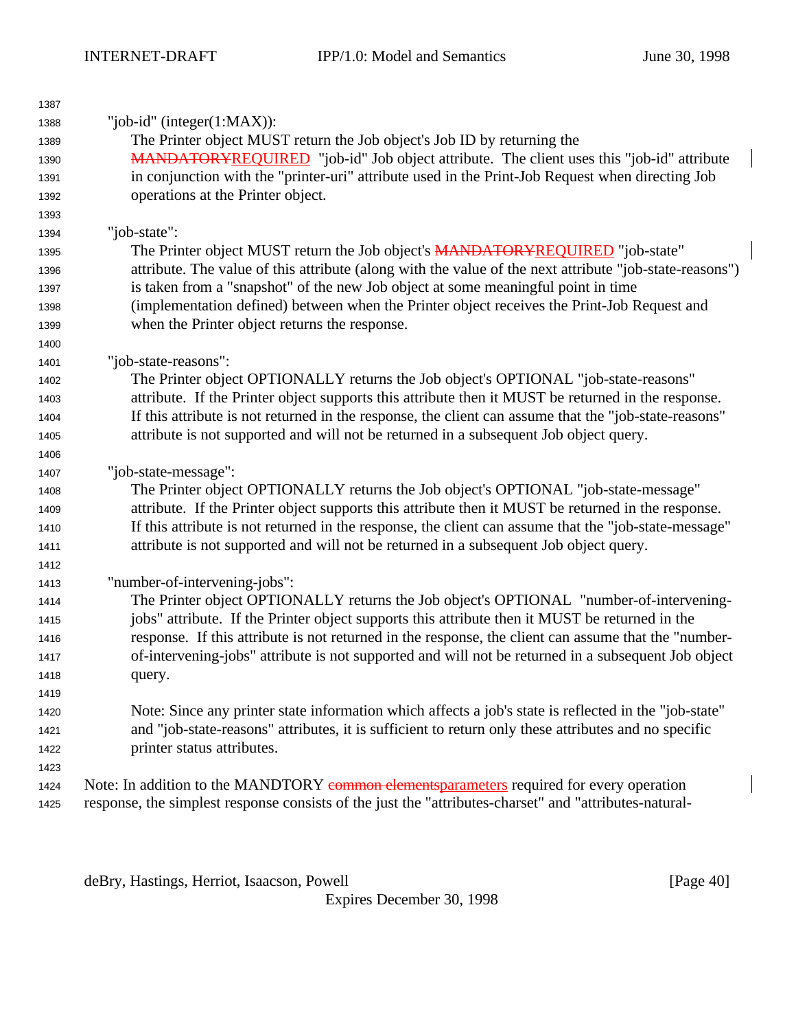"job-id" (integer(1:MAX)):

The Printer object MUST return the Job object's Job ID by returning the ~~MANDATORY~~REQUIRED "job-id" Job object attribute. The client uses this "job-id" attribute in conjunction with the "printer-uri" attribute used in the Print-Job Request when directing Job operations at the Printer object.

"job-state":

The Printer object MUST return the Job object's ~~MANDATORY~~REQUIRED "job-state" attribute. The value of this attribute (along with the value of the next attribute "job-state-reasons") is taken from a "snapshot" of the new Job object at some meaningful point in time (implementation defined) between when the Printer object receives the Print-Job Request and when the Printer object returns the response.

"job-state-reasons":

The Printer object OPTIONALLY returns the Job object's OPTIONAL "job-state-reasons" attribute. If the Printer object supports this attribute then it MUST be returned in the response. If this attribute is not returned in the response, the client can assume that the "job-state-reasons" attribute is not supported and will not be returned in a subsequent Job object query.

"job-state-message":

The Printer object OPTIONALLY returns the Job object's OPTIONAL "job-state-message" attribute. If the Printer object supports this attribute then it MUST be returned in the response. If this attribute is not returned in the response, the client can assume that the "job-state-message" attribute is not supported and will not be returned in a subsequent Job object query.

"number-of-intervening-jobs":

The Printer object OPTIONALLY returns the Job object's OPTIONAL "number-of-intervening-jobs" attribute. If the Printer object supports this attribute then it MUST be returned in the response. If this attribute is not returned in the response, the client can assume that the "number-of-intervening-jobs" attribute is not supported and will not be returned in a subsequent Job object query.

Note: Since any printer state information which affects a job's state is reflected in the "job-state" and "job-state-reasons" attributes, it is sufficient to return only these attributes and no specific printer status attributes.

Note: In addition to the MANDTORY ~~common elements~~parameters required for every operation response, the simplest response consists of the just the "attributes-charset" and "attributes-natural-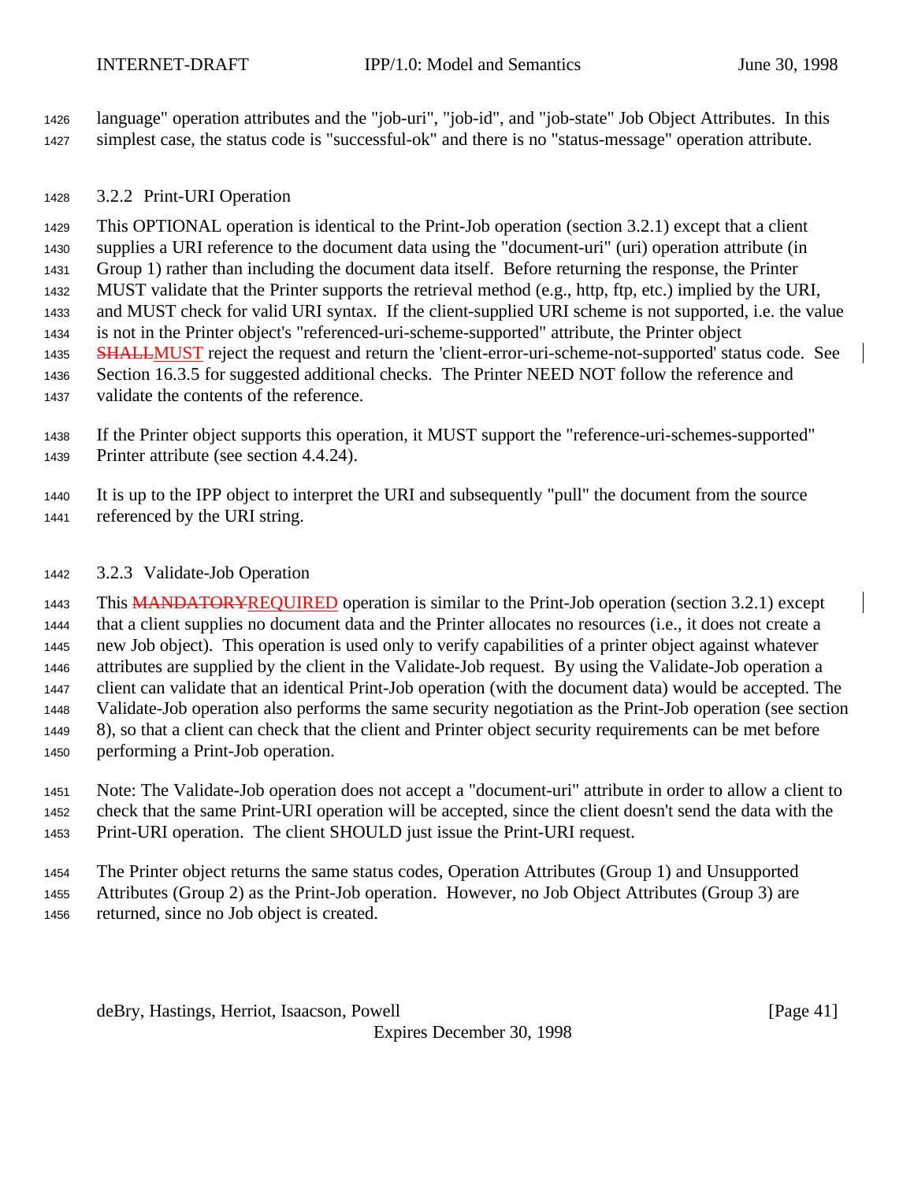language" operation attributes and the "job-uri", "job-id", and "job-state" Job Object Attributes. In this simplest case, the status code is "successful-ok" and there is no "status-message" operation attribute.

### 3.2.2 Print-URI Operation

This OPTIONAL operation is identical to the Print-Job operation (section 3.2.1) except that a client supplies a URI reference to the document data using the "document-uri" (uri) operation attribute (in Group 1) rather than including the document data itself. Before returning the response, the Printer MUST validate that the Printer supports the retrieval method (e.g., http, ftp, etc.) implied by the URI, and MUST check for valid URI syntax. If the client-supplied URI scheme is not supported, i.e. the value is not in the Printer object's "referenced-uri-scheme-supported" attribute, the Printer object ~~SHALL~~MUST reject the request and return the 'client-error-uri-scheme-not-supported' status code. See Section 16.3.5 for suggested additional checks. The Printer NEED NOT follow the reference and validate the contents of the reference.

If the Printer object supports this operation, it MUST support the "reference-uri-schemes-supported" Printer attribute (see section 4.4.24).

It is up to the IPP object to interpret the URI and subsequently "pull" the document from the source referenced by the URI string.

### 3.2.3 Validate-Job Operation

This ~~MANDATORY~~REQUIRED operation is similar to the Print-Job operation (section 3.2.1) except that a client supplies no document data and the Printer allocates no resources (i.e., it does not create a new Job object). This operation is used only to verify capabilities of a printer object against whatever attributes are supplied by the client in the Validate-Job request. By using the Validate-Job operation a client can validate that an identical Print-Job operation (with the document data) would be accepted. The Validate-Job operation also performs the same security negotiation as the Print-Job operation (see section 8), so that a client can check that the client and Printer object security requirements can be met before performing a Print-Job operation.

Note: The Validate-Job operation does not accept a "document-uri" attribute in order to allow a client to check that the same Print-URI operation will be accepted, since the client doesn't send the data with the Print-URI operation. The client SHOULD just issue the Print-URI request.

The Printer object returns the same status codes, Operation Attributes (Group 1) and Unsupported Attributes (Group 2) as the Print-Job operation. However, no Job Object Attributes (Group 3) are returned, since no Job object is created.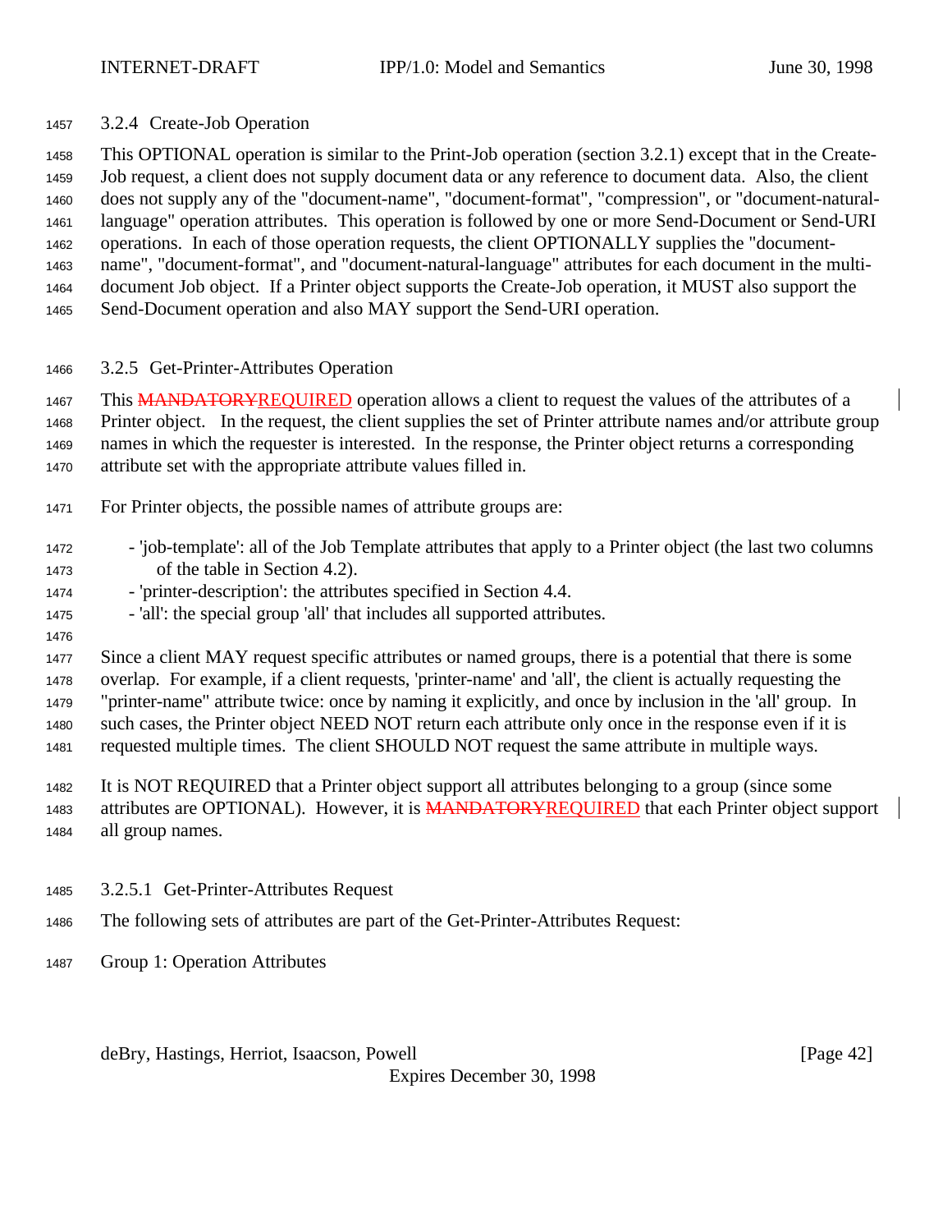### 3.2.4 Create-Job Operation

This OPTIONAL operation is similar to the Print-Job operation (section 3.2.1) except that in the Create-Job request, a client does not supply document data or any reference to document data. Also, the client does not supply any of the "document-name", "document-format", "compression", or "document-natural-language" operation attributes. This operation is followed by one or more Send-Document or Send-URI operations. In each of those operation requests, the client OPTIONALLY supplies the "document-name", "document-format", and "document-natural-language" attributes for each document in the multi-document Job object. If a Printer object supports the Create-Job operation, it MUST also support the Send-Document operation and also MAY support the Send-URI operation.

### 3.2.5 Get-Printer-Attributes Operation

This ~~MANDATORY~~REQUIRED operation allows a client to request the values of the attributes of a Printer object. In the request, the client supplies the set of Printer attribute names and/or attribute group names in which the requester is interested. In the response, the Printer object returns a corresponding attribute set with the appropriate attribute values filled in.

For Printer objects, the possible names of attribute groups are:

- 'job-template': all of the Job Template attributes that apply to a Printer object (the last two columns of the table in Section 4.2).
- 'printer-description': the attributes specified in Section 4.4.
- 'all': the special group 'all' that includes all supported attributes.

Since a client MAY request specific attributes or named groups, there is a potential that there is some overlap. For example, if a client requests, 'printer-name' and 'all', the client is actually requesting the "printer-name" attribute twice: once by naming it explicitly, and once by inclusion in the 'all' group. In such cases, the Printer object NEED NOT return each attribute only once in the response even if it is requested multiple times. The client SHOULD NOT request the same attribute in multiple ways.

It is NOT REQUIRED that a Printer object support all attributes belonging to a group (since some attributes are OPTIONAL). However, it is ~~MANDATORY~~REQUIRED that each Printer object support all group names.

#### 3.2.5.1 Get-Printer-Attributes Request

The following sets of attributes are part of the Get-Printer-Attributes Request:

Group 1: Operation Attributes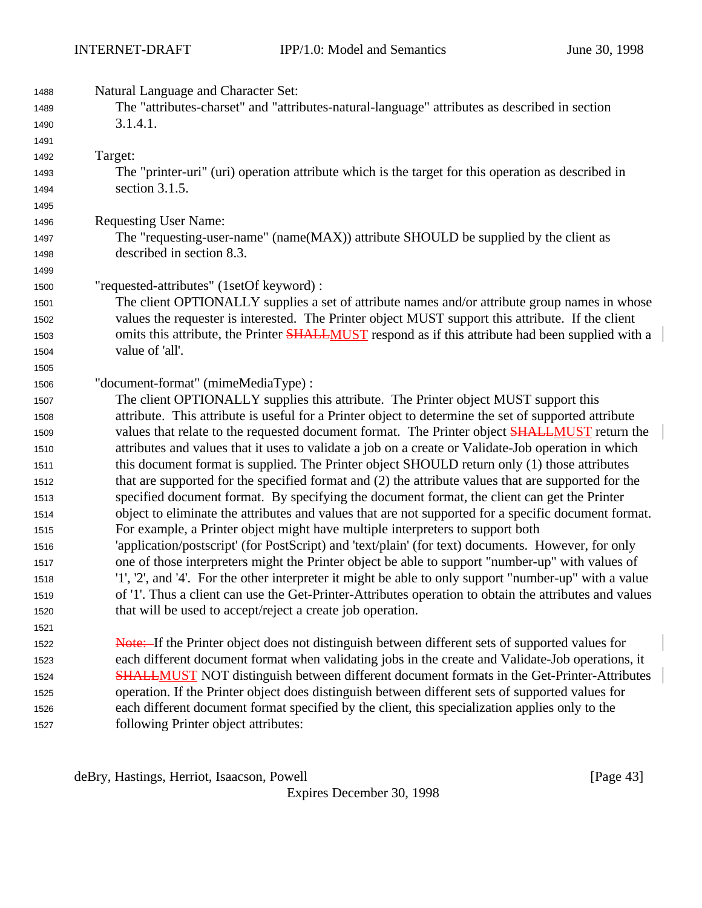Natural Language and Character Set:

The "attributes-charset" and "attributes-natural-language" attributes as described in section 3.1.4.1.

Target:

The "printer-uri" (uri) operation attribute which is the target for this operation as described in section 3.1.5.

Requesting User Name:

The "requesting-user-name" (name(MAX)) attribute SHOULD be supplied by the client as described in section 8.3.

"requested-attributes" (1setOf keyword) :

The client OPTIONALLY supplies a set of attribute names and/or attribute group names in whose values the requester is interested. The Printer object MUST support this attribute. If the client omits this attribute, the Printer ~~SHALL~~MUST respond as if this attribute had been supplied with a value of 'all'.

"document-format" (mimeMediaType) :

The client OPTIONALLY supplies this attribute. The Printer object MUST support this attribute. This attribute is useful for a Printer object to determine the set of supported attribute values that relate to the requested document format. The Printer object ~~SHALL~~MUST return the attributes and values that it uses to validate a job on a create or Validate-Job operation in which this document format is supplied. The Printer object SHOULD return only (1) those attributes that are supported for the specified format and (2) the attribute values that are supported for the specified document format. By specifying the document format, the client can get the Printer object to eliminate the attributes and values that are not supported for a specific document format. For example, a Printer object might have multiple interpreters to support both 'application/postscript' (for PostScript) and 'text/plain' (for text) documents. However, for only one of those interpreters might the Printer object be able to support "number-up" with values of '1', '2', and '4'. For the other interpreter it might be able to only support "number-up" with a value of '1'. Thus a client can use the Get-Printer-Attributes operation to obtain the attributes and values that will be used to accept/reject a create job operation.

~~Note:~~ If the Printer object does not distinguish between different sets of supported values for each different document format when validating jobs in the create and Validate-Job operations, it ~~SHALL~~MUST NOT distinguish between different document formats in the Get-Printer-Attributes operation. If the Printer object does distinguish between different sets of supported values for each different document format specified by the client, this specialization applies only to the following Printer object attributes: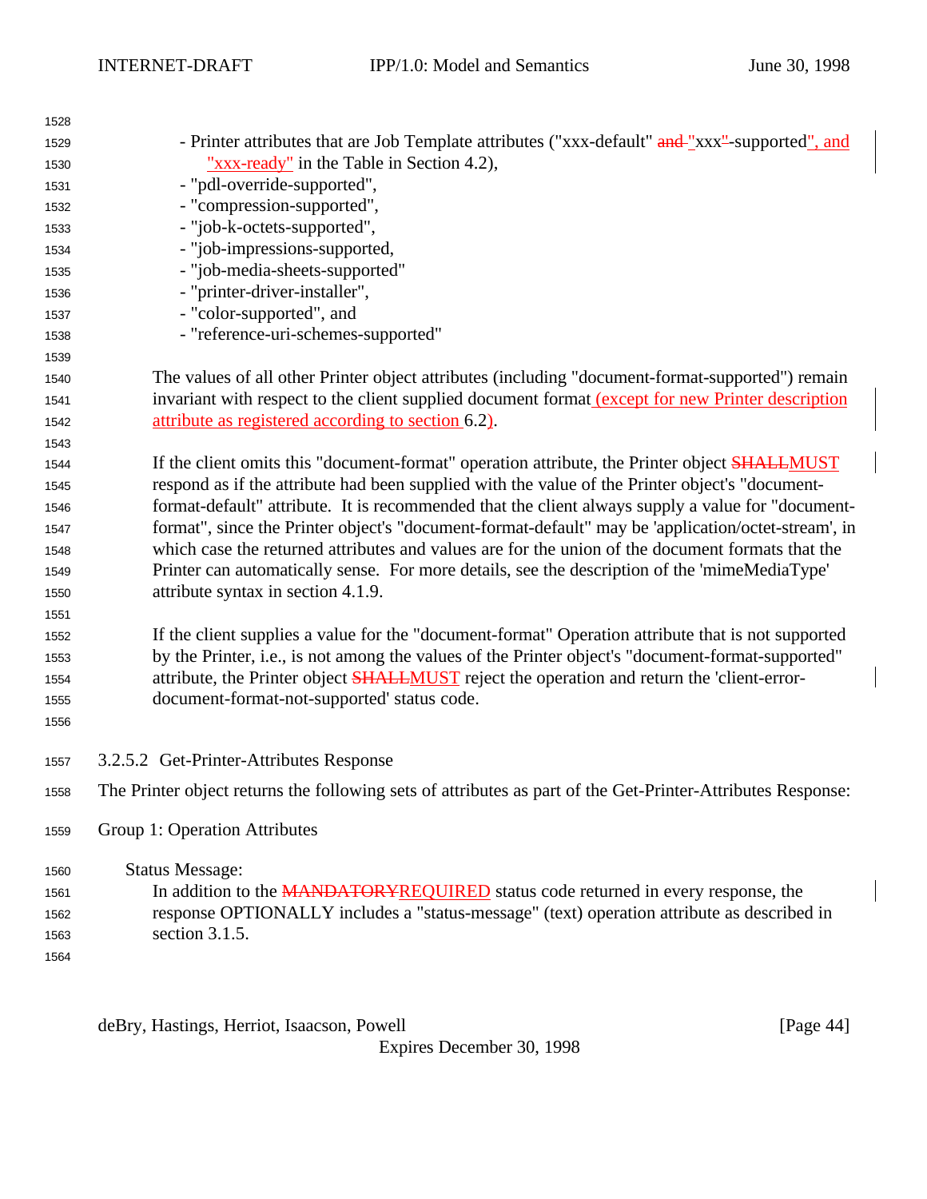- Printer attributes that are Job Template attributes ("xxx-default" and "xxx"-supported", and "xxx-ready" in the Table in Section 4.2),
- "pdl-override-supported",
- "compression-supported",
- "job-k-octets-supported",
- "job-impressions-supported,
- "job-media-sheets-supported"
- "printer-driver-installer",
- "color-supported", and
- "reference-uri-schemes-supported"

The values of all other Printer object attributes (including "document-format-supported") remain invariant with respect to the client supplied document format (except for new Printer description attribute as registered according to section 6.2).

If the client omits this "document-format" operation attribute, the Printer object SHALLMUST respond as if the attribute had been supplied with the value of the Printer object's "document-format-default" attribute. It is recommended that the client always supply a value for "document-format", since the Printer object's "document-format-default" may be 'application/octet-stream', in which case the returned attributes and values are for the union of the document formats that the Printer can automatically sense. For more details, see the description of the 'mimeMediaType' attribute syntax in section 4.1.9.

If the client supplies a value for the "document-format" Operation attribute that is not supported by the Printer, i.e., is not among the values of the Printer object's "document-format-supported" attribute, the Printer object SHALLMUST reject the operation and return the 'client-error-document-format-not-supported' status code.

### 3.2.5.2 Get-Printer-Attributes Response

The Printer object returns the following sets of attributes as part of the Get-Printer-Attributes Response:

Group 1: Operation Attributes

Status Message:
In addition to the MANDATORYREQUIRED status code returned in every response, the response OPTIONALLY includes a "status-message" (text) operation attribute as described in section 3.1.5.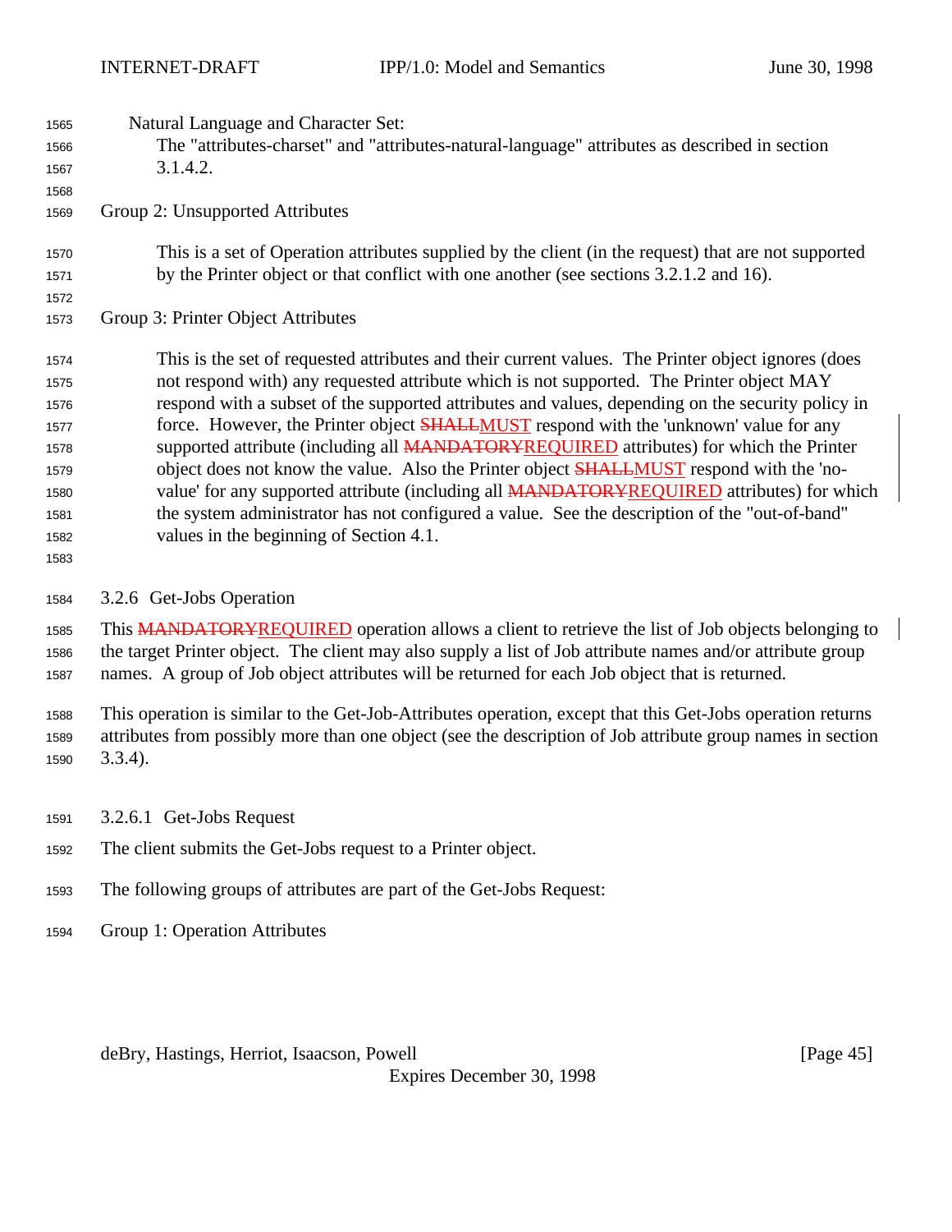Natural Language and Character Set:
The "attributes-charset" and "attributes-natural-language" attributes as described in section 3.1.4.2.

Group 2: Unsupported Attributes

This is a set of Operation attributes supplied by the client (in the request) that are not supported by the Printer object or that conflict with one another (see sections 3.2.1.2 and 16).

Group 3: Printer Object Attributes

This is the set of requested attributes and their current values. The Printer object ignores (does not respond with) any requested attribute which is not supported. The Printer object MAY respond with a subset of the supported attributes and values, depending on the security policy in force. However, the Printer object ~~SHALL~~MUST respond with the 'unknown' value for any supported attribute (including all ~~MANDATORY~~REQUIRED attributes) for which the Printer object does not know the value. Also the Printer object ~~SHALL~~MUST respond with the 'no-value' for any supported attribute (including all ~~MANDATORY~~REQUIRED attributes) for which the system administrator has not configured a value. See the description of the "out-of-band" values in the beginning of Section 4.1.

### 3.2.6 Get-Jobs Operation

This ~~MANDATORY~~REQUIRED operation allows a client to retrieve the list of Job objects belonging to the target Printer object. The client may also supply a list of Job attribute names and/or attribute group names. A group of Job object attributes will be returned for each Job object that is returned.

This operation is similar to the Get-Job-Attributes operation, except that this Get-Jobs operation returns attributes from possibly more than one object (see the description of Job attribute group names in section 3.3.4).

#### 3.2.6.1 Get-Jobs Request

The client submits the Get-Jobs request to a Printer object.

The following groups of attributes are part of the Get-Jobs Request:

Group 1: Operation Attributes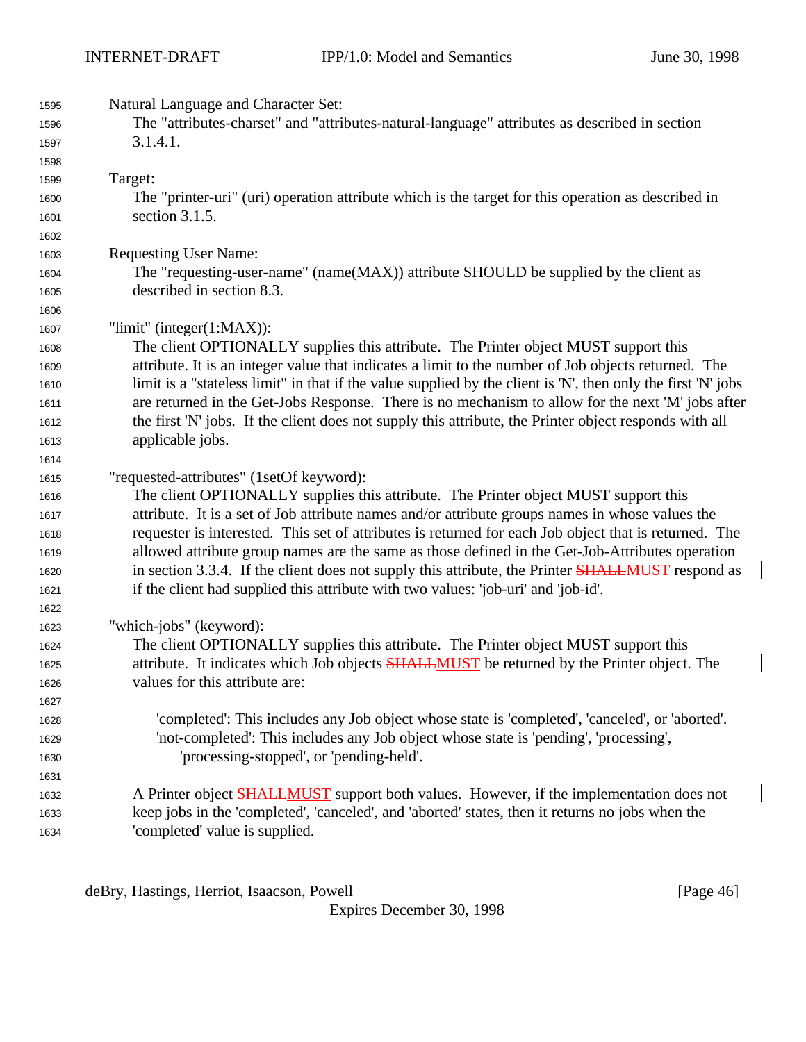Natural Language and Character Set:
The "attributes-charset" and "attributes-natural-language" attributes as described in section 3.1.4.1.

Target:
The "printer-uri" (uri) operation attribute which is the target for this operation as described in section 3.1.5.

Requesting User Name:
The "requesting-user-name" (name(MAX)) attribute SHOULD be supplied by the client as described in section 8.3.

"limit" (integer(1:MAX)):
The client OPTIONALLY supplies this attribute. The Printer object MUST support this attribute. It is an integer value that indicates a limit to the number of Job objects returned. The limit is a "stateless limit" in that if the value supplied by the client is 'N', then only the first 'N' jobs are returned in the Get-Jobs Response. There is no mechanism to allow for the next 'M' jobs after the first 'N' jobs. If the client does not supply this attribute, the Printer object responds with all applicable jobs.

"requested-attributes" (1setOf keyword):
The client OPTIONALLY supplies this attribute. The Printer object MUST support this attribute. It is a set of Job attribute names and/or attribute groups names in whose values the requester is interested. This set of attributes is returned for each Job object that is returned. The allowed attribute group names are the same as those defined in the Get-Job-Attributes operation in section 3.3.4. If the client does not supply this attribute, the Printer ~~SHALL~~MUST respond as if the client had supplied this attribute with two values: 'job-uri' and 'job-id'.

"which-jobs" (keyword):
The client OPTIONALLY supplies this attribute. The Printer object MUST support this attribute. It indicates which Job objects ~~SHALL~~MUST be returned by the Printer object. The values for this attribute are:

'completed': This includes any Job object whose state is 'completed', 'canceled', or 'aborted'.
'not-completed': This includes any Job object whose state is 'pending', 'processing', 'processing-stopped', or 'pending-held'.

A Printer object ~~SHALL~~MUST support both values. However, if the implementation does not keep jobs in the 'completed', 'canceled', and 'aborted' states, then it returns no jobs when the 'completed' value is supplied.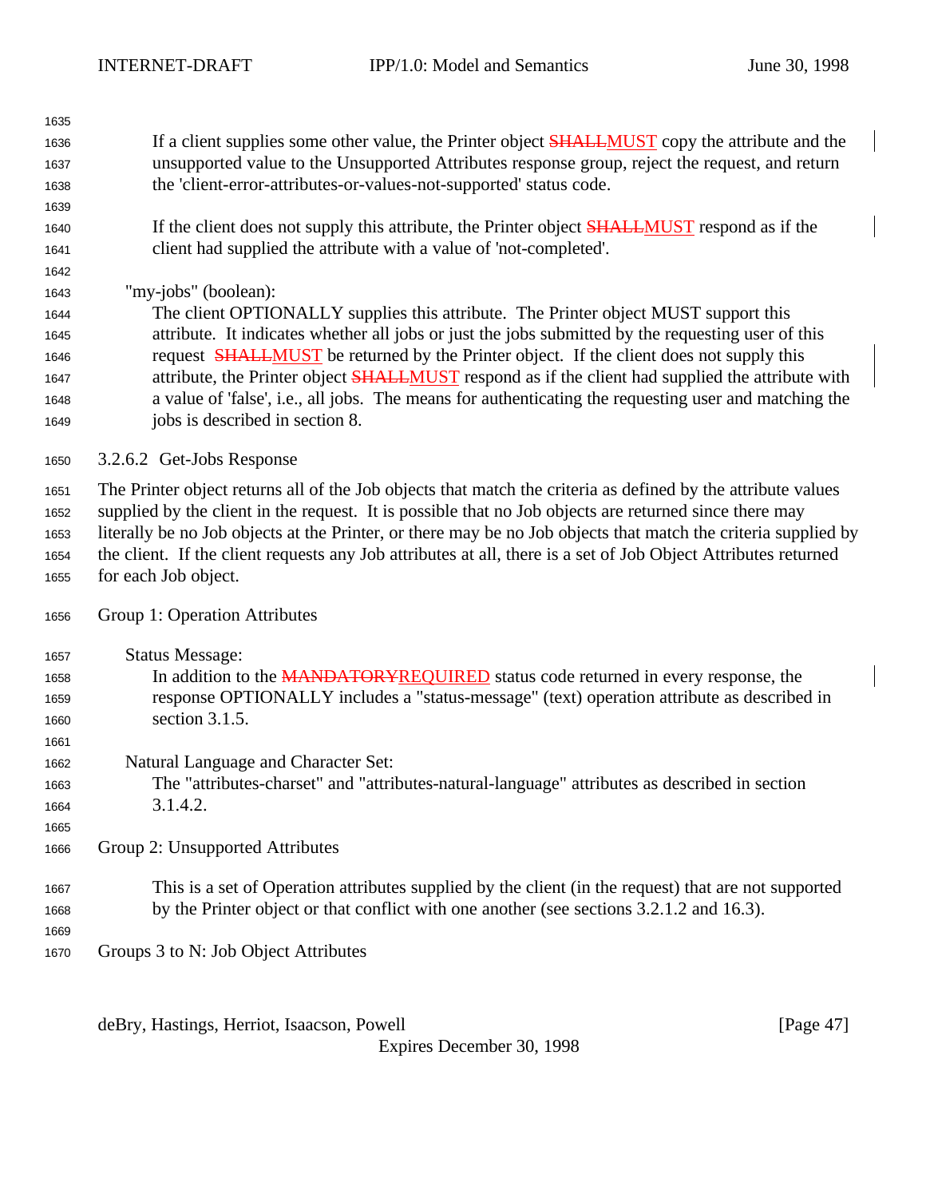If a client supplies some other value, the Printer object ~~SHALL~~MUST copy the attribute and the unsupported value to the Unsupported Attributes response group, reject the request, and return the 'client-error-attributes-or-values-not-supported' status code.

If the client does not supply this attribute, the Printer object ~~SHALL~~MUST respond as if the client had supplied the attribute with a value of 'not-completed'.

"my-jobs" (boolean):

The client OPTIONALLY supplies this attribute. The Printer object MUST support this attribute. It indicates whether all jobs or just the jobs submitted by the requesting user of this request ~~SHALL~~MUST be returned by the Printer object. If the client does not supply this attribute, the Printer object ~~SHALL~~MUST respond as if the client had supplied the attribute with a value of 'false', i.e., all jobs. The means for authenticating the requesting user and matching the jobs is described in section 8.

#### 3.2.6.2 Get-Jobs Response

The Printer object returns all of the Job objects that match the criteria as defined by the attribute values supplied by the client in the request. It is possible that no Job objects are returned since there may literally be no Job objects at the Printer, or there may be no Job objects that match the criteria supplied by the client. If the client requests any Job attributes at all, there is a set of Job Object Attributes returned for each Job object.

Group 1: Operation Attributes

Status Message:

In addition to the ~~MANDATORY~~REQUIRED status code returned in every response, the response OPTIONALLY includes a "status-message" (text) operation attribute as described in section 3.1.5.

Natural Language and Character Set:

The "attributes-charset" and "attributes-natural-language" attributes as described in section 3.1.4.2.

Group 2: Unsupported Attributes

This is a set of Operation attributes supplied by the client (in the request) that are not supported by the Printer object or that conflict with one another (see sections 3.2.1.2 and 16.3).

Groups 3 to N: Job Object Attributes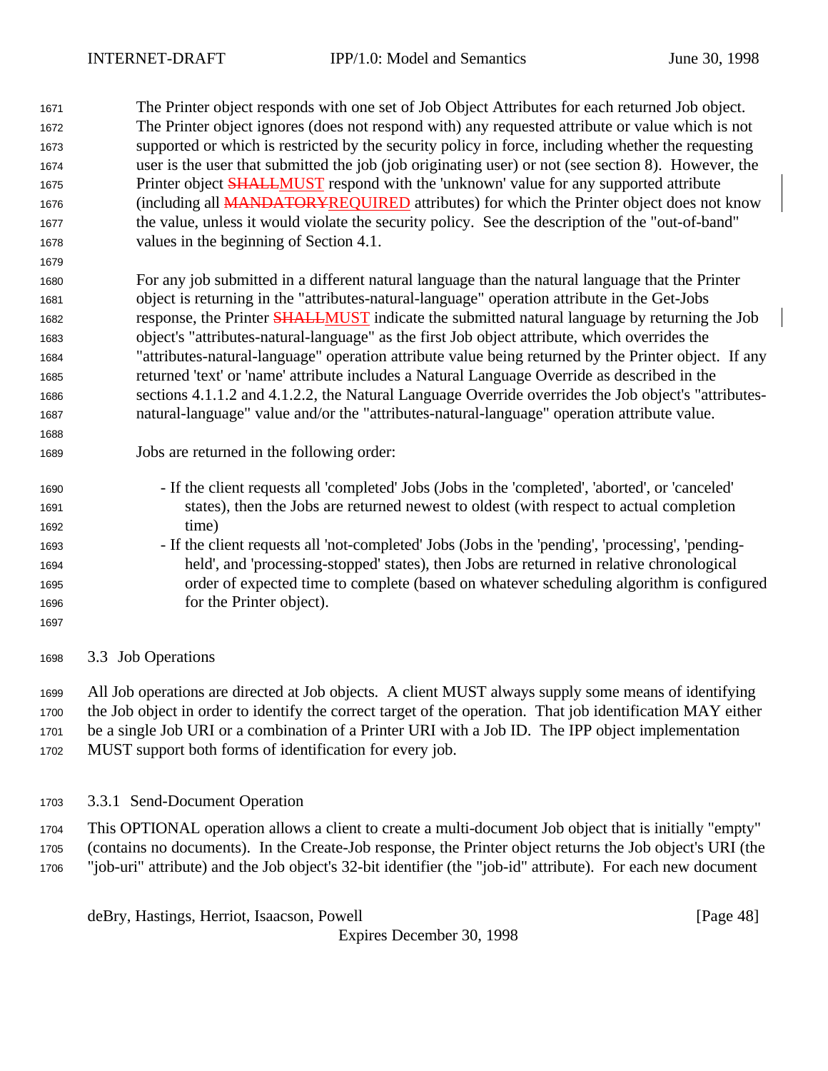The Printer object responds with one set of Job Object Attributes for each returned Job object. The Printer object ignores (does not respond with) any requested attribute or value which is not supported or which is restricted by the security policy in force, including whether the requesting user is the user that submitted the job (job originating user) or not (see section 8). However, the Printer object ~~SHALL~~MUST respond with the 'unknown' value for any supported attribute (including all ~~MANDATORY~~REQUIRED attributes) for which the Printer object does not know the value, unless it would violate the security policy. See the description of the "out-of-band" values in the beginning of Section 4.1.

For any job submitted in a different natural language than the natural language that the Printer object is returning in the "attributes-natural-language" operation attribute in the Get-Jobs response, the Printer ~~SHALL~~MUST indicate the submitted natural language by returning the Job object's "attributes-natural-language" as the first Job object attribute, which overrides the "attributes-natural-language" operation attribute value being returned by the Printer object. If any returned 'text' or 'name' attribute includes a Natural Language Override as described in the sections 4.1.1.2 and 4.1.2.2, the Natural Language Override overrides the Job object's "attributes-natural-language" value and/or the "attributes-natural-language" operation attribute value.

Jobs are returned in the following order:

- If the client requests all 'completed' Jobs (Jobs in the 'completed', 'aborted', or 'canceled' states), then the Jobs are returned newest to oldest (with respect to actual completion time)
- If the client requests all 'not-completed' Jobs (Jobs in the 'pending', 'processing', 'pending-held', and 'processing-stopped' states), then Jobs are returned in relative chronological order of expected time to complete (based on whatever scheduling algorithm is configured for the Printer object).

## 3.3 Job Operations

All Job operations are directed at Job objects. A client MUST always supply some means of identifying the Job object in order to identify the correct target of the operation. That job identification MAY either be a single Job URI or a combination of a Printer URI with a Job ID. The IPP object implementation MUST support both forms of identification for every job.

### 3.3.1 Send-Document Operation

This OPTIONAL operation allows a client to create a multi-document Job object that is initially "empty" (contains no documents). In the Create-Job response, the Printer object returns the Job object's URI (the "job-uri" attribute) and the Job object's 32-bit identifier (the "job-id" attribute). For each new document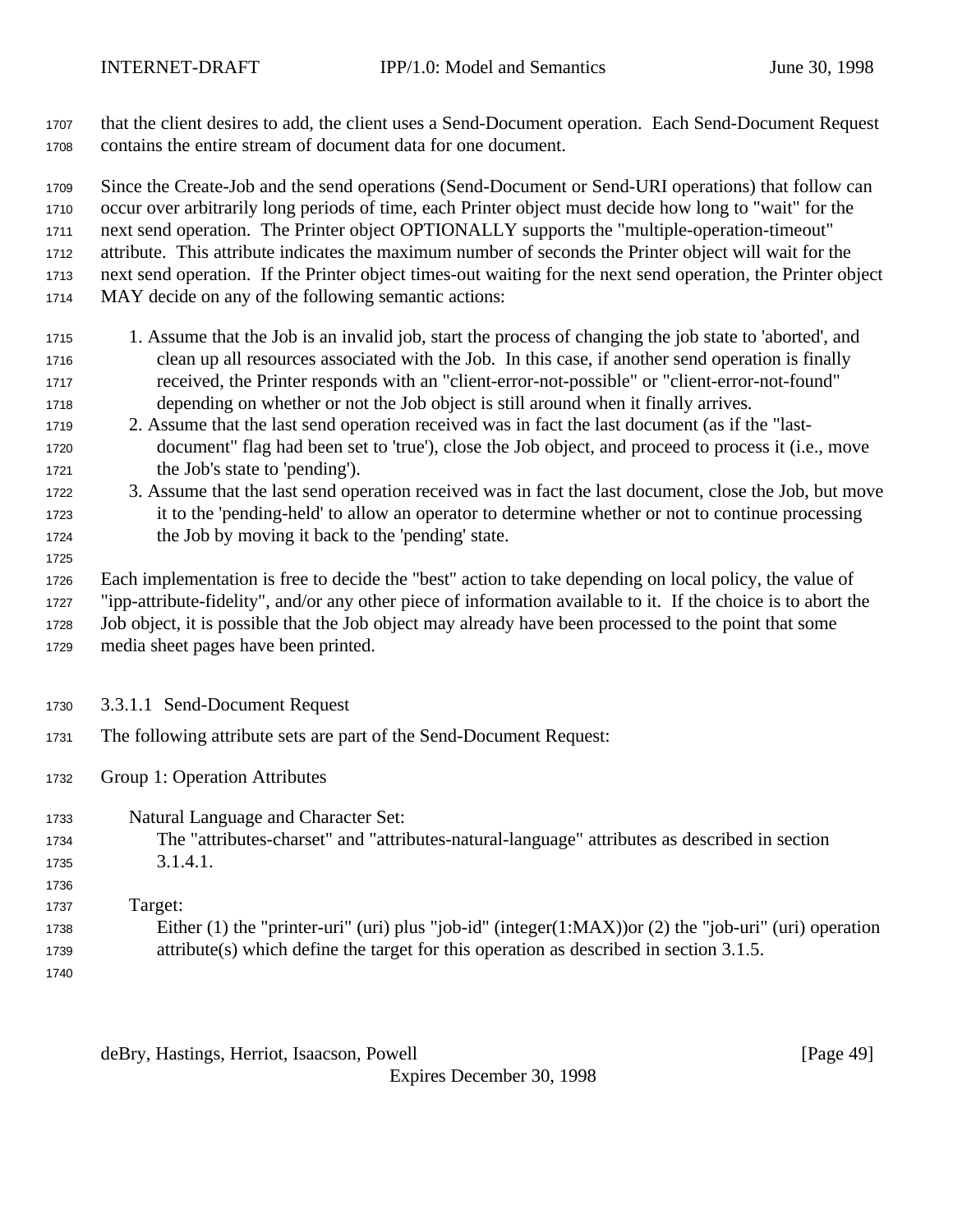that the client desires to add, the client uses a Send-Document operation. Each Send-Document Request contains the entire stream of document data for one document.

Since the Create-Job and the send operations (Send-Document or Send-URI operations) that follow can occur over arbitrarily long periods of time, each Printer object must decide how long to "wait" for the next send operation. The Printer object OPTIONALLY supports the "multiple-operation-timeout" attribute. This attribute indicates the maximum number of seconds the Printer object will wait for the next send operation. If the Printer object times-out waiting for the next send operation, the Printer object MAY decide on any of the following semantic actions:

1. Assume that the Job is an invalid job, start the process of changing the job state to 'aborted', and clean up all resources associated with the Job. In this case, if another send operation is finally received, the Printer responds with an "client-error-not-possible" or "client-error-not-found" depending on whether or not the Job object is still around when it finally arrives.
2. Assume that the last send operation received was in fact the last document (as if the "last-document" flag had been set to 'true'), close the Job object, and proceed to process it (i.e., move the Job's state to 'pending').
3. Assume that the last send operation received was in fact the last document, close the Job, but move it to the 'pending-held' to allow an operator to determine whether or not to continue processing the Job by moving it back to the 'pending' state.

Each implementation is free to decide the "best" action to take depending on local policy, the value of "ipp-attribute-fidelity", and/or any other piece of information available to it. If the choice is to abort the Job object, it is possible that the Job object may already have been processed to the point that some media sheet pages have been printed.

#### 3.3.1.1 Send-Document Request

The following attribute sets are part of the Send-Document Request:

Group 1: Operation Attributes

Natural Language and Character Set:
The "attributes-charset" and "attributes-natural-language" attributes as described in section 3.1.4.1.

Target:
Either (1) the "printer-uri" (uri) plus "job-id" (integer(1:MAX))or (2) the "job-uri" (uri) operation attribute(s) which define the target for this operation as described in section 3.1.5.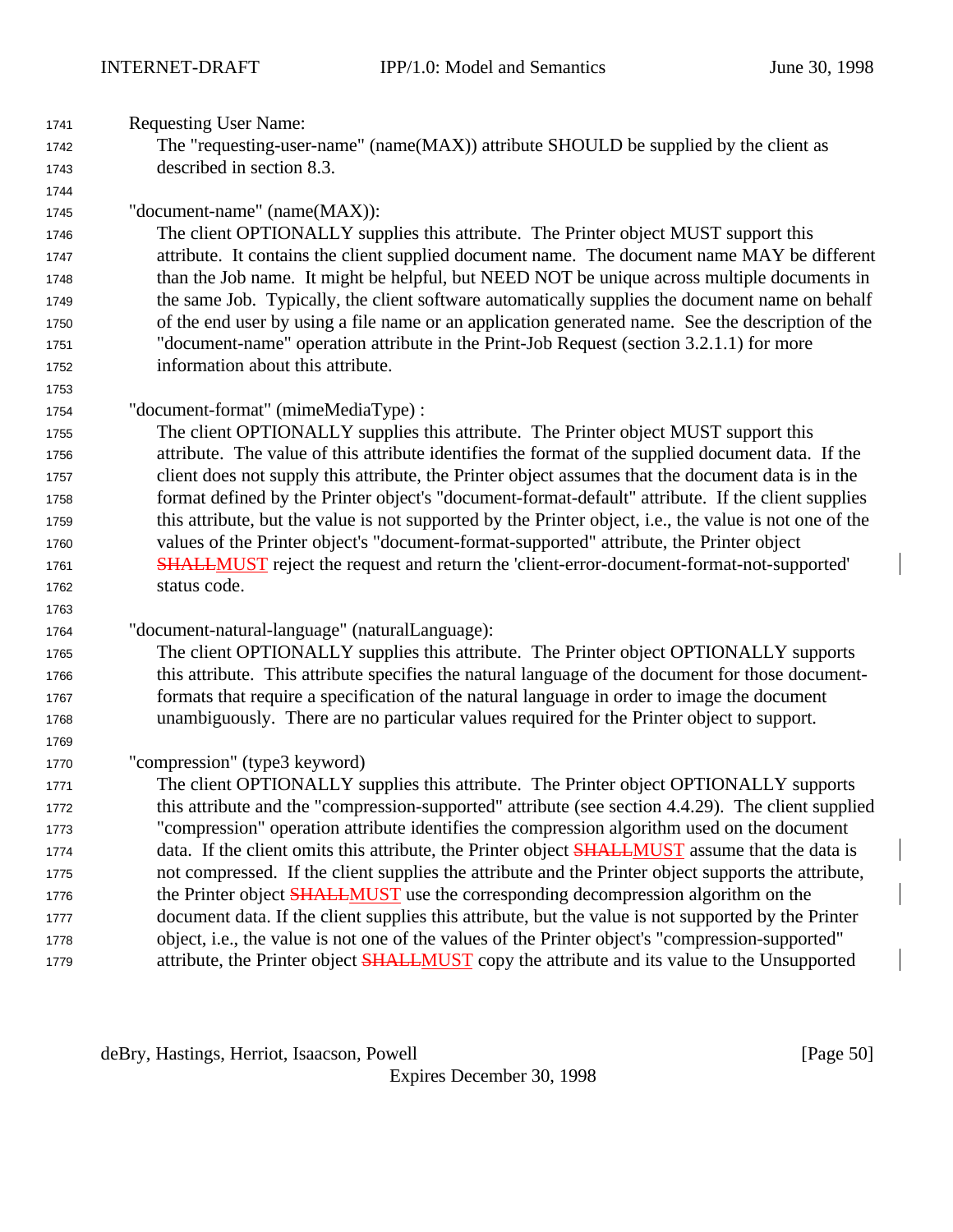Requesting User Name:
The "requesting-user-name" (name(MAX)) attribute SHOULD be supplied by the client as described in section 8.3.

"document-name" (name(MAX)):
The client OPTIONALLY supplies this attribute. The Printer object MUST support this attribute. It contains the client supplied document name. The document name MAY be different than the Job name. It might be helpful, but NEED NOT be unique across multiple documents in the same Job. Typically, the client software automatically supplies the document name on behalf of the end user by using a file name or an application generated name. See the description of the "document-name" operation attribute in the Print-Job Request (section 3.2.1.1) for more information about this attribute.

"document-format" (mimeMediaType) :
The client OPTIONALLY supplies this attribute. The Printer object MUST support this attribute. The value of this attribute identifies the format of the supplied document data. If the client does not supply this attribute, the Printer object assumes that the document data is in the format defined by the Printer object's "document-format-default" attribute. If the client supplies this attribute, but the value is not supported by the Printer object, i.e., the value is not one of the values of the Printer object's "document-format-supported" attribute, the Printer object ~~SHALL~~MUST reject the request and return the 'client-error-document-format-not-supported' status code.

"document-natural-language" (naturalLanguage):
The client OPTIONALLY supplies this attribute. The Printer object OPTIONALLY supports this attribute. This attribute specifies the natural language of the document for those document-formats that require a specification of the natural language in order to image the document unambiguously. There are no particular values required for the Printer object to support.

"compression" (type3 keyword)
The client OPTIONALLY supplies this attribute. The Printer object OPTIONALLY supports this attribute and the "compression-supported" attribute (see section 4.4.29). The client supplied "compression" operation attribute identifies the compression algorithm used on the document data. If the client omits this attribute, the Printer object ~~SHALL~~MUST assume that the data is not compressed. If the client supplies the attribute and the Printer object supports the attribute, the Printer object ~~SHALL~~MUST use the corresponding decompression algorithm on the document data. If the client supplies this attribute, but the value is not supported by the Printer object, i.e., the value is not one of the values of the Printer object's "compression-supported" attribute, the Printer object ~~SHALL~~MUST copy the attribute and its value to the Unsupported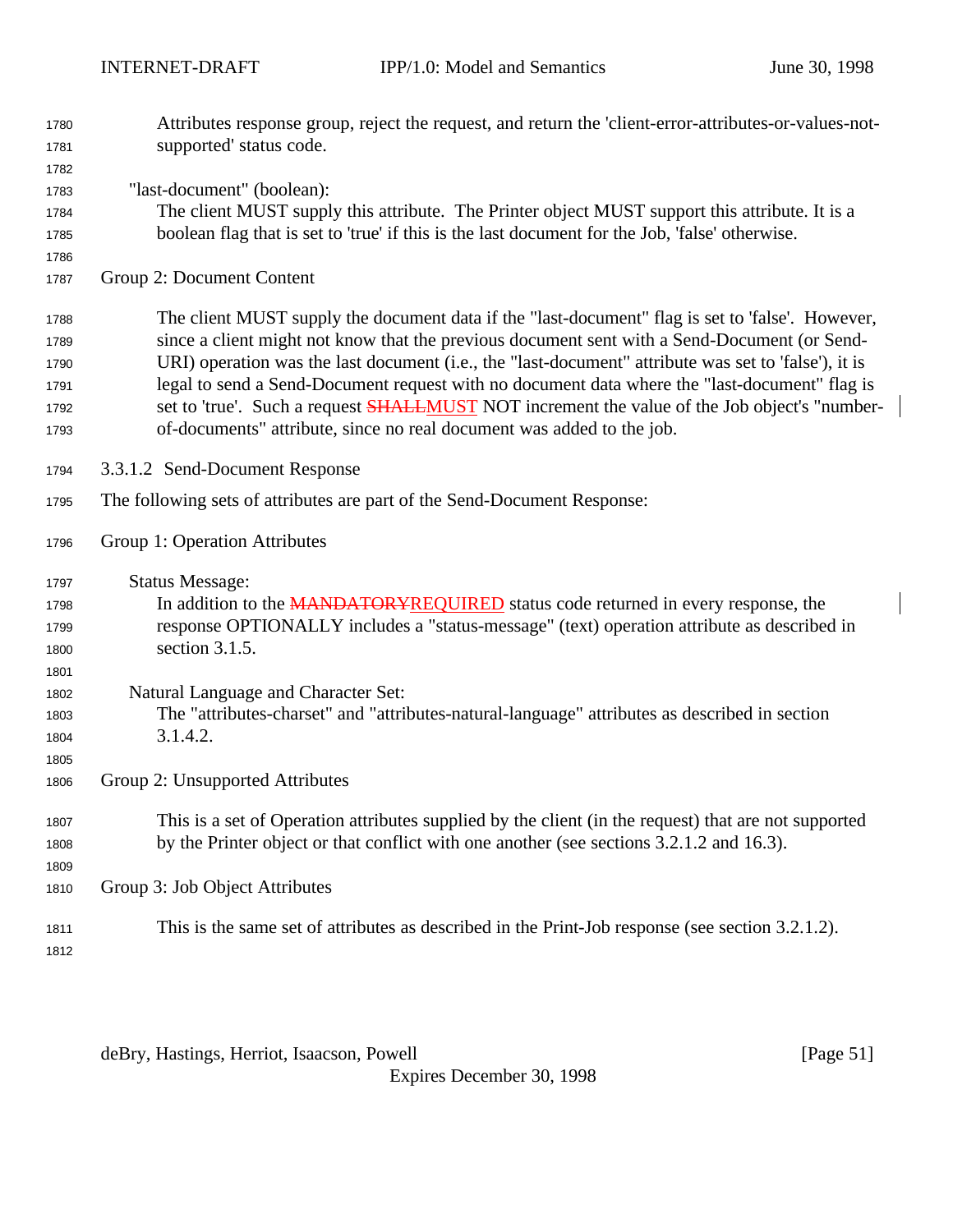Attributes response group, reject the request, and return the 'client-error-attributes-or-values-not-supported' status code.

"last-document" (boolean):
The client MUST supply this attribute. The Printer object MUST support this attribute. It is a boolean flag that is set to 'true' if this is the last document for the Job, 'false' otherwise.

Group 2: Document Content

The client MUST supply the document data if the "last-document" flag is set to 'false'. However, since a client might not know that the previous document sent with a Send-Document (or Send-URI) operation was the last document (i.e., the "last-document" attribute was set to 'false'), it is legal to send a Send-Document request with no document data where the "last-document" flag is set to 'true'. Such a request ~~SHALL~~MUST NOT increment the value of the Job object's "number-of-documents" attribute, since no real document was added to the job.

### 3.3.1.2 Send-Document Response

The following sets of attributes are part of the Send-Document Response:

Group 1: Operation Attributes

Status Message:
In addition to the ~~MANDATORY~~REQUIRED status code returned in every response, the response OPTIONALLY includes a "status-message" (text) operation attribute as described in section 3.1.5.

Natural Language and Character Set:
The "attributes-charset" and "attributes-natural-language" attributes as described in section 3.1.4.2.

Group 2: Unsupported Attributes

This is a set of Operation attributes supplied by the client (in the request) that are not supported by the Printer object or that conflict with one another (see sections 3.2.1.2 and 16.3).

Group 3: Job Object Attributes

This is the same set of attributes as described in the Print-Job response (see section 3.2.1.2).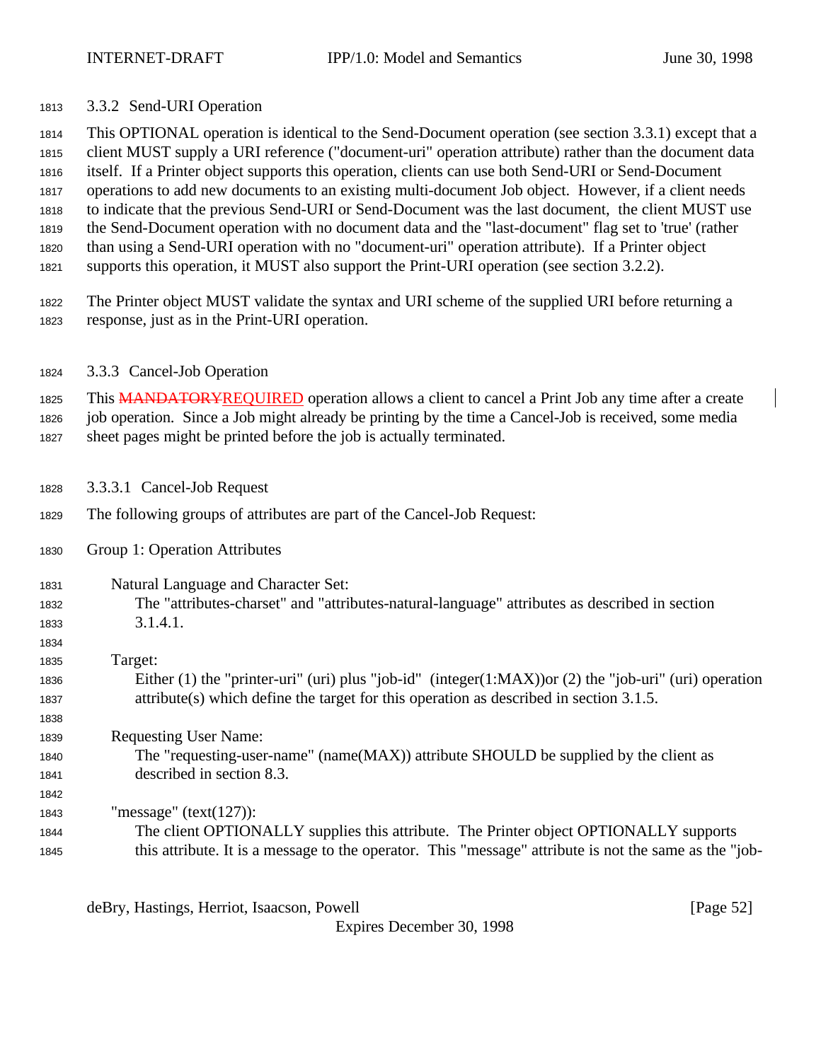### 3.3.2 Send-URI Operation

This OPTIONAL operation is identical to the Send-Document operation (see section 3.3.1) except that a client MUST supply a URI reference ("document-uri" operation attribute) rather than the document data itself. If a Printer object supports this operation, clients can use both Send-URI or Send-Document operations to add new documents to an existing multi-document Job object. However, if a client needs to indicate that the previous Send-URI or Send-Document was the last document, the client MUST use the Send-Document operation with no document data and the "last-document" flag set to 'true' (rather than using a Send-URI operation with no "document-uri" operation attribute). If a Printer object supports this operation, it MUST also support the Print-URI operation (see section 3.2.2).

The Printer object MUST validate the syntax and URI scheme of the supplied URI before returning a response, just as in the Print-URI operation.

### 3.3.3 Cancel-Job Operation

This ~~MANDATORY~~REQUIRED operation allows a client to cancel a Print Job any time after a create job operation. Since a Job might already be printing by the time a Cancel-Job is received, some media sheet pages might be printed before the job is actually terminated.

#### 3.3.3.1 Cancel-Job Request

The following groups of attributes are part of the Cancel-Job Request:

Group 1: Operation Attributes

Natural Language and Character Set:
The "attributes-charset" and "attributes-natural-language" attributes as described in section 3.1.4.1.

Target:
Either (1) the "printer-uri" (uri) plus "job-id" (integer(1:MAX))or (2) the "job-uri" (uri) operation attribute(s) which define the target for this operation as described in section 3.1.5.

Requesting User Name:
The "requesting-user-name" (name(MAX)) attribute SHOULD be supplied by the client as described in section 8.3.

"message" (text(127)):
The client OPTIONALLY supplies this attribute. The Printer object OPTIONALLY supports this attribute. It is a message to the operator. This "message" attribute is not the same as the "job-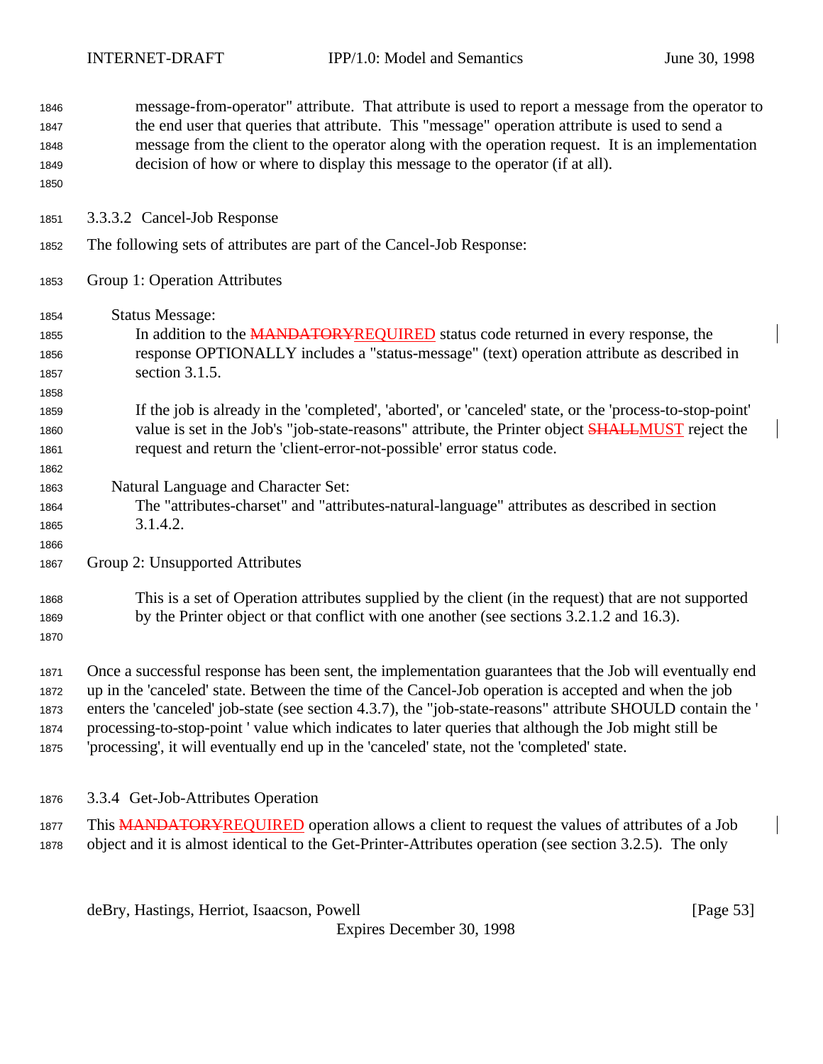message-from-operator" attribute. That attribute is used to report a message from the operator to the end user that queries that attribute. This "message" operation attribute is used to send a message from the client to the operator along with the operation request. It is an implementation decision of how or where to display this message to the operator (if at all).

#### 3.3.3.2 Cancel-Job Response

The following sets of attributes are part of the Cancel-Job Response:

Group 1: Operation Attributes

Status Message:
In addition to the ~~MANDATORY~~REQUIRED status code returned in every response, the response OPTIONALLY includes a "status-message" (text) operation attribute as described in section 3.1.5.

If the job is already in the 'completed', 'aborted', or 'canceled' state, or the 'process-to-stop-point' value is set in the Job's "job-state-reasons" attribute, the Printer object ~~SHALL~~MUST reject the request and return the 'client-error-not-possible' error status code.

Natural Language and Character Set:
The "attributes-charset" and "attributes-natural-language" attributes as described in section 3.1.4.2.

Group 2: Unsupported Attributes

This is a set of Operation attributes supplied by the client (in the request) that are not supported by the Printer object or that conflict with one another (see sections 3.2.1.2 and 16.3).

Once a successful response has been sent, the implementation guarantees that the Job will eventually end up in the 'canceled' state. Between the time of the Cancel-Job operation is accepted and when the job enters the 'canceled' job-state (see section 4.3.7), the "job-state-reasons" attribute SHOULD contain the ' processing-to-stop-point ' value which indicates to later queries that although the Job might still be 'processing', it will eventually end up in the 'canceled' state, not the 'completed' state.

### 3.3.4 Get-Job-Attributes Operation

This ~~MANDATORY~~REQUIRED operation allows a client to request the values of attributes of a Job object and it is almost identical to the Get-Printer-Attributes operation (see section 3.2.5). The only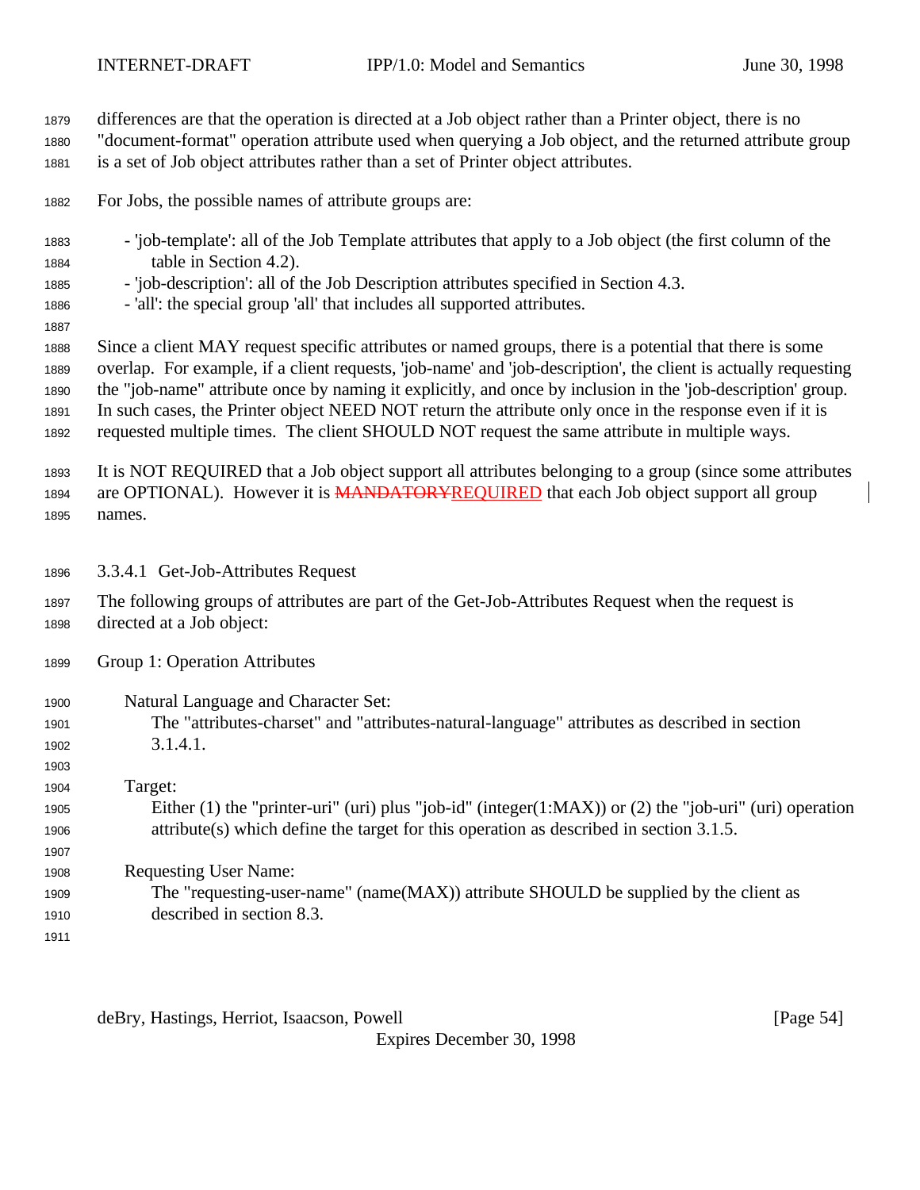differences are that the operation is directed at a Job object rather than a Printer object, there is no "document-format" operation attribute used when querying a Job object, and the returned attribute group is a set of Job object attributes rather than a set of Printer object attributes.

For Jobs, the possible names of attribute groups are:

- 'job-template': all of the Job Template attributes that apply to a Job object (the first column of the table in Section 4.2).
- 'job-description': all of the Job Description attributes specified in Section 4.3.
- 'all': the special group 'all' that includes all supported attributes.

Since a client MAY request specific attributes or named groups, there is a potential that there is some overlap. For example, if a client requests, 'job-name' and 'job-description', the client is actually requesting the "job-name" attribute once by naming it explicitly, and once by inclusion in the 'job-description' group. In such cases, the Printer object NEED NOT return the attribute only once in the response even if it is requested multiple times. The client SHOULD NOT request the same attribute in multiple ways.

It is NOT REQUIRED that a Job object support all attributes belonging to a group (since some attributes are OPTIONAL). However it is ~~MANDATORY~~REQUIRED that each Job object support all group names.

### 3.3.4.1 Get-Job-Attributes Request

The following groups of attributes are part of the Get-Job-Attributes Request when the request is directed at a Job object:

Group 1: Operation Attributes

Natural Language and Character Set:
The "attributes-charset" and "attributes-natural-language" attributes as described in section 3.1.4.1.

Target:
Either (1) the "printer-uri" (uri) plus "job-id" (integer(1:MAX)) or (2) the "job-uri" (uri) operation attribute(s) which define the target for this operation as described in section 3.1.5.

Requesting User Name:
The "requesting-user-name" (name(MAX)) attribute SHOULD be supplied by the client as described in section 8.3.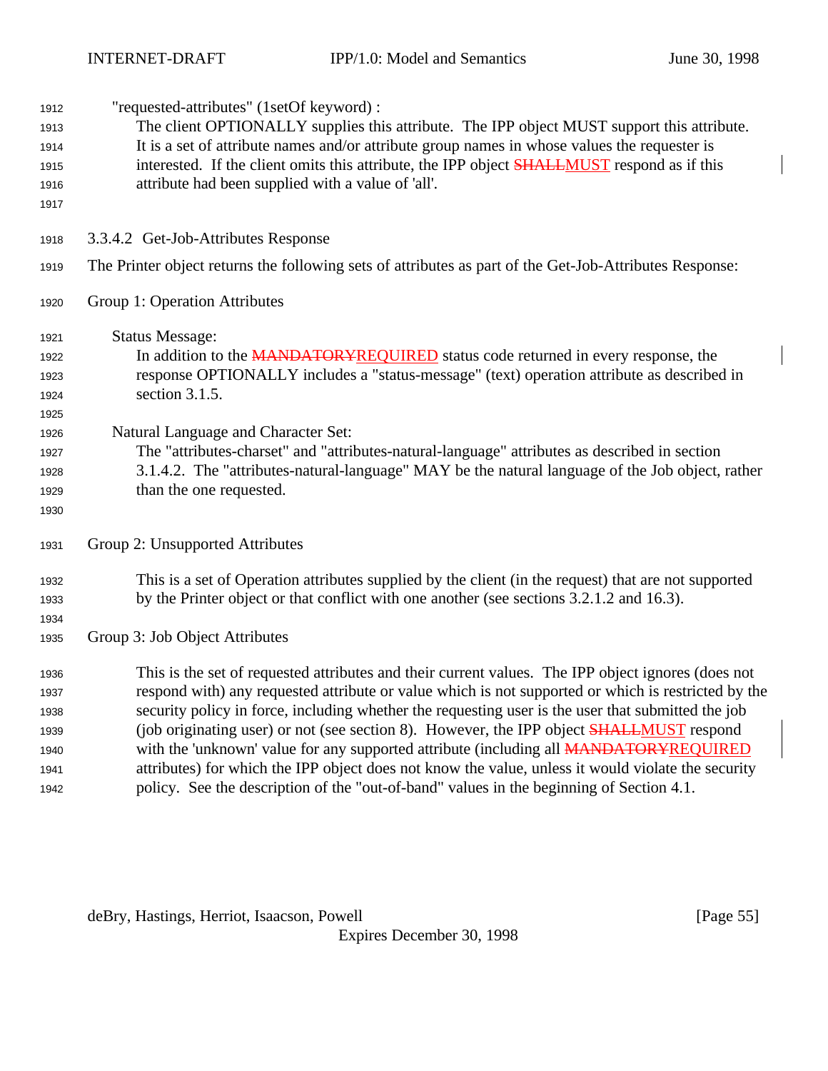"requested-attributes" (1setOf keyword) :

The client OPTIONALLY supplies this attribute. The IPP object MUST support this attribute. It is a set of attribute names and/or attribute group names in whose values the requester is interested. If the client omits this attribute, the IPP object ~~SHALL~~MUST respond as if this attribute had been supplied with a value of 'all'.

### 3.3.4.2 Get-Job-Attributes Response

The Printer object returns the following sets of attributes as part of the Get-Job-Attributes Response:

Group 1: Operation Attributes

Status Message:

In addition to the ~~MANDATORY~~REQUIRED status code returned in every response, the response OPTIONALLY includes a "status-message" (text) operation attribute as described in section 3.1.5.

Natural Language and Character Set:

The "attributes-charset" and "attributes-natural-language" attributes as described in section 3.1.4.2. The "attributes-natural-language" MAY be the natural language of the Job object, rather than the one requested.

Group 2: Unsupported Attributes

This is a set of Operation attributes supplied by the client (in the request) that are not supported by the Printer object or that conflict with one another (see sections 3.2.1.2 and 16.3).

Group 3: Job Object Attributes

This is the set of requested attributes and their current values. The IPP object ignores (does not respond with) any requested attribute or value which is not supported or which is restricted by the security policy in force, including whether the requesting user is the user that submitted the job (job originating user) or not (see section 8). However, the IPP object ~~SHALL~~MUST respond with the 'unknown' value for any supported attribute (including all ~~MANDATORY~~REQUIRED attributes) for which the IPP object does not know the value, unless it would violate the security policy. See the description of the "out-of-band" values in the beginning of Section 4.1.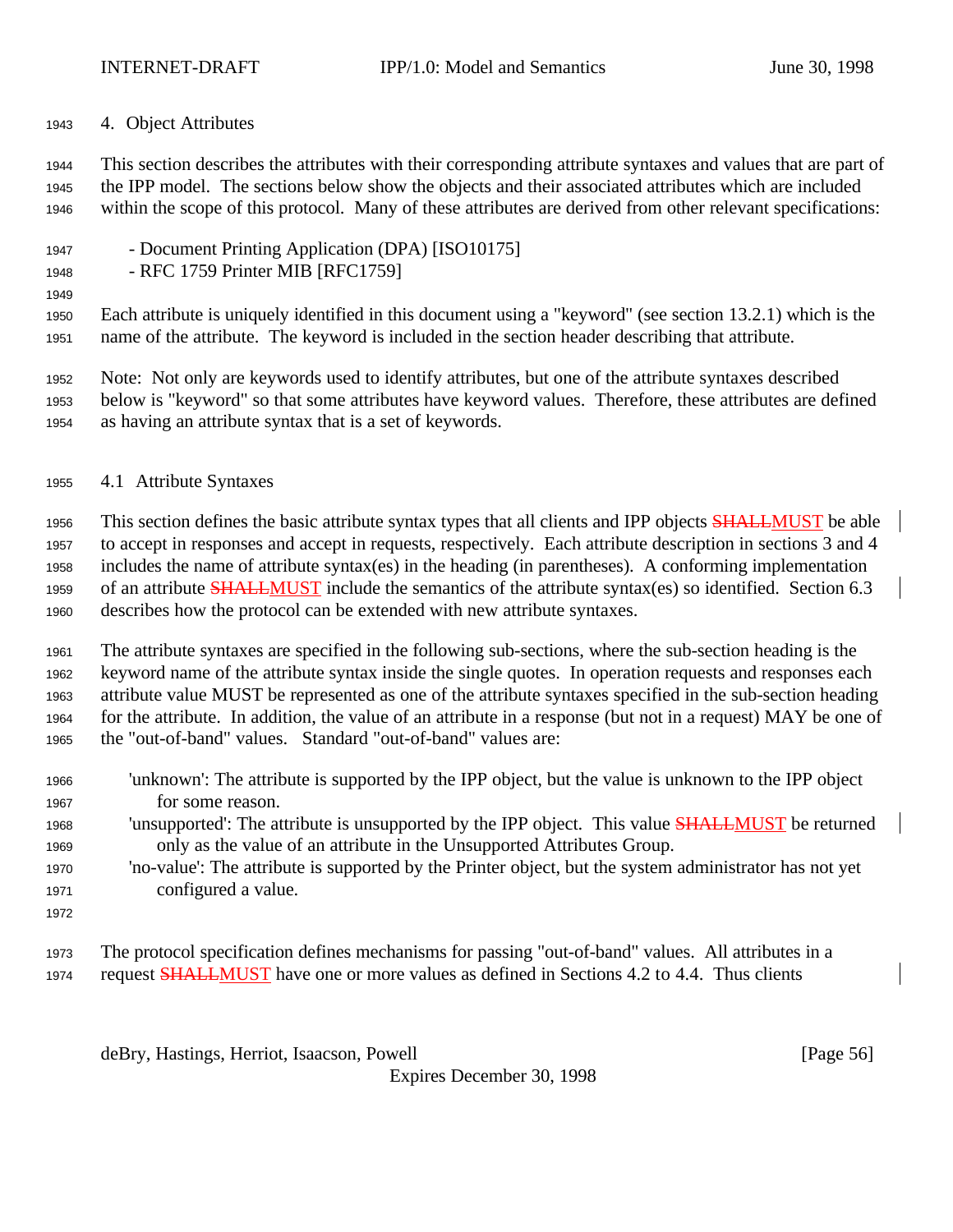# 4. Object Attributes

This section describes the attributes with their corresponding attribute syntaxes and values that are part of the IPP model. The sections below show the objects and their associated attributes which are included within the scope of this protocol. Many of these attributes are derived from other relevant specifications:

- Document Printing Application (DPA) [ISO10175]
- RFC 1759 Printer MIB [RFC1759]

Each attribute is uniquely identified in this document using a "keyword" (see section 13.2.1) which is the name of the attribute. The keyword is included in the section header describing that attribute.

Note: Not only are keywords used to identify attributes, but one of the attribute syntaxes described below is "keyword" so that some attributes have keyword values. Therefore, these attributes are defined as having an attribute syntax that is a set of keywords.

## 4.1 Attribute Syntaxes

This section defines the basic attribute syntax types that all clients and IPP objects ~~SHALL~~MUST be able to accept in responses and accept in requests, respectively. Each attribute description in sections 3 and 4 includes the name of attribute syntax(es) in the heading (in parentheses). A conforming implementation of an attribute ~~SHALL~~MUST include the semantics of the attribute syntax(es) so identified. Section 6.3 describes how the protocol can be extended with new attribute syntaxes.

The attribute syntaxes are specified in the following sub-sections, where the sub-section heading is the keyword name of the attribute syntax inside the single quotes. In operation requests and responses each attribute value MUST be represented as one of the attribute syntaxes specified in the sub-section heading for the attribute. In addition, the value of an attribute in a response (but not in a request) MAY be one of the "out-of-band" values. Standard "out-of-band" values are:

'unknown': The attribute is supported by the IPP object, but the value is unknown to the IPP object for some reason.
'unsupported': The attribute is unsupported by the IPP object. This value ~~SHALL~~MUST be returned only as the value of an attribute in the Unsupported Attributes Group.
'no-value': The attribute is supported by the Printer object, but the system administrator has not yet configured a value.

The protocol specification defines mechanisms for passing "out-of-band" values. All attributes in a request ~~SHALL~~MUST have one or more values as defined in Sections 4.2 to 4.4. Thus clients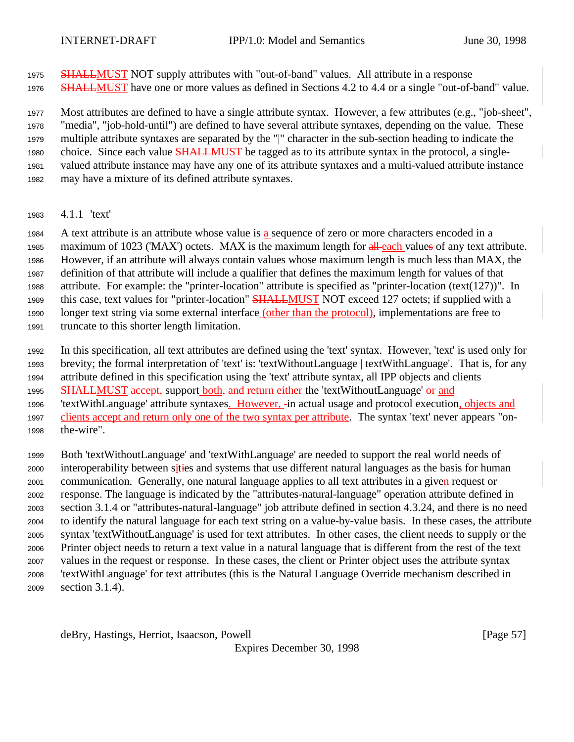~~SHALL~~MUST NOT supply attributes with "out-of-band" values. All attribute in a response ~~SHALL~~MUST have one or more values as defined in Sections 4.2 to 4.4 or a single "out-of-band" value.

Most attributes are defined to have a single attribute syntax. However, a few attributes (e.g., "job-sheet", "media", "job-hold-until") are defined to have several attribute syntaxes, depending on the value. These multiple attribute syntaxes are separated by the "|" character in the sub-section heading to indicate the choice. Since each value ~~SHALL~~MUST be tagged as to its attribute syntax in the protocol, a single-valued attribute instance may have any one of its attribute syntaxes and a multi-valued attribute instance may have a mixture of its defined attribute syntaxes.

### 4.1.1 'text'

A text attribute is an attribute whose value is a sequence of zero or more characters encoded in a maximum of 1023 ('MAX') octets. MAX is the maximum length for ~~all~~ each value~~s~~ of any text attribute. However, if an attribute will always contain values whose maximum length is much less than MAX, the definition of that attribute will include a qualifier that defines the maximum length for values of that attribute. For example: the "printer-location" attribute is specified as "printer-location (text(127))". In this case, text values for "printer-location" ~~SHALL~~MUST NOT exceed 127 octets; if supplied with a longer text string via some external interface (other than the protocol), implementations are free to truncate to this shorter length limitation.

In this specification, all text attributes are defined using the 'text' syntax. However, 'text' is used only for brevity; the formal interpretation of 'text' is: 'textWithoutLanguage | textWithLanguage'. That is, for any attribute defined in this specification using the 'text' attribute syntax, all IPP objects and clients ~~SHALL~~MUST ~~accept,~~ support both~~, and return either~~ the 'textWithoutLanguage' ~~or~~ and 'textWithLanguage' attribute syntaxes. However, ~~-~~in actual usage and protocol execution, objects and clients accept and return only one of the two syntax per attribute. The syntax 'text' never appears "on-the-wire".

Both 'textWithoutLanguage' and 'textWithLanguage' are needed to support the real world needs of interoperability between si~~ti~~es and systems that use different natural languages as the basis for human communication. Generally, one natural language applies to all text attributes in a given request or response. The language is indicated by the "attributes-natural-language" operation attribute defined in section 3.1.4 or "attributes-natural-language" job attribute defined in section 4.3.24, and there is no need to identify the natural language for each text string on a value-by-value basis. In these cases, the attribute syntax 'textWithoutLanguage' is used for text attributes. In other cases, the client needs to supply or the Printer object needs to return a text value in a natural language that is different from the rest of the text values in the request or response. In these cases, the client or Printer object uses the attribute syntax 'textWithLanguage' for text attributes (this is the Natural Language Override mechanism described in section 3.1.4).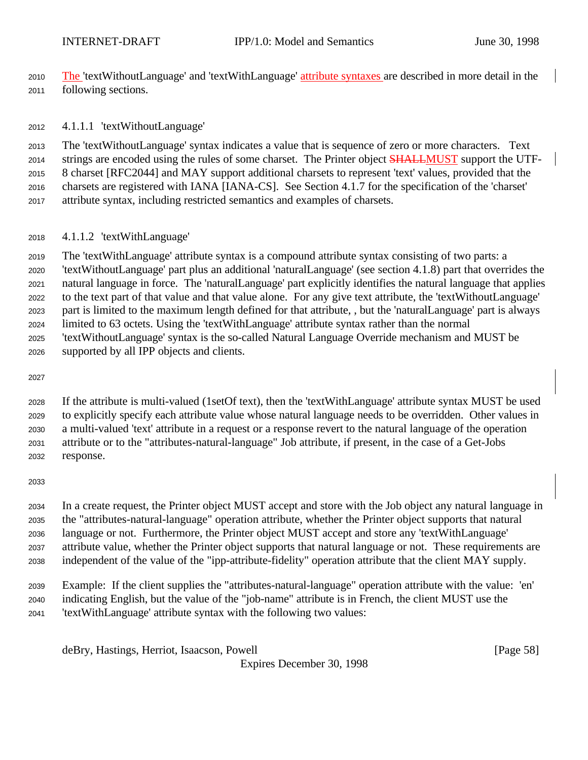The 'textWithoutLanguage' and 'textWithLanguage' attribute syntaxes are described in more detail in the following sections.

#### 4.1.1.1 'textWithoutLanguage'

The 'textWithoutLanguage' syntax indicates a value that is sequence of zero or more characters. Text strings are encoded using the rules of some charset. The Printer object ~~SHALL~~MUST support the UTF-8 charset [RFC2044] and MAY support additional charsets to represent 'text' values, provided that the charsets are registered with IANA [IANA-CS]. See Section 4.1.7 for the specification of the 'charset' attribute syntax, including restricted semantics and examples of charsets.

#### 4.1.1.2 'textWithLanguage'

The 'textWithLanguage' attribute syntax is a compound attribute syntax consisting of two parts: a 'textWithoutLanguage' part plus an additional 'naturalLanguage' (see section 4.1.8) part that overrides the natural language in force. The 'naturalLanguage' part explicitly identifies the natural language that applies to the text part of that value and that value alone. For any give text attribute, the 'textWithoutLanguage' part is limited to the maximum length defined for that attribute, , but the 'naturalLanguage' part is always limited to 63 octets. Using the 'textWithLanguage' attribute syntax rather than the normal 'textWithoutLanguage' syntax is the so-called Natural Language Override mechanism and MUST be supported by all IPP objects and clients.

If the attribute is multi-valued (1setOf text), then the 'textWithLanguage' attribute syntax MUST be used to explicitly specify each attribute value whose natural language needs to be overridden. Other values in a multi-valued 'text' attribute in a request or a response revert to the natural language of the operation attribute or to the "attributes-natural-language" Job attribute, if present, in the case of a Get-Jobs response.

In a create request, the Printer object MUST accept and store with the Job object any natural language in the "attributes-natural-language" operation attribute, whether the Printer object supports that natural language or not. Furthermore, the Printer object MUST accept and store any 'textWithLanguage' attribute value, whether the Printer object supports that natural language or not. These requirements are independent of the value of the "ipp-attribute-fidelity" operation attribute that the client MAY supply.

Example: If the client supplies the "attributes-natural-language" operation attribute with the value: 'en' indicating English, but the value of the "job-name" attribute is in French, the client MUST use the 'textWithLanguage' attribute syntax with the following two values: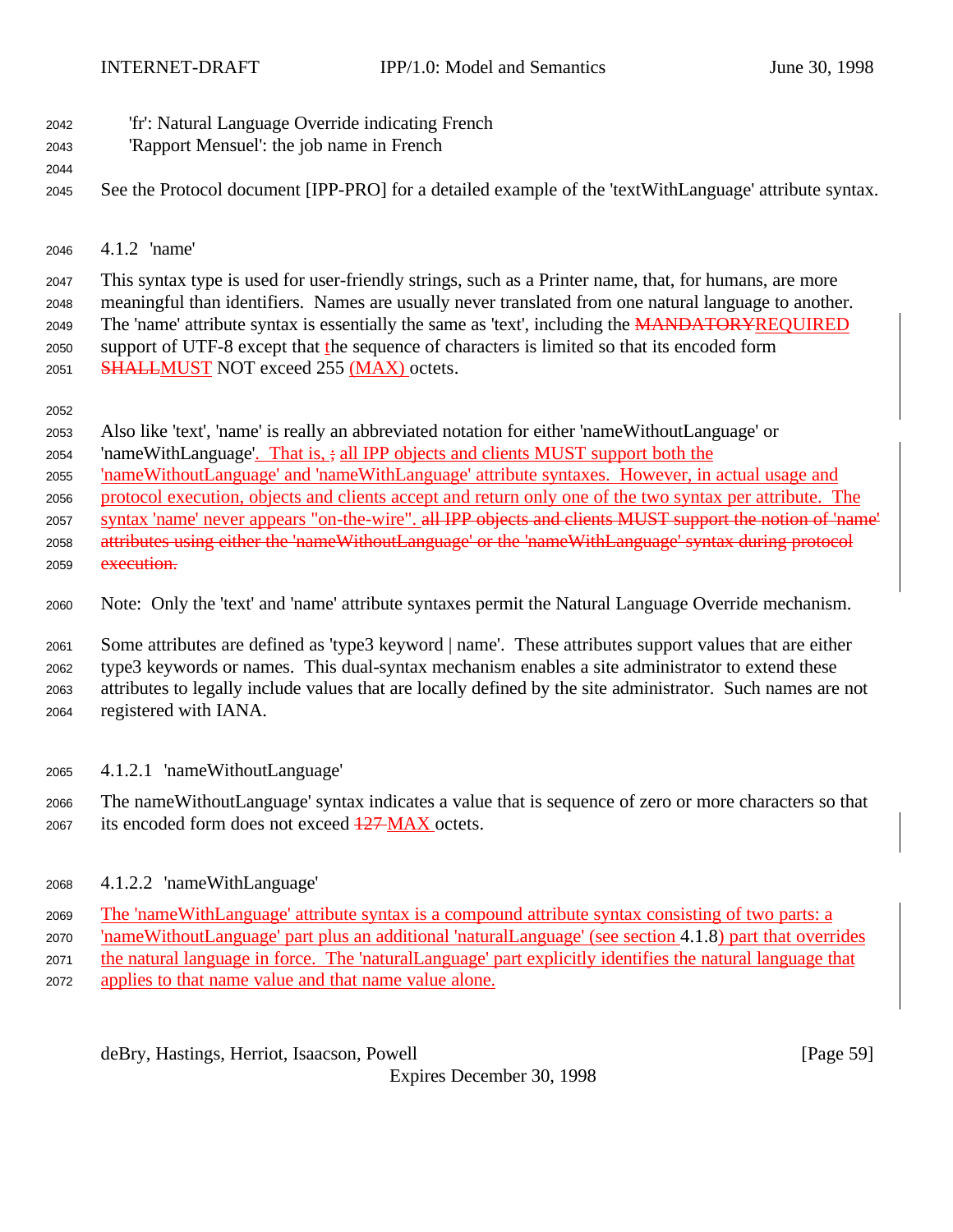'fr': Natural Language Override indicating French
'Rapport Mensuel': the job name in French

See the Protocol document [IPP-PRO] for a detailed example of the 'textWithLanguage' attribute syntax.

### 4.1.2 'name'

This syntax type is used for user-friendly strings, such as a Printer name, that, for humans, are more meaningful than identifiers. Names are usually never translated from one natural language to another. The 'name' attribute syntax is essentially the same as 'text', including the ~~MANDATORY~~REQUIRED support of UTF-8 except that the sequence of characters is limited so that its encoded form ~~SHALL~~MUST NOT exceed 255 (MAX) octets.

Also like 'text', 'name' is really an abbreviated notation for either 'nameWithoutLanguage' or 'nameWithLanguage'. That is, ~~;~~ all IPP objects and clients MUST support both the 'nameWithoutLanguage' and 'nameWithLanguage' attribute syntaxes. However, in actual usage and protocol execution, objects and clients accept and return only one of the two syntax per attribute. The syntax 'name' never appears "on-the-wire". ~~all IPP objects and clients MUST support the notion of 'name' attributes using either the 'nameWithoutLanguage' or the 'nameWithLanguage' syntax during protocol execution.~~

Note: Only the 'text' and 'name' attribute syntaxes permit the Natural Language Override mechanism.

Some attributes are defined as 'type3 keyword | name'. These attributes support values that are either type3 keywords or names. This dual-syntax mechanism enables a site administrator to extend these attributes to legally include values that are locally defined by the site administrator. Such names are not registered with IANA.

#### 4.1.2.1 'nameWithoutLanguage'

The nameWithoutLanguage' syntax indicates a value that is sequence of zero or more characters so that its encoded form does not exceed ~~127~~ MAX octets.

#### 4.1.2.2 'nameWithLanguage'

The 'nameWithLanguage' attribute syntax is a compound attribute syntax consisting of two parts: a 'nameWithoutLanguage' part plus an additional 'naturalLanguage' (see section 4.1.8) part that overrides the natural language in force. The 'naturalLanguage' part explicitly identifies the natural language that applies to that name value and that name value alone.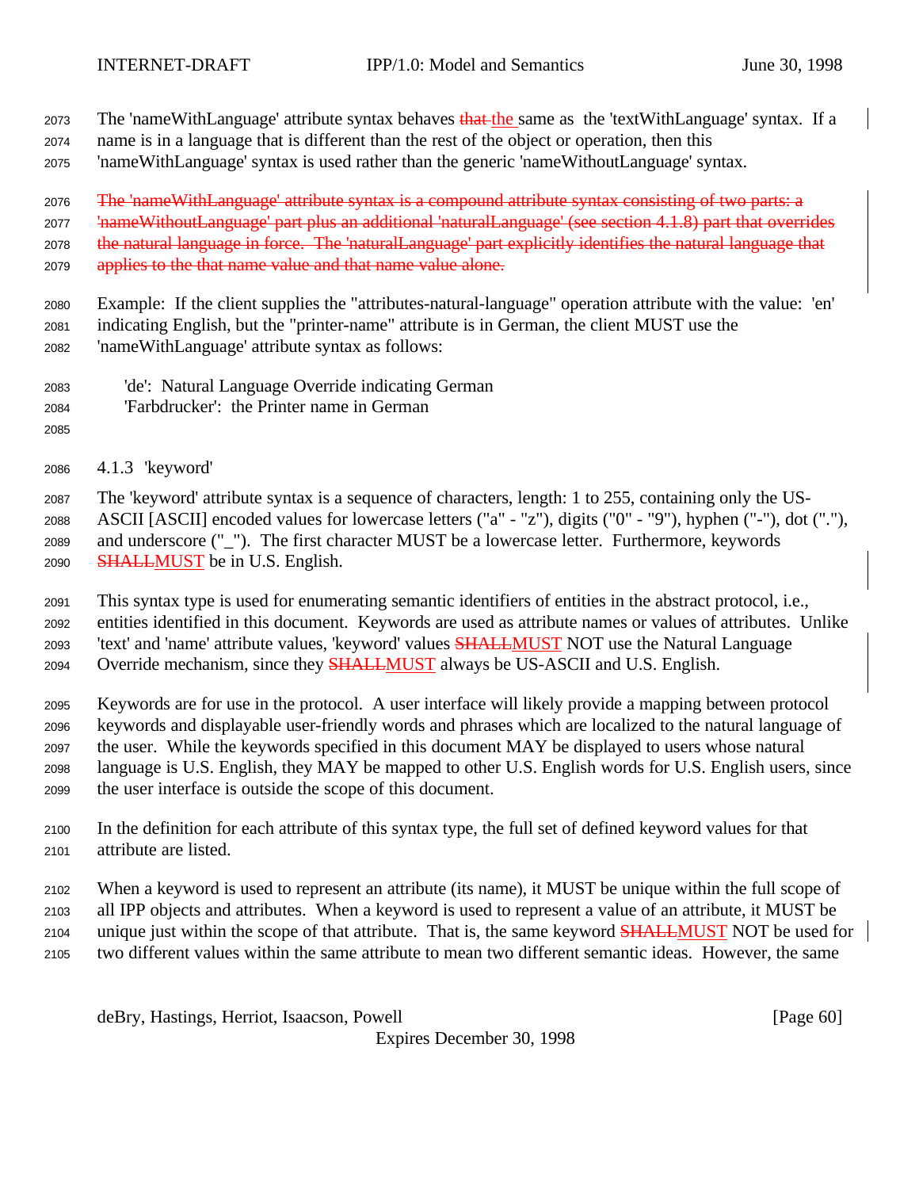The 'nameWithLanguage' attribute syntax behaves ~~that~~ the same as the 'textWithLanguage' syntax. If a name is in a language that is different than the rest of the object or operation, then this 'nameWithLanguage' syntax is used rather than the generic 'nameWithoutLanguage' syntax.

~~The 'nameWithLanguage' attribute syntax is a compound attribute syntax consisting of two parts: a 'nameWithoutLanguage' part plus an additional 'naturalLanguage' (see section 4.1.8) part that overrides the natural language in force. The 'naturalLanguage' part explicitly identifies the natural language that applies to the that name value and that name value alone.~~

Example: If the client supplies the "attributes-natural-language" operation attribute with the value: 'en' indicating English, but the "printer-name" attribute is in German, the client MUST use the 'nameWithLanguage' attribute syntax as follows:

    'de': Natural Language Override indicating German
    'Farbdrucker': the Printer name in German

### 4.1.3 'keyword'

The 'keyword' attribute syntax is a sequence of characters, length: 1 to 255, containing only the US-ASCII [ASCII] encoded values for lowercase letters ("a" - "z"), digits ("0" - "9"), hyphen ("-"), dot ("."), and underscore ("_"). The first character MUST be a lowercase letter. Furthermore, keywords ~~SHALL~~MUST be in U.S. English.

This syntax type is used for enumerating semantic identifiers of entities in the abstract protocol, i.e., entities identified in this document. Keywords are used as attribute names or values of attributes. Unlike 'text' and 'name' attribute values, 'keyword' values ~~SHALL~~MUST NOT use the Natural Language Override mechanism, since they ~~SHALL~~MUST always be US-ASCII and U.S. English.

Keywords are for use in the protocol. A user interface will likely provide a mapping between protocol keywords and displayable user-friendly words and phrases which are localized to the natural language of the user. While the keywords specified in this document MAY be displayed to users whose natural language is U.S. English, they MAY be mapped to other U.S. English words for U.S. English users, since the user interface is outside the scope of this document.

In the definition for each attribute of this syntax type, the full set of defined keyword values for that attribute are listed.

When a keyword is used to represent an attribute (its name), it MUST be unique within the full scope of all IPP objects and attributes. When a keyword is used to represent a value of an attribute, it MUST be unique just within the scope of that attribute. That is, the same keyword ~~SHALL~~MUST NOT be used for two different values within the same attribute to mean two different semantic ideas. However, the same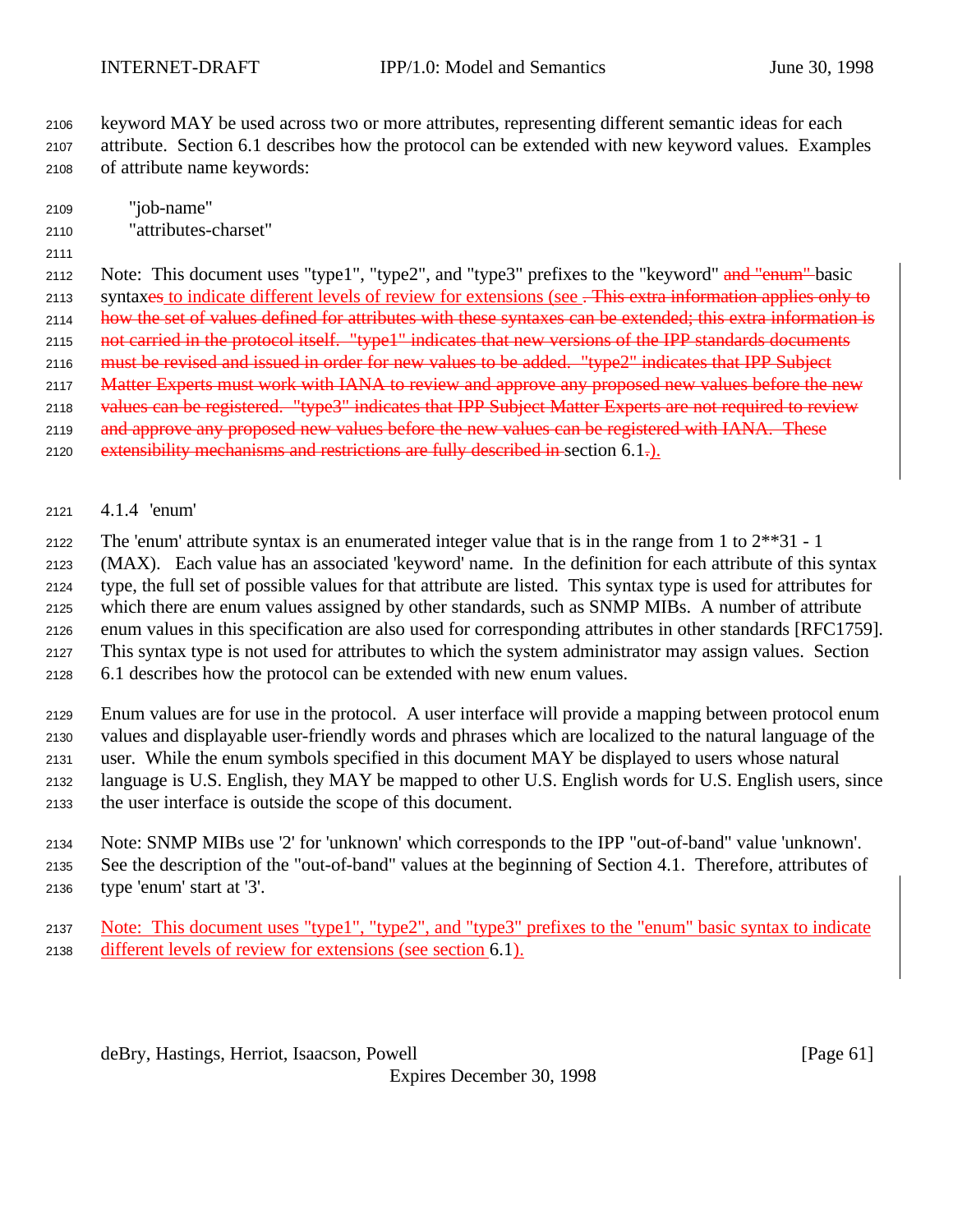keyword MAY be used across two or more attributes, representing different semantic ideas for each attribute. Section 6.1 describes how the protocol can be extended with new keyword values. Examples of attribute name keywords:

    "job-name"
    "attributes-charset"

Note: This document uses "type1", "type2", and "type3" prefixes to the "keyword" ~~and "enum"~~ basic syntax~~es~~ to indicate different levels of review for extensions (see ~~. This extra information applies only to how the set of values defined for attributes with these syntaxes can be extended; this extra information is not carried in the protocol itself. "type1" indicates that new versions of the IPP standards documents must be revised and issued in order for new values to be added. "type2" indicates that IPP Subject Matter Experts must work with IANA to review and approve any proposed new values before the new values can be registered. "type3" indicates that IPP Subject Matter Experts are not required to review and approve any proposed new values before the new values can be registered with IANA. These extensibility mechanisms and restrictions are fully described in~~ section 6.1~~.~~).

### 4.1.4 'enum'

The 'enum' attribute syntax is an enumerated integer value that is in the range from 1 to 2**31 - 1 (MAX). Each value has an associated 'keyword' name. In the definition for each attribute of this syntax type, the full set of possible values for that attribute are listed. This syntax type is used for attributes for which there are enum values assigned by other standards, such as SNMP MIBs. A number of attribute enum values in this specification are also used for corresponding attributes in other standards [RFC1759]. This syntax type is not used for attributes to which the system administrator may assign values. Section 6.1 describes how the protocol can be extended with new enum values.

Enum values are for use in the protocol. A user interface will provide a mapping between protocol enum values and displayable user-friendly words and phrases which are localized to the natural language of the user. While the enum symbols specified in this document MAY be displayed to users whose natural language is U.S. English, they MAY be mapped to other U.S. English words for U.S. English users, since the user interface is outside the scope of this document.

Note: SNMP MIBs use '2' for 'unknown' which corresponds to the IPP "out-of-band" value 'unknown'. See the description of the "out-of-band" values at the beginning of Section 4.1. Therefore, attributes of type 'enum' start at '3'.

Note: This document uses "type1", "type2", and "type3" prefixes to the "enum" basic syntax to indicate different levels of review for extensions (see section 6.1).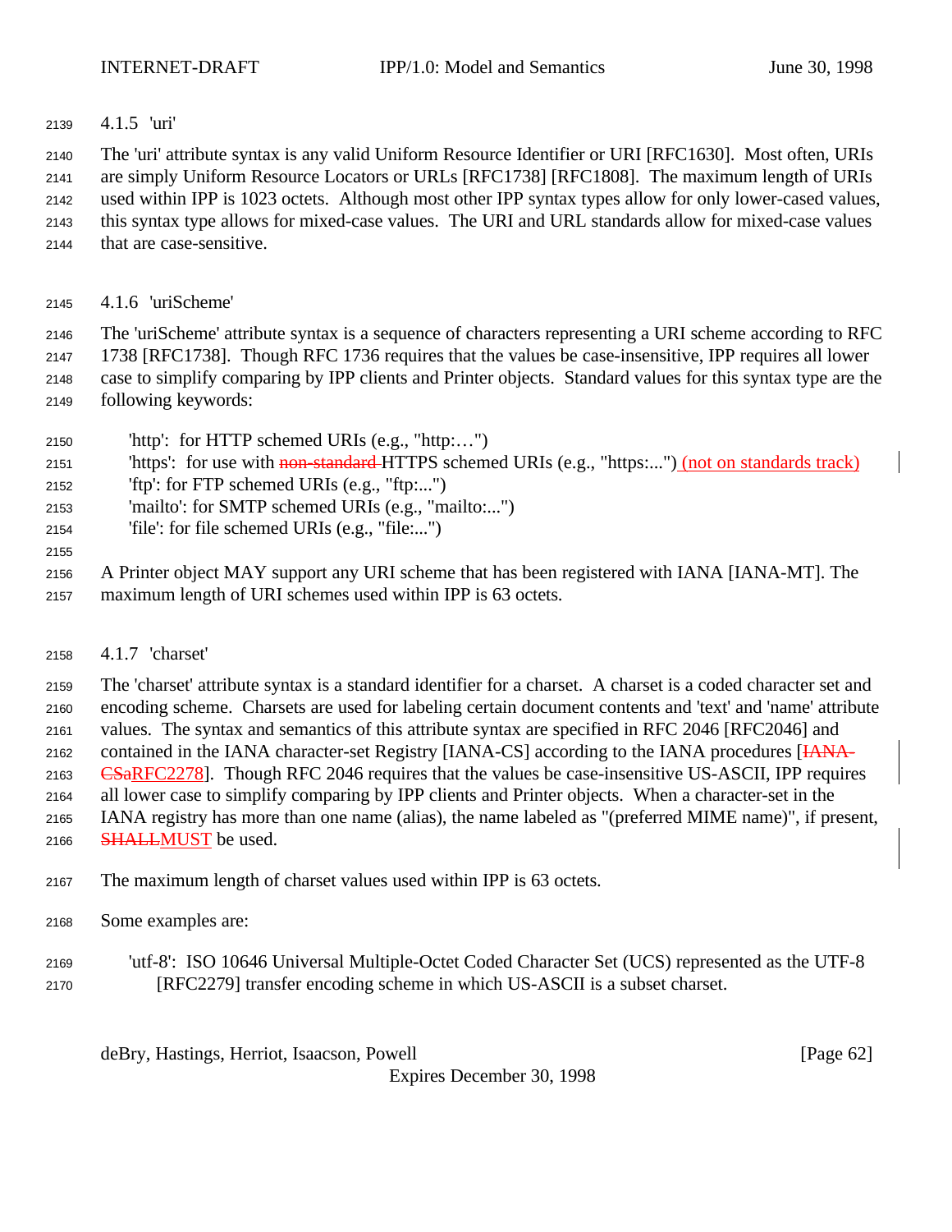### 4.1.5 'uri'

The 'uri' attribute syntax is any valid Uniform Resource Identifier or URI [RFC1630]. Most often, URIs are simply Uniform Resource Locators or URLs [RFC1738] [RFC1808]. The maximum length of URIs used within IPP is 1023 octets. Although most other IPP syntax types allow for only lower-cased values, this syntax type allows for mixed-case values. The URI and URL standards allow for mixed-case values that are case-sensitive.

### 4.1.6 'uriScheme'

The 'uriScheme' attribute syntax is a sequence of characters representing a URI scheme according to RFC 1738 [RFC1738]. Though RFC 1736 requires that the values be case-insensitive, IPP requires all lower case to simplify comparing by IPP clients and Printer objects. Standard values for this syntax type are the following keywords:

- 'http': for HTTP schemed URIs (e.g., "http:…")
- 'https': for use with ~~non-standard~~ HTTPS schemed URIs (e.g., "https:...") (not on standards track)
- 'ftp': for FTP schemed URIs (e.g., "ftp:...")
- 'mailto': for SMTP schemed URIs (e.g., "mailto:...")
- 'file': for file schemed URIs (e.g., "file:...")

A Printer object MAY support any URI scheme that has been registered with IANA [IANA-MT]. The maximum length of URI schemes used within IPP is 63 octets.

### 4.1.7 'charset'

The 'charset' attribute syntax is a standard identifier for a charset. A charset is a coded character set and encoding scheme. Charsets are used for labeling certain document contents and 'text' and 'name' attribute values. The syntax and semantics of this attribute syntax are specified in RFC 2046 [RFC2046] and contained in the IANA character-set Registry [IANA-CS] according to the IANA procedures [~~IANA-CSa~~RFC2278]. Though RFC 2046 requires that the values be case-insensitive US-ASCII, IPP requires all lower case to simplify comparing by IPP clients and Printer objects. When a character-set in the IANA registry has more than one name (alias), the name labeled as "(preferred MIME name)", if present, ~~SHALL~~MUST be used.

The maximum length of charset values used within IPP is 63 octets.

Some examples are:

'utf-8': ISO 10646 Universal Multiple-Octet Coded Character Set (UCS) represented as the UTF-8 [RFC2279] transfer encoding scheme in which US-ASCII is a subset charset.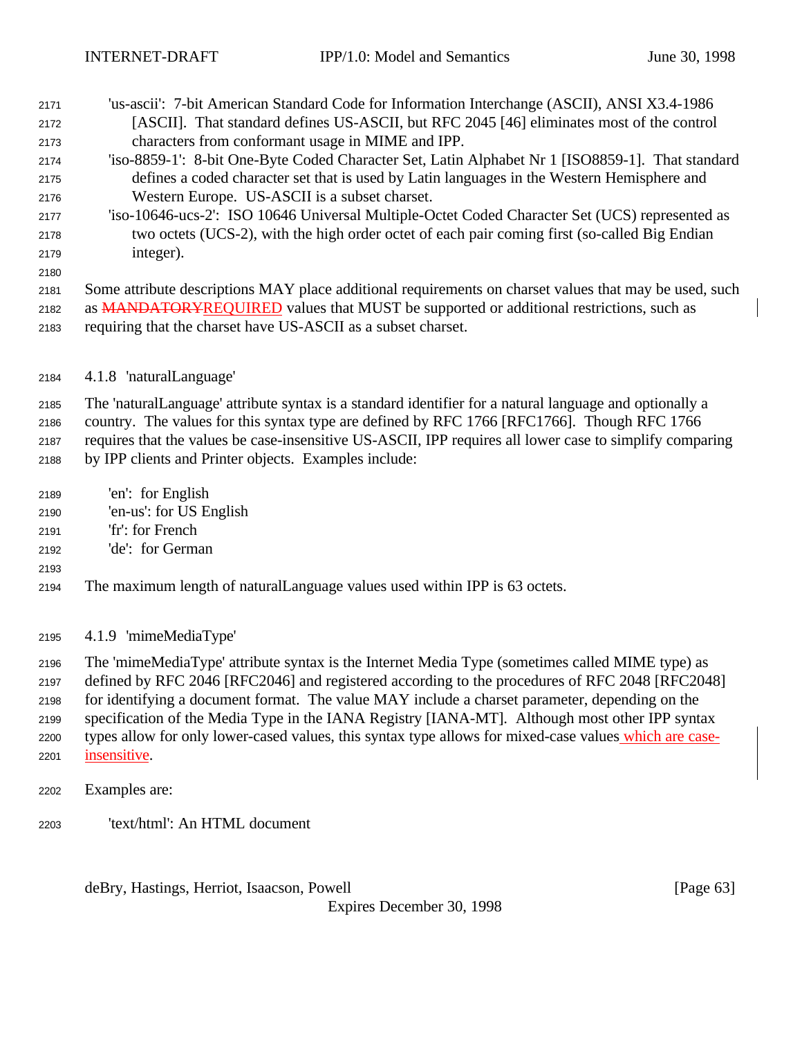'us-ascii': 7-bit American Standard Code for Information Interchange (ASCII), ANSI X3.4-1986 [ASCII]. That standard defines US-ASCII, but RFC 2045 [46] eliminates most of the control characters from conformant usage in MIME and IPP.

'iso-8859-1': 8-bit One-Byte Coded Character Set, Latin Alphabet Nr 1 [ISO8859-1]. That standard defines a coded character set that is used by Latin languages in the Western Hemisphere and Western Europe. US-ASCII is a subset charset.

'iso-10646-ucs-2': ISO 10646 Universal Multiple-Octet Coded Character Set (UCS) represented as two octets (UCS-2), with the high order octet of each pair coming first (so-called Big Endian integer).

Some attribute descriptions MAY place additional requirements on charset values that may be used, such as ~~MANDATORY~~REQUIRED values that MUST be supported or additional restrictions, such as requiring that the charset have US-ASCII as a subset charset.

### 4.1.8 'naturalLanguage'

The 'naturalLanguage' attribute syntax is a standard identifier for a natural language and optionally a country. The values for this syntax type are defined by RFC 1766 [RFC1766]. Though RFC 1766 requires that the values be case-insensitive US-ASCII, IPP requires all lower case to simplify comparing by IPP clients and Printer objects. Examples include:

- 'en': for English
- 'en-us': for US English
- 'fr': for French
- 'de': for German

The maximum length of naturalLanguage values used within IPP is 63 octets.

### 4.1.9 'mimeMediaType'

The 'mimeMediaType' attribute syntax is the Internet Media Type (sometimes called MIME type) as defined by RFC 2046 [RFC2046] and registered according to the procedures of RFC 2048 [RFC2048] for identifying a document format. The value MAY include a charset parameter, depending on the specification of the Media Type in the IANA Registry [IANA-MT]. Although most other IPP syntax types allow for only lower-cased values, this syntax type allows for mixed-case values which are case-insensitive.

Examples are:

'text/html': An HTML document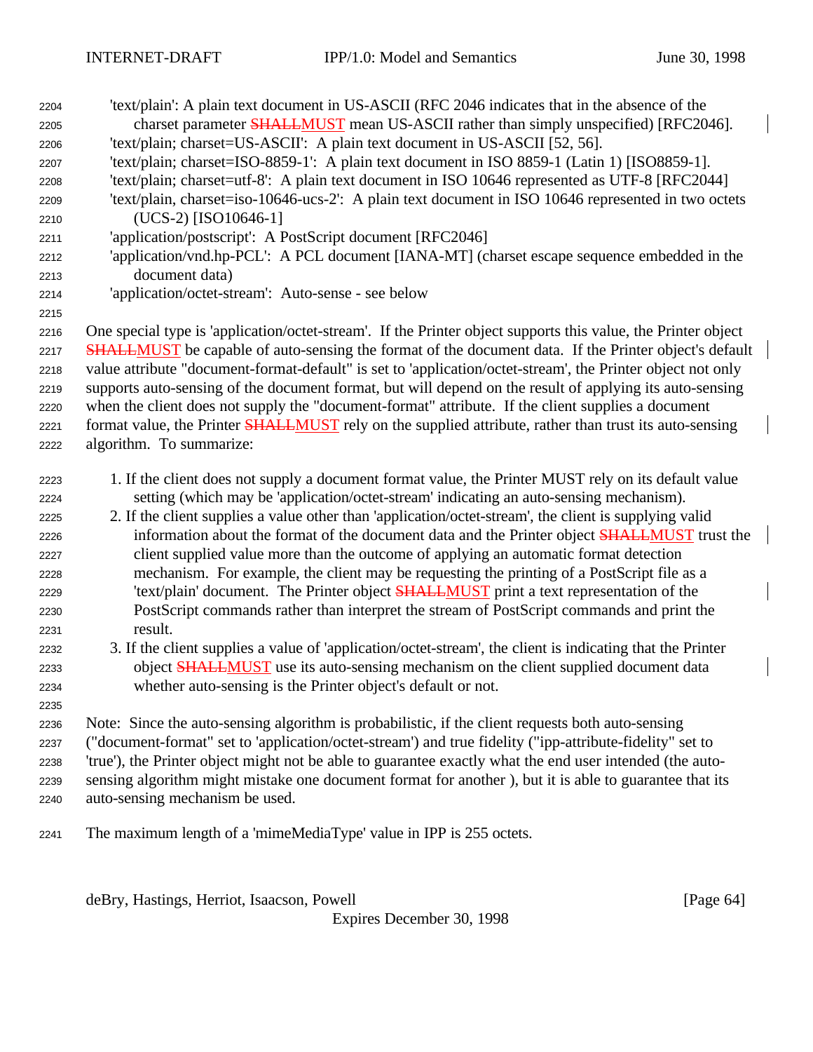'text/plain': A plain text document in US-ASCII (RFC 2046 indicates that in the absence of the charset parameter ~~SHALL~~MUST mean US-ASCII rather than simply unspecified) [RFC2046].

'text/plain; charset=US-ASCII': A plain text document in US-ASCII [52, 56].

'text/plain; charset=ISO-8859-1': A plain text document in ISO 8859-1 (Latin 1) [ISO8859-1].

'text/plain; charset=utf-8': A plain text document in ISO 10646 represented as UTF-8 [RFC2044]

'text/plain, charset=iso-10646-ucs-2': A plain text document in ISO 10646 represented in two octets (UCS-2) [ISO10646-1]

'application/postscript': A PostScript document [RFC2046]

'application/vnd.hp-PCL': A PCL document [IANA-MT] (charset escape sequence embedded in the document data)

'application/octet-stream': Auto-sense - see below

One special type is 'application/octet-stream'. If the Printer object supports this value, the Printer object ~~SHALL~~MUST be capable of auto-sensing the format of the document data. If the Printer object's default value attribute "document-format-default" is set to 'application/octet-stream', the Printer object not only supports auto-sensing of the document format, but will depend on the result of applying its auto-sensing when the client does not supply the "document-format" attribute. If the client supplies a document format value, the Printer ~~SHALL~~MUST rely on the supplied attribute, rather than trust its auto-sensing algorithm. To summarize:

1. If the client does not supply a document format value, the Printer MUST rely on its default value setting (which may be 'application/octet-stream' indicating an auto-sensing mechanism).
2. If the client supplies a value other than 'application/octet-stream', the client is supplying valid information about the format of the document data and the Printer object ~~SHALL~~MUST trust the client supplied value more than the outcome of applying an automatic format detection mechanism. For example, the client may be requesting the printing of a PostScript file as a 'text/plain' document. The Printer object ~~SHALL~~MUST print a text representation of the PostScript commands rather than interpret the stream of PostScript commands and print the result.
3. If the client supplies a value of 'application/octet-stream', the client is indicating that the Printer object ~~SHALL~~MUST use its auto-sensing mechanism on the client supplied document data whether auto-sensing is the Printer object's default or not.

Note: Since the auto-sensing algorithm is probabilistic, if the client requests both auto-sensing ("document-format" set to 'application/octet-stream') and true fidelity ("ipp-attribute-fidelity" set to 'true'), the Printer object might not be able to guarantee exactly what the end user intended (the auto-sensing algorithm might mistake one document format for another ), but it is able to guarantee that its auto-sensing mechanism be used.

The maximum length of a 'mimeMediaType' value in IPP is 255 octets.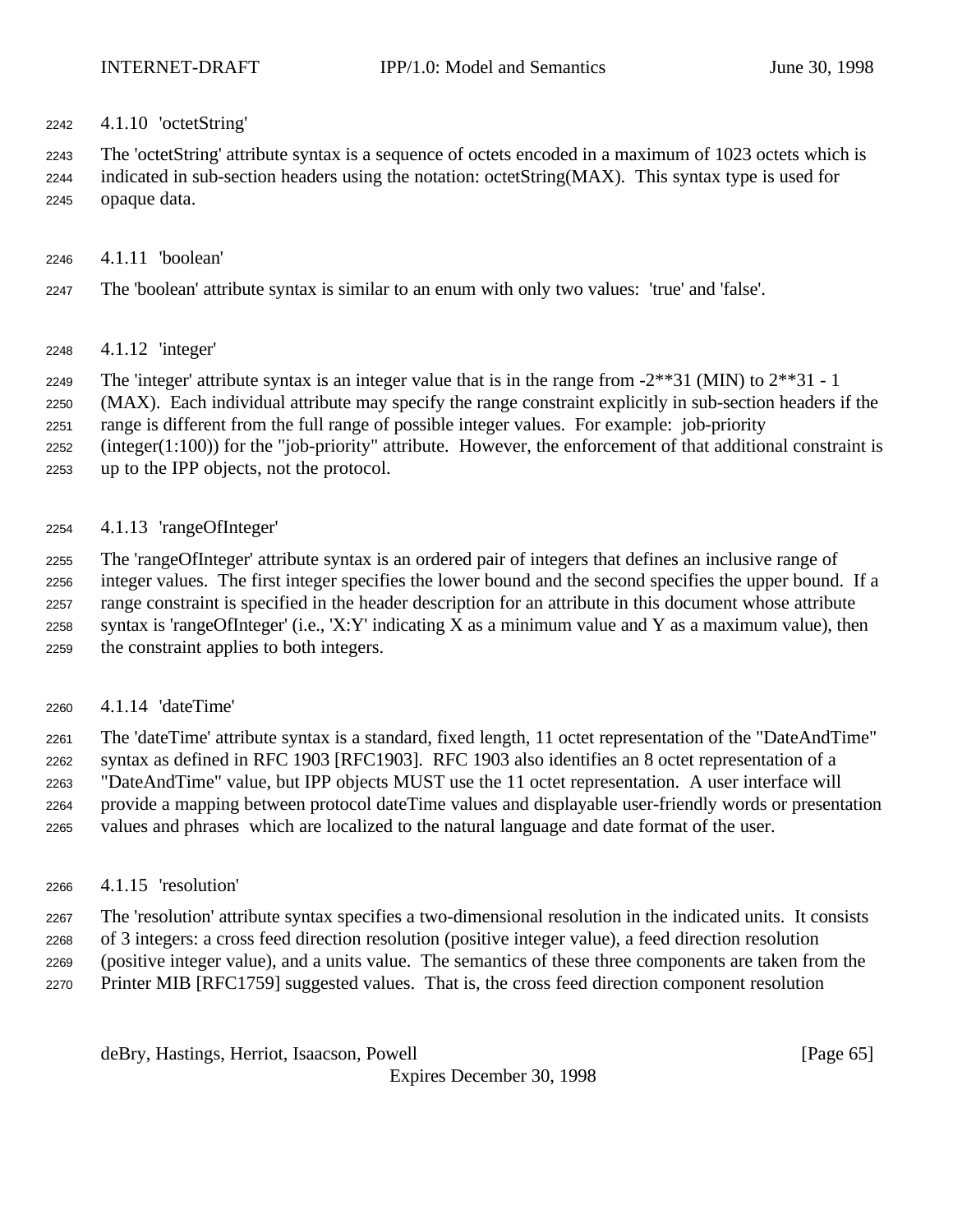#### 4.1.10 'octetString'

The 'octetString' attribute syntax is a sequence of octets encoded in a maximum of 1023 octets which is indicated in sub-section headers using the notation: octetString(MAX). This syntax type is used for opaque data.

#### 4.1.11 'boolean'

The 'boolean' attribute syntax is similar to an enum with only two values: 'true' and 'false'.

#### 4.1.12 'integer'

The 'integer' attribute syntax is an integer value that is in the range from -2**31 (MIN) to 2**31 - 1 (MAX). Each individual attribute may specify the range constraint explicitly in sub-section headers if the range is different from the full range of possible integer values. For example: job-priority (integer(1:100)) for the "job-priority" attribute. However, the enforcement of that additional constraint is up to the IPP objects, not the protocol.

#### 4.1.13 'rangeOfInteger'

The 'rangeOfInteger' attribute syntax is an ordered pair of integers that defines an inclusive range of integer values. The first integer specifies the lower bound and the second specifies the upper bound. If a range constraint is specified in the header description for an attribute in this document whose attribute syntax is 'rangeOfInteger' (i.e., 'X:Y' indicating X as a minimum value and Y as a maximum value), then the constraint applies to both integers.

#### 4.1.14 'dateTime'

The 'dateTime' attribute syntax is a standard, fixed length, 11 octet representation of the "DateAndTime" syntax as defined in RFC 1903 [RFC1903]. RFC 1903 also identifies an 8 octet representation of a "DateAndTime" value, but IPP objects MUST use the 11 octet representation. A user interface will provide a mapping between protocol dateTime values and displayable user-friendly words or presentation values and phrases which are localized to the natural language and date format of the user.

#### 4.1.15 'resolution'

The 'resolution' attribute syntax specifies a two-dimensional resolution in the indicated units. It consists of 3 integers: a cross feed direction resolution (positive integer value), a feed direction resolution (positive integer value), and a units value. The semantics of these three components are taken from the Printer MIB [RFC1759] suggested values. That is, the cross feed direction component resolution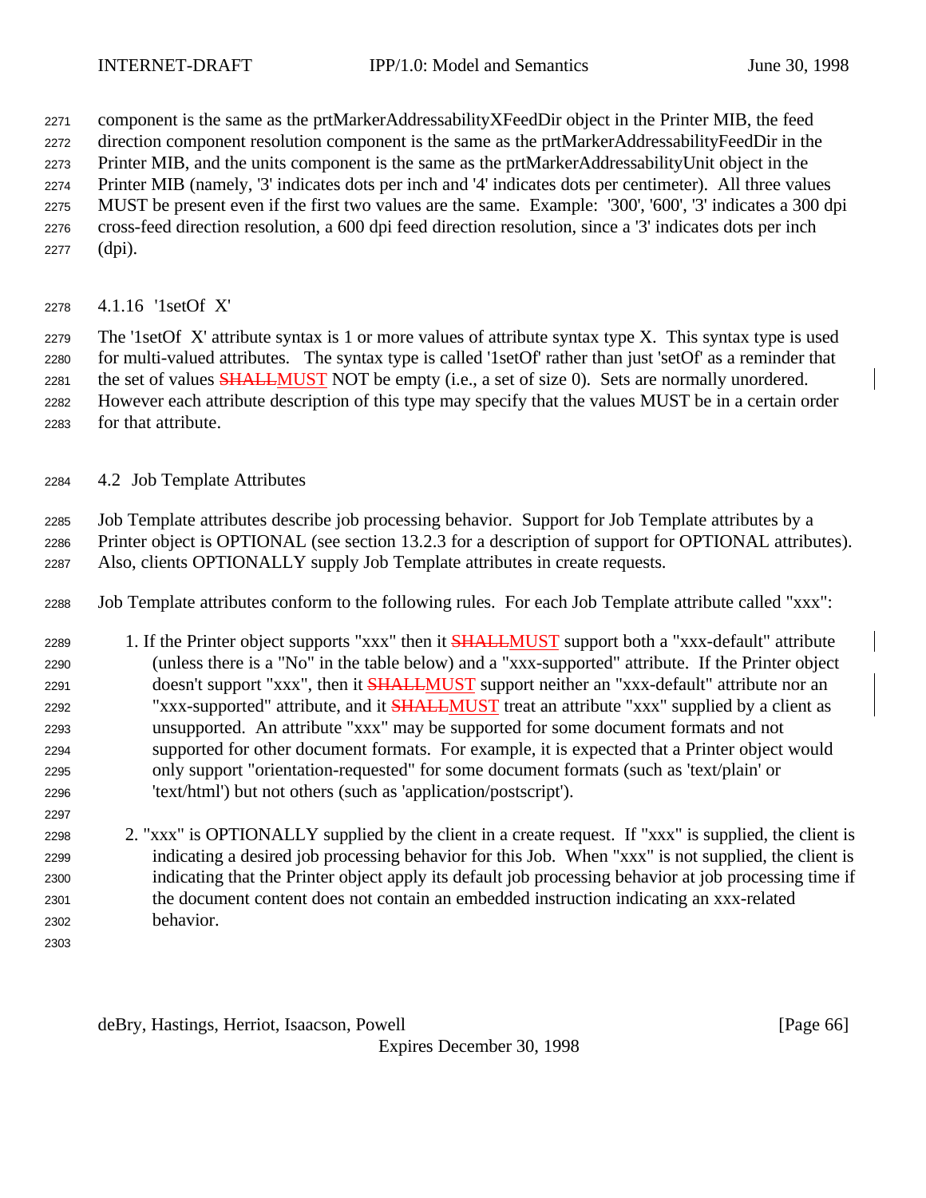component is the same as the prtMarkerAddressabilityXFeedDir object in the Printer MIB, the feed direction component resolution component is the same as the prtMarkerAddressabilityFeedDir in the Printer MIB, and the units component is the same as the prtMarkerAddressabilityUnit object in the Printer MIB (namely, '3' indicates dots per inch and '4' indicates dots per centimeter). All three values MUST be present even if the first two values are the same. Example: '300', '600', '3' indicates a 300 dpi cross-feed direction resolution, a 600 dpi feed direction resolution, since a '3' indicates dots per inch (dpi).

### 4.1.16 '1setOf X'

The '1setOf X' attribute syntax is 1 or more values of attribute syntax type X. This syntax type is used for multi-valued attributes. The syntax type is called '1setOf' rather than just 'setOf' as a reminder that the set of values ~~SHALL~~MUST NOT be empty (i.e., a set of size 0). Sets are normally unordered. However each attribute description of this type may specify that the values MUST be in a certain order for that attribute.

## 4.2 Job Template Attributes

Job Template attributes describe job processing behavior. Support for Job Template attributes by a Printer object is OPTIONAL (see section 13.2.3 for a description of support for OPTIONAL attributes). Also, clients OPTIONALLY supply Job Template attributes in create requests.

Job Template attributes conform to the following rules. For each Job Template attribute called "xxx":

1. If the Printer object supports "xxx" then it ~~SHALL~~MUST support both a "xxx-default" attribute (unless there is a "No" in the table below) and a "xxx-supported" attribute. If the Printer object doesn't support "xxx", then it ~~SHALL~~MUST support neither an "xxx-default" attribute nor an "xxx-supported" attribute, and it ~~SHALL~~MUST treat an attribute "xxx" supplied by a client as unsupported. An attribute "xxx" may be supported for some document formats and not supported for other document formats. For example, it is expected that a Printer object would only support "orientation-requested" for some document formats (such as 'text/plain' or 'text/html') but not others (such as 'application/postscript').

2. "xxx" is OPTIONALLY supplied by the client in a create request. If "xxx" is supplied, the client is indicating a desired job processing behavior for this Job. When "xxx" is not supplied, the client is indicating that the Printer object apply its default job processing behavior at job processing time if the document content does not contain an embedded instruction indicating an xxx-related behavior.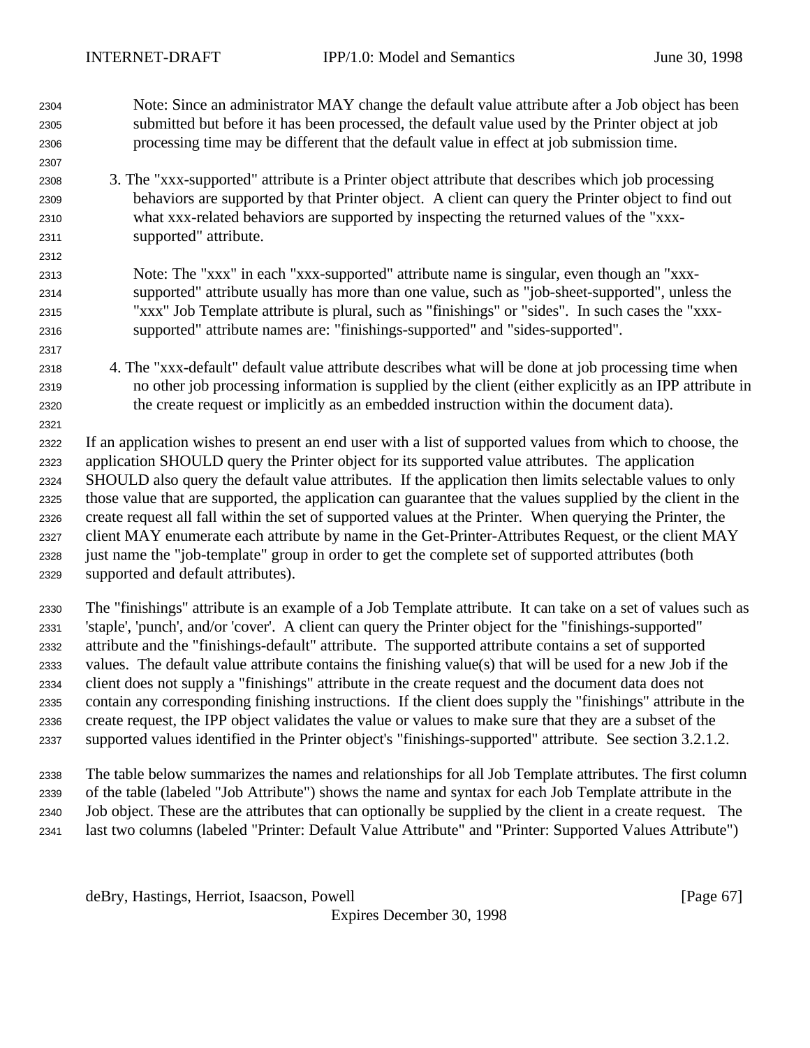Note: Since an administrator MAY change the default value attribute after a Job object has been submitted but before it has been processed, the default value used by the Printer object at job processing time may be different that the default value in effect at job submission time.

3. The "xxx-supported" attribute is a Printer object attribute that describes which job processing behaviors are supported by that Printer object. A client can query the Printer object to find out what xxx-related behaviors are supported by inspecting the returned values of the "xxx-supported" attribute.

   Note: The "xxx" in each "xxx-supported" attribute name is singular, even though an "xxx-supported" attribute usually has more than one value, such as "job-sheet-supported", unless the "xxx" Job Template attribute is plural, such as "finishings" or "sides". In such cases the "xxx-supported" attribute names are: "finishings-supported" and "sides-supported".

4. The "xxx-default" default value attribute describes what will be done at job processing time when no other job processing information is supplied by the client (either explicitly as an IPP attribute in the create request or implicitly as an embedded instruction within the document data).

If an application wishes to present an end user with a list of supported values from which to choose, the application SHOULD query the Printer object for its supported value attributes. The application SHOULD also query the default value attributes. If the application then limits selectable values to only those value that are supported, the application can guarantee that the values supplied by the client in the create request all fall within the set of supported values at the Printer. When querying the Printer, the client MAY enumerate each attribute by name in the Get-Printer-Attributes Request, or the client MAY just name the "job-template" group in order to get the complete set of supported attributes (both supported and default attributes).

The "finishings" attribute is an example of a Job Template attribute. It can take on a set of values such as 'staple', 'punch', and/or 'cover'. A client can query the Printer object for the "finishings-supported" attribute and the "finishings-default" attribute. The supported attribute contains a set of supported values. The default value attribute contains the finishing value(s) that will be used for a new Job if the client does not supply a "finishings" attribute in the create request and the document data does not contain any corresponding finishing instructions. If the client does supply the "finishings" attribute in the create request, the IPP object validates the value or values to make sure that they are a subset of the supported values identified in the Printer object's "finishings-supported" attribute. See section 3.2.1.2.

The table below summarizes the names and relationships for all Job Template attributes. The first column of the table (labeled "Job Attribute") shows the name and syntax for each Job Template attribute in the Job object. These are the attributes that can optionally be supplied by the client in a create request. The last two columns (labeled "Printer: Default Value Attribute" and "Printer: Supported Values Attribute")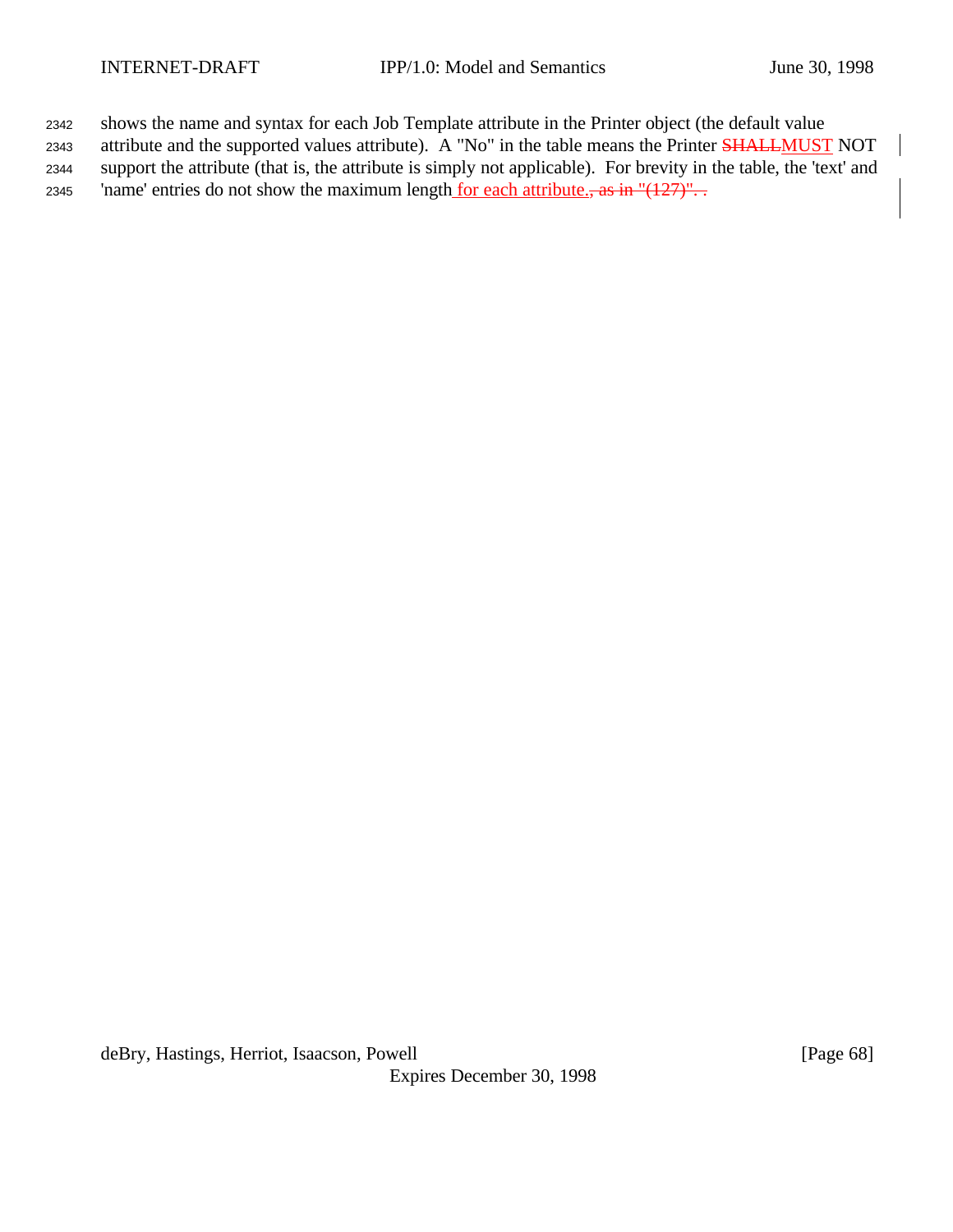shows the name and syntax for each Job Template attribute in the Printer object (the default value attribute and the supported values attribute). A "No" in the table means the Printer ~~SHALL~~MUST NOT support the attribute (that is, the attribute is simply not applicable). For brevity in the table, the 'text' and 'name' entries do not show the maximum length for each attribute.~~, as in "(127)". .~~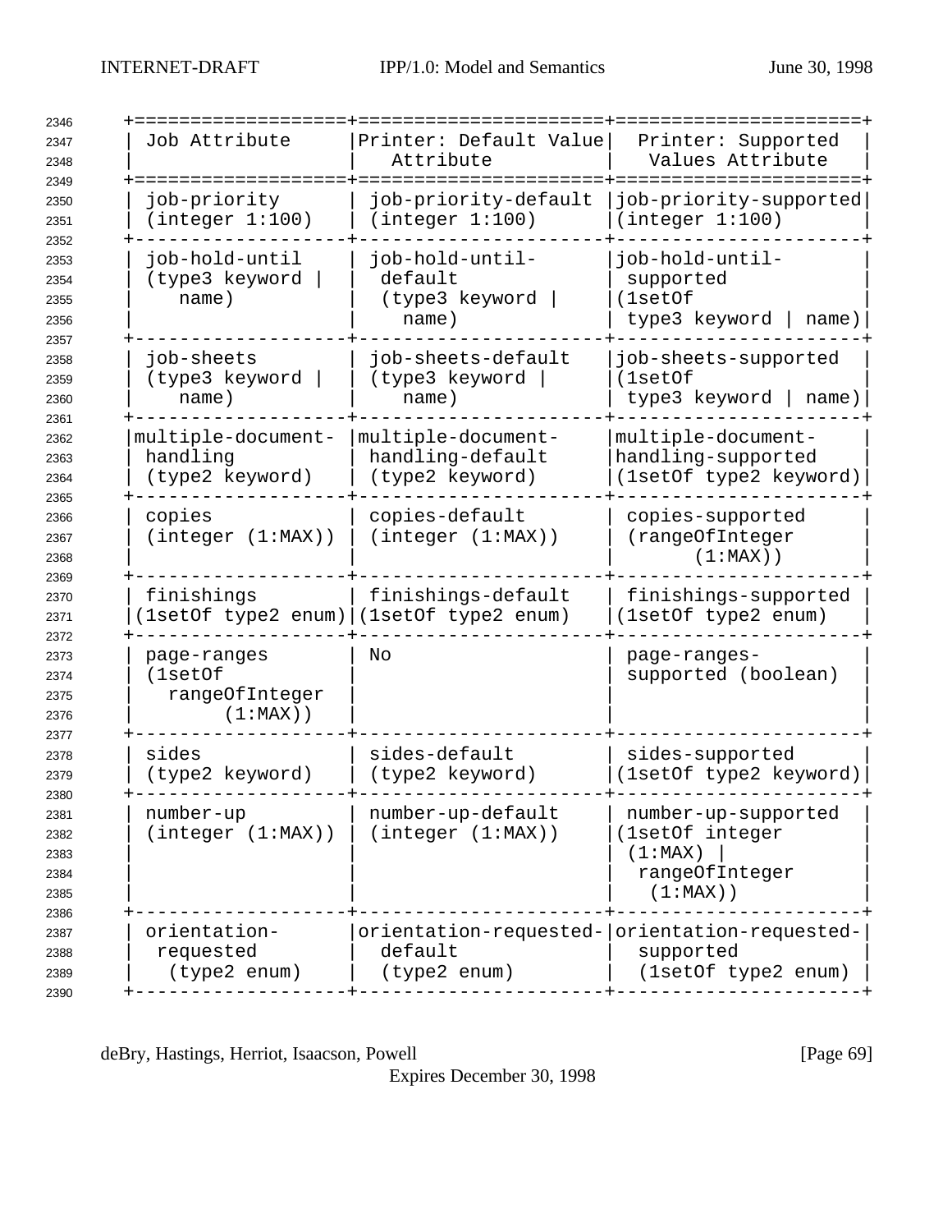| Job Attribute | Printer: Default Value Attribute | Printer: Supported Values Attribute |
|---|---|---|
| job-priority (integer 1:100) | job-priority-default (integer 1:100) | job-priority-supported (integer 1:100) |
| job-hold-until (type3 keyword \| name) | job-hold-until-default (type3 keyword \| name) | job-hold-until-supported (1setOf type3 keyword \| name) |
| job-sheets (type3 keyword \| name) | job-sheets-default (type3 keyword \| name) | job-sheets-supported (1setOf type3 keyword \| name) |
| multiple-document-handling (type2 keyword) | multiple-document-handling-default (type2 keyword) | multiple-document-handling-supported (1setOf type2 keyword) |
| copies (integer (1:MAX)) | copies-default (integer (1:MAX)) | copies-supported (rangeOfInteger (1:MAX)) |
| finishings (1setOf type2 enum) | finishings-default (1setOf type2 enum) | finishings-supported (1setOf type2 enum) |
| page-ranges (1setOf rangeOfInteger (1:MAX)) | No | page-ranges-supported (boolean) |
| sides (type2 keyword) | sides-default (type2 keyword) | sides-supported (1setOf type2 keyword) |
| number-up (integer (1:MAX)) | number-up-default (integer (1:MAX)) | number-up-supported (1setOf integer (1:MAX) \| rangeOfInteger (1:MAX)) |
| orientation-requested (type2 enum) | orientation-requested-default (type2 enum) | orientation-requested-supported (1setOf type2 enum) |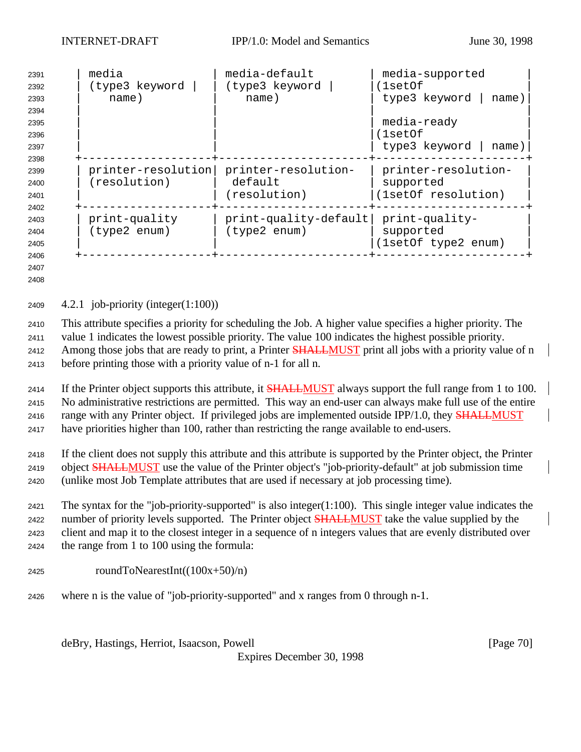| | | |
|---|---|---|
| media (type3 keyword \| name) | media-default (type3 keyword \| name) | media-supported (1setOf type3 keyword \| name) media-ready (1setOf type3 keyword \| name) |
| printer-resolution (resolution) | printer-resolution-default (resolution) | printer-resolution-supported (1setOf resolution) |
| print-quality (type2 enum) | print-quality-default (type2 enum) | print-quality-supported (1setOf type2 enum) |

### 4.2.1 job-priority (integer(1:100))

This attribute specifies a priority for scheduling the Job. A higher value specifies a higher priority. The value 1 indicates the lowest possible priority. The value 100 indicates the highest possible priority. Among those jobs that are ready to print, a Printer ~~SHALL~~MUST print all jobs with a priority value of n before printing those with a priority value of n-1 for all n.

If the Printer object supports this attribute, it ~~SHALL~~MUST always support the full range from 1 to 100. No administrative restrictions are permitted. This way an end-user can always make full use of the entire range with any Printer object. If privileged jobs are implemented outside IPP/1.0, they ~~SHALL~~MUST have priorities higher than 100, rather than restricting the range available to end-users.

If the client does not supply this attribute and this attribute is supported by the Printer object, the Printer object ~~SHALL~~MUST use the value of the Printer object's "job-priority-default" at job submission time (unlike most Job Template attributes that are used if necessary at job processing time).

The syntax for the "job-priority-supported" is also integer(1:100). This single integer value indicates the number of priority levels supported. The Printer object ~~SHALL~~MUST take the value supplied by the client and map it to the closest integer in a sequence of n integers values that are evenly distributed over the range from 1 to 100 using the formula:

roundToNearestInt((100x+50)/n)

where n is the value of "job-priority-supported" and x ranges from 0 through n-1.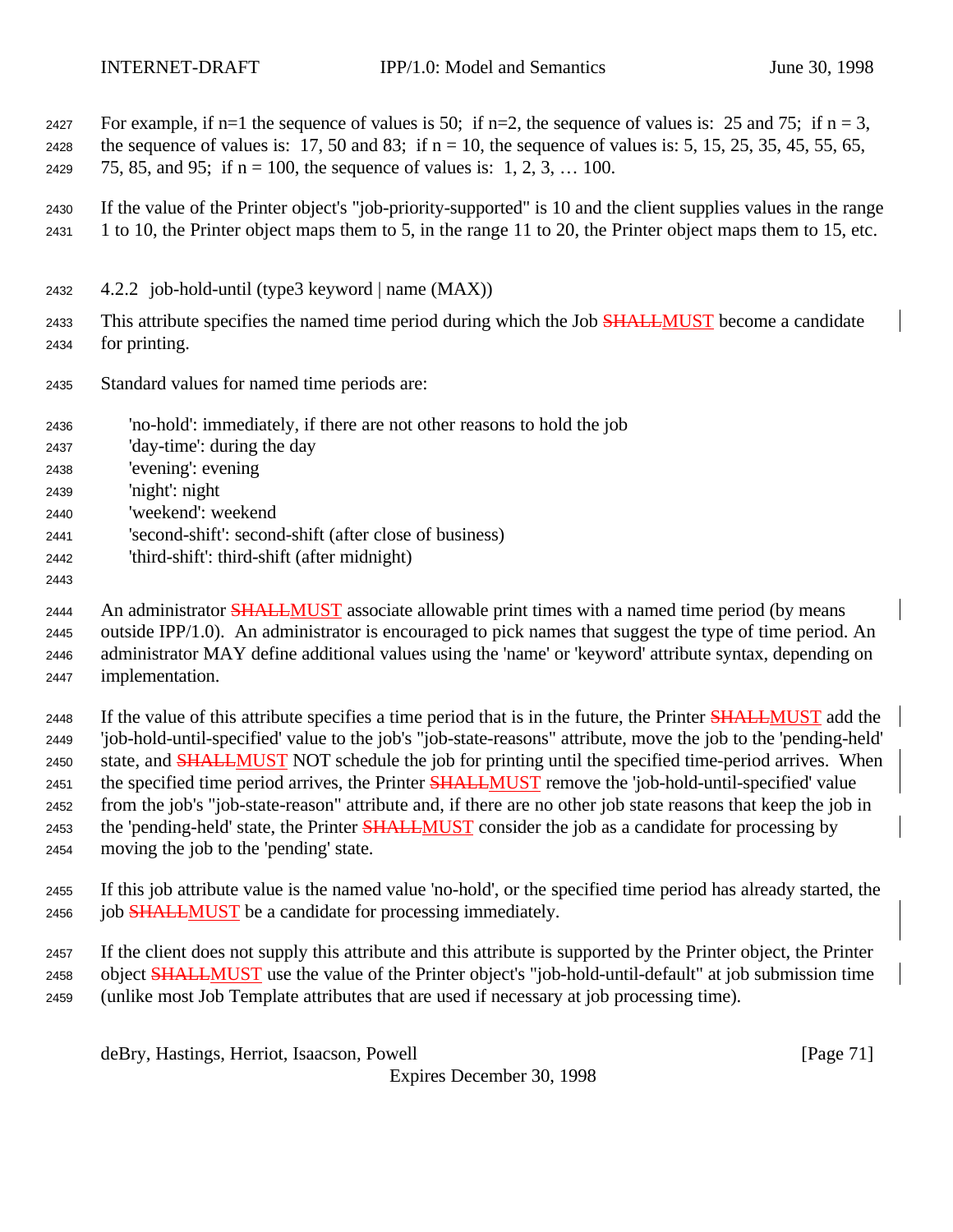For example, if n=1 the sequence of values is 50; if n=2, the sequence of values is: 25 and 75; if n = 3, the sequence of values is: 17, 50 and 83; if n = 10, the sequence of values is: 5, 15, 25, 35, 45, 55, 65, 75, 85, and 95; if n = 100, the sequence of values is: 1, 2, 3, … 100.

If the value of the Printer object's "job-priority-supported" is 10 and the client supplies values in the range 1 to 10, the Printer object maps them to 5, in the range 11 to 20, the Printer object maps them to 15, etc.

### 4.2.2 job-hold-until (type3 keyword | name (MAX))

This attribute specifies the named time period during which the Job ~~SHALL~~MUST become a candidate for printing.

Standard values for named time periods are:

- 'no-hold': immediately, if there are not other reasons to hold the job
- 'day-time': during the day
- 'evening': evening
- 'night': night
- 'weekend': weekend
- 'second-shift': second-shift (after close of business)
- 'third-shift': third-shift (after midnight)

An administrator ~~SHALL~~MUST associate allowable print times with a named time period (by means outside IPP/1.0). An administrator is encouraged to pick names that suggest the type of time period. An administrator MAY define additional values using the 'name' or 'keyword' attribute syntax, depending on implementation.

If the value of this attribute specifies a time period that is in the future, the Printer ~~SHALL~~MUST add the 'job-hold-until-specified' value to the job's "job-state-reasons" attribute, move the job to the 'pending-held' state, and ~~SHALL~~MUST NOT schedule the job for printing until the specified time-period arrives. When the specified time period arrives, the Printer ~~SHALL~~MUST remove the 'job-hold-until-specified' value from the job's "job-state-reason" attribute and, if there are no other job state reasons that keep the job in the 'pending-held' state, the Printer ~~SHALL~~MUST consider the job as a candidate for processing by moving the job to the 'pending' state.

If this job attribute value is the named value 'no-hold', or the specified time period has already started, the job ~~SHALL~~MUST be a candidate for processing immediately.

If the client does not supply this attribute and this attribute is supported by the Printer object, the Printer object ~~SHALL~~MUST use the value of the Printer object's "job-hold-until-default" at job submission time (unlike most Job Template attributes that are used if necessary at job processing time).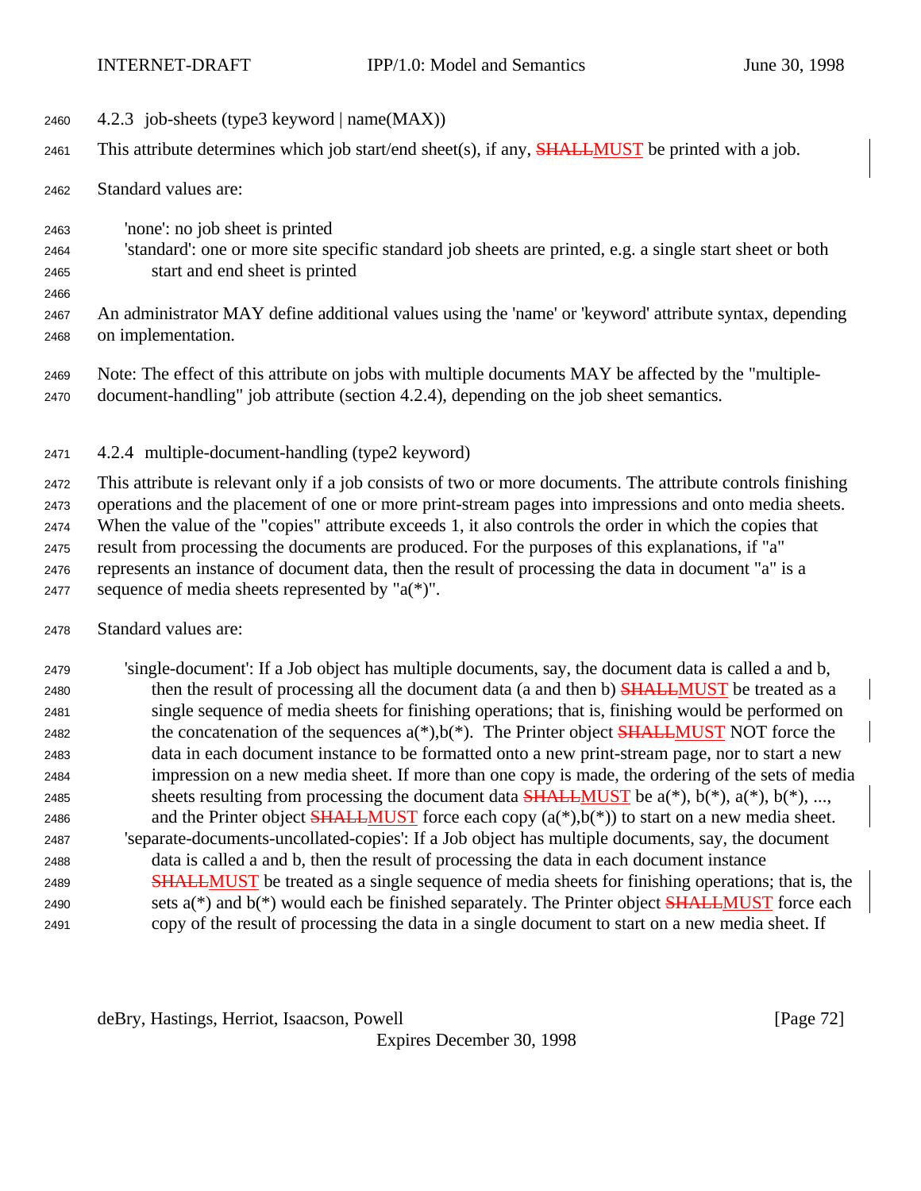### 4.2.3 job-sheets (type3 keyword | name(MAX))

This attribute determines which job start/end sheet(s), if any, ~~SHALL~~MUST be printed with a job.

Standard values are:

- 'none': no job sheet is printed
- 'standard': one or more site specific standard job sheets are printed, e.g. a single start sheet or both start and end sheet is printed

An administrator MAY define additional values using the 'name' or 'keyword' attribute syntax, depending on implementation.

Note: The effect of this attribute on jobs with multiple documents MAY be affected by the "multiple-document-handling" job attribute (section 4.2.4), depending on the job sheet semantics.

### 4.2.4 multiple-document-handling (type2 keyword)

This attribute is relevant only if a job consists of two or more documents. The attribute controls finishing operations and the placement of one or more print-stream pages into impressions and onto media sheets. When the value of the "copies" attribute exceeds 1, it also controls the order in which the copies that result from processing the documents are produced. For the purposes of this explanations, if "a" represents an instance of document data, then the result of processing the data in document "a" is a sequence of media sheets represented by "a(*)".

Standard values are:

- 'single-document': If a Job object has multiple documents, say, the document data is called a and b, then the result of processing all the document data (a and then b) ~~SHALL~~MUST be treated as a single sequence of media sheets for finishing operations; that is, finishing would be performed on the concatenation of the sequences a(*),b(*). The Printer object ~~SHALL~~MUST NOT force the data in each document instance to be formatted onto a new print-stream page, nor to start a new impression on a new media sheet. If more than one copy is made, the ordering of the sets of media sheets resulting from processing the document data ~~SHALL~~MUST be a(*), b(*), a(*), b(*), ..., and the Printer object ~~SHALL~~MUST force each copy (a(*),b(*)) to start on a new media sheet.
- 'separate-documents-uncollated-copies': If a Job object has multiple documents, say, the document data is called a and b, then the result of processing the data in each document instance ~~SHALL~~MUST be treated as a single sequence of media sheets for finishing operations; that is, the sets a(*) and b(*) would each be finished separately. The Printer object ~~SHALL~~MUST force each copy of the result of processing the data in a single document to start on a new media sheet. If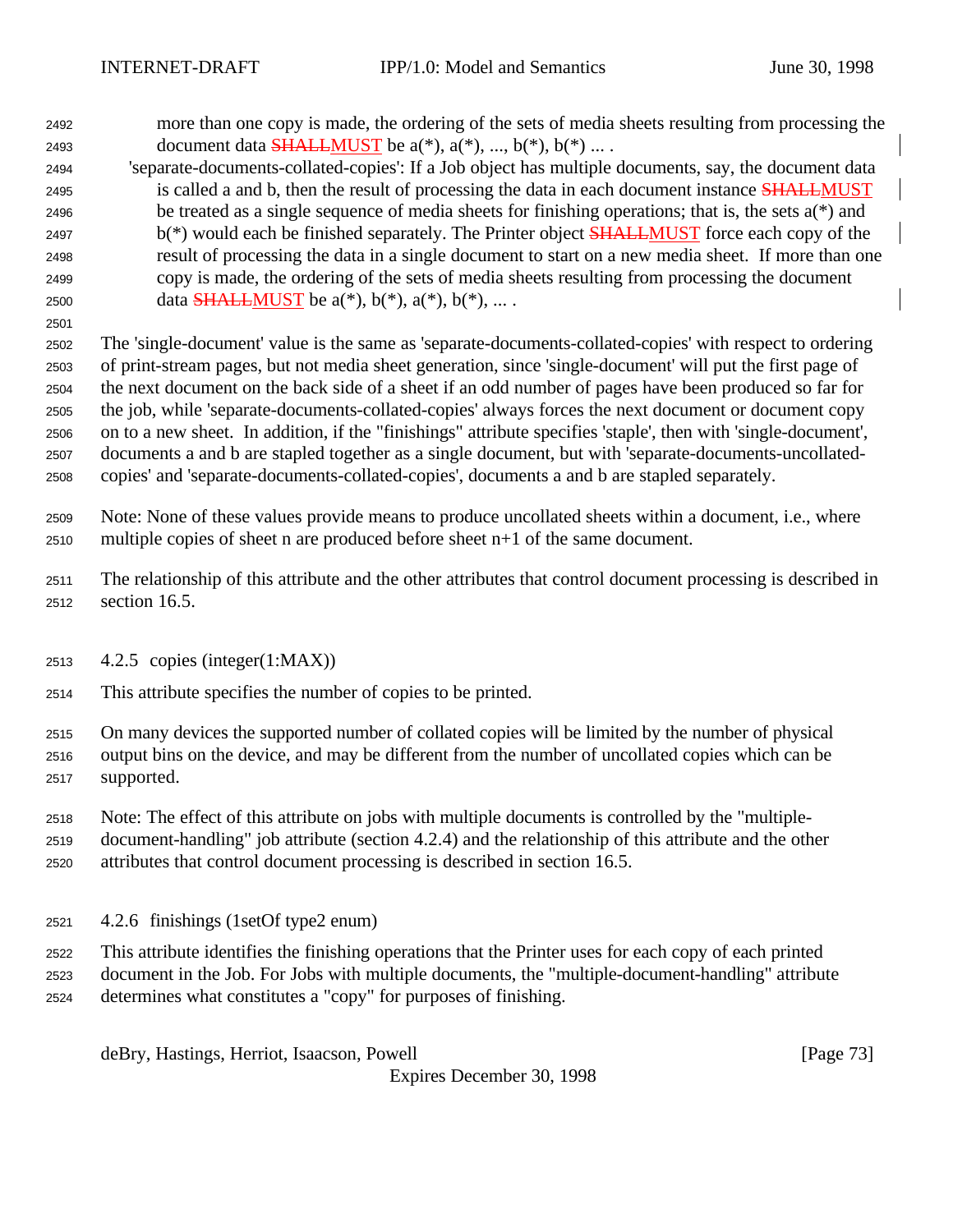more than one copy is made, the ordering of the sets of media sheets resulting from processing the document data ~~SHALL~~MUST be a(*), a(*), ..., b(*), b(*) ... .

'separate-documents-collated-copies': If a Job object has multiple documents, say, the document data is called a and b, then the result of processing the data in each document instance ~~SHALL~~MUST be treated as a single sequence of media sheets for finishing operations; that is, the sets a(*) and b(*) would each be finished separately. The Printer object ~~SHALL~~MUST force each copy of the result of processing the data in a single document to start on a new media sheet. If more than one copy is made, the ordering of the sets of media sheets resulting from processing the document data ~~SHALL~~MUST be a(*), b(*), a(*), b(*), ... .

The 'single-document' value is the same as 'separate-documents-collated-copies' with respect to ordering of print-stream pages, but not media sheet generation, since 'single-document' will put the first page of the next document on the back side of a sheet if an odd number of pages have been produced so far for the job, while 'separate-documents-collated-copies' always forces the next document or document copy on to a new sheet. In addition, if the "finishings" attribute specifies 'staple', then with 'single-document', documents a and b are stapled together as a single document, but with 'separate-documents-uncollated-copies' and 'separate-documents-collated-copies', documents a and b are stapled separately.

Note: None of these values provide means to produce uncollated sheets within a document, i.e., where multiple copies of sheet n are produced before sheet n+1 of the same document.

The relationship of this attribute and the other attributes that control document processing is described in section 16.5.

### 4.2.5 copies (integer(1:MAX))

This attribute specifies the number of copies to be printed.

On many devices the supported number of collated copies will be limited by the number of physical output bins on the device, and may be different from the number of uncollated copies which can be supported.

Note: The effect of this attribute on jobs with multiple documents is controlled by the "multiple-document-handling" job attribute (section 4.2.4) and the relationship of this attribute and the other attributes that control document processing is described in section 16.5.

### 4.2.6 finishings (1setOf type2 enum)

This attribute identifies the finishing operations that the Printer uses for each copy of each printed document in the Job. For Jobs with multiple documents, the "multiple-document-handling" attribute determines what constitutes a "copy" for purposes of finishing.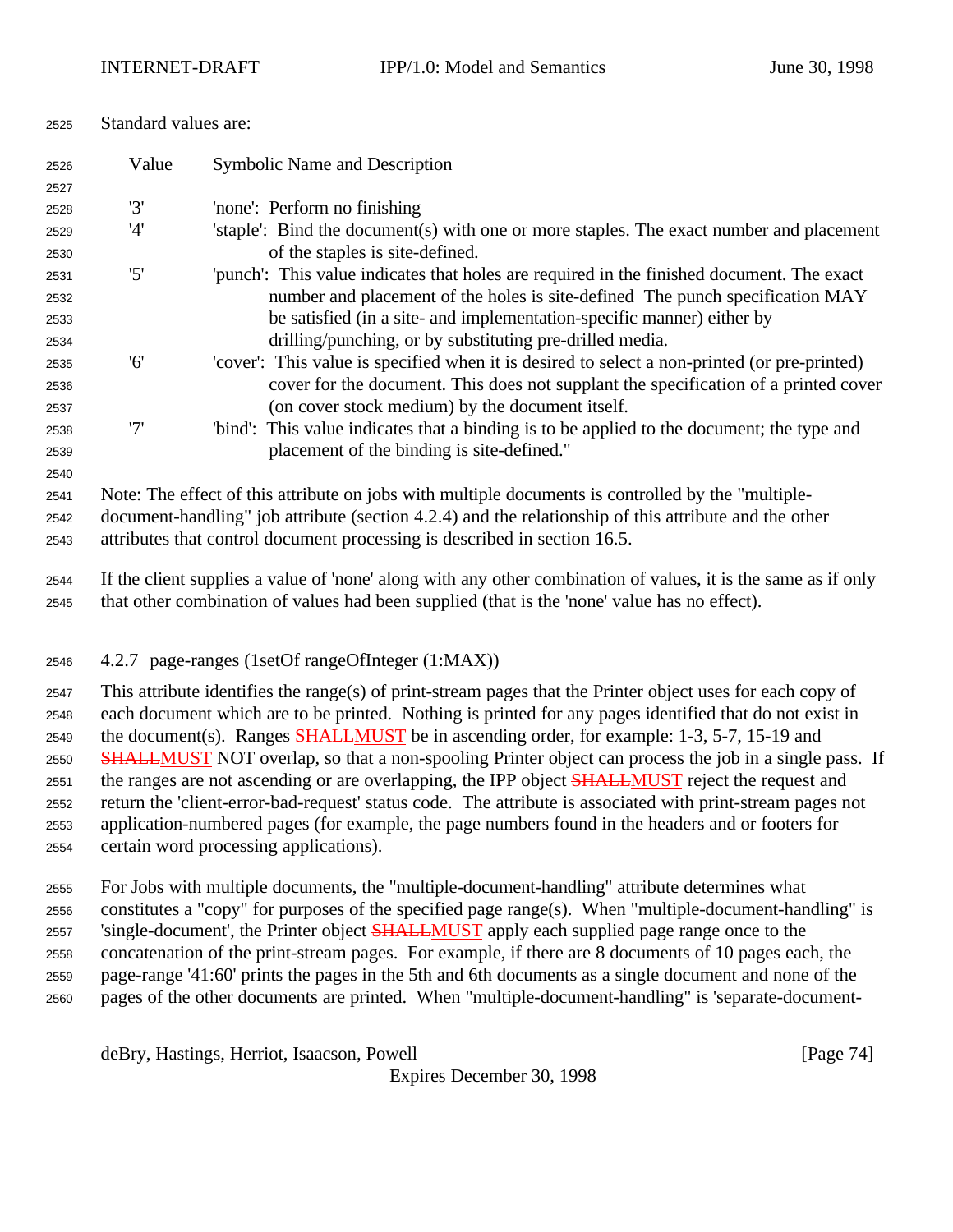Standard values are:

| Value | Symbolic Name and Description |
|---|---|
| '3' | 'none': Perform no finishing |
| '4' | 'staple': Bind the document(s) with one or more staples. The exact number and placement of the staples is site-defined. |
| '5' | 'punch': This value indicates that holes are required in the finished document. The exact number and placement of the holes is site-defined The punch specification MAY be satisfied (in a site- and implementation-specific manner) either by drilling/punching, or by substituting pre-drilled media. |
| '6' | 'cover': This value is specified when it is desired to select a non-printed (or pre-printed) cover for the document. This does not supplant the specification of a printed cover (on cover stock medium) by the document itself. |
| '7' | 'bind': This value indicates that a binding is to be applied to the document; the type and placement of the binding is site-defined." |

Note: The effect of this attribute on jobs with multiple documents is controlled by the "multiple-document-handling" job attribute (section 4.2.4) and the relationship of this attribute and the other attributes that control document processing is described in section 16.5.

If the client supplies a value of 'none' along with any other combination of values, it is the same as if only that other combination of values had been supplied (that is the 'none' value has no effect).

### 4.2.7 page-ranges (1setOf rangeOfInteger (1:MAX))

This attribute identifies the range(s) of print-stream pages that the Printer object uses for each copy of each document which are to be printed. Nothing is printed for any pages identified that do not exist in the document(s). Ranges ~~SHALL~~MUST be in ascending order, for example: 1-3, 5-7, 15-19 and ~~SHALL~~MUST NOT overlap, so that a non-spooling Printer object can process the job in a single pass. If the ranges are not ascending or are overlapping, the IPP object ~~SHALL~~MUST reject the request and return the 'client-error-bad-request' status code. The attribute is associated with print-stream pages not application-numbered pages (for example, the page numbers found in the headers and or footers for certain word processing applications).

For Jobs with multiple documents, the "multiple-document-handling" attribute determines what constitutes a "copy" for purposes of the specified page range(s). When "multiple-document-handling" is 'single-document', the Printer object ~~SHALL~~MUST apply each supplied page range once to the concatenation of the print-stream pages. For example, if there are 8 documents of 10 pages each, the page-range '41:60' prints the pages in the 5th and 6th documents as a single document and none of the pages of the other documents are printed. When "multiple-document-handling" is 'separate-document-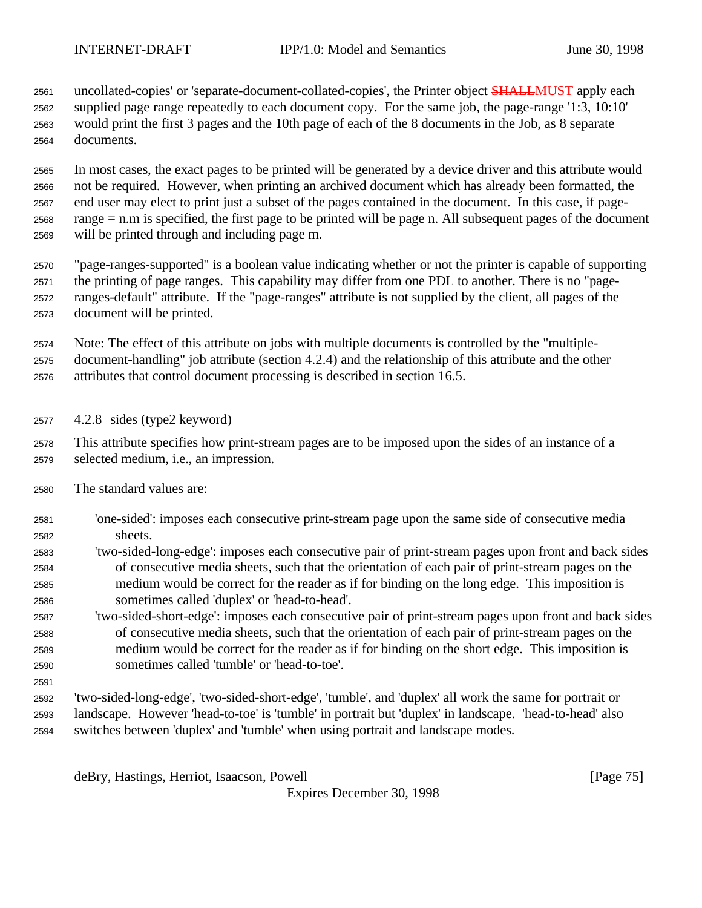uncollated-copies' or 'separate-document-collated-copies', the Printer object ~~SHALL~~MUST apply each supplied page range repeatedly to each document copy. For the same job, the page-range '1:3, 10:10' would print the first 3 pages and the 10th page of each of the 8 documents in the Job, as 8 separate documents.

In most cases, the exact pages to be printed will be generated by a device driver and this attribute would not be required. However, when printing an archived document which has already been formatted, the end user may elect to print just a subset of the pages contained in the document. In this case, if page-range = n.m is specified, the first page to be printed will be page n. All subsequent pages of the document will be printed through and including page m.

"page-ranges-supported" is a boolean value indicating whether or not the printer is capable of supporting the printing of page ranges. This capability may differ from one PDL to another. There is no "page-ranges-default" attribute. If the "page-ranges" attribute is not supplied by the client, all pages of the document will be printed.

Note: The effect of this attribute on jobs with multiple documents is controlled by the "multiple-document-handling" job attribute (section 4.2.4) and the relationship of this attribute and the other attributes that control document processing is described in section 16.5.

### 4.2.8 sides (type2 keyword)

This attribute specifies how print-stream pages are to be imposed upon the sides of an instance of a selected medium, i.e., an impression.

The standard values are:

- 'one-sided': imposes each consecutive print-stream page upon the same side of consecutive media sheets.
- 'two-sided-long-edge': imposes each consecutive pair of print-stream pages upon front and back sides of consecutive media sheets, such that the orientation of each pair of print-stream pages on the medium would be correct for the reader as if for binding on the long edge. This imposition is sometimes called 'duplex' or 'head-to-head'.
- 'two-sided-short-edge': imposes each consecutive pair of print-stream pages upon front and back sides of consecutive media sheets, such that the orientation of each pair of print-stream pages on the medium would be correct for the reader as if for binding on the short edge. This imposition is sometimes called 'tumble' or 'head-to-toe'.

'two-sided-long-edge', 'two-sided-short-edge', 'tumble', and 'duplex' all work the same for portrait or landscape. However 'head-to-toe' is 'tumble' in portrait but 'duplex' in landscape. 'head-to-head' also switches between 'duplex' and 'tumble' when using portrait and landscape modes.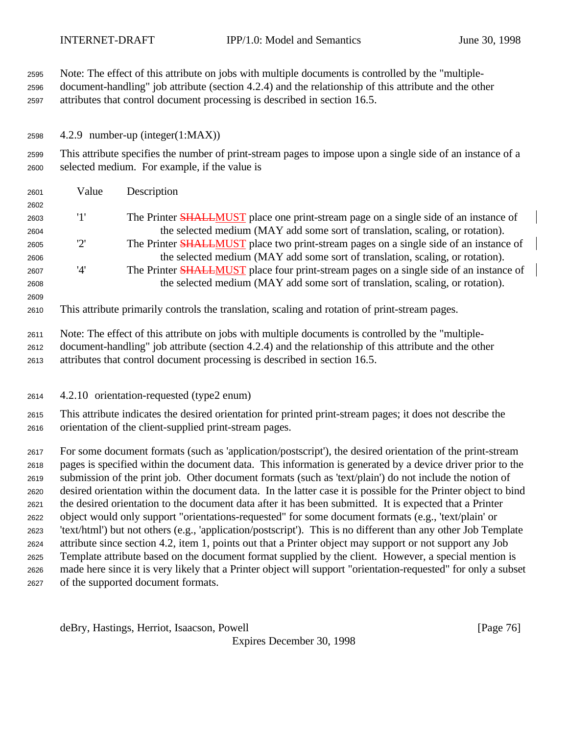Note: The effect of this attribute on jobs with multiple documents is controlled by the "multiple-document-handling" job attribute (section 4.2.4) and the relationship of this attribute and the other attributes that control document processing is described in section 16.5.

### 4.2.9 number-up (integer(1:MAX))

This attribute specifies the number of print-stream pages to impose upon a single side of an instance of a selected medium. For example, if the value is

| Value | Description |
|---|---|
| '1' | The Printer ~~SHALL~~MUST place one print-stream page on a single side of an instance of the selected medium (MAY add some sort of translation, scaling, or rotation). |
| '2' | The Printer ~~SHALL~~MUST place two print-stream pages on a single side of an instance of the selected medium (MAY add some sort of translation, scaling, or rotation). |
| '4' | The Printer ~~SHALL~~MUST place four print-stream pages on a single side of an instance of the selected medium (MAY add some sort of translation, scaling, or rotation). |

This attribute primarily controls the translation, scaling and rotation of print-stream pages.

Note: The effect of this attribute on jobs with multiple documents is controlled by the "multiple-document-handling" job attribute (section 4.2.4) and the relationship of this attribute and the other attributes that control document processing is described in section 16.5.

### 4.2.10 orientation-requested (type2 enum)

This attribute indicates the desired orientation for printed print-stream pages; it does not describe the orientation of the client-supplied print-stream pages.

For some document formats (such as 'application/postscript'), the desired orientation of the print-stream pages is specified within the document data. This information is generated by a device driver prior to the submission of the print job. Other document formats (such as 'text/plain') do not include the notion of desired orientation within the document data. In the latter case it is possible for the Printer object to bind the desired orientation to the document data after it has been submitted. It is expected that a Printer object would only support "orientations-requested" for some document formats (e.g., 'text/plain' or 'text/html') but not others (e.g., 'application/postscript'). This is no different than any other Job Template attribute since section 4.2, item 1, points out that a Printer object may support or not support any Job Template attribute based on the document format supplied by the client. However, a special mention is made here since it is very likely that a Printer object will support "orientation-requested" for only a subset of the supported document formats.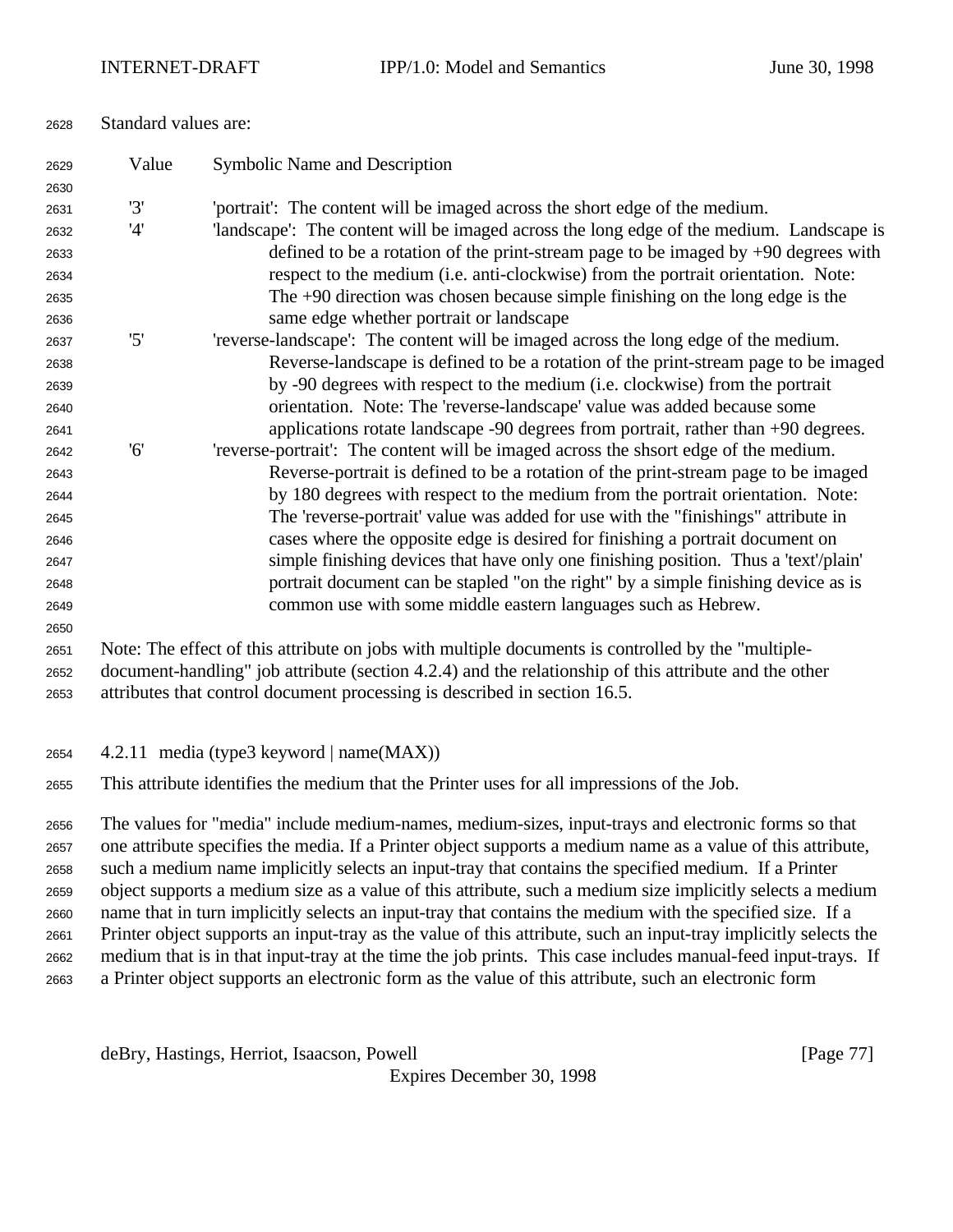Standard values are:

| Value | Symbolic Name and Description |
|---|---|
| '3' | 'portrait': The content will be imaged across the short edge of the medium. |
| '4' | 'landscape': The content will be imaged across the long edge of the medium. Landscape is defined to be a rotation of the print-stream page to be imaged by +90 degrees with respect to the medium (i.e. anti-clockwise) from the portrait orientation. Note: The +90 direction was chosen because simple finishing on the long edge is the same edge whether portrait or landscape |
| '5' | 'reverse-landscape': The content will be imaged across the long edge of the medium. Reverse-landscape is defined to be a rotation of the print-stream page to be imaged by -90 degrees with respect to the medium (i.e. clockwise) from the portrait orientation. Note: The 'reverse-landscape' value was added because some applications rotate landscape -90 degrees from portrait, rather than +90 degrees. |
| '6' | 'reverse-portrait': The content will be imaged across the shsort edge of the medium. Reverse-portrait is defined to be a rotation of the print-stream page to be imaged by 180 degrees with respect to the medium from the portrait orientation. Note: The 'reverse-portrait' value was added for use with the "finishings" attribute in cases where the opposite edge is desired for finishing a portrait document on simple finishing devices that have only one finishing position. Thus a 'text'/plain' portrait document can be stapled "on the right" by a simple finishing device as is common use with some middle eastern languages such as Hebrew. |

Note: The effect of this attribute on jobs with multiple documents is controlled by the "multiple-document-handling" job attribute (section 4.2.4) and the relationship of this attribute and the other attributes that control document processing is described in section 16.5.

### 4.2.11 media (type3 keyword | name(MAX))

This attribute identifies the medium that the Printer uses for all impressions of the Job.

The values for "media" include medium-names, medium-sizes, input-trays and electronic forms so that one attribute specifies the media. If a Printer object supports a medium name as a value of this attribute, such a medium name implicitly selects an input-tray that contains the specified medium. If a Printer object supports a medium size as a value of this attribute, such a medium size implicitly selects a medium name that in turn implicitly selects an input-tray that contains the medium with the specified size. If a Printer object supports an input-tray as the value of this attribute, such an input-tray implicitly selects the medium that is in that input-tray at the time the job prints. This case includes manual-feed input-trays. If a Printer object supports an electronic form as the value of this attribute, such an electronic form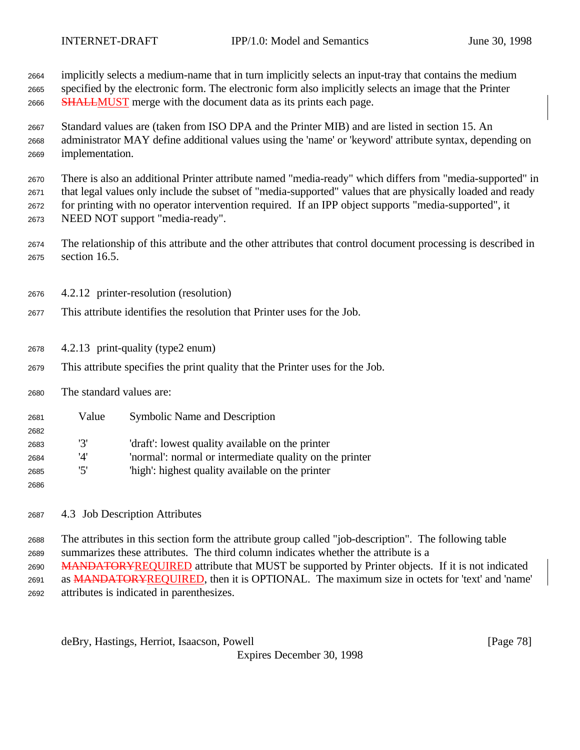implicitly selects a medium-name that in turn implicitly selects an input-tray that contains the medium specified by the electronic form. The electronic form also implicitly selects an image that the Printer ~~SHALL~~MUST merge with the document data as its prints each page.

Standard values are (taken from ISO DPA and the Printer MIB) and are listed in section 15. An administrator MAY define additional values using the 'name' or 'keyword' attribute syntax, depending on implementation.

There is also an additional Printer attribute named "media-ready" which differs from "media-supported" in that legal values only include the subset of "media-supported" values that are physically loaded and ready for printing with no operator intervention required. If an IPP object supports "media-supported", it NEED NOT support "media-ready".

The relationship of this attribute and the other attributes that control document processing is described in section 16.5.

#### 4.2.12 printer-resolution (resolution)

This attribute identifies the resolution that Printer uses for the Job.

#### 4.2.13 print-quality (type2 enum)

This attribute specifies the print quality that the Printer uses for the Job.

The standard values are:

| Value | Symbolic Name and Description |
|---|---|
| '3' | 'draft': lowest quality available on the printer |
| '4' | 'normal': normal or intermediate quality on the printer |
| '5' | 'high': highest quality available on the printer |

### 4.3 Job Description Attributes

The attributes in this section form the attribute group called "job-description". The following table summarizes these attributes. The third column indicates whether the attribute is a ~~MANDATORY~~REQUIRED attribute that MUST be supported by Printer objects. If it is not indicated as ~~MANDATORY~~REQUIRED, then it is OPTIONAL. The maximum size in octets for 'text' and 'name' attributes is indicated in parenthesizes.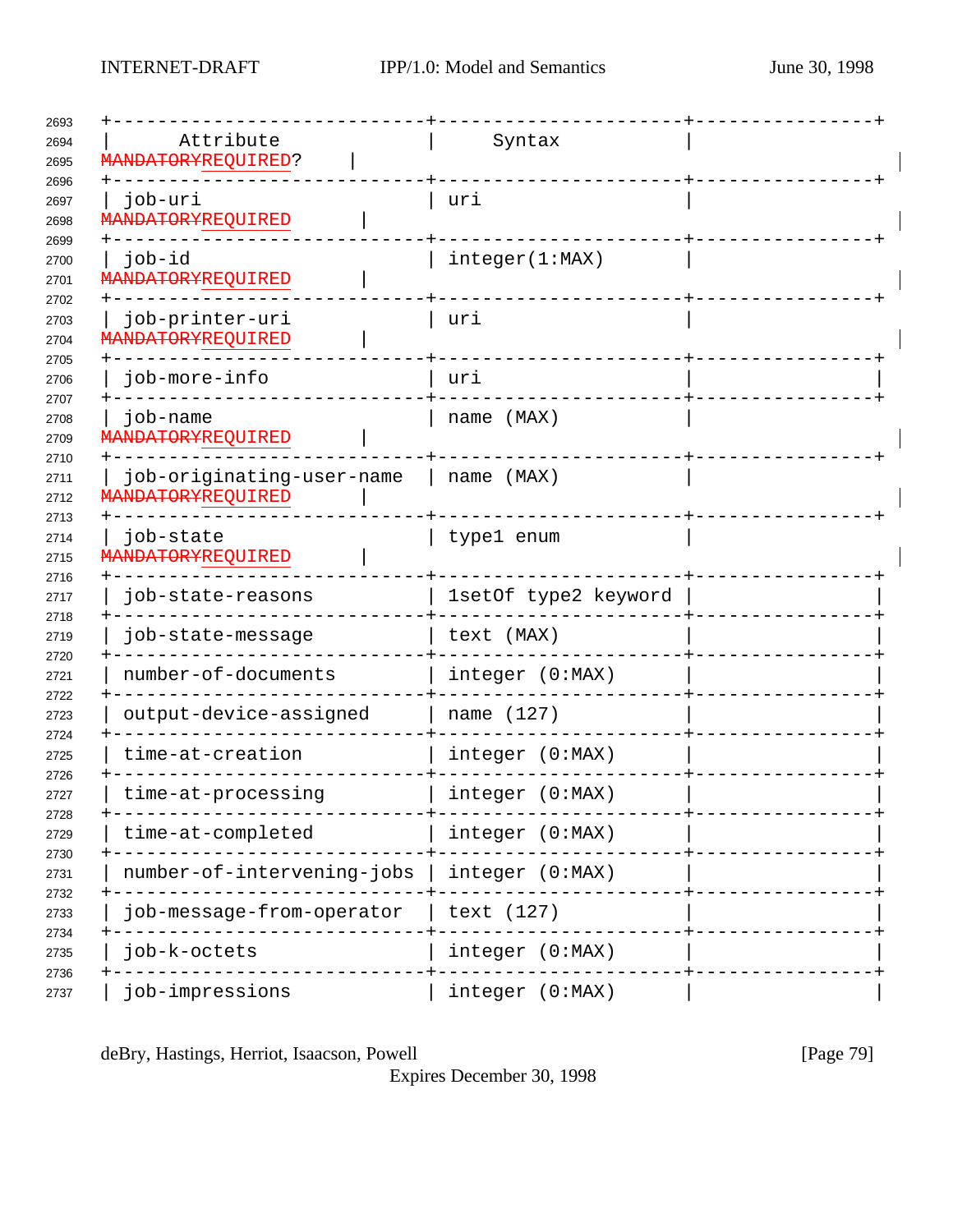| Attribute | Syntax | ~~MANDATORY~~REQUIRED? |
|---|---|---|
| job-uri | uri | ~~MANDATORY~~REQUIRED |
| job-id | integer(1:MAX) | ~~MANDATORY~~REQUIRED |
| job-printer-uri | uri | ~~MANDATORY~~REQUIRED |
| job-more-info | uri | |
| job-name | name (MAX) | ~~MANDATORY~~REQUIRED |
| job-originating-user-name | name (MAX) | ~~MANDATORY~~REQUIRED |
| job-state | type1 enum | ~~MANDATORY~~REQUIRED |
| job-state-reasons | 1setOf type2 keyword | |
| job-state-message | text (MAX) | |
| number-of-documents | integer (0:MAX) | |
| output-device-assigned | name (127) | |
| time-at-creation | integer (0:MAX) | |
| time-at-processing | integer (0:MAX) | |
| time-at-completed | integer (0:MAX) | |
| number-of-intervening-jobs | integer (0:MAX) | |
| job-message-from-operator | text (127) | |
| job-k-octets | integer (0:MAX) | |
| job-impressions | integer (0:MAX) | |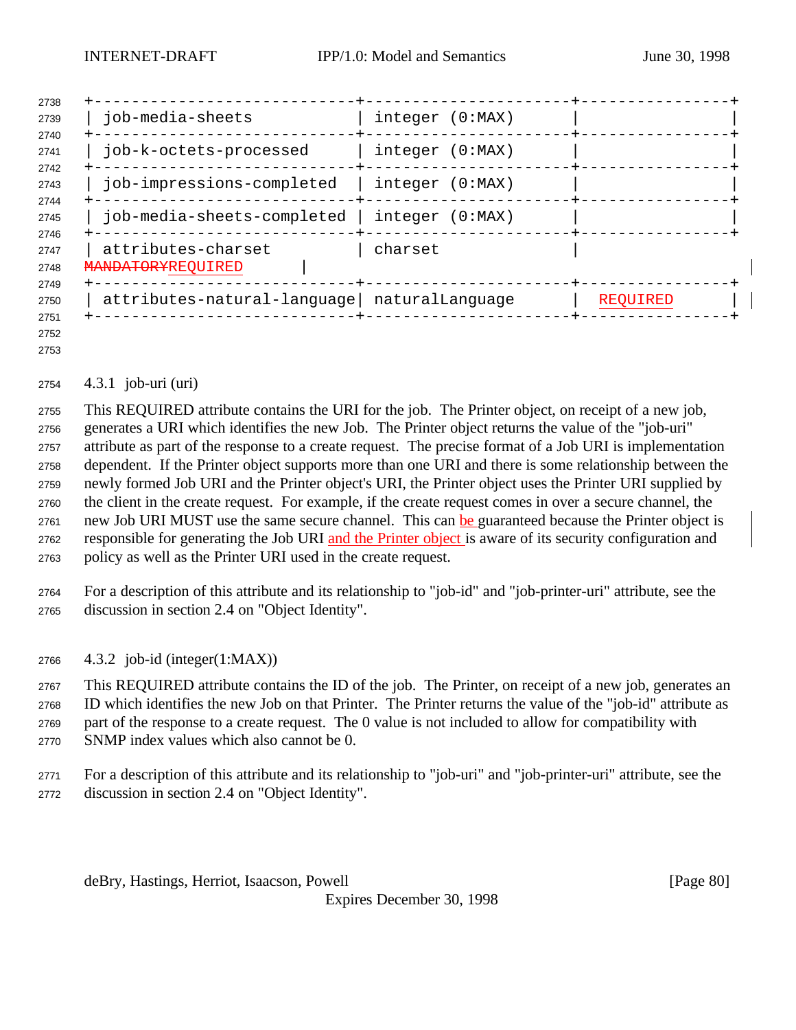| | | |
|---|---|---|
| job-media-sheets | integer (0:MAX) | |
| job-k-octets-processed | integer (0:MAX) | |
| job-impressions-completed | integer (0:MAX) | |
| job-media-sheets-completed | integer (0:MAX) | |
| attributes-charset | charset | ~~MANDATORY~~REQUIRED |
| attributes-natural-language | naturalLanguage | REQUIRED |

### 4.3.1 job-uri (uri)

This REQUIRED attribute contains the URI for the job. The Printer object, on receipt of a new job, generates a URI which identifies the new Job. The Printer object returns the value of the "job-uri" attribute as part of the response to a create request. The precise format of a Job URI is implementation dependent. If the Printer object supports more than one URI and there is some relationship between the newly formed Job URI and the Printer object's URI, the Printer object uses the Printer URI supplied by the client in the create request. For example, if the create request comes in over a secure channel, the new Job URI MUST use the same secure channel. This can be guaranteed because the Printer object is responsible for generating the Job URI and the Printer object is aware of its security configuration and policy as well as the Printer URI used in the create request.

For a description of this attribute and its relationship to "job-id" and "job-printer-uri" attribute, see the discussion in section 2.4 on "Object Identity".

### 4.3.2 job-id (integer(1:MAX))

This REQUIRED attribute contains the ID of the job. The Printer, on receipt of a new job, generates an ID which identifies the new Job on that Printer. The Printer returns the value of the "job-id" attribute as part of the response to a create request. The 0 value is not included to allow for compatibility with SNMP index values which also cannot be 0.

For a description of this attribute and its relationship to "job-uri" and "job-printer-uri" attribute, see the discussion in section 2.4 on "Object Identity".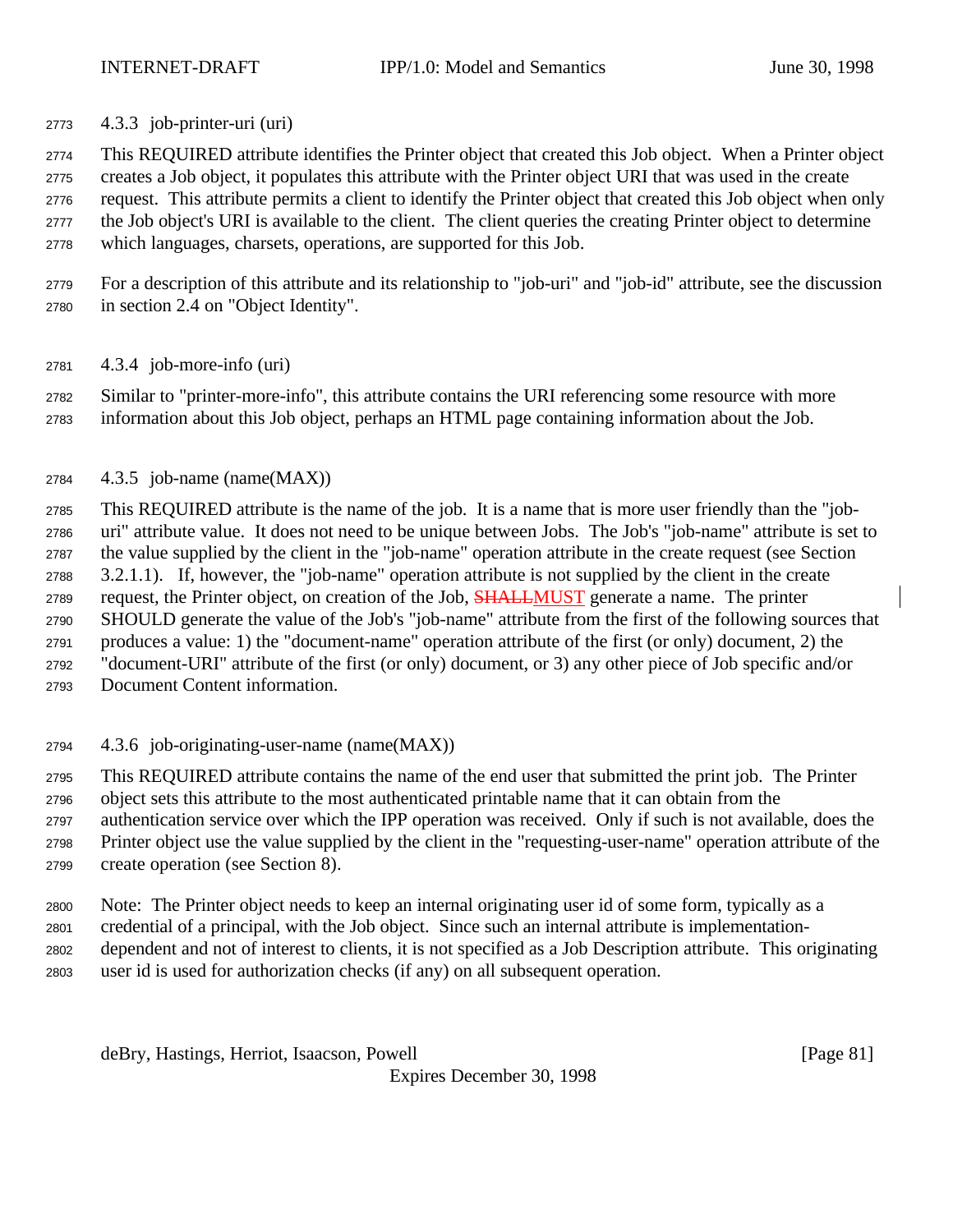### 4.3.3 job-printer-uri (uri)

This REQUIRED attribute identifies the Printer object that created this Job object. When a Printer object creates a Job object, it populates this attribute with the Printer object URI that was used in the create request. This attribute permits a client to identify the Printer object that created this Job object when only the Job object's URI is available to the client. The client queries the creating Printer object to determine which languages, charsets, operations, are supported for this Job.

For a description of this attribute and its relationship to "job-uri" and "job-id" attribute, see the discussion in section 2.4 on "Object Identity".

### 4.3.4 job-more-info (uri)

Similar to "printer-more-info", this attribute contains the URI referencing some resource with more information about this Job object, perhaps an HTML page containing information about the Job.

### 4.3.5 job-name (name(MAX))

This REQUIRED attribute is the name of the job. It is a name that is more user friendly than the "job-uri" attribute value. It does not need to be unique between Jobs. The Job's "job-name" attribute is set to the value supplied by the client in the "job-name" operation attribute in the create request (see Section 3.2.1.1). If, however, the "job-name" operation attribute is not supplied by the client in the create request, the Printer object, on creation of the Job, ~~SHALL~~MUST generate a name. The printer SHOULD generate the value of the Job's "job-name" attribute from the first of the following sources that produces a value: 1) the "document-name" operation attribute of the first (or only) document, 2) the "document-URI" attribute of the first (or only) document, or 3) any other piece of Job specific and/or Document Content information.

### 4.3.6 job-originating-user-name (name(MAX))

This REQUIRED attribute contains the name of the end user that submitted the print job. The Printer object sets this attribute to the most authenticated printable name that it can obtain from the authentication service over which the IPP operation was received. Only if such is not available, does the Printer object use the value supplied by the client in the "requesting-user-name" operation attribute of the create operation (see Section 8).

Note: The Printer object needs to keep an internal originating user id of some form, typically as a credential of a principal, with the Job object. Since such an internal attribute is implementation-dependent and not of interest to clients, it is not specified as a Job Description attribute. This originating user id is used for authorization checks (if any) on all subsequent operation.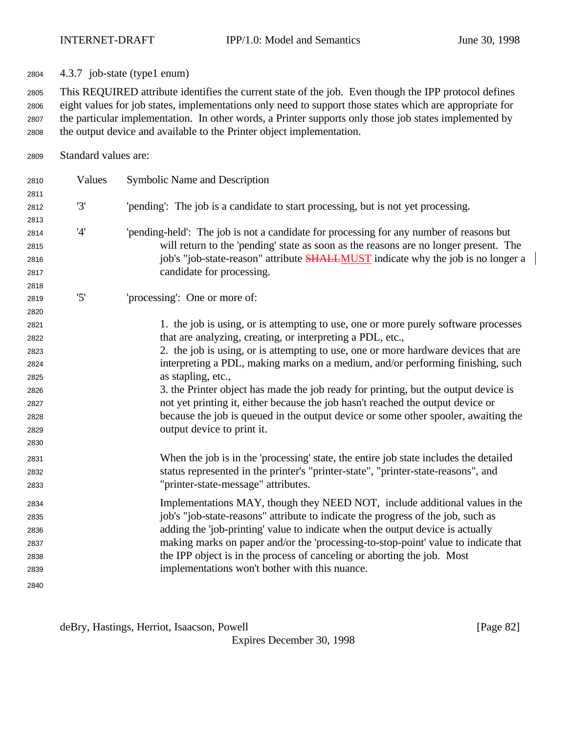#### 4.3.7 job-state (type1 enum)

This REQUIRED attribute identifies the current state of the job. Even though the IPP protocol defines eight values for job states, implementations only need to support those states which are appropriate for the particular implementation. In other words, a Printer supports only those job states implemented by the output device and available to the Printer object implementation.

Standard values are:

| Values | Symbolic Name and Description |
|---|---|
| '3' | 'pending': The job is a candidate to start processing, but is not yet processing. |
| '4' | 'pending-held': The job is not a candidate for processing for any number of reasons but will return to the 'pending' state as soon as the reasons are no longer present. The job's "job-state-reason" attribute ~~SHALL~~MUST indicate why the job is no longer a candidate for processing. |
| '5' | 'processing': One or more of:<br><br>1. the job is using, or is attempting to use, one or more purely software processes that are analyzing, creating, or interpreting a PDL, etc.,<br>2. the job is using, or is attempting to use, one or more hardware devices that are interpreting a PDL, making marks on a medium, and/or performing finishing, such as stapling, etc.,<br>3. the Printer object has made the job ready for printing, but the output device is not yet printing it, either because the job hasn't reached the output device or because the job is queued in the output device or some other spooler, awaiting the output device to print it.<br><br>When the job is in the 'processing' state, the entire job state includes the detailed status represented in the printer's "printer-state", "printer-state-reasons", and "printer-state-message" attributes.<br><br>Implementations MAY, though they NEED NOT, include additional values in the job's "job-state-reasons" attribute to indicate the progress of the job, such as adding the 'job-printing' value to indicate when the output device is actually making marks on paper and/or the 'processing-to-stop-point' value to indicate that the IPP object is in the process of canceling or aborting the job. Most implementations won't bother with this nuance. |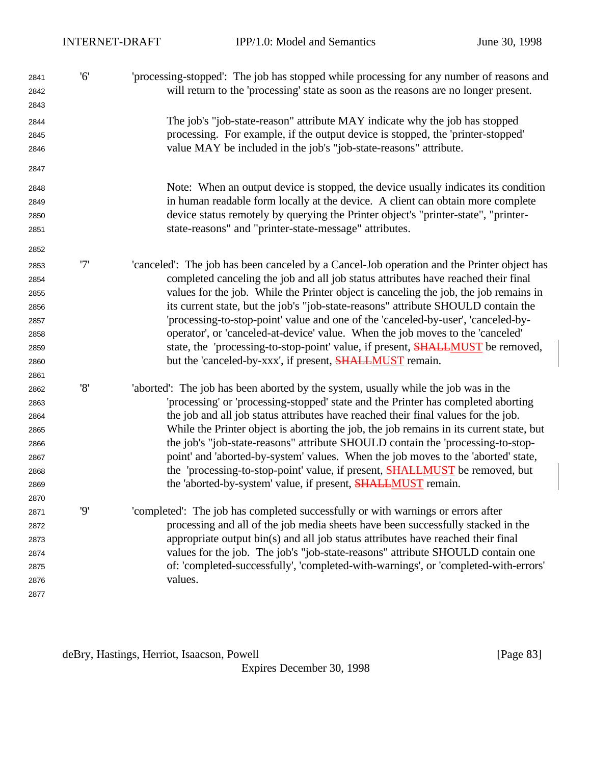'6' 'processing-stopped': The job has stopped while processing for any number of reasons and will return to the 'processing' state as soon as the reasons are no longer present.

The job's "job-state-reason" attribute MAY indicate why the job has stopped processing. For example, if the output device is stopped, the 'printer-stopped' value MAY be included in the job's "job-state-reasons" attribute.

Note: When an output device is stopped, the device usually indicates its condition in human readable form locally at the device. A client can obtain more complete device status remotely by querying the Printer object's "printer-state", "printer-state-reasons" and "printer-state-message" attributes.

'7' 'canceled': The job has been canceled by a Cancel-Job operation and the Printer object has completed canceling the job and all job status attributes have reached their final values for the job. While the Printer object is canceling the job, the job remains in its current state, but the job's "job-state-reasons" attribute SHOULD contain the 'processing-to-stop-point' value and one of the 'canceled-by-user', 'canceled-by-operator', or 'canceled-at-device' value. When the job moves to the 'canceled' state, the 'processing-to-stop-point' value, if present, ~~SHALL~~MUST be removed, but the 'canceled-by-xxx', if present, ~~SHALL~~MUST remain.

'8' 'aborted': The job has been aborted by the system, usually while the job was in the 'processing' or 'processing-stopped' state and the Printer has completed aborting the job and all job status attributes have reached their final values for the job. While the Printer object is aborting the job, the job remains in its current state, but the job's "job-state-reasons" attribute SHOULD contain the 'processing-to-stop-point' and 'aborted-by-system' values. When the job moves to the 'aborted' state, the 'processing-to-stop-point' value, if present, ~~SHALL~~MUST be removed, but the 'aborted-by-system' value, if present, ~~SHALL~~MUST remain.

'9' 'completed': The job has completed successfully or with warnings or errors after processing and all of the job media sheets have been successfully stacked in the appropriate output bin(s) and all job status attributes have reached their final values for the job. The job's "job-state-reasons" attribute SHOULD contain one of: 'completed-successfully', 'completed-with-warnings', or 'completed-with-errors' values.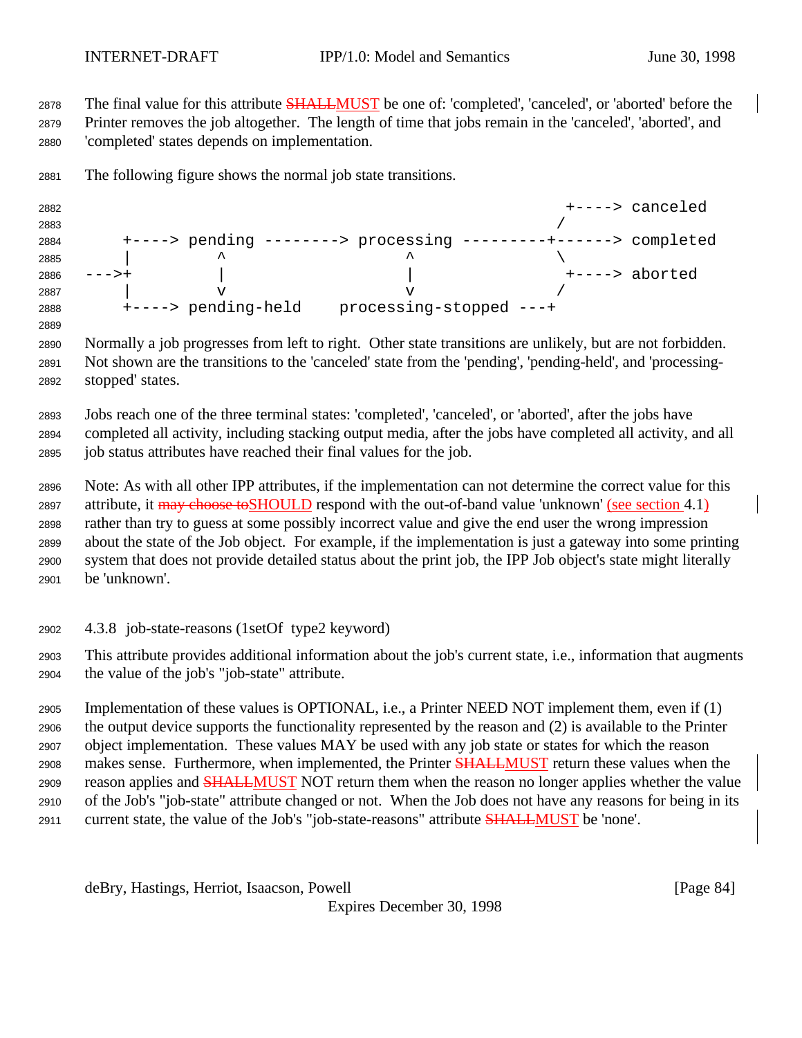The final value for this attribute ~~SHALL~~MUST be one of: 'completed', 'canceled', or 'aborted' before the Printer removes the job altogether. The length of time that jobs remain in the 'canceled', 'aborted', and 'completed' states depends on implementation.

The following figure shows the normal job state transitions.

```
                                                           +----> canceled
                                                          /
    +----> pending --------> processing ---------+------> completed
    |         ^                   ^               \
--->+         |                   |                +----> aborted
    |         v                   v               /
    +----> pending-held    processing-stopped ---+
```

Normally a job progresses from left to right. Other state transitions are unlikely, but are not forbidden. Not shown are the transitions to the 'canceled' state from the 'pending', 'pending-held', and 'processing-stopped' states.

Jobs reach one of the three terminal states: 'completed', 'canceled', or 'aborted', after the jobs have completed all activity, including stacking output media, after the jobs have completed all activity, and all job status attributes have reached their final values for the job.

Note: As with all other IPP attributes, if the implementation can not determine the correct value for this attribute, it ~~may choose to~~SHOULD respond with the out-of-band value 'unknown' (see section 4.1) rather than try to guess at some possibly incorrect value and give the end user the wrong impression about the state of the Job object. For example, if the implementation is just a gateway into some printing system that does not provide detailed status about the print job, the IPP Job object's state might literally be 'unknown'.

### 4.3.8 job-state-reasons (1setOf type2 keyword)

This attribute provides additional information about the job's current state, i.e., information that augments the value of the job's "job-state" attribute.

Implementation of these values is OPTIONAL, i.e., a Printer NEED NOT implement them, even if (1) the output device supports the functionality represented by the reason and (2) is available to the Printer object implementation. These values MAY be used with any job state or states for which the reason makes sense. Furthermore, when implemented, the Printer ~~SHALL~~MUST return these values when the reason applies and ~~SHALL~~MUST NOT return them when the reason no longer applies whether the value of the Job's "job-state" attribute changed or not. When the Job does not have any reasons for being in its current state, the value of the Job's "job-state-reasons" attribute ~~SHALL~~MUST be 'none'.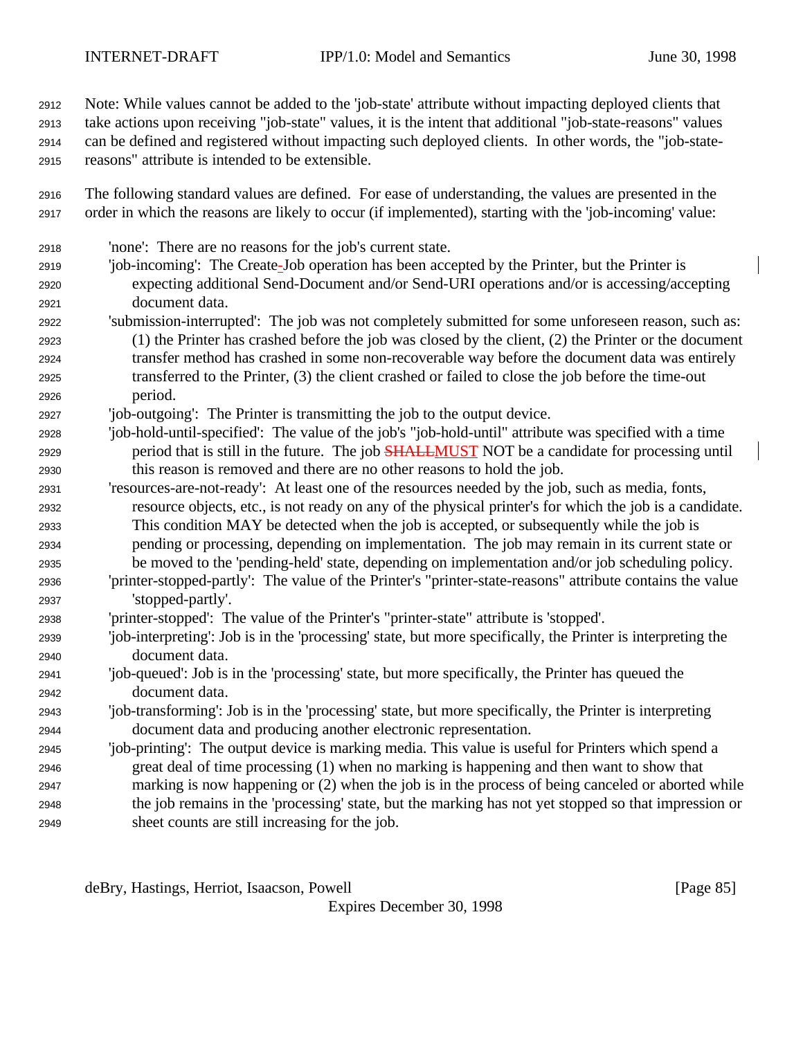Note: While values cannot be added to the 'job-state' attribute without impacting deployed clients that take actions upon receiving "job-state" values, it is the intent that additional "job-state-reasons" values can be defined and registered without impacting such deployed clients. In other words, the "job-state-reasons" attribute is intended to be extensible.

The following standard values are defined. For ease of understanding, the values are presented in the order in which the reasons are likely to occur (if implemented), starting with the 'job-incoming' value:

- 'none': There are no reasons for the job's current state.
- 'job-incoming': The Create-Job operation has been accepted by the Printer, but the Printer is expecting additional Send-Document and/or Send-URI operations and/or is accessing/accepting document data.
- 'submission-interrupted': The job was not completely submitted for some unforeseen reason, such as: (1) the Printer has crashed before the job was closed by the client, (2) the Printer or the document transfer method has crashed in some non-recoverable way before the document data was entirely transferred to the Printer, (3) the client crashed or failed to close the job before the time-out period.
- 'job-outgoing': The Printer is transmitting the job to the output device.
- 'job-hold-until-specified': The value of the job's "job-hold-until" attribute was specified with a time period that is still in the future. The job ~~SHALL~~MUST NOT be a candidate for processing until this reason is removed and there are no other reasons to hold the job.
- 'resources-are-not-ready': At least one of the resources needed by the job, such as media, fonts, resource objects, etc., is not ready on any of the physical printer's for which the job is a candidate. This condition MAY be detected when the job is accepted, or subsequently while the job is pending or processing, depending on implementation. The job may remain in its current state or be moved to the 'pending-held' state, depending on implementation and/or job scheduling policy.
- 'printer-stopped-partly': The value of the Printer's "printer-state-reasons" attribute contains the value 'stopped-partly'.
- 'printer-stopped': The value of the Printer's "printer-state" attribute is 'stopped'.
- 'job-interpreting': Job is in the 'processing' state, but more specifically, the Printer is interpreting the document data.
- 'job-queued': Job is in the 'processing' state, but more specifically, the Printer has queued the document data.
- 'job-transforming': Job is in the 'processing' state, but more specifically, the Printer is interpreting document data and producing another electronic representation.
- 'job-printing': The output device is marking media. This value is useful for Printers which spend a great deal of time processing (1) when no marking is happening and then want to show that marking is now happening or (2) when the job is in the process of being canceled or aborted while the job remains in the 'processing' state, but the marking has not yet stopped so that impression or sheet counts are still increasing for the job.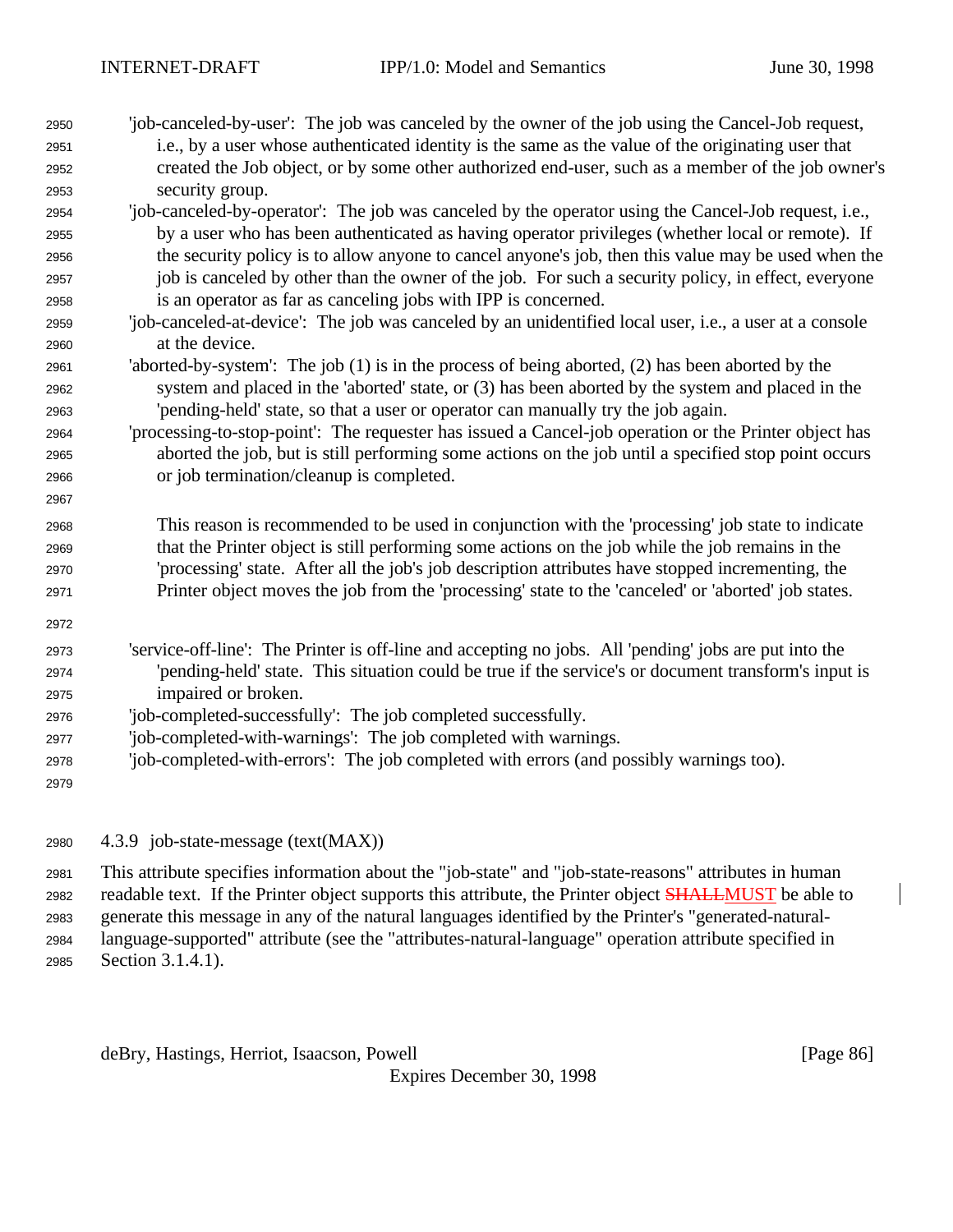'job-canceled-by-user': The job was canceled by the owner of the job using the Cancel-Job request, i.e., by a user whose authenticated identity is the same as the value of the originating user that created the Job object, or by some other authorized end-user, such as a member of the job owner's security group.

'job-canceled-by-operator': The job was canceled by the operator using the Cancel-Job request, i.e., by a user who has been authenticated as having operator privileges (whether local or remote). If the security policy is to allow anyone to cancel anyone's job, then this value may be used when the job is canceled by other than the owner of the job. For such a security policy, in effect, everyone is an operator as far as canceling jobs with IPP is concerned.

'job-canceled-at-device': The job was canceled by an unidentified local user, i.e., a user at a console at the device.

'aborted-by-system': The job (1) is in the process of being aborted, (2) has been aborted by the system and placed in the 'aborted' state, or (3) has been aborted by the system and placed in the 'pending-held' state, so that a user or operator can manually try the job again.

'processing-to-stop-point': The requester has issued a Cancel-job operation or the Printer object has aborted the job, but is still performing some actions on the job until a specified stop point occurs or job termination/cleanup is completed.

This reason is recommended to be used in conjunction with the 'processing' job state to indicate that the Printer object is still performing some actions on the job while the job remains in the 'processing' state. After all the job's job description attributes have stopped incrementing, the Printer object moves the job from the 'processing' state to the 'canceled' or 'aborted' job states.

'service-off-line': The Printer is off-line and accepting no jobs. All 'pending' jobs are put into the 'pending-held' state. This situation could be true if the service's or document transform's input is impaired or broken.

'job-completed-successfully': The job completed successfully.

'job-completed-with-warnings': The job completed with warnings.

'job-completed-with-errors': The job completed with errors (and possibly warnings too).

### 4.3.9 job-state-message (text(MAX))

This attribute specifies information about the "job-state" and "job-state-reasons" attributes in human readable text. If the Printer object supports this attribute, the Printer object ~~SHALL~~MUST be able to generate this message in any of the natural languages identified by the Printer's "generated-natural-language-supported" attribute (see the "attributes-natural-language" operation attribute specified in Section 3.1.4.1).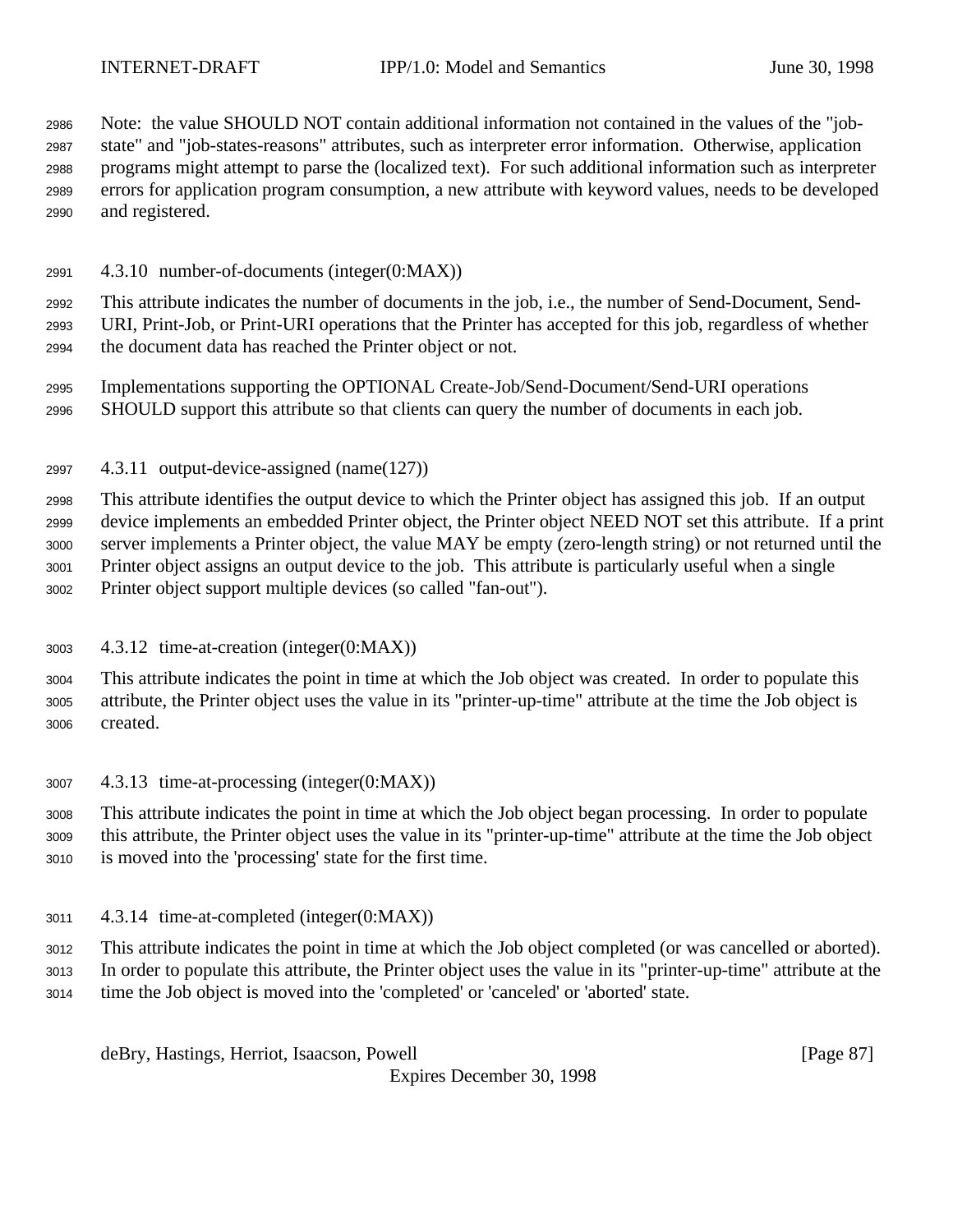Note: the value SHOULD NOT contain additional information not contained in the values of the "job-state" and "job-states-reasons" attributes, such as interpreter error information. Otherwise, application programs might attempt to parse the (localized text). For such additional information such as interpreter errors for application program consumption, a new attribute with keyword values, needs to be developed and registered.

#### 4.3.10 number-of-documents (integer(0:MAX))

This attribute indicates the number of documents in the job, i.e., the number of Send-Document, Send-URI, Print-Job, or Print-URI operations that the Printer has accepted for this job, regardless of whether the document data has reached the Printer object or not.

Implementations supporting the OPTIONAL Create-Job/Send-Document/Send-URI operations SHOULD support this attribute so that clients can query the number of documents in each job.

#### 4.3.11 output-device-assigned (name(127))

This attribute identifies the output device to which the Printer object has assigned this job. If an output device implements an embedded Printer object, the Printer object NEED NOT set this attribute. If a print server implements a Printer object, the value MAY be empty (zero-length string) or not returned until the Printer object assigns an output device to the job. This attribute is particularly useful when a single Printer object support multiple devices (so called "fan-out").

#### 4.3.12 time-at-creation (integer(0:MAX))

This attribute indicates the point in time at which the Job object was created. In order to populate this attribute, the Printer object uses the value in its "printer-up-time" attribute at the time the Job object is created.

#### 4.3.13 time-at-processing (integer(0:MAX))

This attribute indicates the point in time at which the Job object began processing. In order to populate this attribute, the Printer object uses the value in its "printer-up-time" attribute at the time the Job object is moved into the 'processing' state for the first time.

#### 4.3.14 time-at-completed (integer(0:MAX))

This attribute indicates the point in time at which the Job object completed (or was cancelled or aborted). In order to populate this attribute, the Printer object uses the value in its "printer-up-time" attribute at the time the Job object is moved into the 'completed' or 'canceled' or 'aborted' state.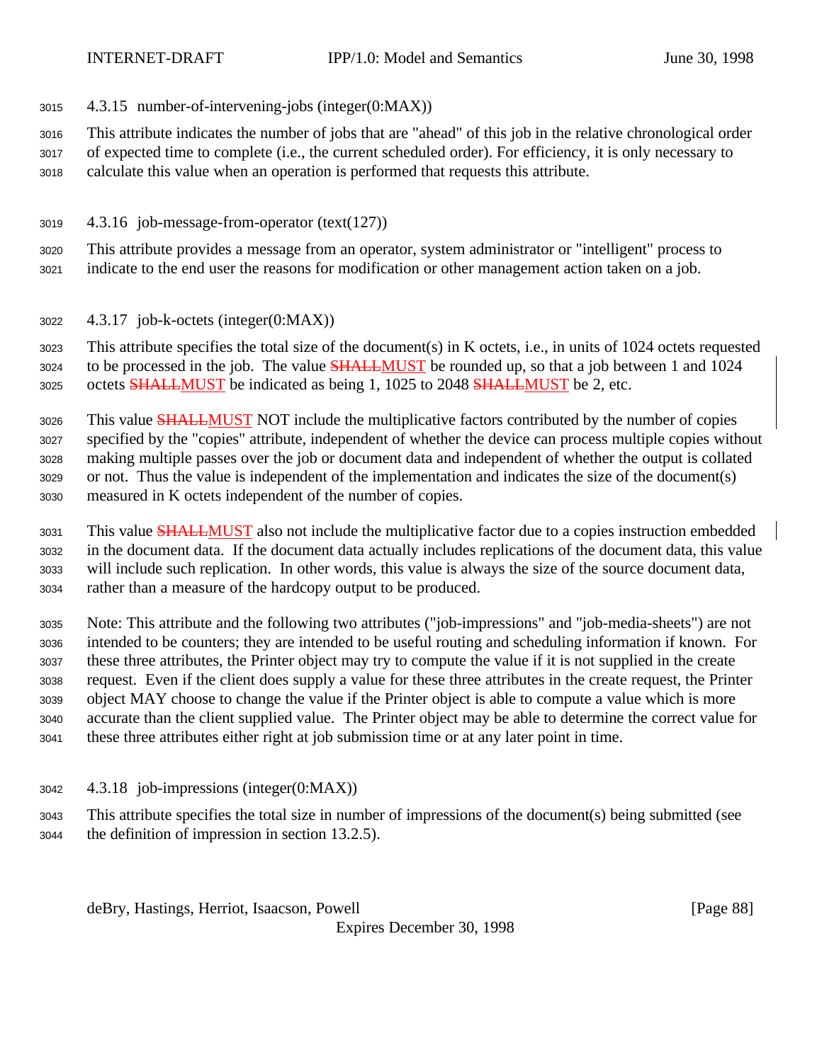#### 4.3.15 number-of-intervening-jobs (integer(0:MAX))

This attribute indicates the number of jobs that are "ahead" of this job in the relative chronological order of expected time to complete (i.e., the current scheduled order). For efficiency, it is only necessary to calculate this value when an operation is performed that requests this attribute.

#### 4.3.16 job-message-from-operator (text(127))

This attribute provides a message from an operator, system administrator or "intelligent" process to indicate to the end user the reasons for modification or other management action taken on a job.

#### 4.3.17 job-k-octets (integer(0:MAX))

This attribute specifies the total size of the document(s) in K octets, i.e., in units of 1024 octets requested to be processed in the job. The value ~~SHALL~~MUST be rounded up, so that a job between 1 and 1024 octets ~~SHALL~~MUST be indicated as being 1, 1025 to 2048 ~~SHALL~~MUST be 2, etc.

This value ~~SHALL~~MUST NOT include the multiplicative factors contributed by the number of copies specified by the "copies" attribute, independent of whether the device can process multiple copies without making multiple passes over the job or document data and independent of whether the output is collated or not. Thus the value is independent of the implementation and indicates the size of the document(s) measured in K octets independent of the number of copies.

This value ~~SHALL~~MUST also not include the multiplicative factor due to a copies instruction embedded in the document data. If the document data actually includes replications of the document data, this value will include such replication. In other words, this value is always the size of the source document data, rather than a measure of the hardcopy output to be produced.

Note: This attribute and the following two attributes ("job-impressions" and "job-media-sheets") are not intended to be counters; they are intended to be useful routing and scheduling information if known. For these three attributes, the Printer object may try to compute the value if it is not supplied in the create request. Even if the client does supply a value for these three attributes in the create request, the Printer object MAY choose to change the value if the Printer object is able to compute a value which is more accurate than the client supplied value. The Printer object may be able to determine the correct value for these three attributes either right at job submission time or at any later point in time.

#### 4.3.18 job-impressions (integer(0:MAX))

This attribute specifies the total size in number of impressions of the document(s) being submitted (see the definition of impression in section 13.2.5).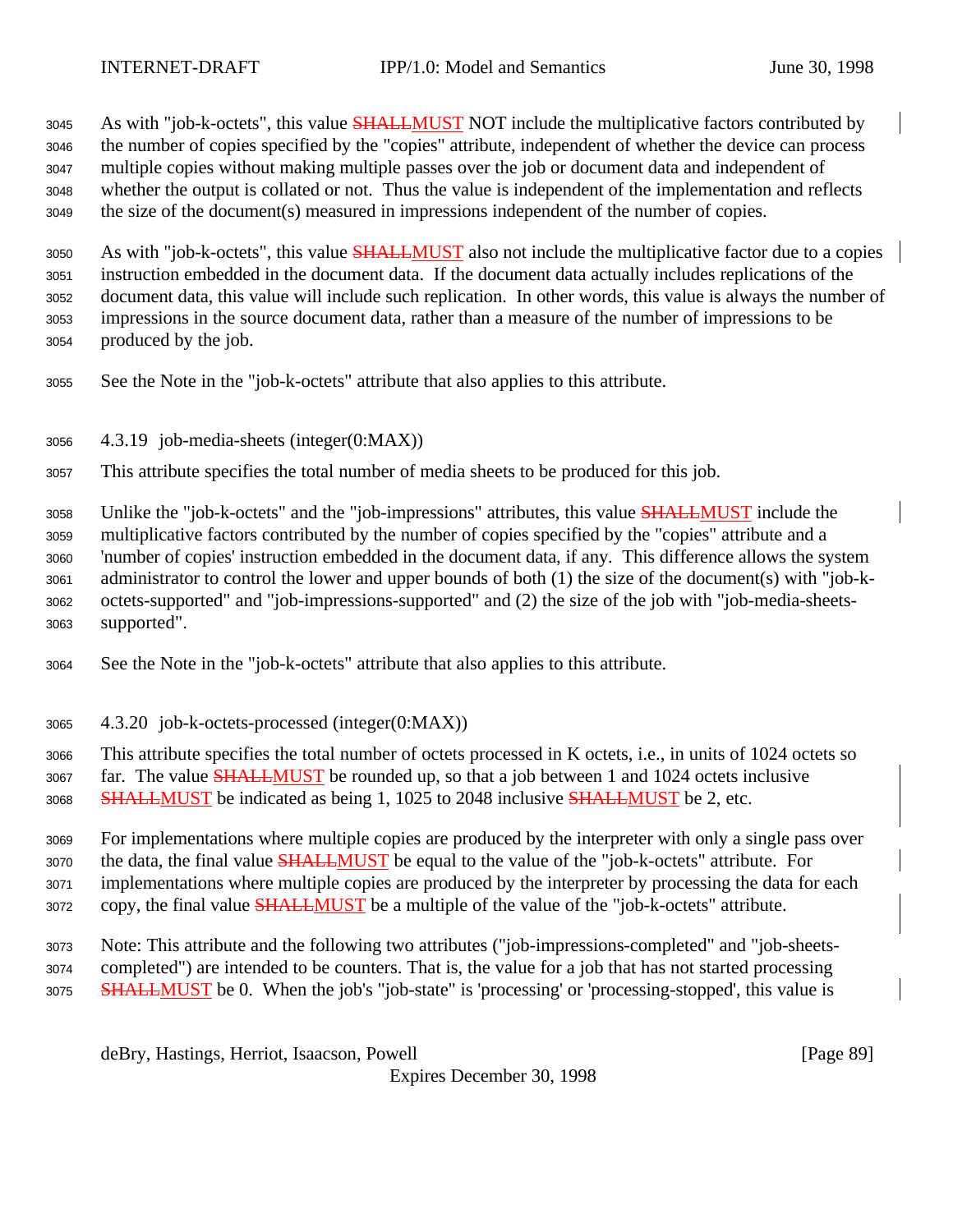As with "job-k-octets", this value ~~SHALL~~MUST NOT include the multiplicative factors contributed by the number of copies specified by the "copies" attribute, independent of whether the device can process multiple copies without making multiple passes over the job or document data and independent of whether the output is collated or not. Thus the value is independent of the implementation and reflects the size of the document(s) measured in impressions independent of the number of copies.

As with "job-k-octets", this value ~~SHALL~~MUST also not include the multiplicative factor due to a copies instruction embedded in the document data. If the document data actually includes replications of the document data, this value will include such replication. In other words, this value is always the number of impressions in the source document data, rather than a measure of the number of impressions to be produced by the job.

See the Note in the "job-k-octets" attribute that also applies to this attribute.

### 4.3.19 job-media-sheets (integer(0:MAX))

This attribute specifies the total number of media sheets to be produced for this job.

Unlike the "job-k-octets" and the "job-impressions" attributes, this value ~~SHALL~~MUST include the multiplicative factors contributed by the number of copies specified by the "copies" attribute and a 'number of copies' instruction embedded in the document data, if any. This difference allows the system administrator to control the lower and upper bounds of both (1) the size of the document(s) with "job-k-octets-supported" and "job-impressions-supported" and (2) the size of the job with "job-media-sheets-supported".

See the Note in the "job-k-octets" attribute that also applies to this attribute.

### 4.3.20 job-k-octets-processed (integer(0:MAX))

This attribute specifies the total number of octets processed in K octets, i.e., in units of 1024 octets so far. The value ~~SHALL~~MUST be rounded up, so that a job between 1 and 1024 octets inclusive ~~SHALL~~MUST be indicated as being 1, 1025 to 2048 inclusive ~~SHALL~~MUST be 2, etc.

For implementations where multiple copies are produced by the interpreter with only a single pass over the data, the final value ~~SHALL~~MUST be equal to the value of the "job-k-octets" attribute. For implementations where multiple copies are produced by the interpreter by processing the data for each copy, the final value ~~SHALL~~MUST be a multiple of the value of the "job-k-octets" attribute.

Note: This attribute and the following two attributes ("job-impressions-completed" and "job-sheets-completed") are intended to be counters. That is, the value for a job that has not started processing ~~SHALL~~MUST be 0. When the job's "job-state" is 'processing' or 'processing-stopped', this value is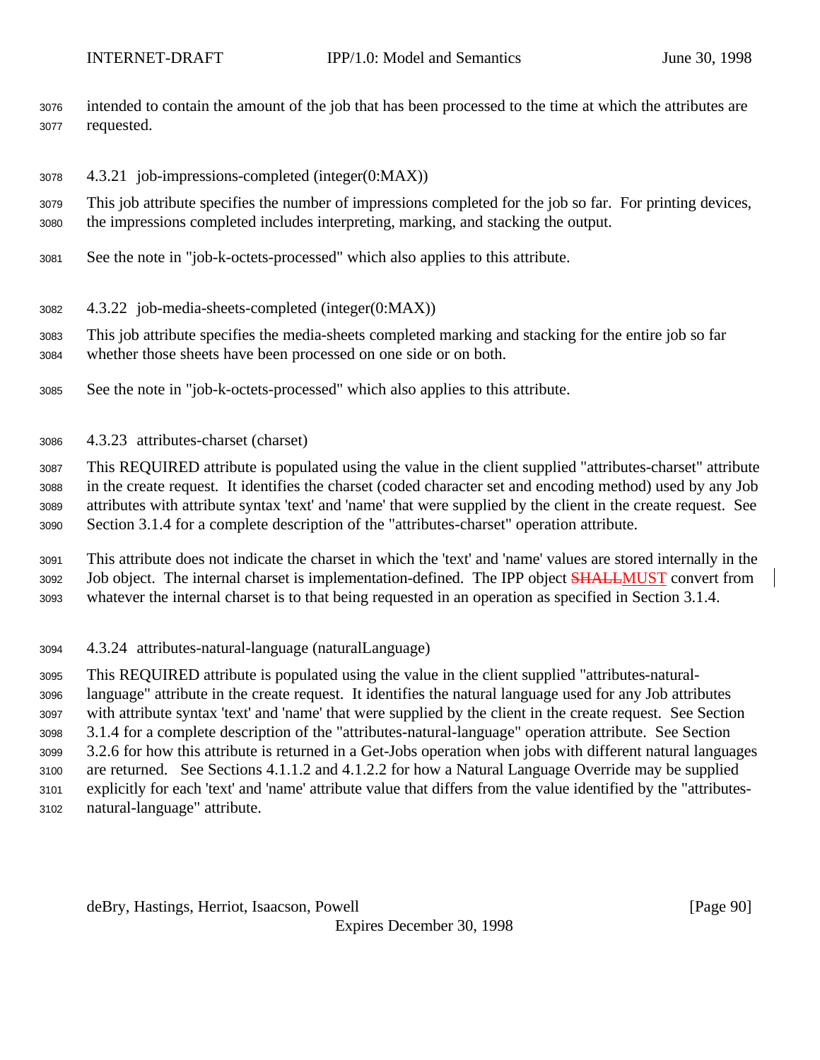intended to contain the amount of the job that has been processed to the time at which the attributes are requested.

#### 4.3.21 job-impressions-completed (integer(0:MAX))

This job attribute specifies the number of impressions completed for the job so far. For printing devices, the impressions completed includes interpreting, marking, and stacking the output.

See the note in "job-k-octets-processed" which also applies to this attribute.

#### 4.3.22 job-media-sheets-completed (integer(0:MAX))

This job attribute specifies the media-sheets completed marking and stacking for the entire job so far whether those sheets have been processed on one side or on both.

See the note in "job-k-octets-processed" which also applies to this attribute.

#### 4.3.23 attributes-charset (charset)

This REQUIRED attribute is populated using the value in the client supplied "attributes-charset" attribute in the create request. It identifies the charset (coded character set and encoding method) used by any Job attributes with attribute syntax 'text' and 'name' that were supplied by the client in the create request. See Section 3.1.4 for a complete description of the "attributes-charset" operation attribute.

This attribute does not indicate the charset in which the 'text' and 'name' values are stored internally in the Job object. The internal charset is implementation-defined. The IPP object ~~SHALL~~MUST convert from whatever the internal charset is to that being requested in an operation as specified in Section 3.1.4.

#### 4.3.24 attributes-natural-language (naturalLanguage)

This REQUIRED attribute is populated using the value in the client supplied "attributes-natural-language" attribute in the create request. It identifies the natural language used for any Job attributes with attribute syntax 'text' and 'name' that were supplied by the client in the create request. See Section 3.1.4 for a complete description of the "attributes-natural-language" operation attribute. See Section 3.2.6 for how this attribute is returned in a Get-Jobs operation when jobs with different natural languages are returned. See Sections 4.1.1.2 and 4.1.2.2 for how a Natural Language Override may be supplied explicitly for each 'text' and 'name' attribute value that differs from the value identified by the "attributes-natural-language" attribute.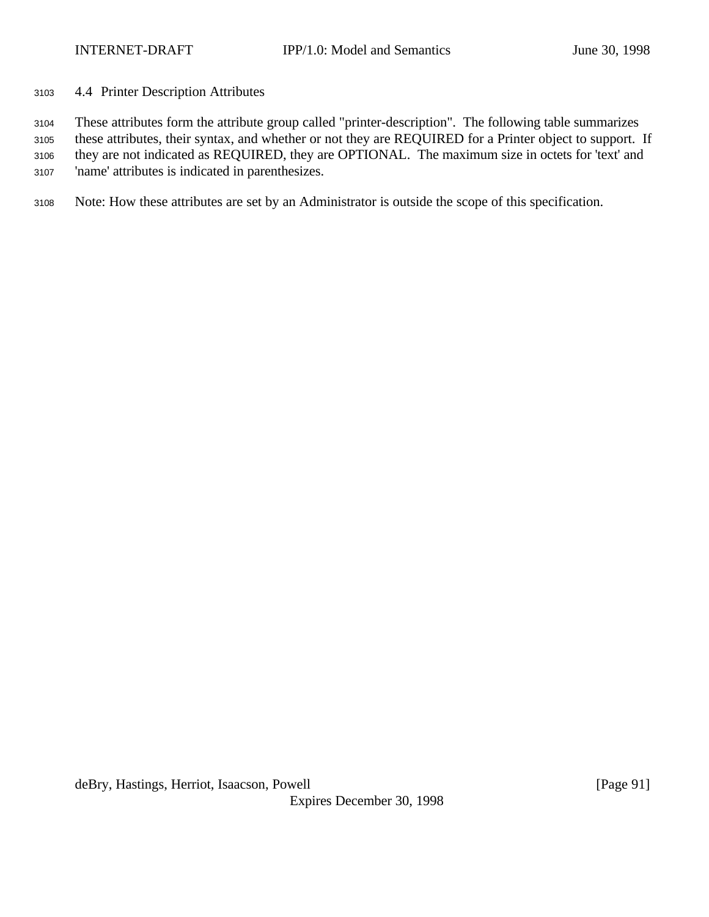### 4.4 Printer Description Attributes

These attributes form the attribute group called "printer-description". The following table summarizes these attributes, their syntax, and whether or not they are REQUIRED for a Printer object to support. If they are not indicated as REQUIRED, they are OPTIONAL. The maximum size in octets for 'text' and 'name' attributes is indicated in parenthesizes.

Note: How these attributes are set by an Administrator is outside the scope of this specification.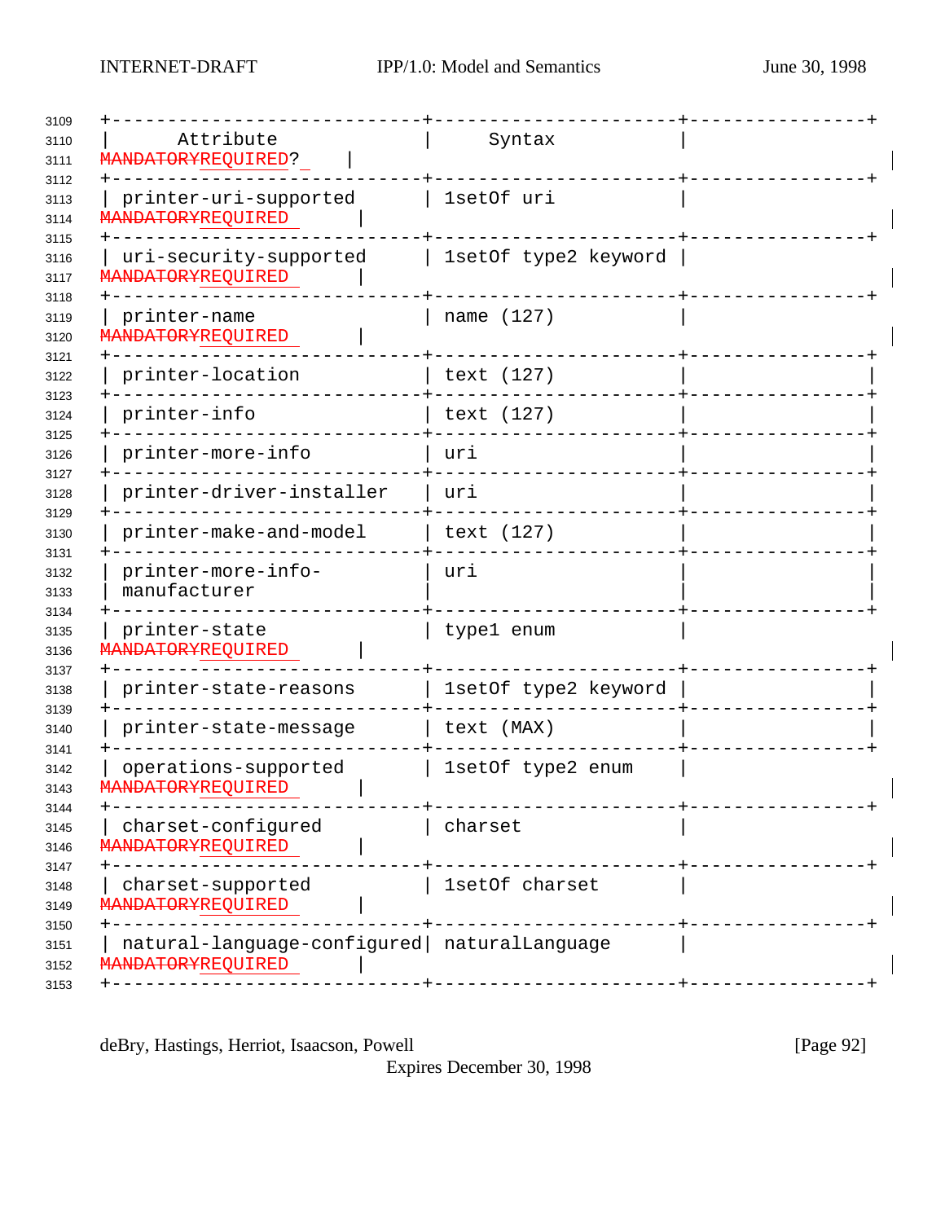| Attribute | Syntax | ~~MANDATORY~~REQUIRED? |
|---|---|---|
| printer-uri-supported | 1setOf uri | ~~MANDATORY~~REQUIRED |
| uri-security-supported | 1setOf type2 keyword | ~~MANDATORY~~REQUIRED |
| printer-name | name (127) | ~~MANDATORY~~REQUIRED |
| printer-location | text (127) | |
| printer-info | text (127) | |
| printer-more-info | uri | |
| printer-driver-installer | uri | |
| printer-make-and-model | text (127) | |
| printer-more-info-manufacturer | uri | |
| printer-state | type1 enum | ~~MANDATORY~~REQUIRED |
| printer-state-reasons | 1setOf type2 keyword | |
| printer-state-message | text (MAX) | |
| operations-supported | 1setOf type2 enum | ~~MANDATORY~~REQUIRED |
| charset-configured | charset | ~~MANDATORY~~REQUIRED |
| charset-supported | 1setOf charset | ~~MANDATORY~~REQUIRED |
| natural-language-configured | naturalLanguage | ~~MANDATORY~~REQUIRED |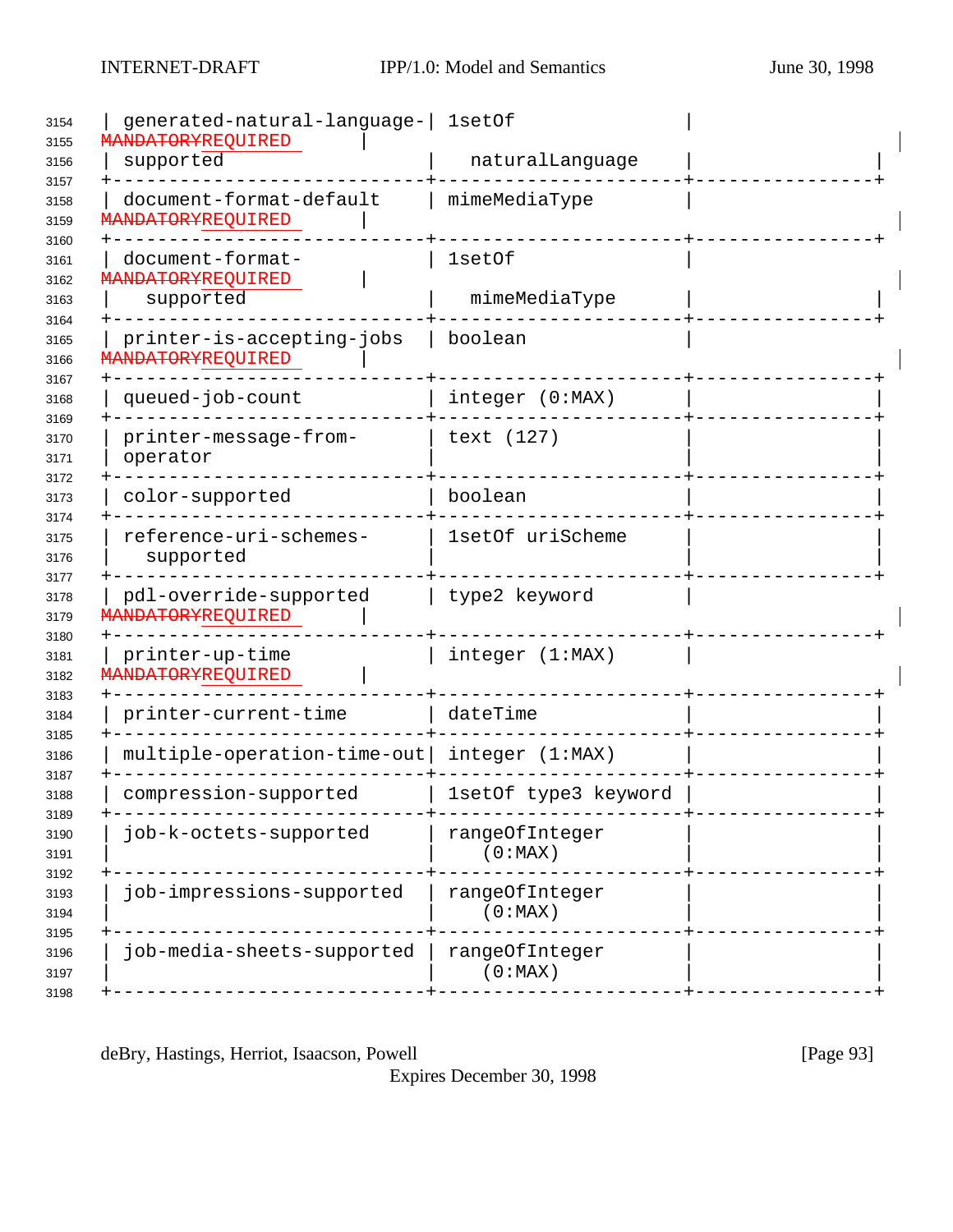| | | |
|---|---|---|
| generated-natural-language-supported | 1setOf naturalLanguage | ~~MANDATORY~~REQUIRED |
| document-format-default | mimeMediaType | ~~MANDATORY~~REQUIRED |
| document-format-supported | 1setOf mimeMediaType | ~~MANDATORY~~REQUIRED |
| printer-is-accepting-jobs | boolean | ~~MANDATORY~~REQUIRED |
| queued-job-count | integer (0:MAX) | |
| printer-message-from-operator | text (127) | |
| color-supported | boolean | |
| reference-uri-schemes-supported | 1setOf uriScheme | |
| pdl-override-supported | type2 keyword | ~~MANDATORY~~REQUIRED |
| printer-up-time | integer (1:MAX) | ~~MANDATORY~~REQUIRED |
| printer-current-time | dateTime | |
| multiple-operation-time-out | integer (1:MAX) | |
| compression-supported | 1setOf type3 keyword | |
| job-k-octets-supported | rangeOfInteger (0:MAX) | |
| job-impressions-supported | rangeOfInteger (0:MAX) | |
| job-media-sheets-supported | rangeOfInteger (0:MAX) | |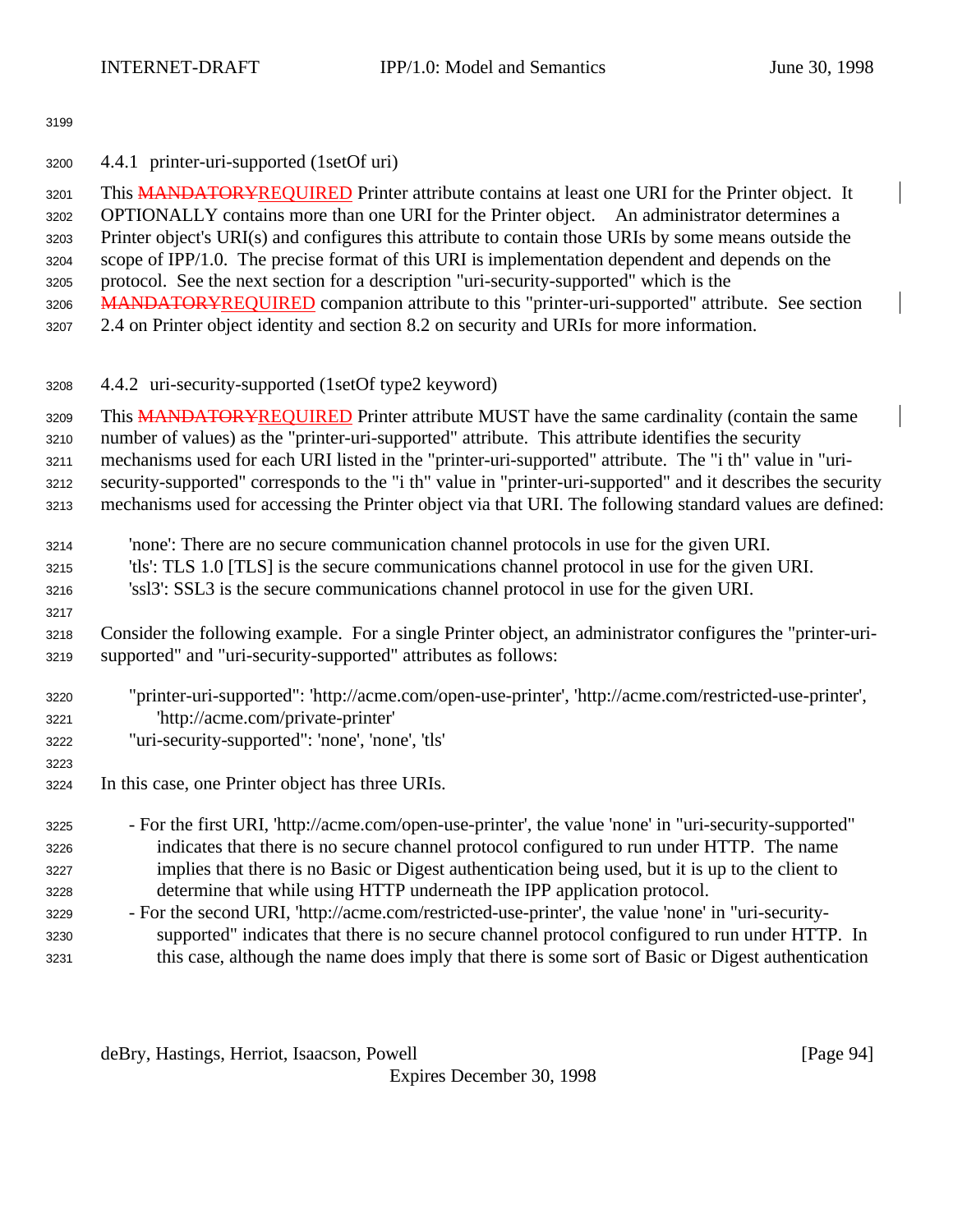### 4.4.1 printer-uri-supported (1setOf uri)

This ~~MANDATORY~~REQUIRED Printer attribute contains at least one URI for the Printer object. It OPTIONALLY contains more than one URI for the Printer object. An administrator determines a Printer object's URI(s) and configures this attribute to contain those URIs by some means outside the scope of IPP/1.0. The precise format of this URI is implementation dependent and depends on the protocol. See the next section for a description "uri-security-supported" which is the ~~MANDATORY~~REQUIRED companion attribute to this "printer-uri-supported" attribute. See section 2.4 on Printer object identity and section 8.2 on security and URIs for more information.

### 4.4.2 uri-security-supported (1setOf type2 keyword)

This ~~MANDATORY~~REQUIRED Printer attribute MUST have the same cardinality (contain the same number of values) as the "printer-uri-supported" attribute. This attribute identifies the security mechanisms used for each URI listed in the "printer-uri-supported" attribute. The "i th" value in "uri-security-supported" corresponds to the "i th" value in "printer-uri-supported" and it describes the security mechanisms used for accessing the Printer object via that URI. The following standard values are defined:

'none': There are no secure communication channel protocols in use for the given URI.
'tls': TLS 1.0 [TLS] is the secure communications channel protocol in use for the given URI.
'ssl3': SSL3 is the secure communications channel protocol in use for the given URI.

Consider the following example. For a single Printer object, an administrator configures the "printer-uri-supported" and "uri-security-supported" attributes as follows:

"printer-uri-supported": 'http://acme.com/open-use-printer', 'http://acme.com/restricted-use-printer', 'http://acme.com/private-printer'
"uri-security-supported": 'none', 'none', 'tls'

In this case, one Printer object has three URIs.

- For the first URI, 'http://acme.com/open-use-printer', the value 'none' in "uri-security-supported" indicates that there is no secure channel protocol configured to run under HTTP. The name implies that there is no Basic or Digest authentication being used, but it is up to the client to determine that while using HTTP underneath the IPP application protocol.
- For the second URI, 'http://acme.com/restricted-use-printer', the value 'none' in "uri-security-supported" indicates that there is no secure channel protocol configured to run under HTTP. In this case, although the name does imply that there is some sort of Basic or Digest authentication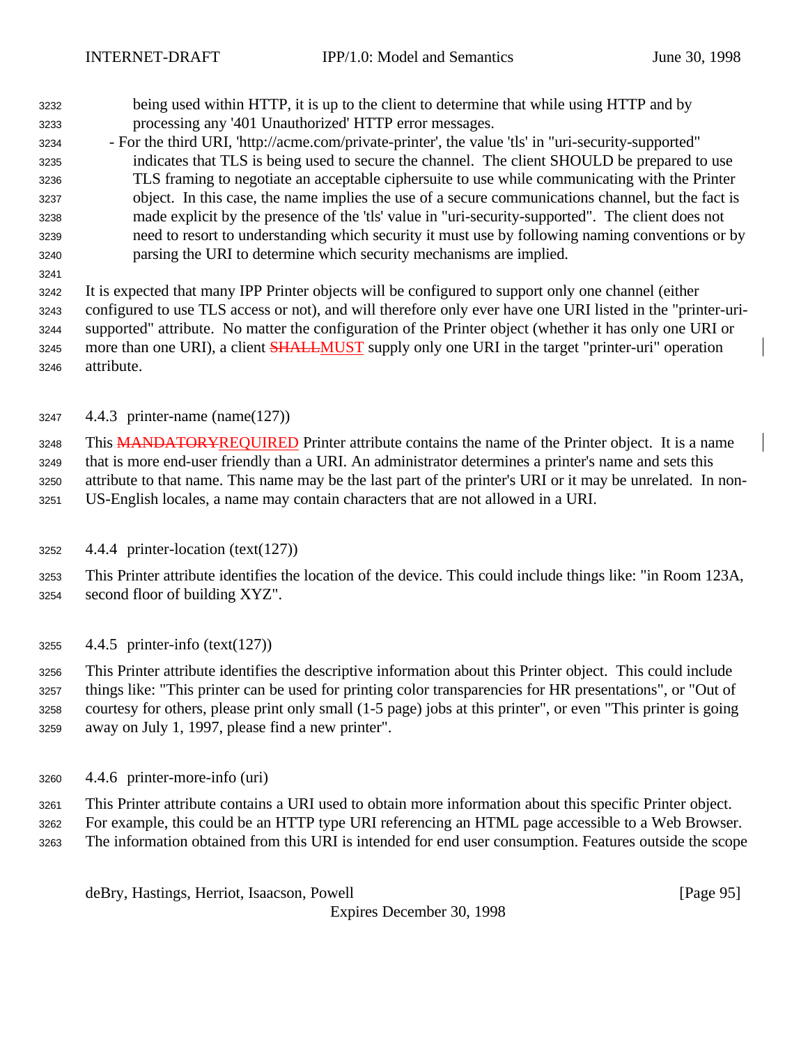being used within HTTP, it is up to the client to determine that while using HTTP and by processing any '401 Unauthorized' HTTP error messages.

- For the third URI, 'http://acme.com/private-printer', the value 'tls' in "uri-security-supported" indicates that TLS is being used to secure the channel. The client SHOULD be prepared to use TLS framing to negotiate an acceptable ciphersuite to use while communicating with the Printer object. In this case, the name implies the use of a secure communications channel, but the fact is made explicit by the presence of the 'tls' value in "uri-security-supported". The client does not need to resort to understanding which security it must use by following naming conventions or by parsing the URI to determine which security mechanisms are implied.

It is expected that many IPP Printer objects will be configured to support only one channel (either configured to use TLS access or not), and will therefore only ever have one URI listed in the "printer-uri-supported" attribute. No matter the configuration of the Printer object (whether it has only one URI or more than one URI), a client ~~SHALL~~MUST supply only one URI in the target "printer-uri" operation attribute.

### 4.4.3 printer-name (name(127))

This ~~MANDATORY~~REQUIRED Printer attribute contains the name of the Printer object. It is a name that is more end-user friendly than a URI. An administrator determines a printer's name and sets this attribute to that name. This name may be the last part of the printer's URI or it may be unrelated. In non-US-English locales, a name may contain characters that are not allowed in a URI.

### 4.4.4 printer-location (text(127))

This Printer attribute identifies the location of the device. This could include things like: "in Room 123A, second floor of building XYZ".

### 4.4.5 printer-info (text(127))

This Printer attribute identifies the descriptive information about this Printer object. This could include things like: "This printer can be used for printing color transparencies for HR presentations", or "Out of courtesy for others, please print only small (1-5 page) jobs at this printer", or even "This printer is going away on July 1, 1997, please find a new printer".

### 4.4.6 printer-more-info (uri)

This Printer attribute contains a URI used to obtain more information about this specific Printer object. For example, this could be an HTTP type URI referencing an HTML page accessible to a Web Browser. The information obtained from this URI is intended for end user consumption. Features outside the scope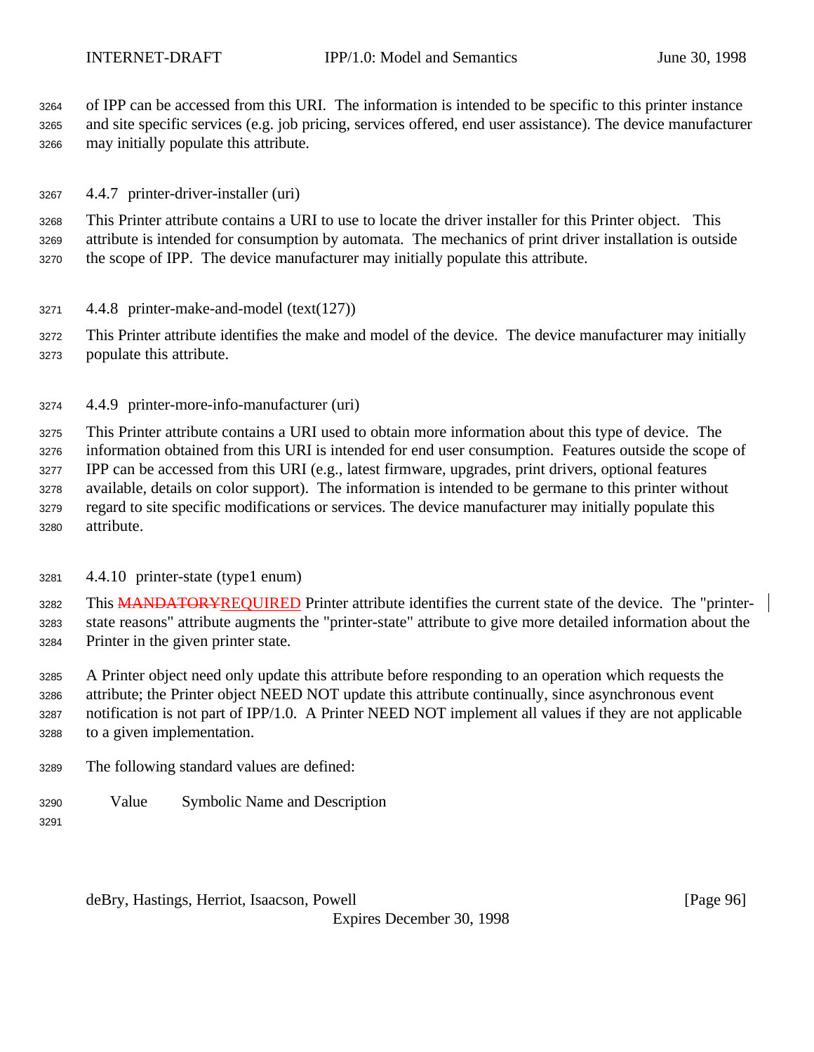of IPP can be accessed from this URI. The information is intended to be specific to this printer instance and site specific services (e.g. job pricing, services offered, end user assistance). The device manufacturer may initially populate this attribute.

#### 4.4.7 printer-driver-installer (uri)

This Printer attribute contains a URI to use to locate the driver installer for this Printer object. This attribute is intended for consumption by automata. The mechanics of print driver installation is outside the scope of IPP. The device manufacturer may initially populate this attribute.

#### 4.4.8 printer-make-and-model (text(127))

This Printer attribute identifies the make and model of the device. The device manufacturer may initially populate this attribute.

#### 4.4.9 printer-more-info-manufacturer (uri)

This Printer attribute contains a URI used to obtain more information about this type of device. The information obtained from this URI is intended for end user consumption. Features outside the scope of IPP can be accessed from this URI (e.g., latest firmware, upgrades, print drivers, optional features available, details on color support). The information is intended to be germane to this printer without regard to site specific modifications or services. The device manufacturer may initially populate this attribute.

#### 4.4.10 printer-state (type1 enum)

This ~~MANDATORY~~REQUIRED Printer attribute identifies the current state of the device. The "printer-state reasons" attribute augments the "printer-state" attribute to give more detailed information about the Printer in the given printer state.

A Printer object need only update this attribute before responding to an operation which requests the attribute; the Printer object NEED NOT update this attribute continually, since asynchronous event notification is not part of IPP/1.0. A Printer NEED NOT implement all values if they are not applicable to a given implementation.

The following standard values are defined:

Value Symbolic Name and Description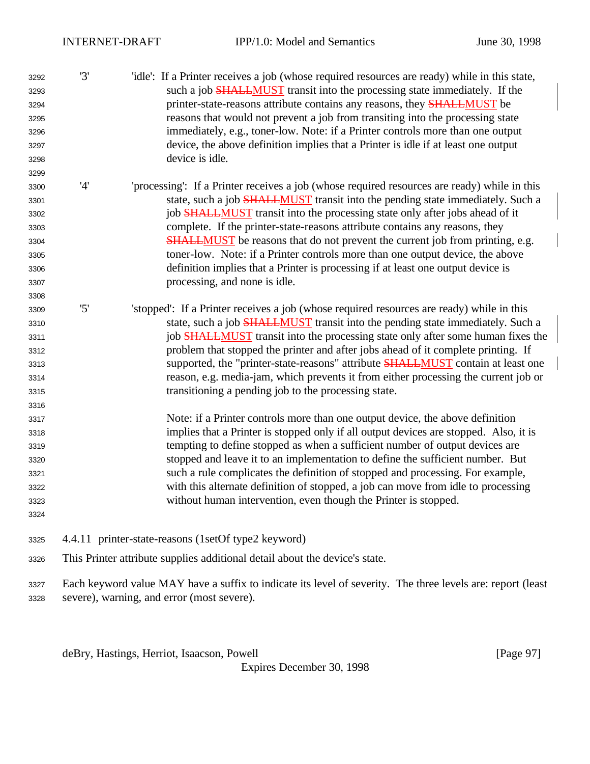'3' 'idle': If a Printer receives a job (whose required resources are ready) while in this state, such a job ~~SHALL~~MUST transit into the processing state immediately. If the printer-state-reasons attribute contains any reasons, they ~~SHALL~~MUST be reasons that would not prevent a job from transiting into the processing state immediately, e.g., toner-low. Note: if a Printer controls more than one output device, the above definition implies that a Printer is idle if at least one output device is idle.

'4' 'processing': If a Printer receives a job (whose required resources are ready) while in this state, such a job ~~SHALL~~MUST transit into the pending state immediately. Such a job ~~SHALL~~MUST transit into the processing state only after jobs ahead of it complete. If the printer-state-reasons attribute contains any reasons, they ~~SHALL~~MUST be reasons that do not prevent the current job from printing, e.g. toner-low. Note: if a Printer controls more than one output device, the above definition implies that a Printer is processing if at least one output device is processing, and none is idle.

'5' 'stopped': If a Printer receives a job (whose required resources are ready) while in this state, such a job ~~SHALL~~MUST transit into the pending state immediately. Such a job ~~SHALL~~MUST transit into the processing state only after some human fixes the problem that stopped the printer and after jobs ahead of it complete printing. If supported, the "printer-state-reasons" attribute ~~SHALL~~MUST contain at least one reason, e.g. media-jam, which prevents it from either processing the current job or transitioning a pending job to the processing state.

Note: if a Printer controls more than one output device, the above definition implies that a Printer is stopped only if all output devices are stopped. Also, it is tempting to define stopped as when a sufficient number of output devices are stopped and leave it to an implementation to define the sufficient number. But such a rule complicates the definition of stopped and processing. For example, with this alternate definition of stopped, a job can move from idle to processing without human intervention, even though the Printer is stopped.

### 4.4.11 printer-state-reasons (1setOf type2 keyword)

This Printer attribute supplies additional detail about the device's state.

Each keyword value MAY have a suffix to indicate its level of severity. The three levels are: report (least severe), warning, and error (most severe).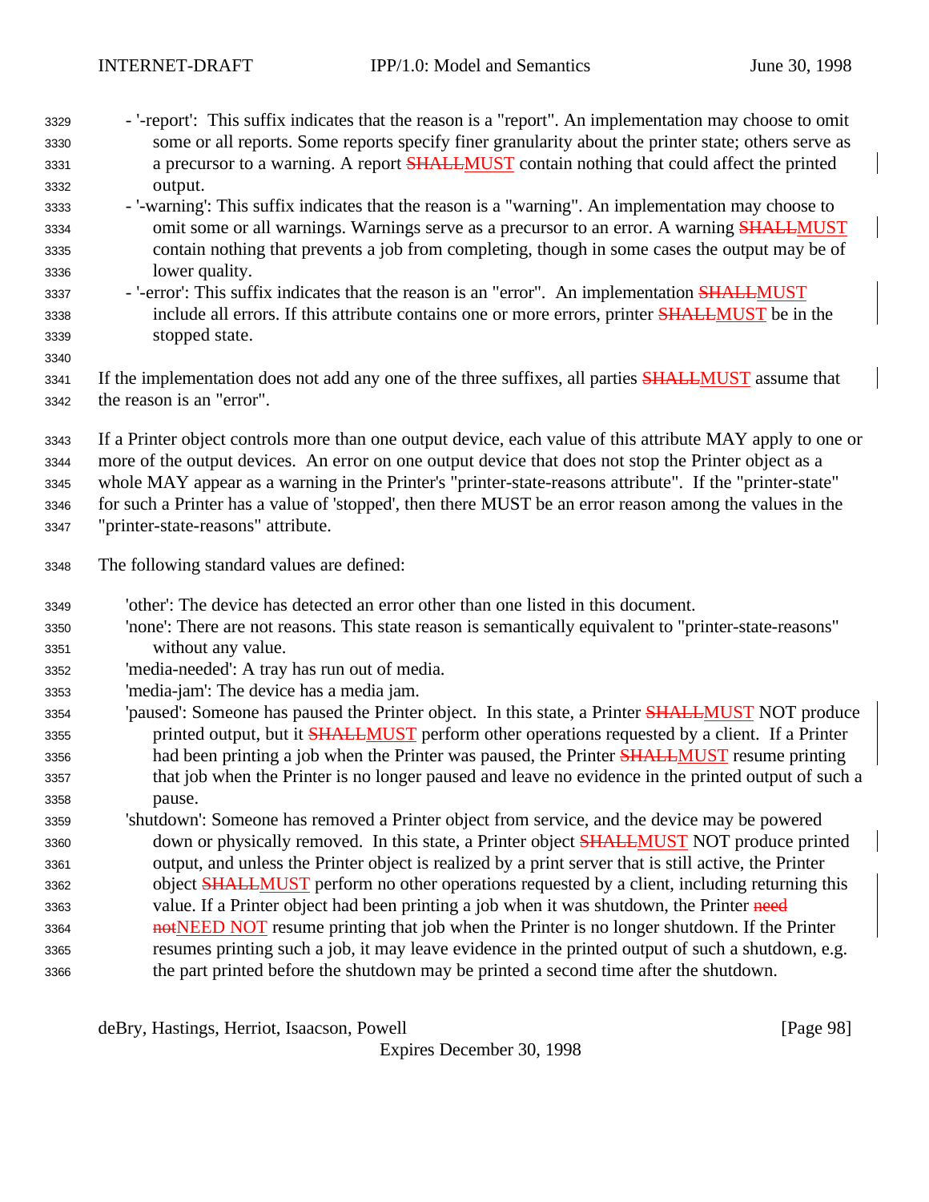- '-report': This suffix indicates that the reason is a "report". An implementation may choose to omit some or all reports. Some reports specify finer granularity about the printer state; others serve as a precursor to a warning. A report ~~SHALL~~MUST contain nothing that could affect the printed output.
- '-warning': This suffix indicates that the reason is a "warning". An implementation may choose to omit some or all warnings. Warnings serve as a precursor to an error. A warning ~~SHALL~~MUST contain nothing that prevents a job from completing, though in some cases the output may be of lower quality.
- '-error': This suffix indicates that the reason is an "error". An implementation ~~SHALL~~MUST include all errors. If this attribute contains one or more errors, printer ~~SHALL~~MUST be in the stopped state.

If the implementation does not add any one of the three suffixes, all parties ~~SHALL~~MUST assume that the reason is an "error".

If a Printer object controls more than one output device, each value of this attribute MAY apply to one or more of the output devices. An error on one output device that does not stop the Printer object as a whole MAY appear as a warning in the Printer's "printer-state-reasons attribute". If the "printer-state" for such a Printer has a value of 'stopped', then there MUST be an error reason among the values in the "printer-state-reasons" attribute.

The following standard values are defined:

'other': The device has detected an error other than one listed in this document.
'none': There are not reasons. This state reason is semantically equivalent to "printer-state-reasons" without any value.
'media-needed': A tray has run out of media.
'media-jam': The device has a media jam.
'paused': Someone has paused the Printer object. In this state, a Printer ~~SHALL~~MUST NOT produce printed output, but it ~~SHALL~~MUST perform other operations requested by a client. If a Printer had been printing a job when the Printer was paused, the Printer ~~SHALL~~MUST resume printing that job when the Printer is no longer paused and leave no evidence in the printed output of such a pause.
'shutdown': Someone has removed a Printer object from service, and the device may be powered down or physically removed. In this state, a Printer object ~~SHALL~~MUST NOT produce printed output, and unless the Printer object is realized by a print server that is still active, the Printer object ~~SHALL~~MUST perform no other operations requested by a client, including returning this value. If a Printer object had been printing a job when it was shutdown, the Printer ~~need not~~NEED NOT resume printing that job when the Printer is no longer shutdown. If the Printer resumes printing such a job, it may leave evidence in the printed output of such a shutdown, e.g. the part printed before the shutdown may be printed a second time after the shutdown.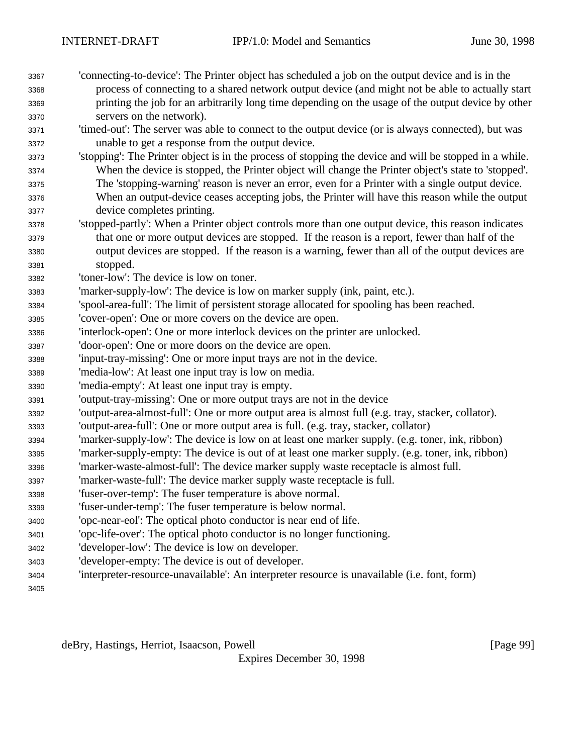'connecting-to-device': The Printer object has scheduled a job on the output device and is in the process of connecting to a shared network output device (and might not be able to actually start printing the job for an arbitrarily long time depending on the usage of the output device by other servers on the network).

'timed-out': The server was able to connect to the output device (or is always connected), but was unable to get a response from the output device.

'stopping': The Printer object is in the process of stopping the device and will be stopped in a while. When the device is stopped, the Printer object will change the Printer object's state to 'stopped'. The 'stopping-warning' reason is never an error, even for a Printer with a single output device. When an output-device ceases accepting jobs, the Printer will have this reason while the output device completes printing.

'stopped-partly': When a Printer object controls more than one output device, this reason indicates that one or more output devices are stopped. If the reason is a report, fewer than half of the output devices are stopped. If the reason is a warning, fewer than all of the output devices are stopped.

'toner-low': The device is low on toner.

'marker-supply-low': The device is low on marker supply (ink, paint, etc.).

'spool-area-full': The limit of persistent storage allocated for spooling has been reached.

'cover-open': One or more covers on the device are open.

'interlock-open': One or more interlock devices on the printer are unlocked.

'door-open': One or more doors on the device are open.

'input-tray-missing': One or more input trays are not in the device.

'media-low': At least one input tray is low on media.

'media-empty': At least one input tray is empty.

'output-tray-missing': One or more output trays are not in the device

'output-area-almost-full': One or more output area is almost full (e.g. tray, stacker, collator).

'output-area-full': One or more output area is full. (e.g. tray, stacker, collator)

'marker-supply-low': The device is low on at least one marker supply. (e.g. toner, ink, ribbon)

'marker-supply-empty: The device is out of at least one marker supply. (e.g. toner, ink, ribbon)

'marker-waste-almost-full': The device marker supply waste receptacle is almost full.

'marker-waste-full': The device marker supply waste receptacle is full.

'fuser-over-temp': The fuser temperature is above normal.

'fuser-under-temp': The fuser temperature is below normal.

'opc-near-eol': The optical photo conductor is near end of life.

'opc-life-over': The optical photo conductor is no longer functioning.

'developer-low': The device is low on developer.

'developer-empty: The device is out of developer.

'interpreter-resource-unavailable': An interpreter resource is unavailable (i.e. font, form)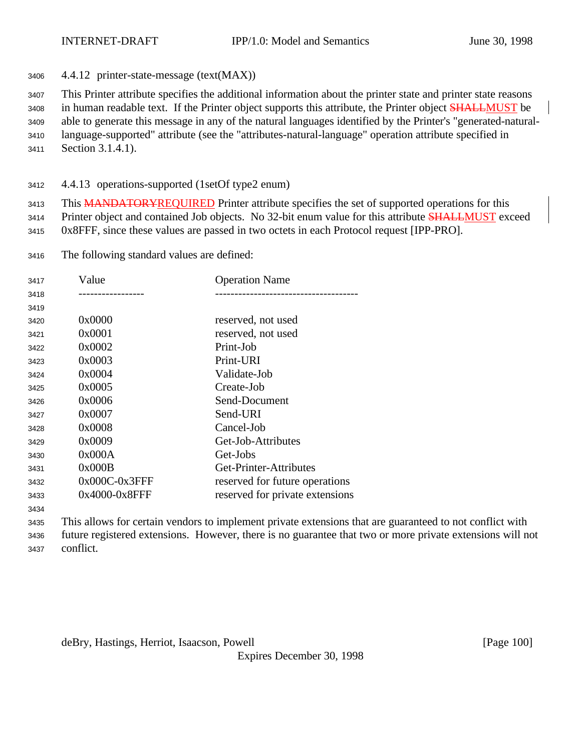### 4.4.12 printer-state-message (text(MAX))

This Printer attribute specifies the additional information about the printer state and printer state reasons in human readable text. If the Printer object supports this attribute, the Printer object ~~SHALL~~MUST be able to generate this message in any of the natural languages identified by the Printer's "generated-natural-language-supported" attribute (see the "attributes-natural-language" operation attribute specified in Section 3.1.4.1).

### 4.4.13 operations-supported (1setOf type2 enum)

This ~~MANDATORY~~REQUIRED Printer attribute specifies the set of supported operations for this Printer object and contained Job objects. No 32-bit enum value for this attribute ~~SHALL~~MUST exceed 0x8FFF, since these values are passed in two octets in each Protocol request [IPP-PRO].

The following standard values are defined:

| Value | Operation Name |
|---|---|
| 0x0000 | reserved, not used |
| 0x0001 | reserved, not used |
| 0x0002 | Print-Job |
| 0x0003 | Print-URI |
| 0x0004 | Validate-Job |
| 0x0005 | Create-Job |
| 0x0006 | Send-Document |
| 0x0007 | Send-URI |
| 0x0008 | Cancel-Job |
| 0x0009 | Get-Job-Attributes |
| 0x000A | Get-Jobs |
| 0x000B | Get-Printer-Attributes |
| 0x000C-0x3FFF | reserved for future operations |
| 0x4000-0x8FFF | reserved for private extensions |

This allows for certain vendors to implement private extensions that are guaranteed to not conflict with future registered extensions. However, there is no guarantee that two or more private extensions will not conflict.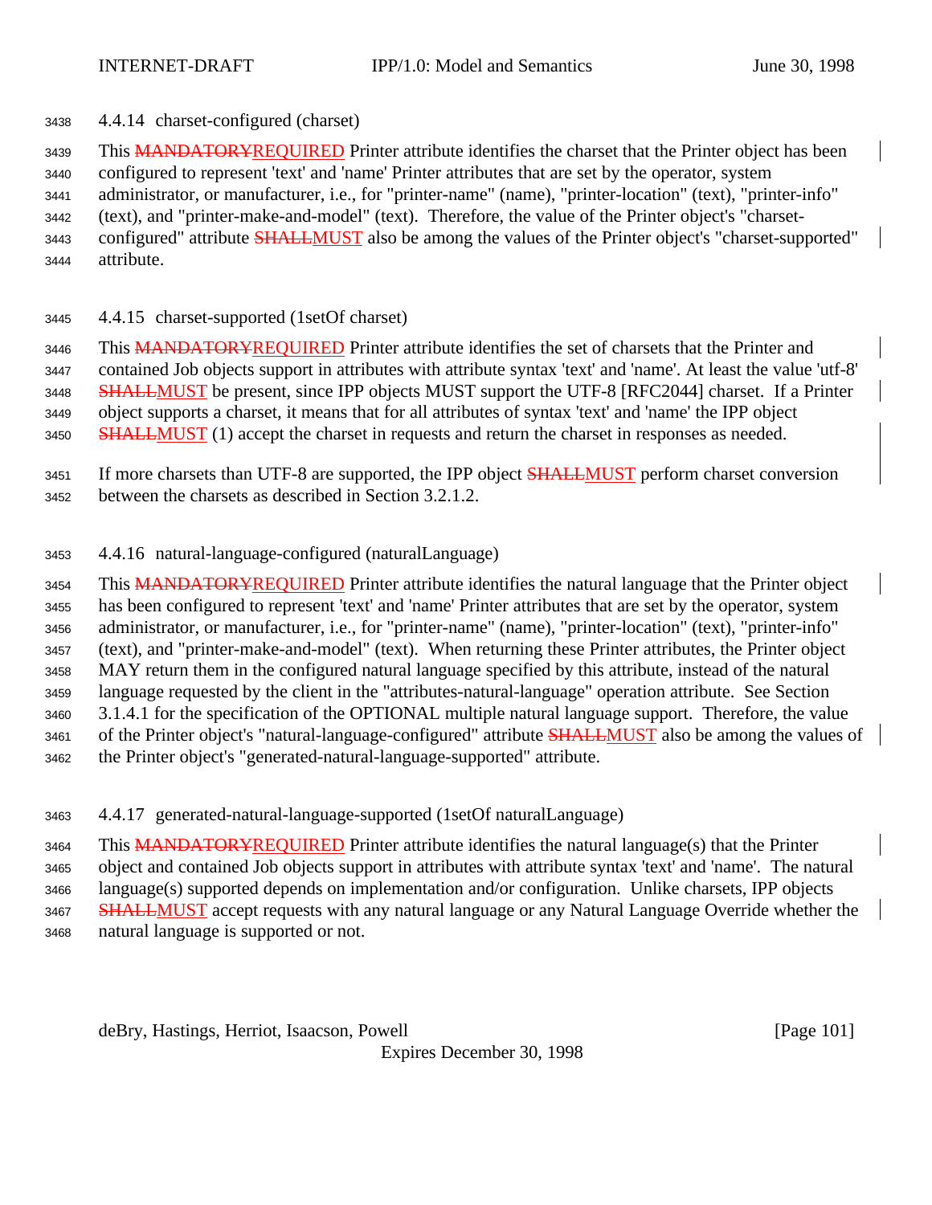#### 4.4.14 charset-configured (charset)

This ~~MANDATORY~~REQUIRED Printer attribute identifies the charset that the Printer object has been configured to represent 'text' and 'name' Printer attributes that are set by the operator, system administrator, or manufacturer, i.e., for "printer-name" (name), "printer-location" (text), "printer-info" (text), and "printer-make-and-model" (text). Therefore, the value of the Printer object's "charset-configured" attribute ~~SHALL~~MUST also be among the values of the Printer object's "charset-supported" attribute.

#### 4.4.15 charset-supported (1setOf charset)

This ~~MANDATORY~~REQUIRED Printer attribute identifies the set of charsets that the Printer and contained Job objects support in attributes with attribute syntax 'text' and 'name'. At least the value 'utf-8' ~~SHALL~~MUST be present, since IPP objects MUST support the UTF-8 [RFC2044] charset. If a Printer object supports a charset, it means that for all attributes of syntax 'text' and 'name' the IPP object ~~SHALL~~MUST (1) accept the charset in requests and return the charset in responses as needed.

If more charsets than UTF-8 are supported, the IPP object ~~SHALL~~MUST perform charset conversion between the charsets as described in Section 3.2.1.2.

#### 4.4.16 natural-language-configured (naturalLanguage)

This ~~MANDATORY~~REQUIRED Printer attribute identifies the natural language that the Printer object has been configured to represent 'text' and 'name' Printer attributes that are set by the operator, system administrator, or manufacturer, i.e., for "printer-name" (name), "printer-location" (text), "printer-info" (text), and "printer-make-and-model" (text). When returning these Printer attributes, the Printer object MAY return them in the configured natural language specified by this attribute, instead of the natural language requested by the client in the "attributes-natural-language" operation attribute. See Section 3.1.4.1 for the specification of the OPTIONAL multiple natural language support. Therefore, the value of the Printer object's "natural-language-configured" attribute ~~SHALL~~MUST also be among the values of the Printer object's "generated-natural-language-supported" attribute.

#### 4.4.17 generated-natural-language-supported (1setOf naturalLanguage)

This ~~MANDATORY~~REQUIRED Printer attribute identifies the natural language(s) that the Printer object and contained Job objects support in attributes with attribute syntax 'text' and 'name'. The natural language(s) supported depends on implementation and/or configuration. Unlike charsets, IPP objects ~~SHALL~~MUST accept requests with any natural language or any Natural Language Override whether the natural language is supported or not.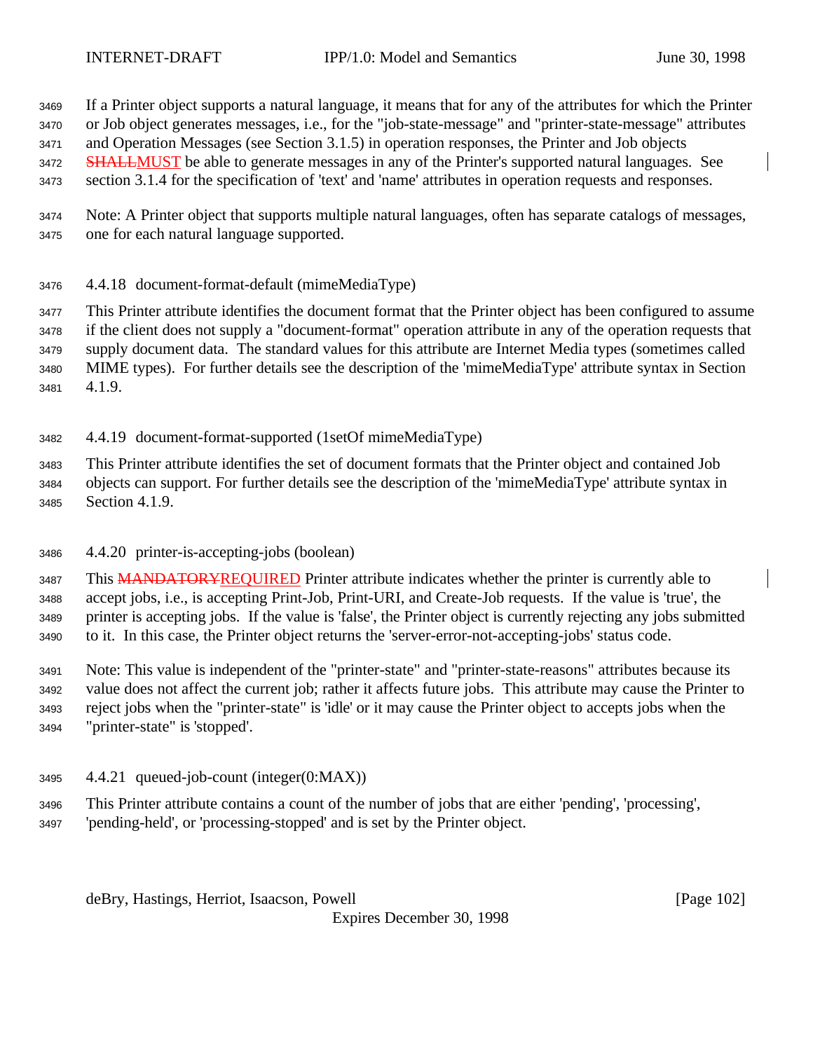If a Printer object supports a natural language, it means that for any of the attributes for which the Printer or Job object generates messages, i.e., for the "job-state-message" and "printer-state-message" attributes and Operation Messages (see Section 3.1.5) in operation responses, the Printer and Job objects ~~SHALL~~MUST be able to generate messages in any of the Printer's supported natural languages. See section 3.1.4 for the specification of 'text' and 'name' attributes in operation requests and responses.

Note: A Printer object that supports multiple natural languages, often has separate catalogs of messages, one for each natural language supported.

### 4.4.18 document-format-default (mimeMediaType)

This Printer attribute identifies the document format that the Printer object has been configured to assume if the client does not supply a "document-format" operation attribute in any of the operation requests that supply document data. The standard values for this attribute are Internet Media types (sometimes called MIME types). For further details see the description of the 'mimeMediaType' attribute syntax in Section 4.1.9.

### 4.4.19 document-format-supported (1setOf mimeMediaType)

This Printer attribute identifies the set of document formats that the Printer object and contained Job objects can support. For further details see the description of the 'mimeMediaType' attribute syntax in Section 4.1.9.

### 4.4.20 printer-is-accepting-jobs (boolean)

This ~~MANDATORY~~REQUIRED Printer attribute indicates whether the printer is currently able to accept jobs, i.e., is accepting Print-Job, Print-URI, and Create-Job requests. If the value is 'true', the printer is accepting jobs. If the value is 'false', the Printer object is currently rejecting any jobs submitted to it. In this case, the Printer object returns the 'server-error-not-accepting-jobs' status code.

Note: This value is independent of the "printer-state" and "printer-state-reasons" attributes because its value does not affect the current job; rather it affects future jobs. This attribute may cause the Printer to reject jobs when the "printer-state" is 'idle' or it may cause the Printer object to accepts jobs when the "printer-state" is 'stopped'.

### 4.4.21 queued-job-count (integer(0:MAX))

This Printer attribute contains a count of the number of jobs that are either 'pending', 'processing', 'pending-held', or 'processing-stopped' and is set by the Printer object.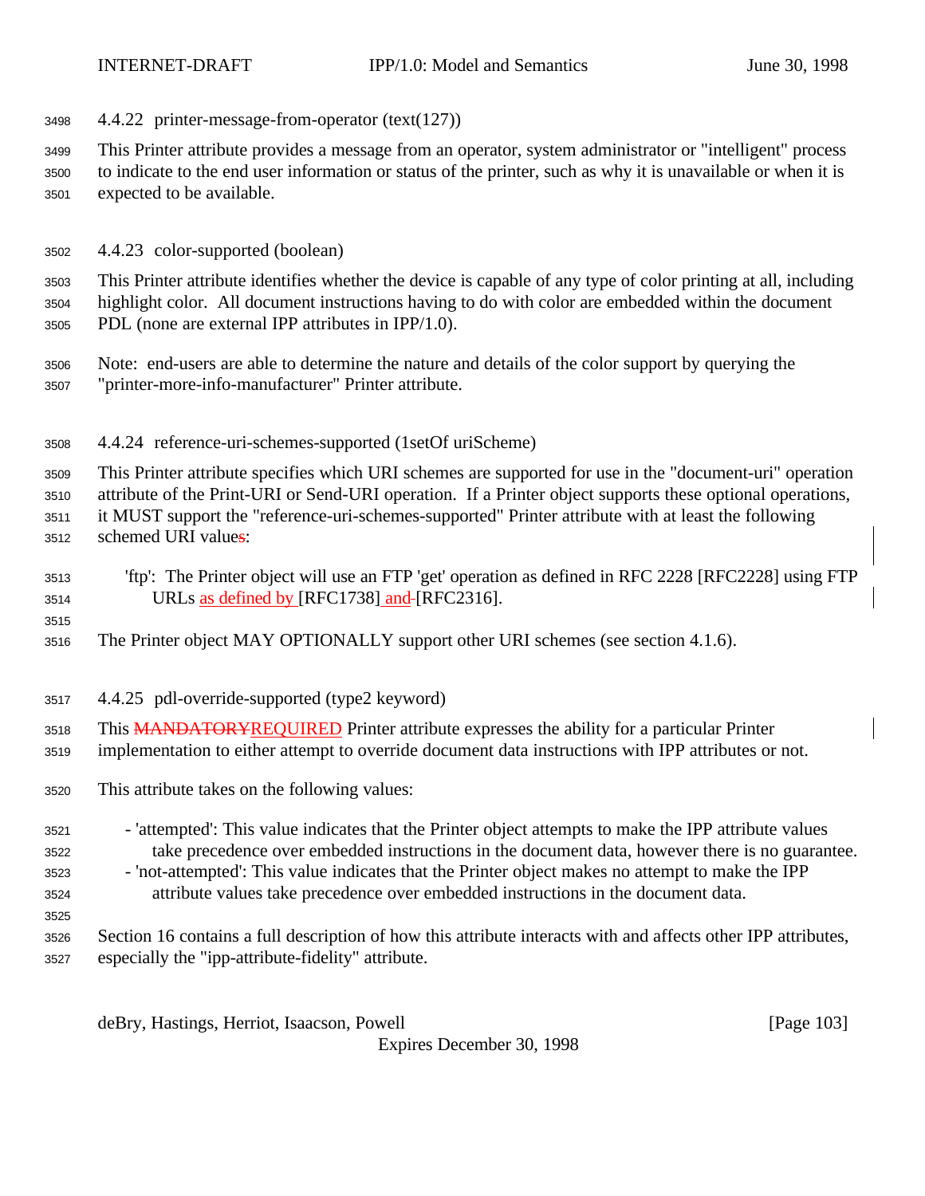### 4.4.22 printer-message-from-operator (text(127))

This Printer attribute provides a message from an operator, system administrator or "intelligent" process to indicate to the end user information or status of the printer, such as why it is unavailable or when it is expected to be available.

### 4.4.23 color-supported (boolean)

This Printer attribute identifies whether the device is capable of any type of color printing at all, including highlight color. All document instructions having to do with color are embedded within the document PDL (none are external IPP attributes in IPP/1.0).

Note: end-users are able to determine the nature and details of the color support by querying the "printer-more-info-manufacturer" Printer attribute.

### 4.4.24 reference-uri-schemes-supported (1setOf uriScheme)

This Printer attribute specifies which URI schemes are supported for use in the "document-uri" operation attribute of the Print-URI or Send-URI operation. If a Printer object supports these optional operations, it MUST support the "reference-uri-schemes-supported" Printer attribute with at least the following schemed URI value:

'ftp': The Printer object will use an FTP 'get' operation as defined in RFC 2228 [RFC2228] using FTP URLs as defined by [RFC1738] and [RFC2316].

The Printer object MAY OPTIONALLY support other URI schemes (see section 4.1.6).

### 4.4.25 pdl-override-supported (type2 keyword)

This REQUIRED Printer attribute expresses the ability for a particular Printer implementation to either attempt to override document data instructions with IPP attributes or not.

This attribute takes on the following values:

- 'attempted': This value indicates that the Printer object attempts to make the IPP attribute values take precedence over embedded instructions in the document data, however there is no guarantee.
- 'not-attempted': This value indicates that the Printer object makes no attempt to make the IPP attribute values take precedence over embedded instructions in the document data.

Section 16 contains a full description of how this attribute interacts with and affects other IPP attributes, especially the "ipp-attribute-fidelity" attribute.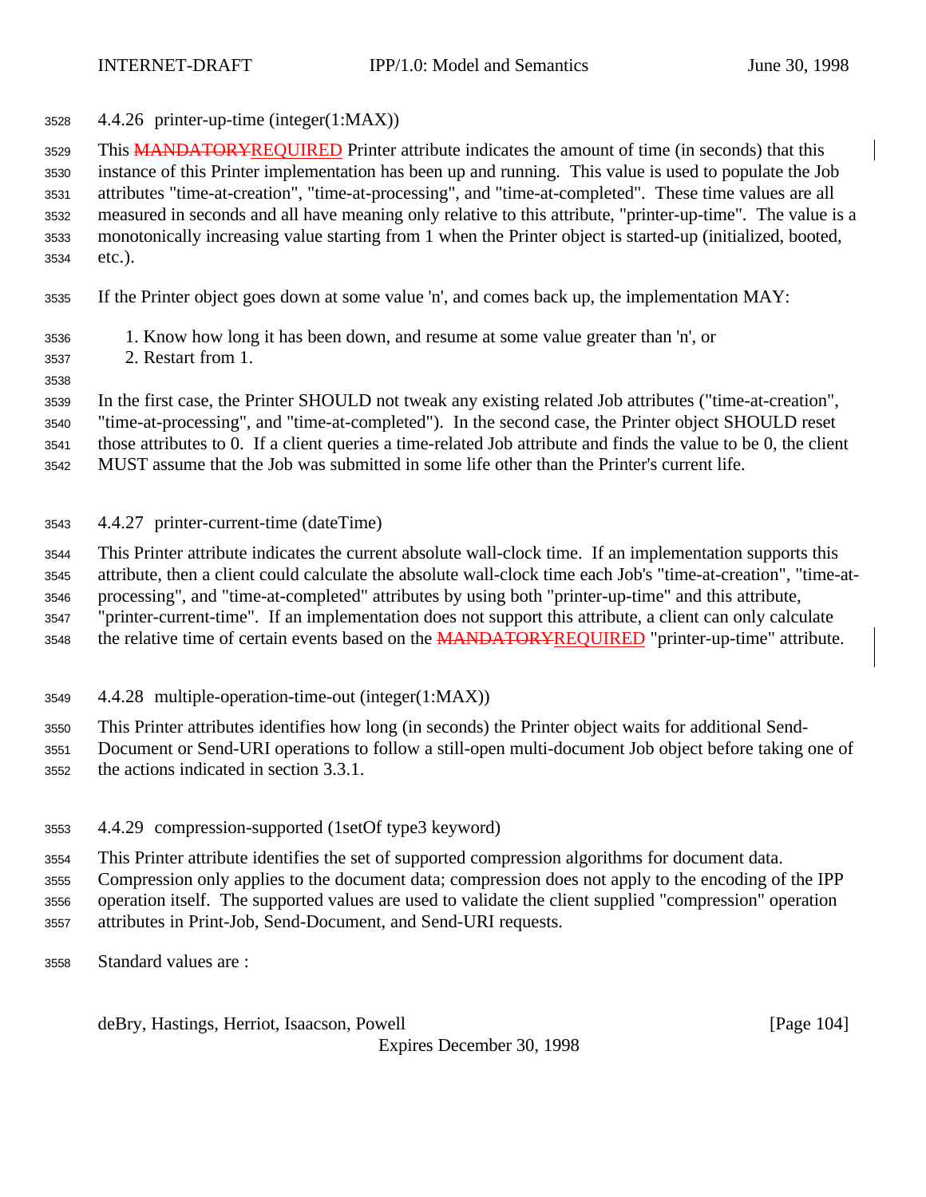### 4.4.26 printer-up-time (integer(1:MAX))

This ~~MANDATORY~~REQUIRED Printer attribute indicates the amount of time (in seconds) that this instance of this Printer implementation has been up and running. This value is used to populate the Job attributes "time-at-creation", "time-at-processing", and "time-at-completed". These time values are all measured in seconds and all have meaning only relative to this attribute, "printer-up-time". The value is a monotonically increasing value starting from 1 when the Printer object is started-up (initialized, booted, etc.).

If the Printer object goes down at some value 'n', and comes back up, the implementation MAY:

1. Know how long it has been down, and resume at some value greater than 'n', or
2. Restart from 1.

In the first case, the Printer SHOULD not tweak any existing related Job attributes ("time-at-creation", "time-at-processing", and "time-at-completed"). In the second case, the Printer object SHOULD reset those attributes to 0. If a client queries a time-related Job attribute and finds the value to be 0, the client MUST assume that the Job was submitted in some life other than the Printer's current life.

### 4.4.27 printer-current-time (dateTime)

This Printer attribute indicates the current absolute wall-clock time. If an implementation supports this attribute, then a client could calculate the absolute wall-clock time each Job's "time-at-creation", "time-at-processing", and "time-at-completed" attributes by using both "printer-up-time" and this attribute, "printer-current-time". If an implementation does not support this attribute, a client can only calculate the relative time of certain events based on the ~~MANDATORY~~REQUIRED "printer-up-time" attribute.

### 4.4.28 multiple-operation-time-out (integer(1:MAX))

This Printer attributes identifies how long (in seconds) the Printer object waits for additional Send-Document or Send-URI operations to follow a still-open multi-document Job object before taking one of the actions indicated in section 3.3.1.

### 4.4.29 compression-supported (1setOf type3 keyword)

This Printer attribute identifies the set of supported compression algorithms for document data. Compression only applies to the document data; compression does not apply to the encoding of the IPP operation itself. The supported values are used to validate the client supplied "compression" operation attributes in Print-Job, Send-Document, and Send-URI requests.

Standard values are :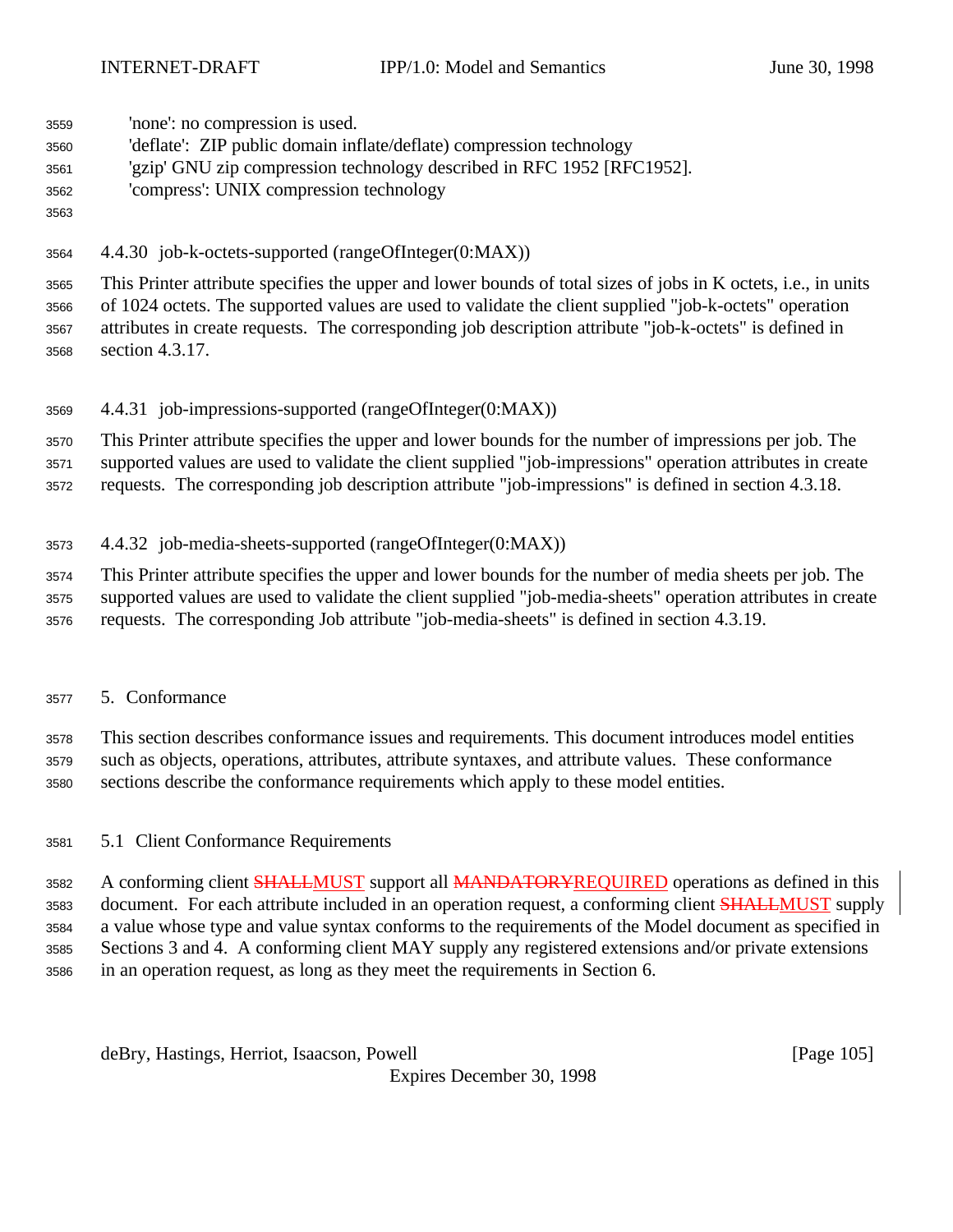'none': no compression is used.
'deflate': ZIP public domain inflate/deflate) compression technology
'gzip' GNU zip compression technology described in RFC 1952 [RFC1952].
'compress': UNIX compression technology

### 4.4.30 job-k-octets-supported (rangeOfInteger(0:MAX))

This Printer attribute specifies the upper and lower bounds of total sizes of jobs in K octets, i.e., in units of 1024 octets. The supported values are used to validate the client supplied "job-k-octets" operation attributes in create requests. The corresponding job description attribute "job-k-octets" is defined in section 4.3.17.

### 4.4.31 job-impressions-supported (rangeOfInteger(0:MAX))

This Printer attribute specifies the upper and lower bounds for the number of impressions per job. The supported values are used to validate the client supplied "job-impressions" operation attributes in create requests. The corresponding job description attribute "job-impressions" is defined in section 4.3.18.

### 4.4.32 job-media-sheets-supported (rangeOfInteger(0:MAX))

This Printer attribute specifies the upper and lower bounds for the number of media sheets per job. The supported values are used to validate the client supplied "job-media-sheets" operation attributes in create requests. The corresponding Job attribute "job-media-sheets" is defined in section 4.3.19.

# 5. Conformance

This section describes conformance issues and requirements. This document introduces model entities such as objects, operations, attributes, attribute syntaxes, and attribute values. These conformance sections describe the conformance requirements which apply to these model entities.

## 5.1 Client Conformance Requirements

A conforming client ~~SHALL~~MUST support all ~~MANDATORY~~REQUIRED operations as defined in this document. For each attribute included in an operation request, a conforming client ~~SHALL~~MUST supply a value whose type and value syntax conforms to the requirements of the Model document as specified in Sections 3 and 4. A conforming client MAY supply any registered extensions and/or private extensions in an operation request, as long as they meet the requirements in Section 6.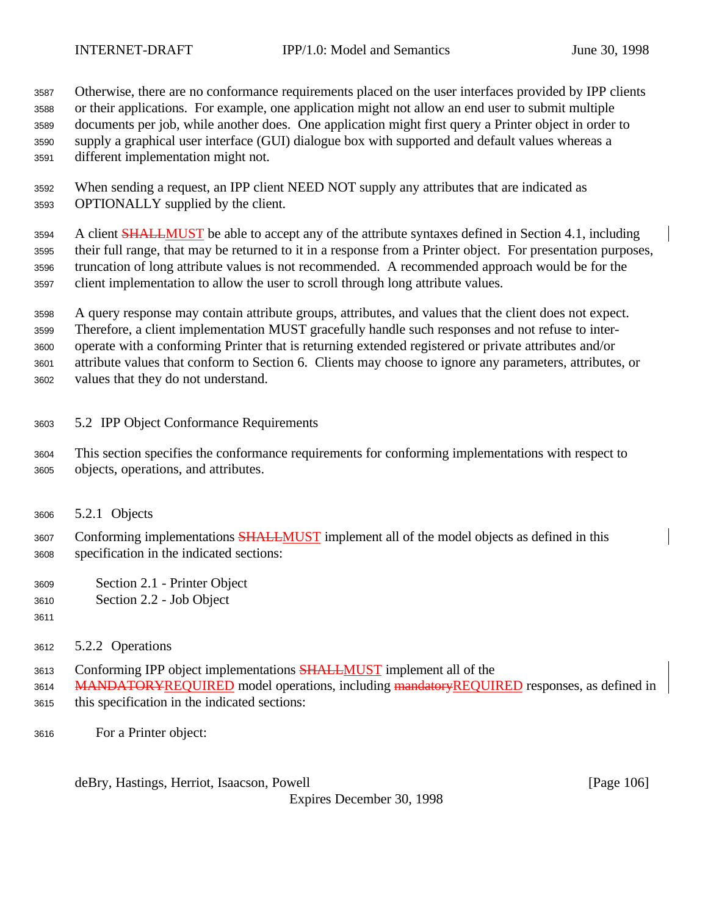Otherwise, there are no conformance requirements placed on the user interfaces provided by IPP clients or their applications. For example, one application might not allow an end user to submit multiple documents per job, while another does. One application might first query a Printer object in order to supply a graphical user interface (GUI) dialogue box with supported and default values whereas a different implementation might not.

When sending a request, an IPP client NEED NOT supply any attributes that are indicated as OPTIONALLY supplied by the client.

A client ~~SHALL~~MUST be able to accept any of the attribute syntaxes defined in Section 4.1, including their full range, that may be returned to it in a response from a Printer object. For presentation purposes, truncation of long attribute values is not recommended. A recommended approach would be for the client implementation to allow the user to scroll through long attribute values.

A query response may contain attribute groups, attributes, and values that the client does not expect. Therefore, a client implementation MUST gracefully handle such responses and not refuse to inter-operate with a conforming Printer that is returning extended registered or private attributes and/or attribute values that conform to Section 6. Clients may choose to ignore any parameters, attributes, or values that they do not understand.

## 5.2 IPP Object Conformance Requirements

This section specifies the conformance requirements for conforming implementations with respect to objects, operations, and attributes.

### 5.2.1 Objects

Conforming implementations ~~SHALL~~MUST implement all of the model objects as defined in this specification in the indicated sections:

Section 2.1 - Printer Object
Section 2.2 - Job Object

### 5.2.2 Operations

Conforming IPP object implementations ~~SHALL~~MUST implement all of the ~~MANDATORY~~REQUIRED model operations, including ~~mandatory~~REQUIRED responses, as defined in this specification in the indicated sections:

For a Printer object: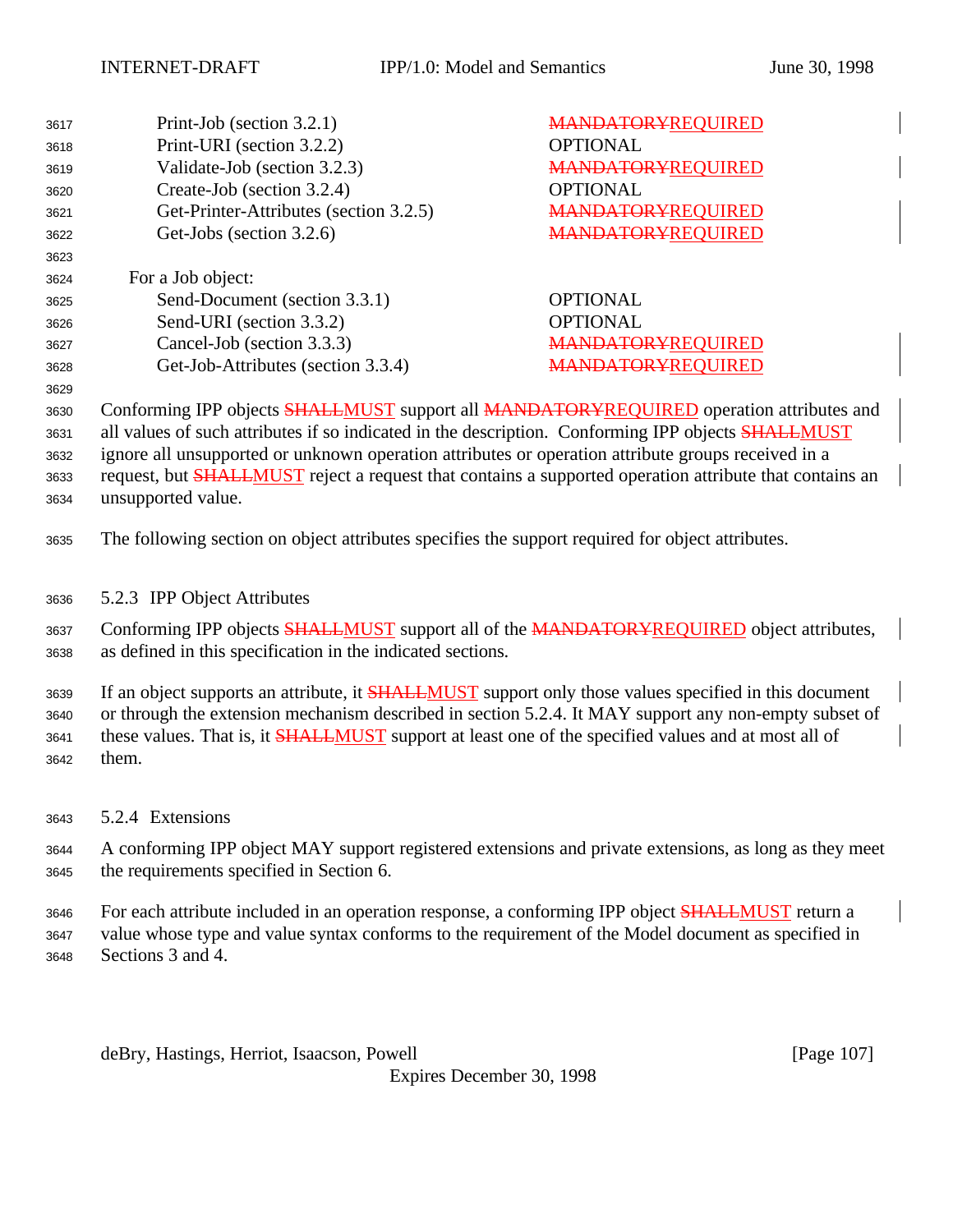| | |
|---|---|
| Print-Job (section 3.2.1) | ~~MANDATORY~~REQUIRED |
| Print-URI (section 3.2.2) | OPTIONAL |
| Validate-Job (section 3.2.3) | ~~MANDATORY~~REQUIRED |
| Create-Job (section 3.2.4) | OPTIONAL |
| Get-Printer-Attributes (section 3.2.5) | ~~MANDATORY~~REQUIRED |
| Get-Jobs (section 3.2.6) | ~~MANDATORY~~REQUIRED |

For a Job object:

| | |
|---|---|
| Send-Document (section 3.3.1) | OPTIONAL |
| Send-URI (section 3.3.2) | OPTIONAL |
| Cancel-Job (section 3.3.3) | ~~MANDATORY~~REQUIRED |
| Get-Job-Attributes (section 3.3.4) | ~~MANDATORY~~REQUIRED |

Conforming IPP objects ~~SHALL~~MUST support all ~~MANDATORY~~REQUIRED operation attributes and all values of such attributes if so indicated in the description. Conforming IPP objects ~~SHALL~~MUST ignore all unsupported or unknown operation attributes or operation attribute groups received in a request, but ~~SHALL~~MUST reject a request that contains a supported operation attribute that contains an unsupported value.

The following section on object attributes specifies the support required for object attributes.

### 5.2.3 IPP Object Attributes

Conforming IPP objects ~~SHALL~~MUST support all of the ~~MANDATORY~~REQUIRED object attributes, as defined in this specification in the indicated sections.

If an object supports an attribute, it ~~SHALL~~MUST support only those values specified in this document or through the extension mechanism described in section 5.2.4. It MAY support any non-empty subset of these values. That is, it ~~SHALL~~MUST support at least one of the specified values and at most all of them.

### 5.2.4 Extensions

A conforming IPP object MAY support registered extensions and private extensions, as long as they meet the requirements specified in Section 6.

For each attribute included in an operation response, a conforming IPP object ~~SHALL~~MUST return a value whose type and value syntax conforms to the requirement of the Model document as specified in Sections 3 and 4.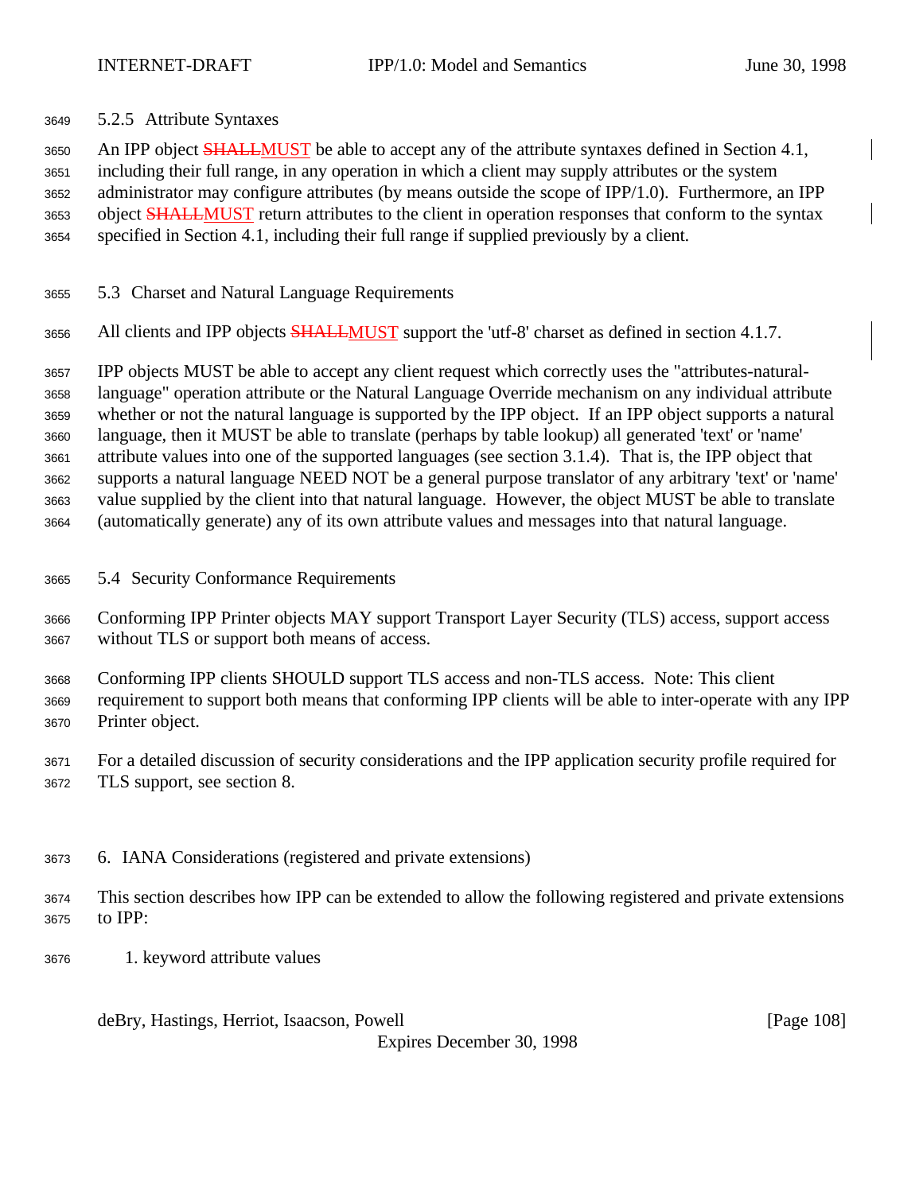### 5.2.5 Attribute Syntaxes

An IPP object ~~SHALL~~MUST be able to accept any of the attribute syntaxes defined in Section 4.1, including their full range, in any operation in which a client may supply attributes or the system administrator may configure attributes (by means outside the scope of IPP/1.0). Furthermore, an IPP object ~~SHALL~~MUST return attributes to the client in operation responses that conform to the syntax specified in Section 4.1, including their full range if supplied previously by a client.

## 5.3 Charset and Natural Language Requirements

All clients and IPP objects ~~SHALL~~MUST support the 'utf-8' charset as defined in section 4.1.7.

IPP objects MUST be able to accept any client request which correctly uses the "attributes-natural-language" operation attribute or the Natural Language Override mechanism on any individual attribute whether or not the natural language is supported by the IPP object. If an IPP object supports a natural language, then it MUST be able to translate (perhaps by table lookup) all generated 'text' or 'name' attribute values into one of the supported languages (see section 3.1.4). That is, the IPP object that supports a natural language NEED NOT be a general purpose translator of any arbitrary 'text' or 'name' value supplied by the client into that natural language. However, the object MUST be able to translate (automatically generate) any of its own attribute values and messages into that natural language.

## 5.4 Security Conformance Requirements

Conforming IPP Printer objects MAY support Transport Layer Security (TLS) access, support access without TLS or support both means of access.

Conforming IPP clients SHOULD support TLS access and non-TLS access. Note: This client requirement to support both means that conforming IPP clients will be able to inter-operate with any IPP Printer object.

For a detailed discussion of security considerations and the IPP application security profile required for TLS support, see section 8.

# 6. IANA Considerations (registered and private extensions)

This section describes how IPP can be extended to allow the following registered and private extensions to IPP:

1. keyword attribute values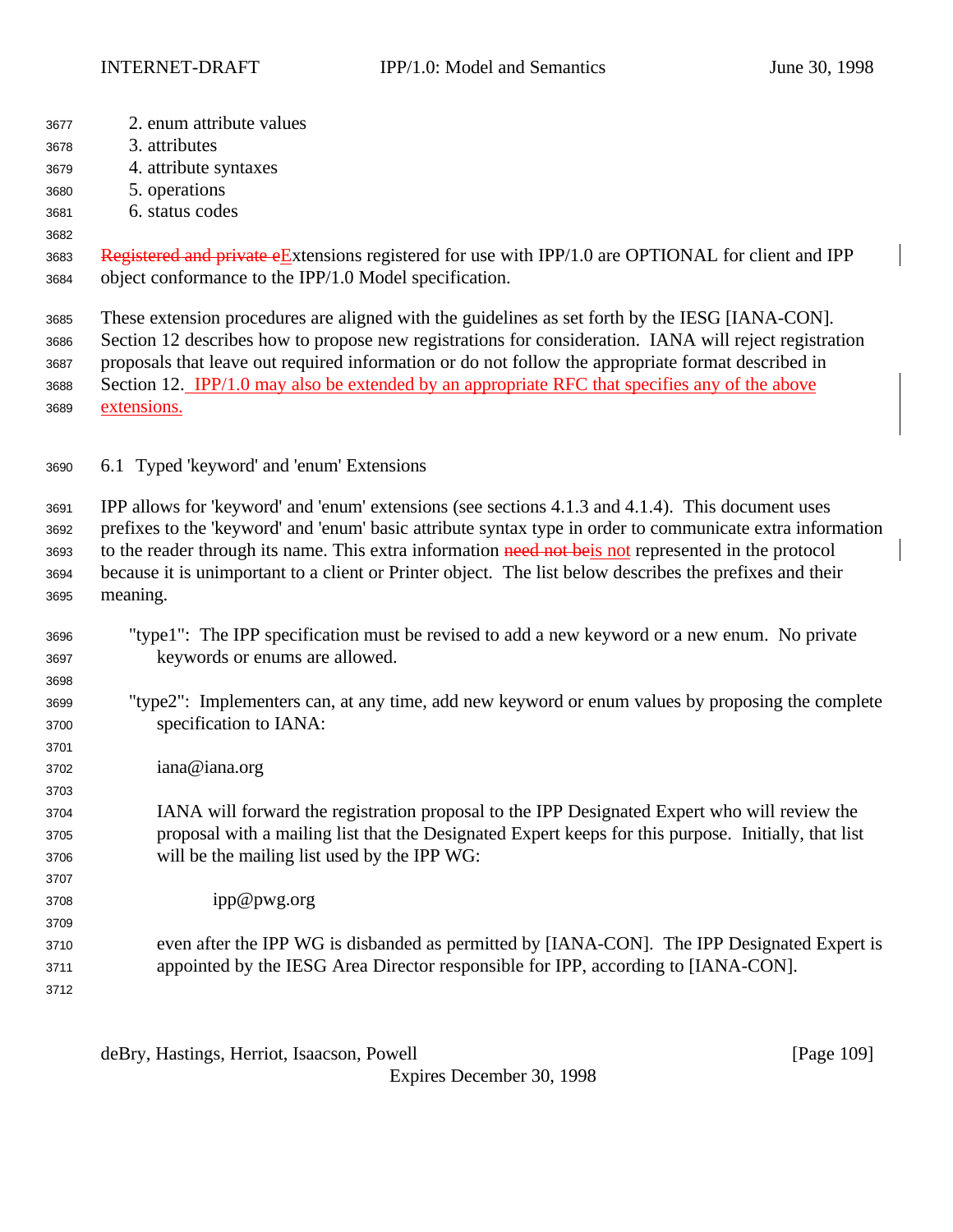2. enum attribute values
3. attributes
4. attribute syntaxes
5. operations
6. status codes

~~Registered and private e~~Extensions registered for use with IPP/1.0 are OPTIONAL for client and IPP object conformance to the IPP/1.0 Model specification.

These extension procedures are aligned with the guidelines as set forth by the IESG [IANA-CON]. Section 12 describes how to propose new registrations for consideration. IANA will reject registration proposals that leave out required information or do not follow the appropriate format described in Section 12. IPP/1.0 may also be extended by an appropriate RFC that specifies any of the above extensions.

## 6.1 Typed 'keyword' and 'enum' Extensions

IPP allows for 'keyword' and 'enum' extensions (see sections 4.1.3 and 4.1.4). This document uses prefixes to the 'keyword' and 'enum' basic attribute syntax type in order to communicate extra information to the reader through its name. This extra information ~~need not be~~is not represented in the protocol because it is unimportant to a client or Printer object. The list below describes the prefixes and their meaning.

"type1": The IPP specification must be revised to add a new keyword or a new enum. No private keywords or enums are allowed.

"type2": Implementers can, at any time, add new keyword or enum values by proposing the complete specification to IANA:

iana@iana.org

IANA will forward the registration proposal to the IPP Designated Expert who will review the proposal with a mailing list that the Designated Expert keeps for this purpose. Initially, that list will be the mailing list used by the IPP WG:

ipp@pwg.org

even after the IPP WG is disbanded as permitted by [IANA-CON]. The IPP Designated Expert is appointed by the IESG Area Director responsible for IPP, according to [IANA-CON].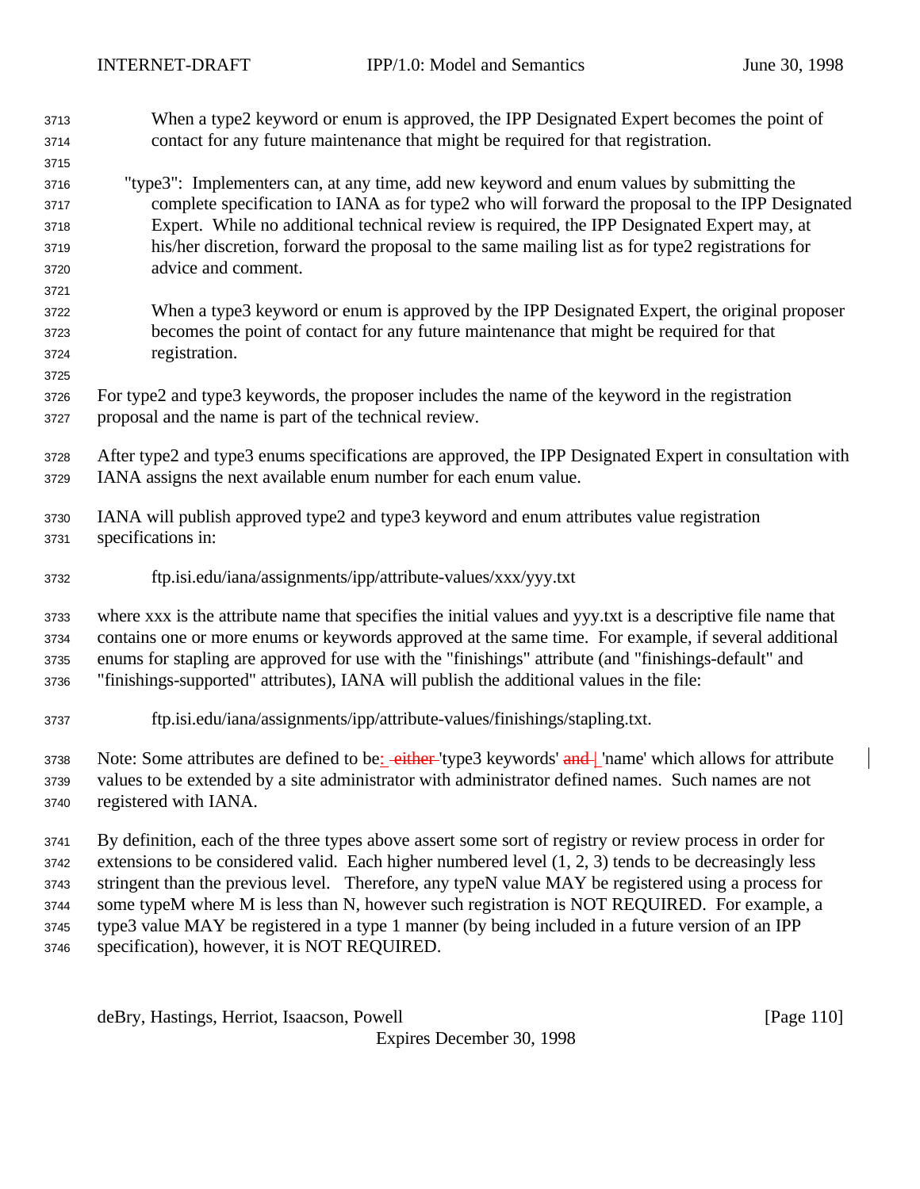When a type2 keyword or enum is approved, the IPP Designated Expert becomes the point of contact for any future maintenance that might be required for that registration.

"type3": Implementers can, at any time, add new keyword and enum values by submitting the complete specification to IANA as for type2 who will forward the proposal to the IPP Designated Expert. While no additional technical review is required, the IPP Designated Expert may, at his/her discretion, forward the proposal to the same mailing list as for type2 registrations for advice and comment.

When a type3 keyword or enum is approved by the IPP Designated Expert, the original proposer becomes the point of contact for any future maintenance that might be required for that registration.

For type2 and type3 keywords, the proposer includes the name of the keyword in the registration proposal and the name is part of the technical review.

After type2 and type3 enums specifications are approved, the IPP Designated Expert in consultation with IANA assigns the next available enum number for each enum value.

IANA will publish approved type2 and type3 keyword and enum attributes value registration specifications in:

ftp.isi.edu/iana/assignments/ipp/attribute-values/xxx/yyy.txt

where xxx is the attribute name that specifies the initial values and yyy.txt is a descriptive file name that contains one or more enums or keywords approved at the same time. For example, if several additional enums for stapling are approved for use with the "finishings" attribute (and "finishings-default" and "finishings-supported" attributes), IANA will publish the additional values in the file:

ftp.isi.edu/iana/assignments/ipp/attribute-values/finishings/stapling.txt.

Note: Some attributes are defined to be: 'type3 keywords' | 'name' which allows for attribute values to be extended by a site administrator with administrator defined names. Such names are not registered with IANA.

By definition, each of the three types above assert some sort of registry or review process in order for extensions to be considered valid. Each higher numbered level (1, 2, 3) tends to be decreasingly less stringent than the previous level. Therefore, any typeN value MAY be registered using a process for some typeM where M is less than N, however such registration is NOT REQUIRED. For example, a type3 value MAY be registered in a type 1 manner (by being included in a future version of an IPP specification), however, it is NOT REQUIRED.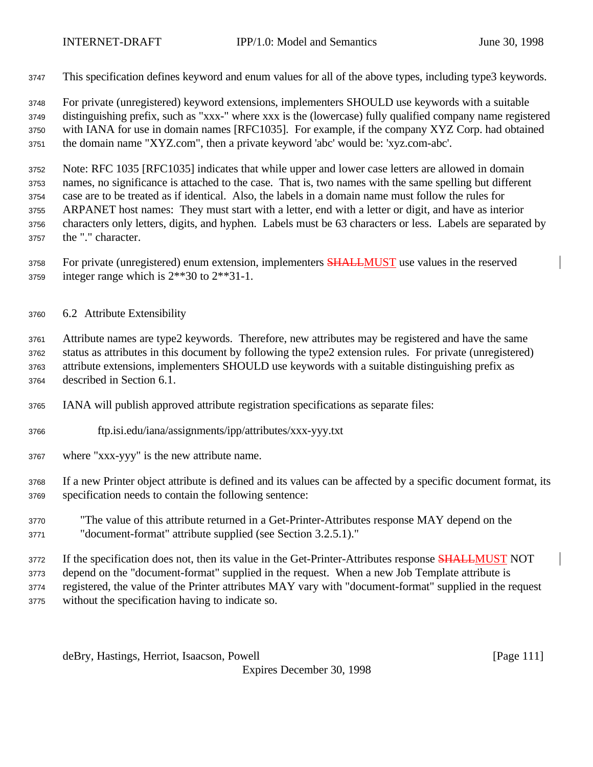This specification defines keyword and enum values for all of the above types, including type3 keywords.

For private (unregistered) keyword extensions, implementers SHOULD use keywords with a suitable distinguishing prefix, such as "xxx-" where xxx is the (lowercase) fully qualified company name registered with IANA for use in domain names [RFC1035]. For example, if the company XYZ Corp. had obtained the domain name "XYZ.com", then a private keyword 'abc' would be: 'xyz.com-abc'.

Note: RFC 1035 [RFC1035] indicates that while upper and lower case letters are allowed in domain names, no significance is attached to the case. That is, two names with the same spelling but different case are to be treated as if identical. Also, the labels in a domain name must follow the rules for ARPANET host names: They must start with a letter, end with a letter or digit, and have as interior characters only letters, digits, and hyphen. Labels must be 63 characters or less. Labels are separated by the "." character.

For private (unregistered) enum extension, implementers ~~SHALL~~MUST use values in the reserved integer range which is 2**30 to 2**31-1.

## 6.2 Attribute Extensibility

Attribute names are type2 keywords. Therefore, new attributes may be registered and have the same status as attributes in this document by following the type2 extension rules. For private (unregistered) attribute extensions, implementers SHOULD use keywords with a suitable distinguishing prefix as described in Section 6.1.

IANA will publish approved attribute registration specifications as separate files:

    ftp.isi.edu/iana/assignments/ipp/attributes/xxx-yyy.txt

where "xxx-yyy" is the new attribute name.

If a new Printer object attribute is defined and its values can be affected by a specific document format, its specification needs to contain the following sentence:

> "The value of this attribute returned in a Get-Printer-Attributes response MAY depend on the "document-format" attribute supplied (see Section 3.2.5.1)."

If the specification does not, then its value in the Get-Printer-Attributes response ~~SHALL~~MUST NOT depend on the "document-format" supplied in the request. When a new Job Template attribute is registered, the value of the Printer attributes MAY vary with "document-format" supplied in the request without the specification having to indicate so.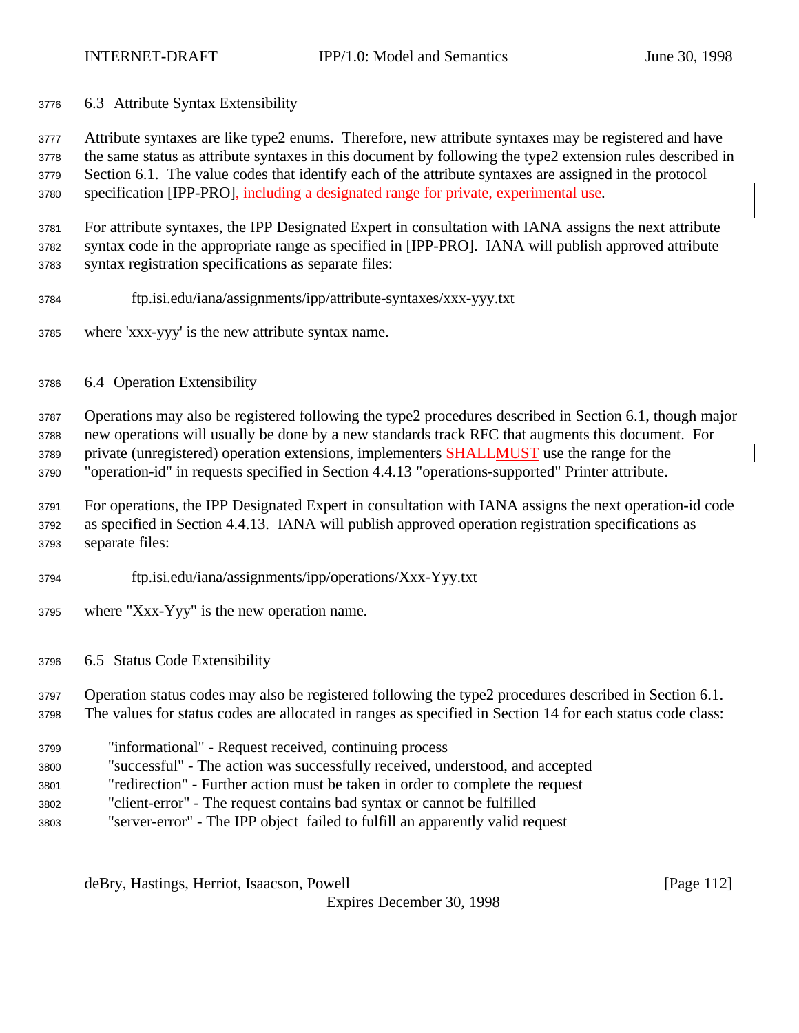## 6.3 Attribute Syntax Extensibility

Attribute syntaxes are like type2 enums. Therefore, new attribute syntaxes may be registered and have the same status as attribute syntaxes in this document by following the type2 extension rules described in Section 6.1. The value codes that identify each of the attribute syntaxes are assigned in the protocol specification [IPP-PRO], including a designated range for private, experimental use.

For attribute syntaxes, the IPP Designated Expert in consultation with IANA assigns the next attribute syntax code in the appropriate range as specified in [IPP-PRO]. IANA will publish approved attribute syntax registration specifications as separate files:

ftp.isi.edu/iana/assignments/ipp/attribute-syntaxes/xxx-yyy.txt

where 'xxx-yyy' is the new attribute syntax name.

## 6.4 Operation Extensibility

Operations may also be registered following the type2 procedures described in Section 6.1, though major new operations will usually be done by a new standards track RFC that augments this document. For private (unregistered) operation extensions, implementers ~~SHALL~~MUST use the range for the "operation-id" in requests specified in Section 4.4.13 "operations-supported" Printer attribute.

For operations, the IPP Designated Expert in consultation with IANA assigns the next operation-id code as specified in Section 4.4.13. IANA will publish approved operation registration specifications as separate files:

ftp.isi.edu/iana/assignments/ipp/operations/Xxx-Yyy.txt

where "Xxx-Yyy" is the new operation name.

## 6.5 Status Code Extensibility

Operation status codes may also be registered following the type2 procedures described in Section 6.1. The values for status codes are allocated in ranges as specified in Section 14 for each status code class:

"informational" - Request received, continuing process
"successful" - The action was successfully received, understood, and accepted
"redirection" - Further action must be taken in order to complete the request
"client-error" - The request contains bad syntax or cannot be fulfilled
"server-error" - The IPP object failed to fulfill an apparently valid request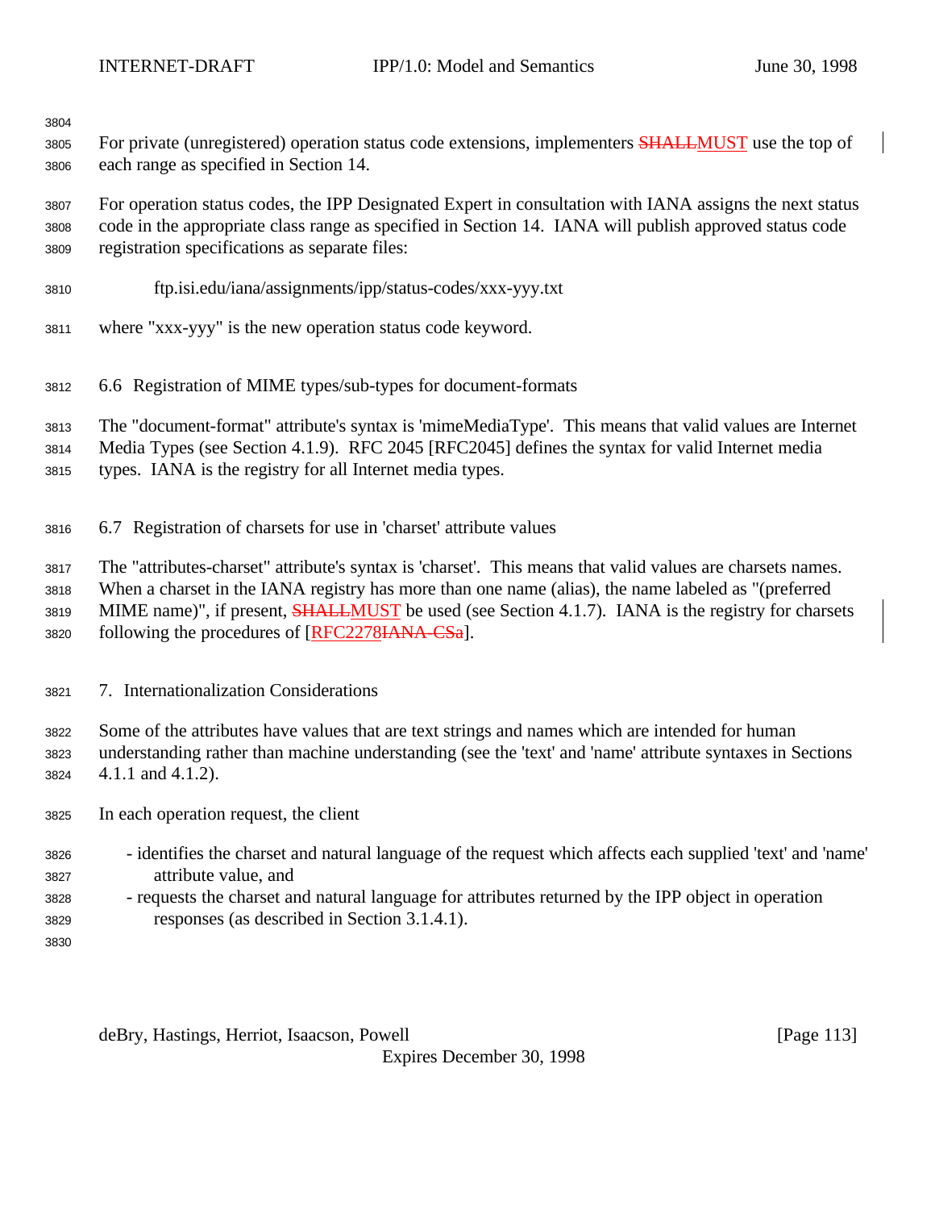For private (unregistered) operation status code extensions, implementers ~~SHALL~~MUST use the top of each range as specified in Section 14.

For operation status codes, the IPP Designated Expert in consultation with IANA assigns the next status code in the appropriate class range as specified in Section 14. IANA will publish approved status code registration specifications as separate files:

ftp.isi.edu/iana/assignments/ipp/status-codes/xxx-yyy.txt

where "xxx-yyy" is the new operation status code keyword.

### 6.6 Registration of MIME types/sub-types for document-formats

The "document-format" attribute's syntax is 'mimeMediaType'. This means that valid values are Internet Media Types (see Section 4.1.9). RFC 2045 [RFC2045] defines the syntax for valid Internet media types. IANA is the registry for all Internet media types.

### 6.7 Registration of charsets for use in 'charset' attribute values

The "attributes-charset" attribute's syntax is 'charset'. This means that valid values are charsets names. When a charset in the IANA registry has more than one name (alias), the name labeled as "(preferred MIME name)", if present, ~~SHALL~~MUST be used (see Section 4.1.7). IANA is the registry for charsets following the procedures of [RFC2278~~IANA-CSa~~].

## 7. Internationalization Considerations

Some of the attributes have values that are text strings and names which are intended for human understanding rather than machine understanding (see the 'text' and 'name' attribute syntaxes in Sections 4.1.1 and 4.1.2).

In each operation request, the client

- identifies the charset and natural language of the request which affects each supplied 'text' and 'name' attribute value, and
- requests the charset and natural language for attributes returned by the IPP object in operation responses (as described in Section 3.1.4.1).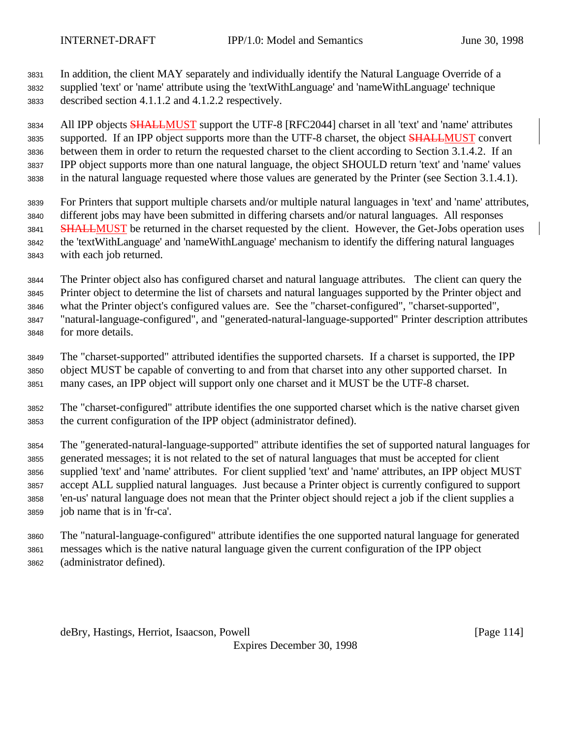In addition, the client MAY separately and individually identify the Natural Language Override of a supplied 'text' or 'name' attribute using the 'textWithLanguage' and 'nameWithLanguage' technique described section 4.1.1.2 and 4.1.2.2 respectively.

All IPP objects ~~SHALL~~MUST support the UTF-8 [RFC2044] charset in all 'text' and 'name' attributes supported. If an IPP object supports more than the UTF-8 charset, the object ~~SHALL~~MUST convert between them in order to return the requested charset to the client according to Section 3.1.4.2. If an IPP object supports more than one natural language, the object SHOULD return 'text' and 'name' values in the natural language requested where those values are generated by the Printer (see Section 3.1.4.1).

For Printers that support multiple charsets and/or multiple natural languages in 'text' and 'name' attributes, different jobs may have been submitted in differing charsets and/or natural languages. All responses ~~SHALL~~MUST be returned in the charset requested by the client. However, the Get-Jobs operation uses the 'textWithLanguage' and 'nameWithLanguage' mechanism to identify the differing natural languages with each job returned.

The Printer object also has configured charset and natural language attributes. The client can query the Printer object to determine the list of charsets and natural languages supported by the Printer object and what the Printer object's configured values are. See the "charset-configured", "charset-supported", "natural-language-configured", and "generated-natural-language-supported" Printer description attributes for more details.

The "charset-supported" attributed identifies the supported charsets. If a charset is supported, the IPP object MUST be capable of converting to and from that charset into any other supported charset. In many cases, an IPP object will support only one charset and it MUST be the UTF-8 charset.

The "charset-configured" attribute identifies the one supported charset which is the native charset given the current configuration of the IPP object (administrator defined).

The "generated-natural-language-supported" attribute identifies the set of supported natural languages for generated messages; it is not related to the set of natural languages that must be accepted for client supplied 'text' and 'name' attributes. For client supplied 'text' and 'name' attributes, an IPP object MUST accept ALL supplied natural languages. Just because a Printer object is currently configured to support 'en-us' natural language does not mean that the Printer object should reject a job if the client supplies a job name that is in 'fr-ca'.

The "natural-language-configured" attribute identifies the one supported natural language for generated messages which is the native natural language given the current configuration of the IPP object (administrator defined).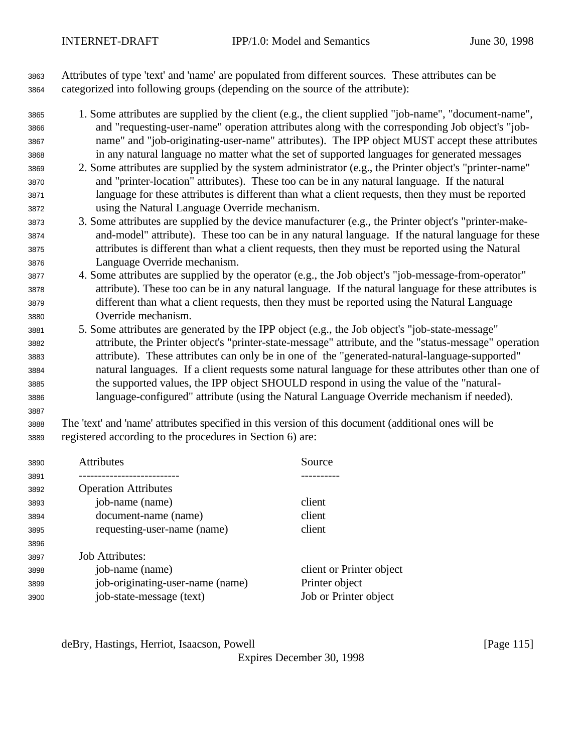Attributes of type 'text' and 'name' are populated from different sources. These attributes can be categorized into following groups (depending on the source of the attribute):

1. Some attributes are supplied by the client (e.g., the client supplied "job-name", "document-name", and "requesting-user-name" operation attributes along with the corresponding Job object's "job-name" and "job-originating-user-name" attributes). The IPP object MUST accept these attributes in any natural language no matter what the set of supported languages for generated messages
2. Some attributes are supplied by the system administrator (e.g., the Printer object's "printer-name" and "printer-location" attributes). These too can be in any natural language. If the natural language for these attributes is different than what a client requests, then they must be reported using the Natural Language Override mechanism.
3. Some attributes are supplied by the device manufacturer (e.g., the Printer object's "printer-make-and-model" attribute). These too can be in any natural language. If the natural language for these attributes is different than what a client requests, then they must be reported using the Natural Language Override mechanism.
4. Some attributes are supplied by the operator (e.g., the Job object's "job-message-from-operator" attribute). These too can be in any natural language. If the natural language for these attributes is different than what a client requests, then they must be reported using the Natural Language Override mechanism.
5. Some attributes are generated by the IPP object (e.g., the Job object's "job-state-message" attribute, the Printer object's "printer-state-message" attribute, and the "status-message" operation attribute). These attributes can only be in one of the "generated-natural-language-supported" natural languages. If a client requests some natural language for these attributes other than one of the supported values, the IPP object SHOULD respond in using the value of the "natural-language-configured" attribute (using the Natural Language Override mechanism if needed).

The 'text' and 'name' attributes specified in this version of this document (additional ones will be registered according to the procedures in Section 6) are:

```
Attributes                              Source
--------------------------              ----------
Operation Attributes
    job-name (name)                     client
    document-name (name)                client
    requesting-user-name (name)         client

Job Attributes:
    job-name (name)                     client or Printer object
    job-originating-user-name (name)    Printer object
    job-state-message (text)            Job or Printer object
```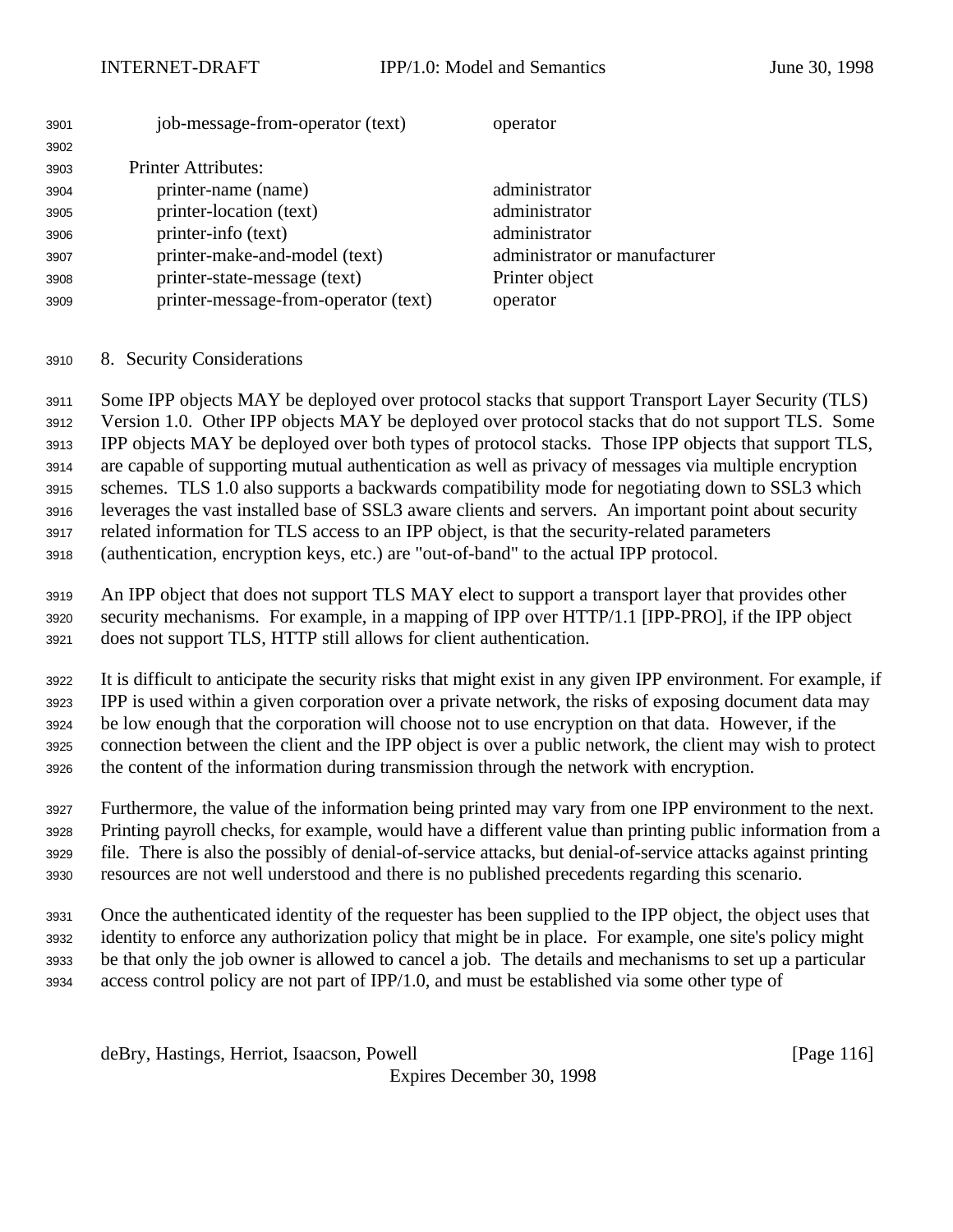| | |
|---|---|
| job-message-from-operator (text) | operator |

Printer Attributes:

| | |
|---|---|
| printer-name (name) | administrator |
| printer-location (text) | administrator |
| printer-info (text) | administrator |
| printer-make-and-model (text) | administrator or manufacturer |
| printer-state-message (text) | Printer object |
| printer-message-from-operator (text) | operator |

## 8. Security Considerations

Some IPP objects MAY be deployed over protocol stacks that support Transport Layer Security (TLS) Version 1.0. Other IPP objects MAY be deployed over protocol stacks that do not support TLS. Some IPP objects MAY be deployed over both types of protocol stacks. Those IPP objects that support TLS, are capable of supporting mutual authentication as well as privacy of messages via multiple encryption schemes. TLS 1.0 also supports a backwards compatibility mode for negotiating down to SSL3 which leverages the vast installed base of SSL3 aware clients and servers. An important point about security related information for TLS access to an IPP object, is that the security-related parameters (authentication, encryption keys, etc.) are "out-of-band" to the actual IPP protocol.

An IPP object that does not support TLS MAY elect to support a transport layer that provides other security mechanisms. For example, in a mapping of IPP over HTTP/1.1 [IPP-PRO], if the IPP object does not support TLS, HTTP still allows for client authentication.

It is difficult to anticipate the security risks that might exist in any given IPP environment. For example, if IPP is used within a given corporation over a private network, the risks of exposing document data may be low enough that the corporation will choose not to use encryption on that data. However, if the connection between the client and the IPP object is over a public network, the client may wish to protect the content of the information during transmission through the network with encryption.

Furthermore, the value of the information being printed may vary from one IPP environment to the next. Printing payroll checks, for example, would have a different value than printing public information from a file. There is also the possibly of denial-of-service attacks, but denial-of-service attacks against printing resources are not well understood and there is no published precedents regarding this scenario.

Once the authenticated identity of the requester has been supplied to the IPP object, the object uses that identity to enforce any authorization policy that might be in place. For example, one site's policy might be that only the job owner is allowed to cancel a job. The details and mechanisms to set up a particular access control policy are not part of IPP/1.0, and must be established via some other type of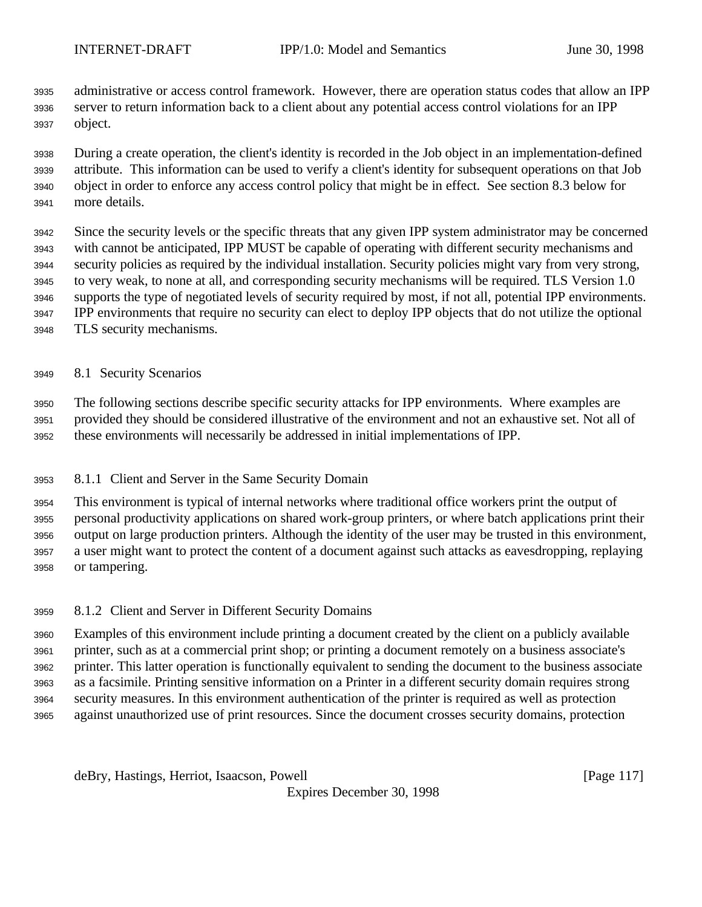administrative or access control framework. However, there are operation status codes that allow an IPP server to return information back to a client about any potential access control violations for an IPP object.

During a create operation, the client's identity is recorded in the Job object in an implementation-defined attribute. This information can be used to verify a client's identity for subsequent operations on that Job object in order to enforce any access control policy that might be in effect. See section 8.3 below for more details.

Since the security levels or the specific threats that any given IPP system administrator may be concerned with cannot be anticipated, IPP MUST be capable of operating with different security mechanisms and security policies as required by the individual installation. Security policies might vary from very strong, to very weak, to none at all, and corresponding security mechanisms will be required. TLS Version 1.0 supports the type of negotiated levels of security required by most, if not all, potential IPP environments. IPP environments that require no security can elect to deploy IPP objects that do not utilize the optional TLS security mechanisms.

## 8.1 Security Scenarios

The following sections describe specific security attacks for IPP environments. Where examples are provided they should be considered illustrative of the environment and not an exhaustive set. Not all of these environments will necessarily be addressed in initial implementations of IPP.

### 8.1.1 Client and Server in the Same Security Domain

This environment is typical of internal networks where traditional office workers print the output of personal productivity applications on shared work-group printers, or where batch applications print their output on large production printers. Although the identity of the user may be trusted in this environment, a user might want to protect the content of a document against such attacks as eavesdropping, replaying or tampering.

### 8.1.2 Client and Server in Different Security Domains

Examples of this environment include printing a document created by the client on a publicly available printer, such as at a commercial print shop; or printing a document remotely on a business associate's printer. This latter operation is functionally equivalent to sending the document to the business associate as a facsimile. Printing sensitive information on a Printer in a different security domain requires strong security measures. In this environment authentication of the printer is required as well as protection against unauthorized use of print resources. Since the document crosses security domains, protection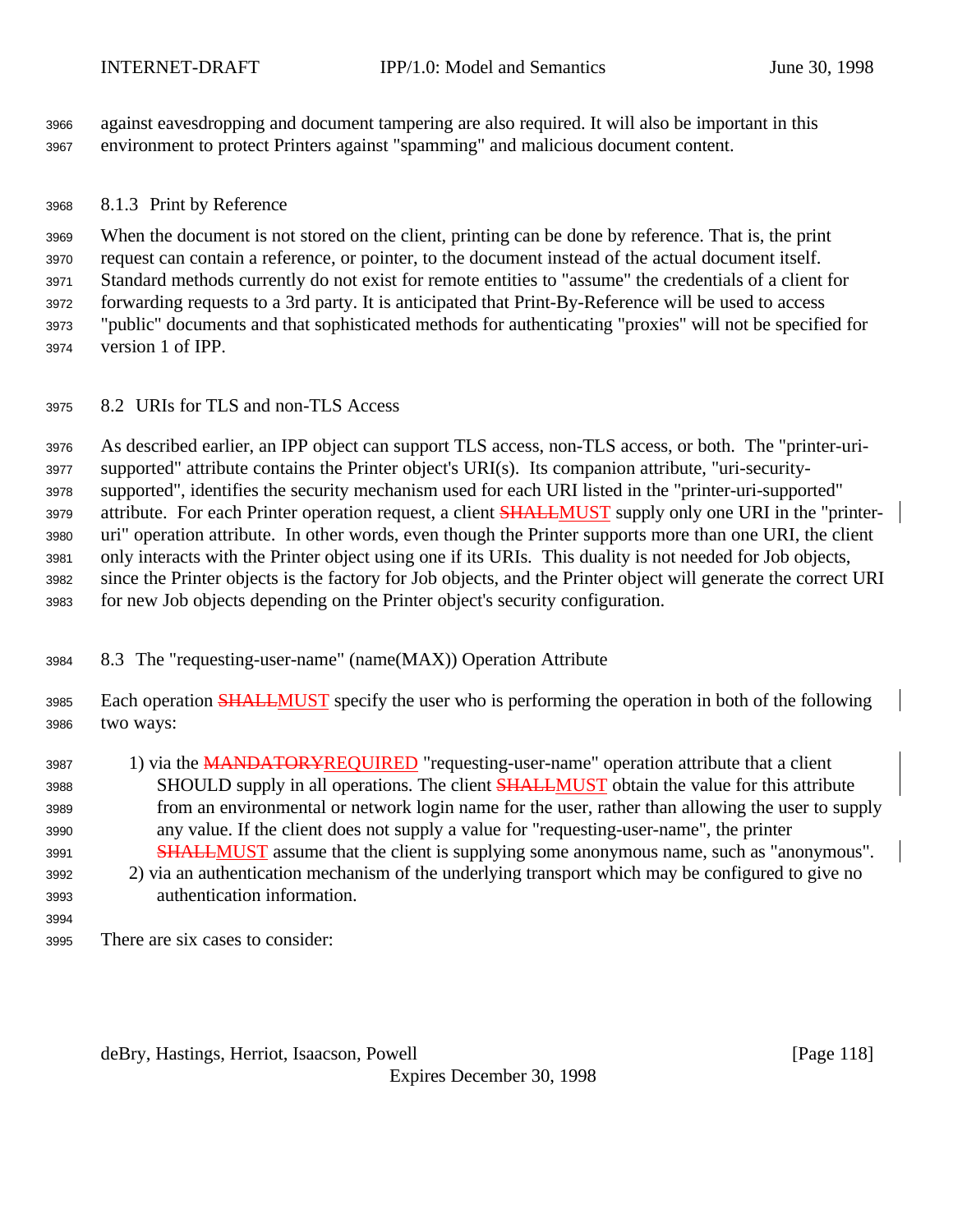against eavesdropping and document tampering are also required. It will also be important in this environment to protect Printers against "spamming" and malicious document content.

### 8.1.3 Print by Reference

When the document is not stored on the client, printing can be done by reference. That is, the print request can contain a reference, or pointer, to the document instead of the actual document itself. Standard methods currently do not exist for remote entities to "assume" the credentials of a client for forwarding requests to a 3rd party. It is anticipated that Print-By-Reference will be used to access "public" documents and that sophisticated methods for authenticating "proxies" will not be specified for version 1 of IPP.

## 8.2 URIs for TLS and non-TLS Access

As described earlier, an IPP object can support TLS access, non-TLS access, or both. The "printer-uri-supported" attribute contains the Printer object's URI(s). Its companion attribute, "uri-security-supported", identifies the security mechanism used for each URI listed in the "printer-uri-supported" attribute. For each Printer operation request, a client ~~SHALL~~MUST supply only one URI in the "printer-uri" operation attribute. In other words, even though the Printer supports more than one URI, the client only interacts with the Printer object using one if its URIs. This duality is not needed for Job objects, since the Printer objects is the factory for Job objects, and the Printer object will generate the correct URI for new Job objects depending on the Printer object's security configuration.

## 8.3 The "requesting-user-name" (name(MAX)) Operation Attribute

Each operation ~~SHALL~~MUST specify the user who is performing the operation in both of the following two ways:

1) via the ~~MANDATORY~~REQUIRED "requesting-user-name" operation attribute that a client SHOULD supply in all operations. The client ~~SHALL~~MUST obtain the value for this attribute from an environmental or network login name for the user, rather than allowing the user to supply any value. If the client does not supply a value for "requesting-user-name", the printer ~~SHALL~~MUST assume that the client is supplying some anonymous name, such as "anonymous".
2) via an authentication mechanism of the underlying transport which may be configured to give no authentication information.

There are six cases to consider: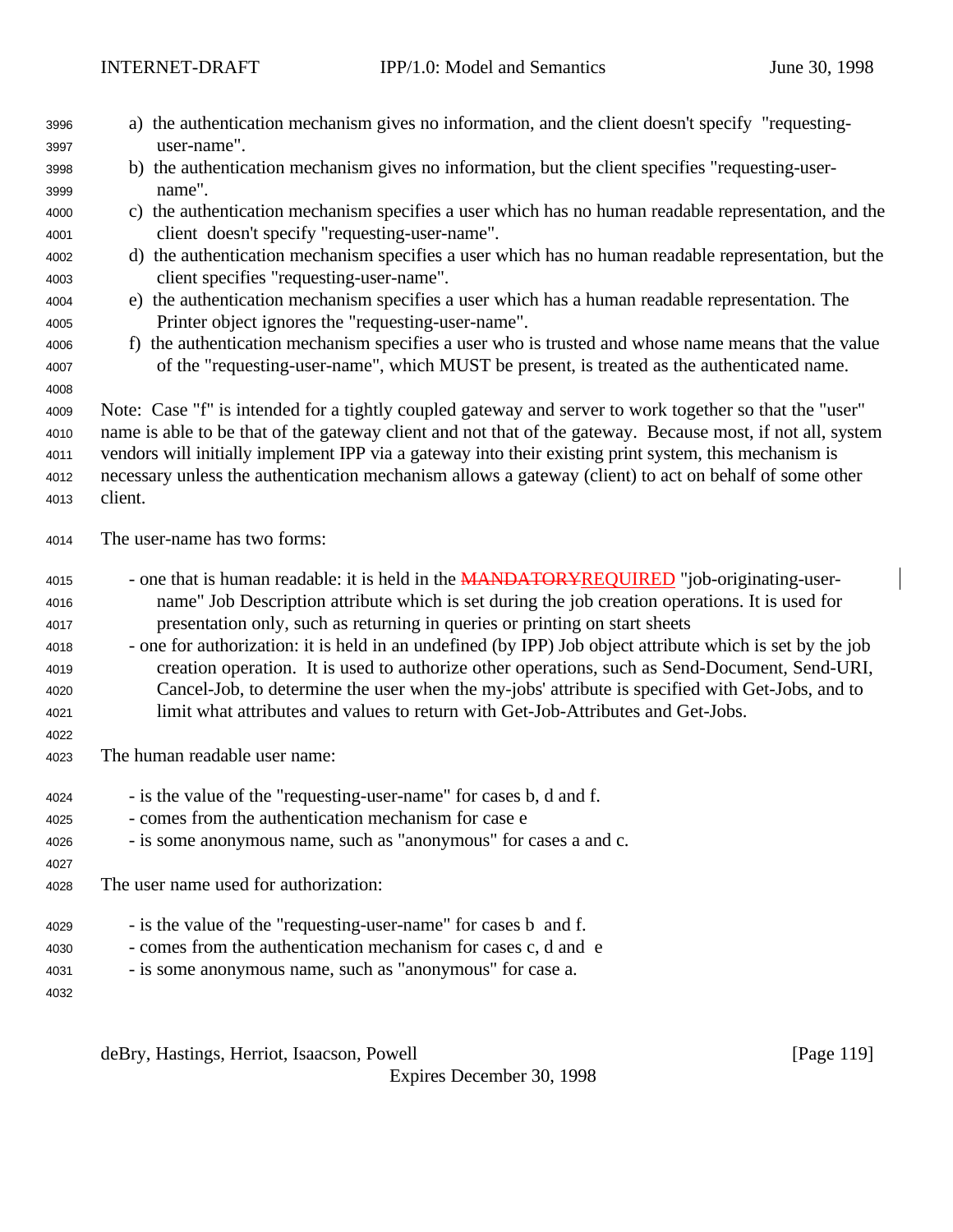a) the authentication mechanism gives no information, and the client doesn't specify "requesting-user-name".

b) the authentication mechanism gives no information, but the client specifies "requesting-user-name".

c) the authentication mechanism specifies a user which has no human readable representation, and the client doesn't specify "requesting-user-name".

d) the authentication mechanism specifies a user which has no human readable representation, but the client specifies "requesting-user-name".

e) the authentication mechanism specifies a user which has a human readable representation. The Printer object ignores the "requesting-user-name".

f) the authentication mechanism specifies a user who is trusted and whose name means that the value of the "requesting-user-name", which MUST be present, is treated as the authenticated name.

Note: Case "f" is intended for a tightly coupled gateway and server to work together so that the "user" name is able to be that of the gateway client and not that of the gateway. Because most, if not all, system vendors will initially implement IPP via a gateway into their existing print system, this mechanism is necessary unless the authentication mechanism allows a gateway (client) to act on behalf of some other client.

The user-name has two forms:

- one that is human readable: it is held in the ~~MANDATORY~~REQUIRED "job-originating-user-name" Job Description attribute which is set during the job creation operations. It is used for presentation only, such as returning in queries or printing on start sheets
- one for authorization: it is held in an undefined (by IPP) Job object attribute which is set by the job creation operation. It is used to authorize other operations, such as Send-Document, Send-URI, Cancel-Job, to determine the user when the my-jobs' attribute is specified with Get-Jobs, and to limit what attributes and values to return with Get-Job-Attributes and Get-Jobs.

The human readable user name:

- is the value of the "requesting-user-name" for cases b, d and f.
- comes from the authentication mechanism for case e
- is some anonymous name, such as "anonymous" for cases a and c.

The user name used for authorization:

- is the value of the "requesting-user-name" for cases b and f.
- comes from the authentication mechanism for cases c, d and e
- is some anonymous name, such as "anonymous" for case a.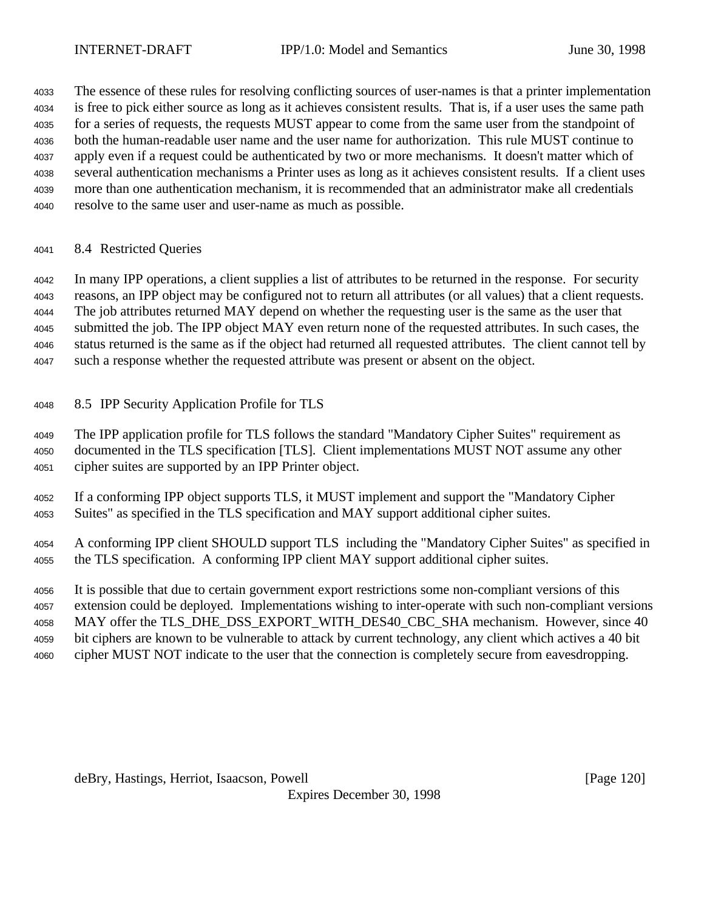The essence of these rules for resolving conflicting sources of user-names is that a printer implementation is free to pick either source as long as it achieves consistent results. That is, if a user uses the same path for a series of requests, the requests MUST appear to come from the same user from the standpoint of both the human-readable user name and the user name for authorization. This rule MUST continue to apply even if a request could be authenticated by two or more mechanisms. It doesn't matter which of several authentication mechanisms a Printer uses as long as it achieves consistent results. If a client uses more than one authentication mechanism, it is recommended that an administrator make all credentials resolve to the same user and user-name as much as possible.

## 8.4 Restricted Queries

In many IPP operations, a client supplies a list of attributes to be returned in the response. For security reasons, an IPP object may be configured not to return all attributes (or all values) that a client requests. The job attributes returned MAY depend on whether the requesting user is the same as the user that submitted the job. The IPP object MAY even return none of the requested attributes. In such cases, the status returned is the same as if the object had returned all requested attributes. The client cannot tell by such a response whether the requested attribute was present or absent on the object.

## 8.5 IPP Security Application Profile for TLS

The IPP application profile for TLS follows the standard "Mandatory Cipher Suites" requirement as documented in the TLS specification [TLS]. Client implementations MUST NOT assume any other cipher suites are supported by an IPP Printer object.

If a conforming IPP object supports TLS, it MUST implement and support the "Mandatory Cipher Suites" as specified in the TLS specification and MAY support additional cipher suites.

A conforming IPP client SHOULD support TLS including the "Mandatory Cipher Suites" as specified in the TLS specification. A conforming IPP client MAY support additional cipher suites.

It is possible that due to certain government export restrictions some non-compliant versions of this extension could be deployed. Implementations wishing to inter-operate with such non-compliant versions MAY offer the TLS_DHE_DSS_EXPORT_WITH_DES40_CBC_SHA mechanism. However, since 40 bit ciphers are known to be vulnerable to attack by current technology, any client which actives a 40 bit cipher MUST NOT indicate to the user that the connection is completely secure from eavesdropping.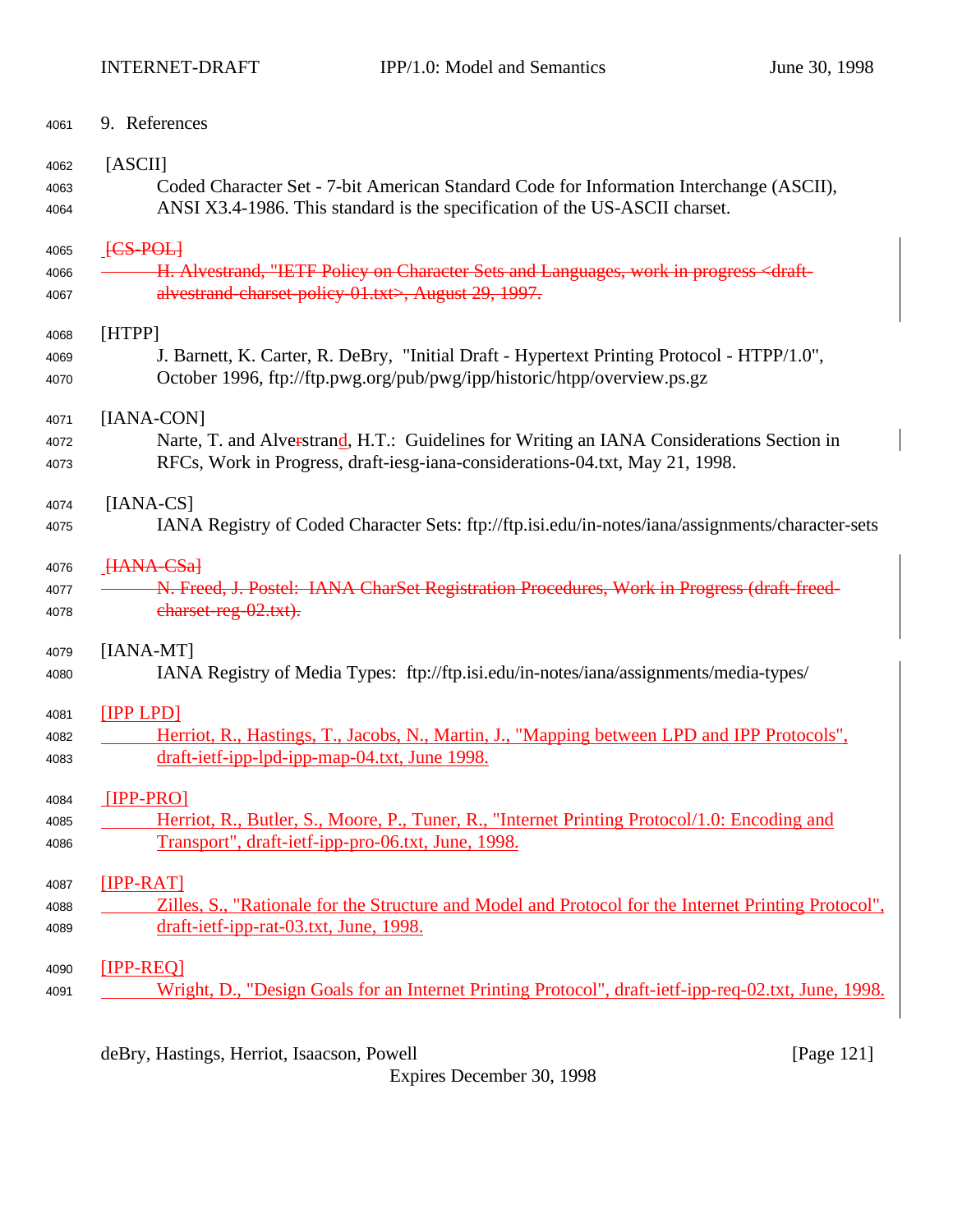## 9. References

[ASCII]
Coded Character Set - 7-bit American Standard Code for Information Interchange (ASCII), ANSI X3.4-1986. This standard is the specification of the US-ASCII charset.

~~[CS-POL]~~
~~H. Alvestrand, "IETF Policy on Character Sets and Languages, work in progress <draft-alvestrand-charset-policy-01.txt>, August 29, 1997.~~

[HTPP]
J. Barnett, K. Carter, R. DeBry, "Initial Draft - Hypertext Printing Protocol - HTPP/1.0", October 1996, ftp://ftp.pwg.org/pub/pwg/ipp/historic/htpp/overview.ps.gz

[IANA-CON]
Narte, T. and Alvestrand, H.T.: Guidelines for Writing an IANA Considerations Section in RFCs, Work in Progress, draft-iesg-iana-considerations-04.txt, May 21, 1998.

[IANA-CS]
IANA Registry of Coded Character Sets: ftp://ftp.isi.edu/in-notes/iana/assignments/character-sets

~~[IANA-CSa]~~
~~N. Freed, J. Postel: IANA CharSet Registration Procedures, Work in Progress (draft-freed-charset-reg-02.txt).~~

[IANA-MT]
IANA Registry of Media Types: ftp://ftp.isi.edu/in-notes/iana/assignments/media-types/

[IPP LPD]
Herriot, R., Hastings, T., Jacobs, N., Martin, J., "Mapping between LPD and IPP Protocols", draft-ietf-ipp-lpd-ipp-map-04.txt, June 1998.

[IPP-PRO]
Herriot, R., Butler, S., Moore, P., Tuner, R., "Internet Printing Protocol/1.0: Encoding and Transport", draft-ietf-ipp-pro-06.txt, June, 1998.

[IPP-RAT]
Zilles, S., "Rationale for the Structure and Model and Protocol for the Internet Printing Protocol", draft-ietf-ipp-rat-03.txt, June, 1998.

[IPP-REQ]
Wright, D., "Design Goals for an Internet Printing Protocol", draft-ietf-ipp-req-02.txt, June, 1998.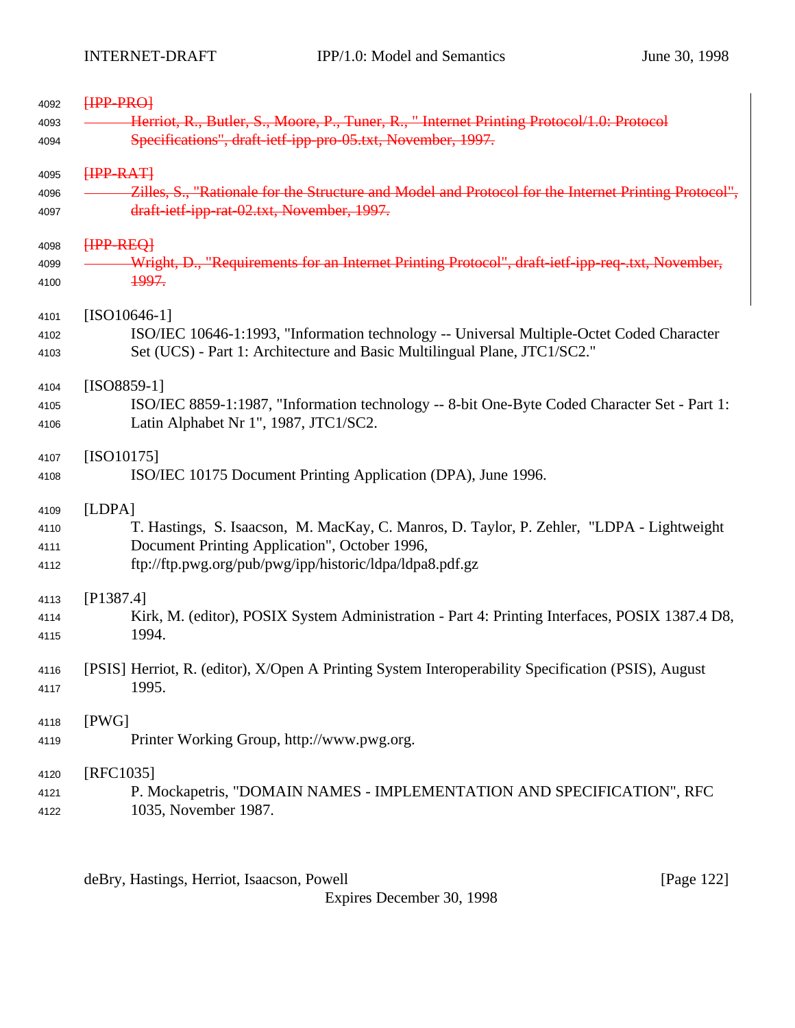~~[IPP-PRO]~~
~~Herriot, R., Butler, S., Moore, P., Tuner, R., " Internet Printing Protocol/1.0: Protocol Specifications", draft-ietf-ipp-pro-05.txt, November, 1997.~~

~~[IPP-RAT]~~
~~Zilles, S., "Rationale for the Structure and Model and Protocol for the Internet Printing Protocol", draft-ietf-ipp-rat-02.txt, November, 1997.~~

~~[IPP-REQ]~~
~~Wright, D., "Requirements for an Internet Printing Protocol", draft-ietf-ipp-req-.txt, November, 1997.~~

[ISO10646-1]
ISO/IEC 10646-1:1993, "Information technology -- Universal Multiple-Octet Coded Character Set (UCS) - Part 1: Architecture and Basic Multilingual Plane, JTC1/SC2."

[ISO8859-1]
ISO/IEC 8859-1:1987, "Information technology -- 8-bit One-Byte Coded Character Set - Part 1: Latin Alphabet Nr 1", 1987, JTC1/SC2.

[ISO10175]
ISO/IEC 10175 Document Printing Application (DPA), June 1996.

[LDPA]
T. Hastings, S. Isaacson, M. MacKay, C. Manros, D. Taylor, P. Zehler, "LDPA - Lightweight Document Printing Application", October 1996, ftp://ftp.pwg.org/pub/pwg/ipp/historic/ldpa/ldpa8.pdf.gz

[P1387.4]
Kirk, M. (editor), POSIX System Administration - Part 4: Printing Interfaces, POSIX 1387.4 D8, 1994.

[PSIS] Herriot, R. (editor), X/Open A Printing System Interoperability Specification (PSIS), August 1995.

[PWG]
Printer Working Group, http://www.pwg.org.

[RFC1035]
P. Mockapetris, "DOMAIN NAMES - IMPLEMENTATION AND SPECIFICATION", RFC 1035, November 1987.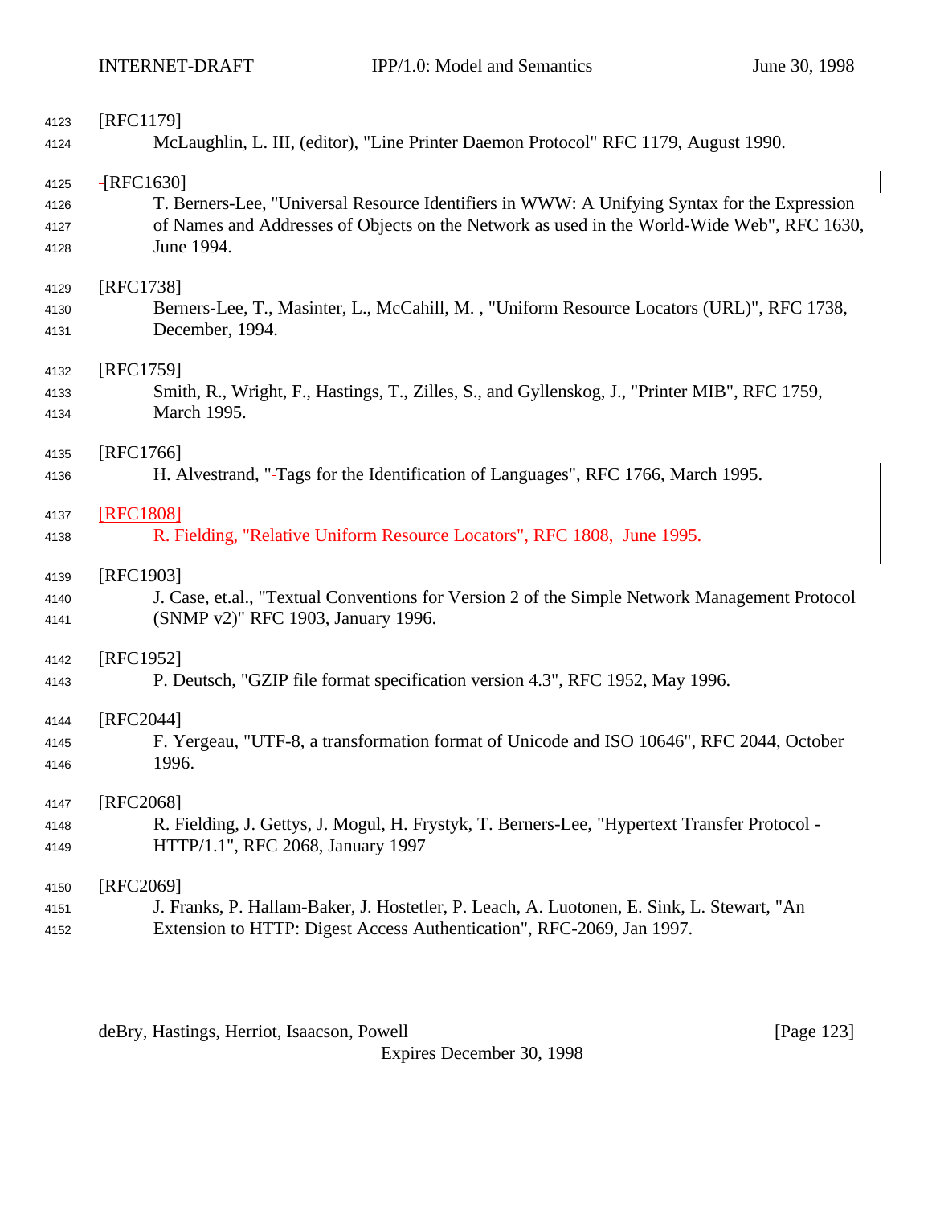[RFC1179]
McLaughlin, L. III, (editor), "Line Printer Daemon Protocol" RFC 1179, August 1990.

[RFC1630]
T. Berners-Lee, "Universal Resource Identifiers in WWW: A Unifying Syntax for the Expression of Names and Addresses of Objects on the Network as used in the World-Wide Web", RFC 1630, June 1994.

[RFC1738]
Berners-Lee, T., Masinter, L., McCahill, M. , "Uniform Resource Locators (URL)", RFC 1738, December, 1994.

[RFC1759]
Smith, R., Wright, F., Hastings, T., Zilles, S., and Gyllenskog, J., "Printer MIB", RFC 1759, March 1995.

[RFC1766]
H. Alvestrand, "Tags for the Identification of Languages", RFC 1766, March 1995.

[RFC1808]
R. Fielding, "Relative Uniform Resource Locators", RFC 1808, June 1995.

[RFC1903]
J. Case, et.al., "Textual Conventions for Version 2 of the Simple Network Management Protocol (SNMP v2)" RFC 1903, January 1996.

[RFC1952]
P. Deutsch, "GZIP file format specification version 4.3", RFC 1952, May 1996.

[RFC2044]
F. Yergeau, "UTF-8, a transformation format of Unicode and ISO 10646", RFC 2044, October 1996.

[RFC2068]
R. Fielding, J. Gettys, J. Mogul, H. Frystyk, T. Berners-Lee, "Hypertext Transfer Protocol - HTTP/1.1", RFC 2068, January 1997

[RFC2069]
J. Franks, P. Hallam-Baker, J. Hostetler, P. Leach, A. Luotonen, E. Sink, L. Stewart, "An Extension to HTTP: Digest Access Authentication", RFC-2069, Jan 1997.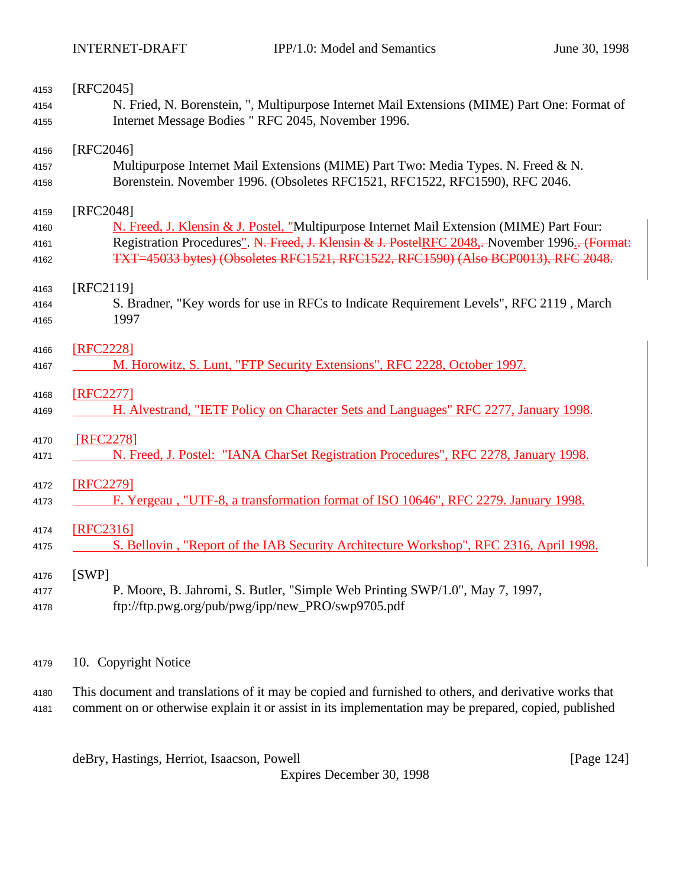[RFC2045]

N. Fried, N. Borenstein, ", Multipurpose Internet Mail Extensions (MIME) Part One: Format of Internet Message Bodies " RFC 2045, November 1996.

[RFC2046]

Multipurpose Internet Mail Extensions (MIME) Part Two: Media Types. N. Freed & N. Borenstein. November 1996. (Obsoletes RFC1521, RFC1522, RFC1590), RFC 2046.

[RFC2048]

N. Freed, J. Klensin & J. Postel, "Multipurpose Internet Mail Extension (MIME) Part Four: Registration Procedures". ~~N. Freed, J. Klensin & J. Postel~~RFC 2048,~~.~~ November 1996.~~. (Format: TXT=45033 bytes) (Obsoletes RFC1521, RFC1522, RFC1590) (Also BCP0013), RFC 2048.~~

[RFC2119]

S. Bradner, "Key words for use in RFCs to Indicate Requirement Levels", RFC 2119 , March 1997

[RFC2228]

M. Horowitz, S. Lunt, "FTP Security Extensions", RFC 2228, October 1997.

[RFC2277]

H. Alvestrand, "IETF Policy on Character Sets and Languages" RFC 2277, January 1998.

[RFC2278]

N. Freed, J. Postel: "IANA CharSet Registration Procedures", RFC 2278, January 1998.

[RFC2279]

F. Yergeau , "UTF-8, a transformation format of ISO 10646", RFC 2279. January 1998.

[RFC2316]

S. Bellovin , "Report of the IAB Security Architecture Workshop", RFC 2316, April 1998.

[SWP]

P. Moore, B. Jahromi, S. Butler, "Simple Web Printing SWP/1.0", May 7, 1997, ftp://ftp.pwg.org/pub/pwg/ipp/new_PRO/swp9705.pdf

## 10. Copyright Notice

This document and translations of it may be copied and furnished to others, and derivative works that comment on or otherwise explain it or assist in its implementation may be prepared, copied, published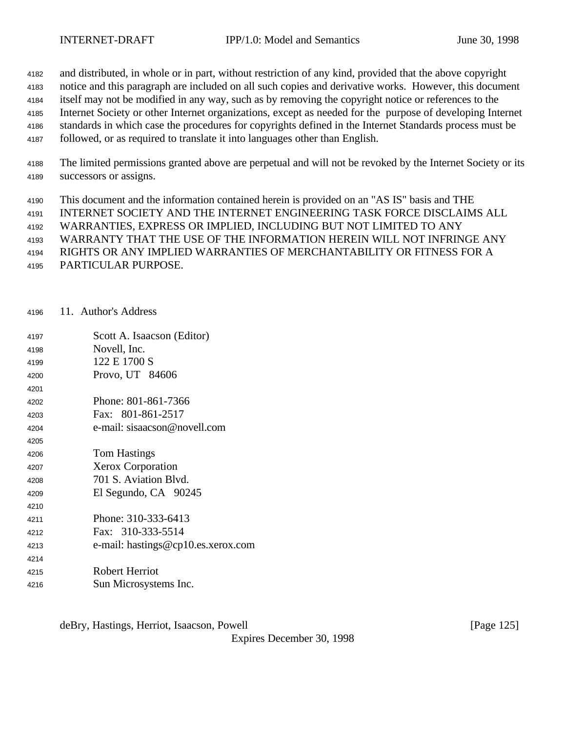and distributed, in whole or in part, without restriction of any kind, provided that the above copyright notice and this paragraph are included on all such copies and derivative works. However, this document itself may not be modified in any way, such as by removing the copyright notice or references to the Internet Society or other Internet organizations, except as needed for the purpose of developing Internet standards in which case the procedures for copyrights defined in the Internet Standards process must be followed, or as required to translate it into languages other than English.

The limited permissions granted above are perpetual and will not be revoked by the Internet Society or its successors or assigns.

This document and the information contained herein is provided on an "AS IS" basis and THE INTERNET SOCIETY AND THE INTERNET ENGINEERING TASK FORCE DISCLAIMS ALL WARRANTIES, EXPRESS OR IMPLIED, INCLUDING BUT NOT LIMITED TO ANY WARRANTY THAT THE USE OF THE INFORMATION HEREIN WILL NOT INFRINGE ANY RIGHTS OR ANY IMPLIED WARRANTIES OF MERCHANTABILITY OR FITNESS FOR A PARTICULAR PURPOSE.

## 11. Author's Address

Scott A. Isaacson (Editor)
Novell, Inc.
122 E 1700 S
Provo, UT 84606

Phone: 801-861-7366
Fax: 801-861-2517
e-mail: sisaacson@novell.com

Tom Hastings
Xerox Corporation
701 S. Aviation Blvd.
El Segundo, CA 90245

Phone: 310-333-6413
Fax: 310-333-5514
e-mail: hastings@cp10.es.xerox.com

Robert Herriot
Sun Microsystems Inc.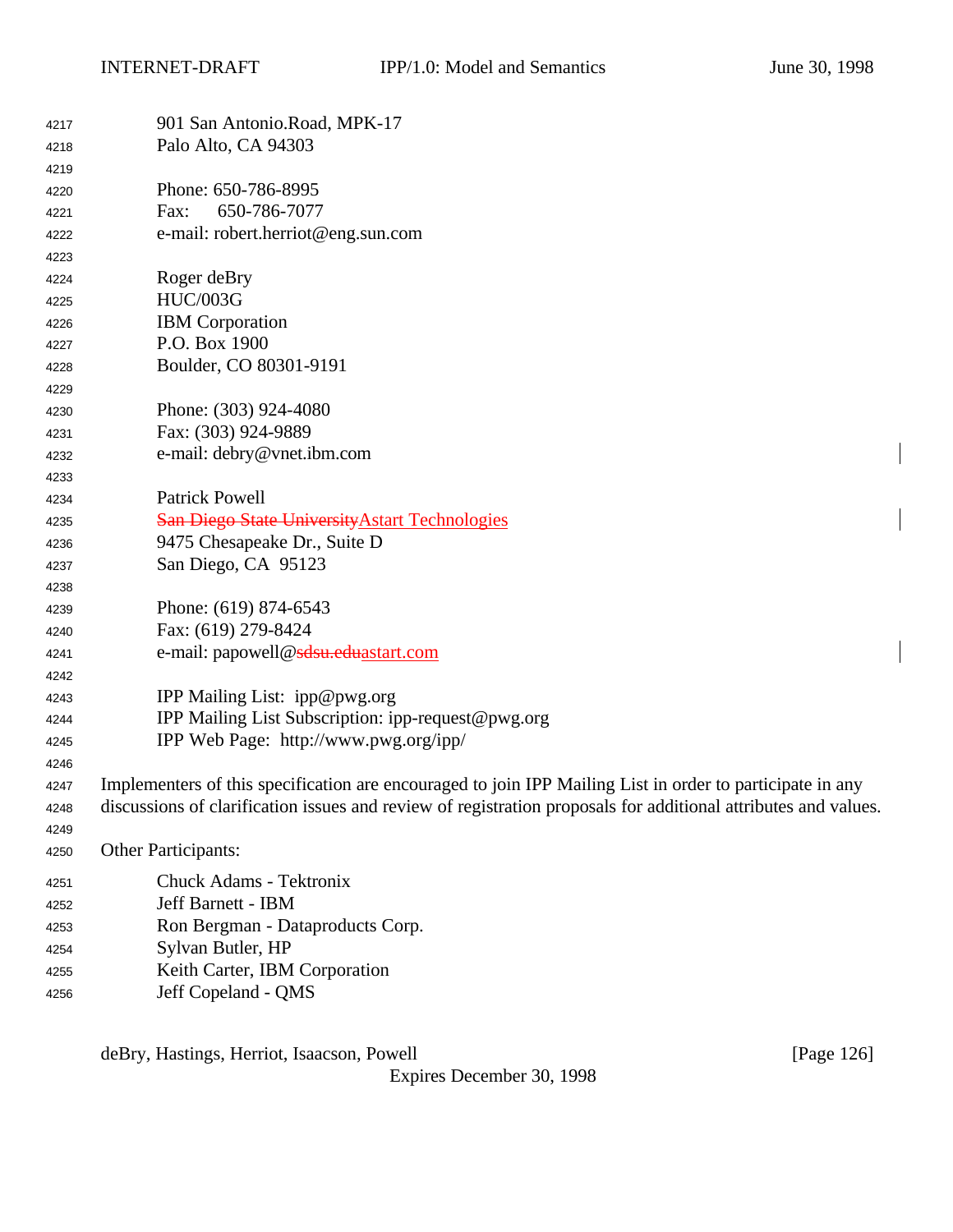901 San Antonio.Road, MPK-17
Palo Alto, CA 94303

Phone: 650-786-8995
Fax: 650-786-7077
e-mail: robert.herriot@eng.sun.com

Roger deBry
HUC/003G
IBM Corporation
P.O. Box 1900
Boulder, CO 80301-9191

Phone: (303) 924-4080
Fax: (303) 924-9889
e-mail: debry@vnet.ibm.com

Patrick Powell
~~San Diego State University~~Astart Technologies
9475 Chesapeake Dr., Suite D
San Diego, CA 95123

Phone: (619) 874-6543
Fax: (619) 279-8424
e-mail: papowell@~~sdsu.edu~~astart.com

IPP Mailing List: ipp@pwg.org
IPP Mailing List Subscription: ipp-request@pwg.org
IPP Web Page: http://www.pwg.org/ipp/

Implementers of this specification are encouraged to join IPP Mailing List in order to participate in any discussions of clarification issues and review of registration proposals for additional attributes and values.

Other Participants:

Chuck Adams - Tektronix
Jeff Barnett - IBM
Ron Bergman - Dataproducts Corp.
Sylvan Butler, HP
Keith Carter, IBM Corporation
Jeff Copeland - QMS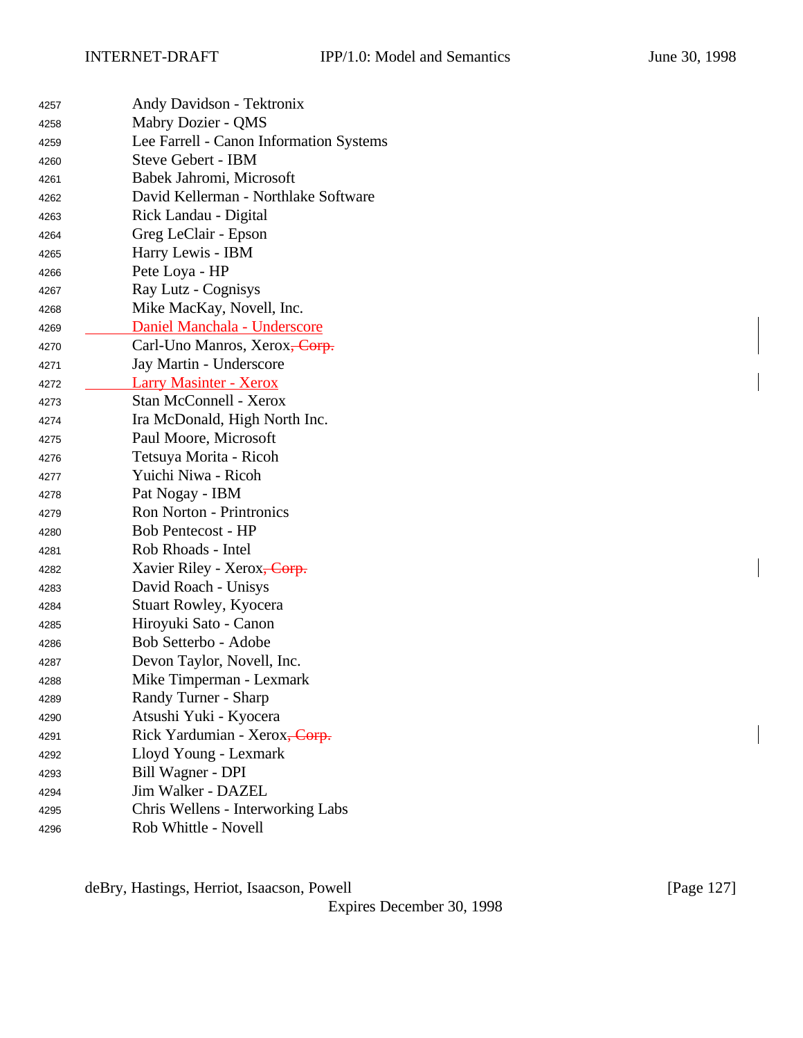Andy Davidson - Tektronix
Mabry Dozier - QMS
Lee Farrell - Canon Information Systems
Steve Gebert - IBM
Babek Jahromi, Microsoft
David Kellerman - Northlake Software
Rick Landau - Digital
Greg LeClair - Epson
Harry Lewis - IBM
Pete Loya - HP
Ray Lutz - Cognisys
Mike MacKay, Novell, Inc.
Daniel Manchala - Underscore
Carl-Uno Manros, Xerox, Corp.
Jay Martin - Underscore
Larry Masinter - Xerox
Stan McConnell - Xerox
Ira McDonald, High North Inc.
Paul Moore, Microsoft
Tetsuya Morita - Ricoh
Yuichi Niwa - Ricoh
Pat Nogay - IBM
Ron Norton - Printronics
Bob Pentecost - HP
Rob Rhoads - Intel
Xavier Riley - Xerox, Corp.
David Roach - Unisys
Stuart Rowley, Kyocera
Hiroyuki Sato - Canon
Bob Setterbo - Adobe
Devon Taylor, Novell, Inc.
Mike Timperman - Lexmark
Randy Turner - Sharp
Atsushi Yuki - Kyocera
Rick Yardumian - Xerox, Corp.
Lloyd Young - Lexmark
Bill Wagner - DPI
Jim Walker - DAZEL
Chris Wellens - Interworking Labs
Rob Whittle - Novell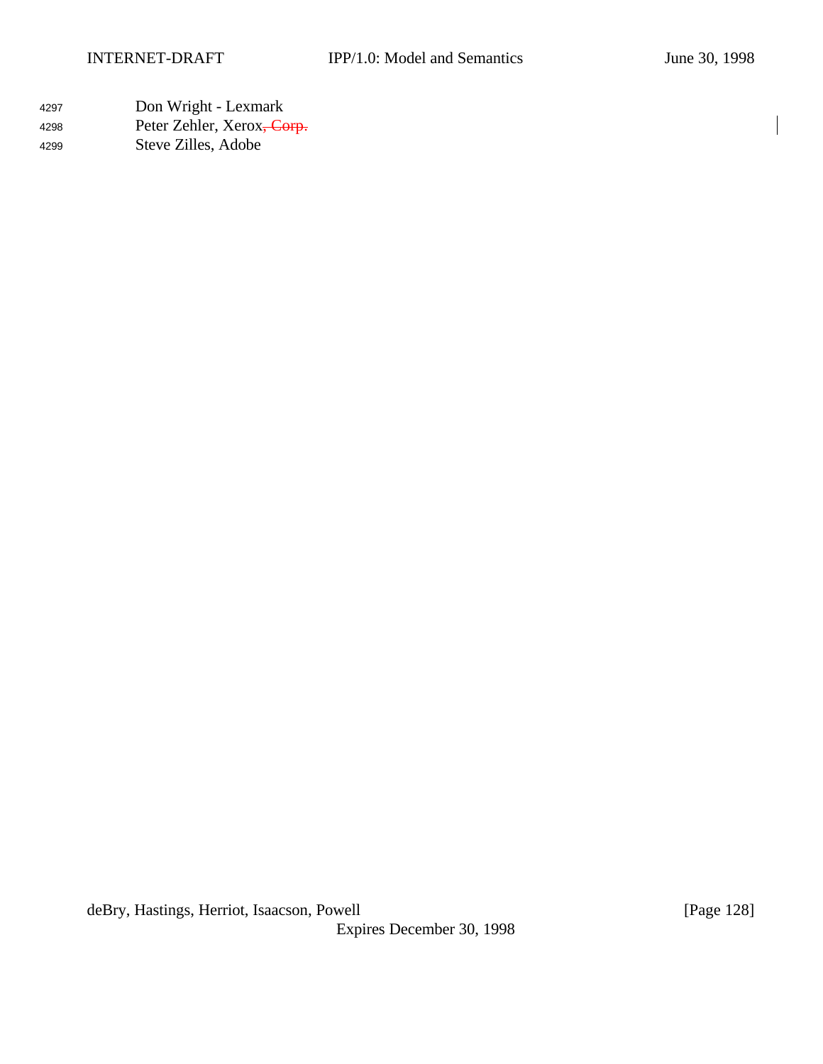Don Wright - Lexmark
Peter Zehler, Xerox~~, Corp.~~
Steve Zilles, Adobe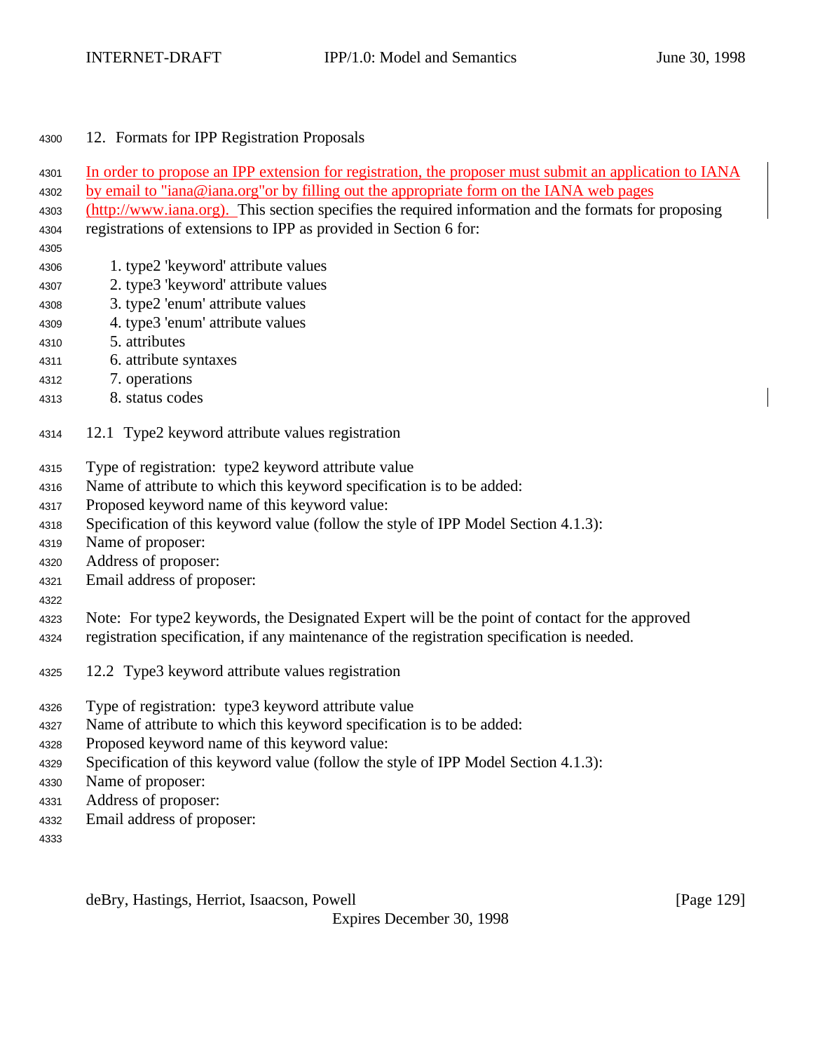## 12. Formats for IPP Registration Proposals

In order to propose an IPP extension for registration, the proposer must submit an application to IANA by email to "iana@iana.org"or by filling out the appropriate form on the IANA web pages (http://www.iana.org). This section specifies the required information and the formats for proposing registrations of extensions to IPP as provided in Section 6 for:

1. type2 'keyword' attribute values
2. type3 'keyword' attribute values
3. type2 'enum' attribute values
4. type3 'enum' attribute values
5. attributes
6. attribute syntaxes
7. operations
8. status codes

### 12.1 Type2 keyword attribute values registration

Type of registration: type2 keyword attribute value
Name of attribute to which this keyword specification is to be added:
Proposed keyword name of this keyword value:
Specification of this keyword value (follow the style of IPP Model Section 4.1.3):
Name of proposer:
Address of proposer:
Email address of proposer:

Note: For type2 keywords, the Designated Expert will be the point of contact for the approved registration specification, if any maintenance of the registration specification is needed.

### 12.2 Type3 keyword attribute values registration

Type of registration: type3 keyword attribute value
Name of attribute to which this keyword specification is to be added:
Proposed keyword name of this keyword value:
Specification of this keyword value (follow the style of IPP Model Section 4.1.3):
Name of proposer:
Address of proposer:
Email address of proposer: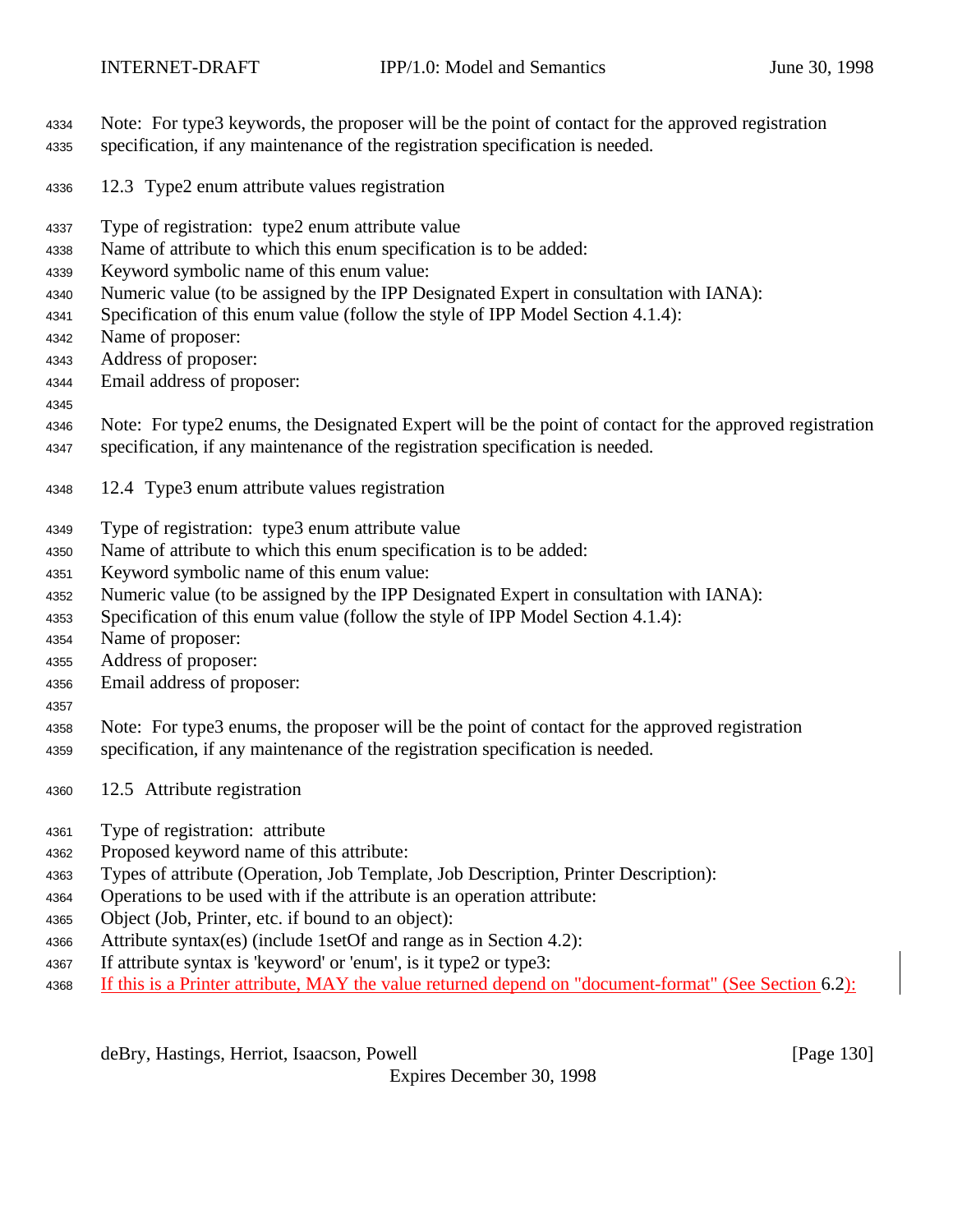Note: For type3 keywords, the proposer will be the point of contact for the approved registration specification, if any maintenance of the registration specification is needed.

## 12.3 Type2 enum attribute values registration

Type of registration: type2 enum attribute value
Name of attribute to which this enum specification is to be added:
Keyword symbolic name of this enum value:
Numeric value (to be assigned by the IPP Designated Expert in consultation with IANA):
Specification of this enum value (follow the style of IPP Model Section 4.1.4):
Name of proposer:
Address of proposer:
Email address of proposer:

Note: For type2 enums, the Designated Expert will be the point of contact for the approved registration specification, if any maintenance of the registration specification is needed.

## 12.4 Type3 enum attribute values registration

Type of registration: type3 enum attribute value
Name of attribute to which this enum specification is to be added:
Keyword symbolic name of this enum value:
Numeric value (to be assigned by the IPP Designated Expert in consultation with IANA):
Specification of this enum value (follow the style of IPP Model Section 4.1.4):
Name of proposer:
Address of proposer:
Email address of proposer:

Note: For type3 enums, the proposer will be the point of contact for the approved registration specification, if any maintenance of the registration specification is needed.

## 12.5 Attribute registration

Type of registration: attribute
Proposed keyword name of this attribute:
Types of attribute (Operation, Job Template, Job Description, Printer Description):
Operations to be used with if the attribute is an operation attribute:
Object (Job, Printer, etc. if bound to an object):
Attribute syntax(es) (include 1setOf and range as in Section 4.2):
If attribute syntax is 'keyword' or 'enum', is it type2 or type3:
If this is a Printer attribute, MAY the value returned depend on "document-format" (See Section 6.2):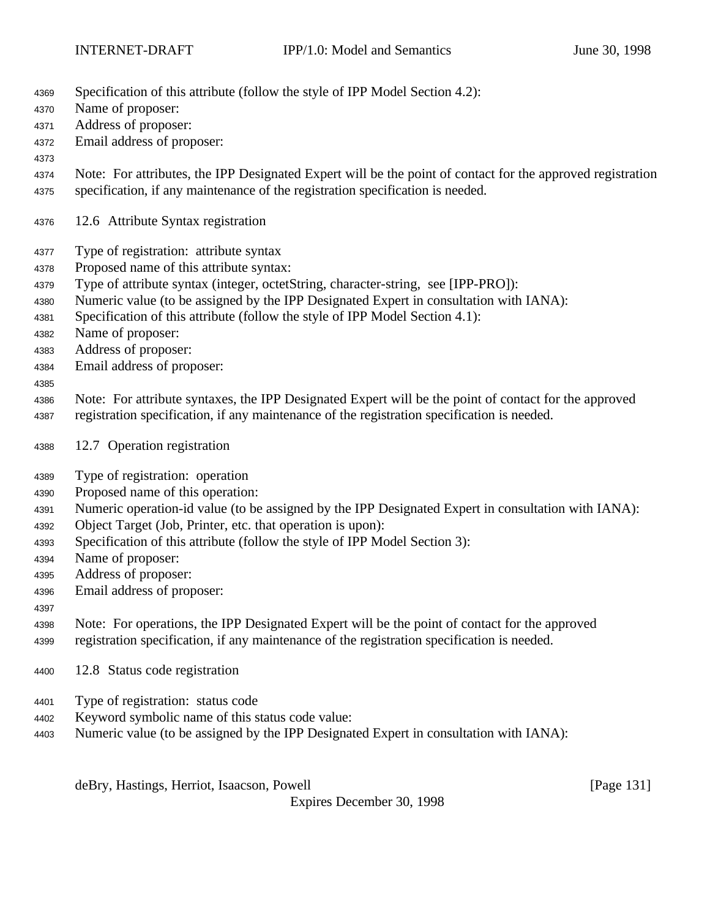Specification of this attribute (follow the style of IPP Model Section 4.2):
Name of proposer:
Address of proposer:
Email address of proposer:

Note: For attributes, the IPP Designated Expert will be the point of contact for the approved registration specification, if any maintenance of the registration specification is needed.

## 12.6 Attribute Syntax registration

Type of registration: attribute syntax
Proposed name of this attribute syntax:
Type of attribute syntax (integer, octetString, character-string, see [IPP-PRO]):
Numeric value (to be assigned by the IPP Designated Expert in consultation with IANA):
Specification of this attribute (follow the style of IPP Model Section 4.1):
Name of proposer:
Address of proposer:
Email address of proposer:

Note: For attribute syntaxes, the IPP Designated Expert will be the point of contact for the approved registration specification, if any maintenance of the registration specification is needed.

## 12.7 Operation registration

Type of registration: operation
Proposed name of this operation:
Numeric operation-id value (to be assigned by the IPP Designated Expert in consultation with IANA):
Object Target (Job, Printer, etc. that operation is upon):
Specification of this attribute (follow the style of IPP Model Section 3):
Name of proposer:
Address of proposer:
Email address of proposer:

Note: For operations, the IPP Designated Expert will be the point of contact for the approved registration specification, if any maintenance of the registration specification is needed.

## 12.8 Status code registration

Type of registration: status code
Keyword symbolic name of this status code value:
Numeric value (to be assigned by the IPP Designated Expert in consultation with IANA):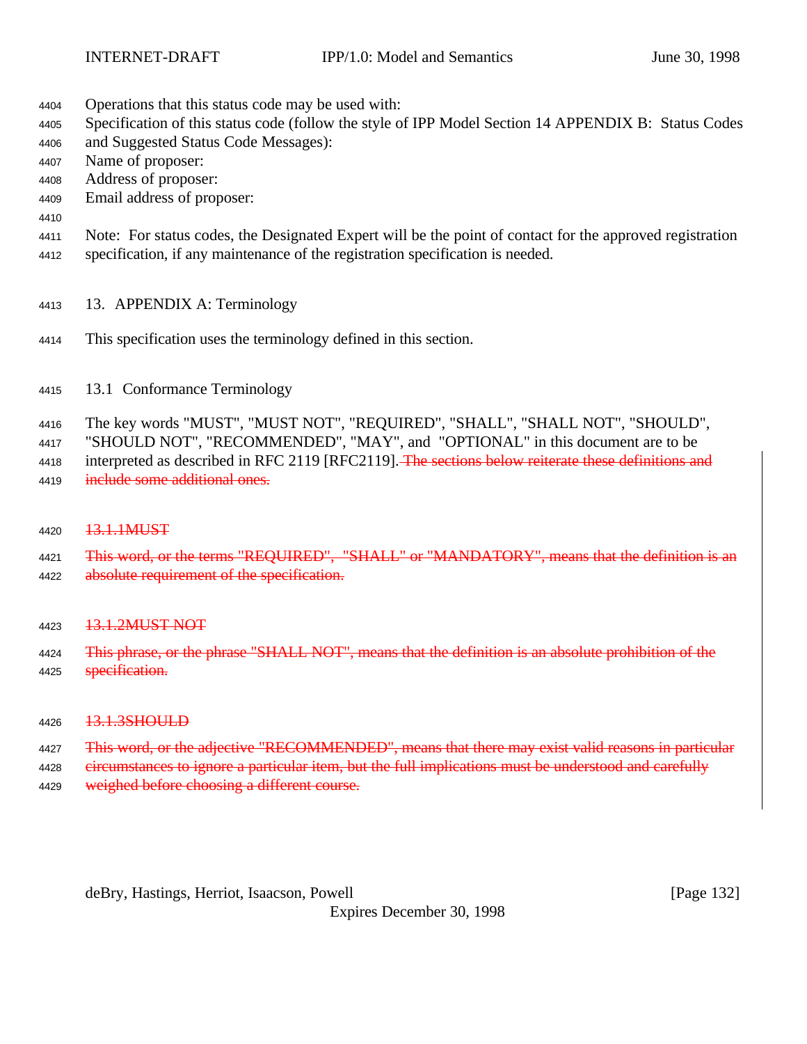Operations that this status code may be used with:
Specification of this status code (follow the style of IPP Model Section 14 APPENDIX B: Status Codes and Suggested Status Code Messages):
Name of proposer:
Address of proposer:
Email address of proposer:

Note: For status codes, the Designated Expert will be the point of contact for the approved registration specification, if any maintenance of the registration specification is needed.

# 13. APPENDIX A: Terminology

This specification uses the terminology defined in this section.

## 13.1 Conformance Terminology

The key words "MUST", "MUST NOT", "REQUIRED", "SHALL", "SHALL NOT", "SHOULD", "SHOULD NOT", "RECOMMENDED", "MAY", and "OPTIONAL" in this document are to be interpreted as described in RFC 2119 [RFC2119]. ~~The sections below reiterate these definitions and include some additional ones.~~

### ~~13.1.1MUST~~

~~This word, or the terms "REQUIRED", "SHALL" or "MANDATORY", means that the definition is an absolute requirement of the specification.~~

### ~~13.1.2MUST NOT~~

~~This phrase, or the phrase "SHALL NOT", means that the definition is an absolute prohibition of the specification.~~

### ~~13.1.3SHOULD~~

~~This word, or the adjective "RECOMMENDED", means that there may exist valid reasons in particular circumstances to ignore a particular item, but the full implications must be understood and carefully weighed before choosing a different course.~~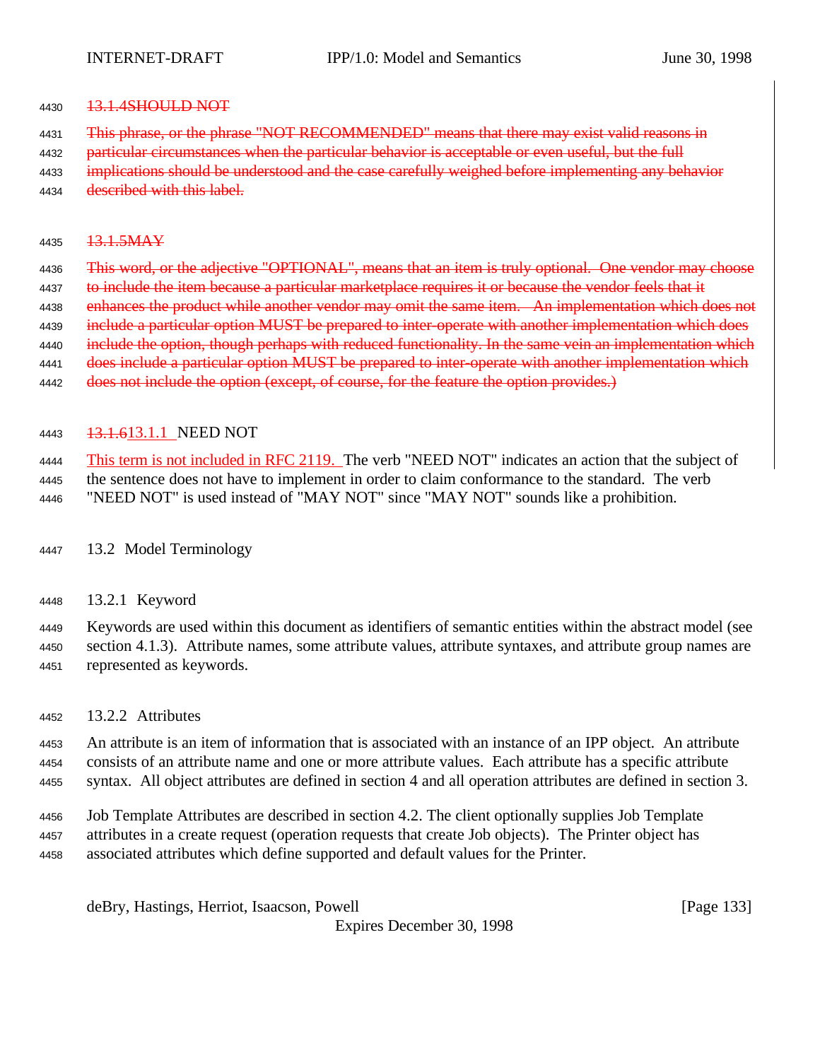#### ~~13.1.4SHOULD NOT~~

~~This phrase, or the phrase "NOT RECOMMENDED" means that there may exist valid reasons in particular circumstances when the particular behavior is acceptable or even useful, but the full implications should be understood and the case carefully weighed before implementing any behavior described with this label.~~

#### ~~13.1.5MAY~~

~~This word, or the adjective "OPTIONAL", means that an item is truly optional. One vendor may choose to include the item because a particular marketplace requires it or because the vendor feels that it enhances the product while another vendor may omit the same item. An implementation which does not include a particular option MUST be prepared to inter-operate with another implementation which does include the option, though perhaps with reduced functionality. In the same vein an implementation which does include a particular option MUST be prepared to inter-operate with another implementation which does not include the option (except, of course, for the feature the option provides.)~~

#### ~~13.1.6~~13.1.1 NEED NOT

This term is not included in RFC 2119. The verb "NEED NOT" indicates an action that the subject of the sentence does not have to implement in order to claim conformance to the standard. The verb "NEED NOT" is used instead of "MAY NOT" since "MAY NOT" sounds like a prohibition.

### 13.2 Model Terminology

#### 13.2.1 Keyword

Keywords are used within this document as identifiers of semantic entities within the abstract model (see section 4.1.3). Attribute names, some attribute values, attribute syntaxes, and attribute group names are represented as keywords.

#### 13.2.2 Attributes

An attribute is an item of information that is associated with an instance of an IPP object. An attribute consists of an attribute name and one or more attribute values. Each attribute has a specific attribute syntax. All object attributes are defined in section 4 and all operation attributes are defined in section 3.

Job Template Attributes are described in section 4.2. The client optionally supplies Job Template attributes in a create request (operation requests that create Job objects). The Printer object has associated attributes which define supported and default values for the Printer.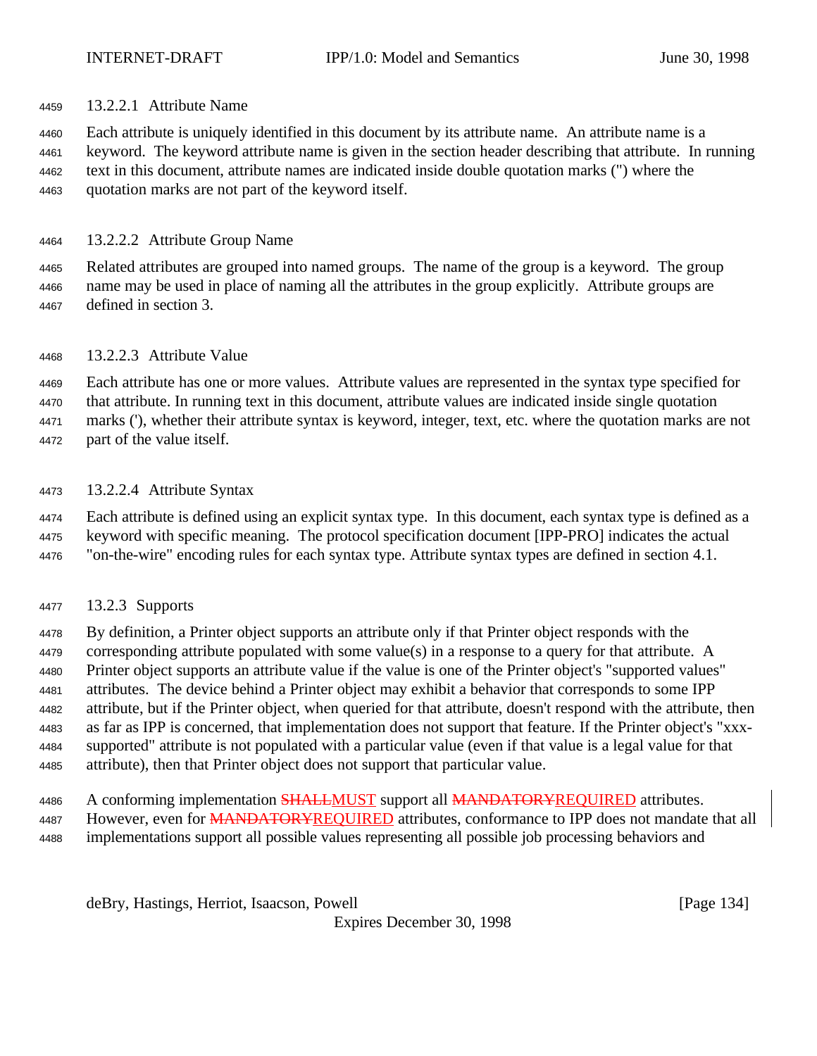#### 13.2.2.1 Attribute Name

Each attribute is uniquely identified in this document by its attribute name. An attribute name is a keyword. The keyword attribute name is given in the section header describing that attribute. In running text in this document, attribute names are indicated inside double quotation marks (") where the quotation marks are not part of the keyword itself.

#### 13.2.2.2 Attribute Group Name

Related attributes are grouped into named groups. The name of the group is a keyword. The group name may be used in place of naming all the attributes in the group explicitly. Attribute groups are defined in section 3.

#### 13.2.2.3 Attribute Value

Each attribute has one or more values. Attribute values are represented in the syntax type specified for that attribute. In running text in this document, attribute values are indicated inside single quotation marks ('), whether their attribute syntax is keyword, integer, text, etc. where the quotation marks are not part of the value itself.

#### 13.2.2.4 Attribute Syntax

Each attribute is defined using an explicit syntax type. In this document, each syntax type is defined as a keyword with specific meaning. The protocol specification document [IPP-PRO] indicates the actual "on-the-wire" encoding rules for each syntax type. Attribute syntax types are defined in section 4.1.

### 13.2.3 Supports

By definition, a Printer object supports an attribute only if that Printer object responds with the corresponding attribute populated with some value(s) in a response to a query for that attribute. A Printer object supports an attribute value if the value is one of the Printer object's "supported values" attributes. The device behind a Printer object may exhibit a behavior that corresponds to some IPP attribute, but if the Printer object, when queried for that attribute, doesn't respond with the attribute, then as far as IPP is concerned, that implementation does not support that feature. If the Printer object's "xxx-supported" attribute is not populated with a particular value (even if that value is a legal value for that attribute), then that Printer object does not support that particular value.

A conforming implementation ~~SHALL~~MUST support all ~~MANDATORY~~REQUIRED attributes. However, even for ~~MANDATORY~~REQUIRED attributes, conformance to IPP does not mandate that all implementations support all possible values representing all possible job processing behaviors and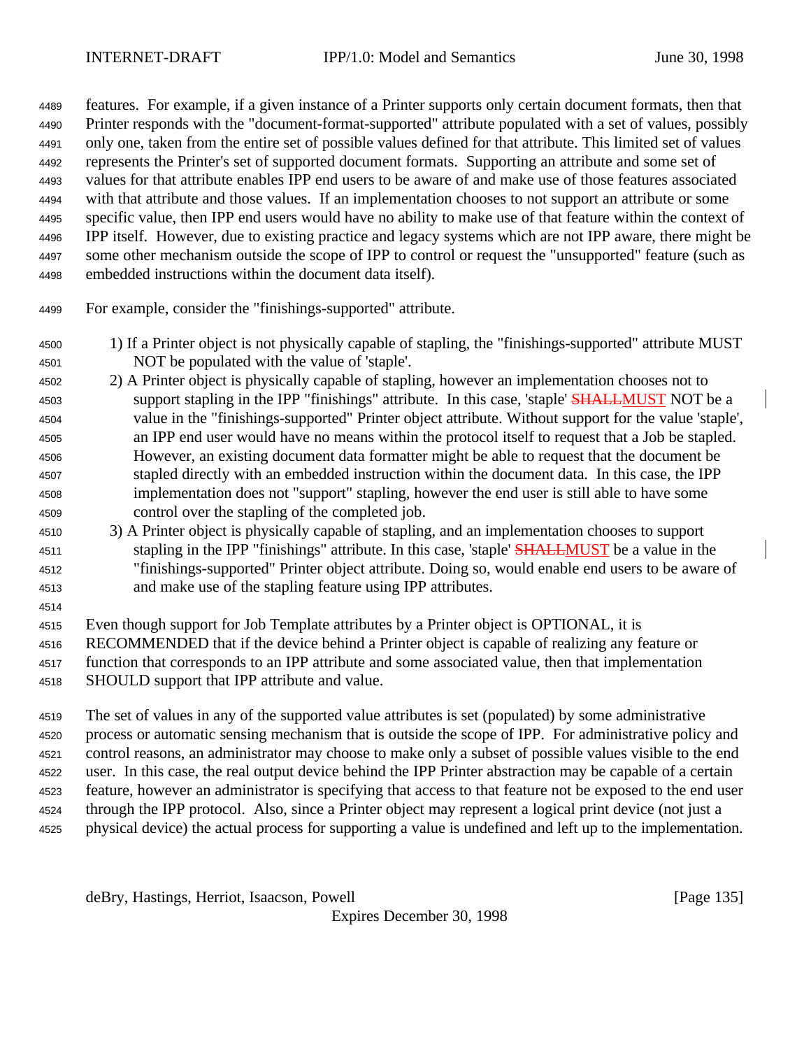features. For example, if a given instance of a Printer supports only certain document formats, then that Printer responds with the "document-format-supported" attribute populated with a set of values, possibly only one, taken from the entire set of possible values defined for that attribute. This limited set of values represents the Printer's set of supported document formats. Supporting an attribute and some set of values for that attribute enables IPP end users to be aware of and make use of those features associated with that attribute and those values. If an implementation chooses to not support an attribute or some specific value, then IPP end users would have no ability to make use of that feature within the context of IPP itself. However, due to existing practice and legacy systems which are not IPP aware, there might be some other mechanism outside the scope of IPP to control or request the "unsupported" feature (such as embedded instructions within the document data itself).

For example, consider the "finishings-supported" attribute.

1) If a Printer object is not physically capable of stapling, the "finishings-supported" attribute MUST NOT be populated with the value of 'staple'.
2) A Printer object is physically capable of stapling, however an implementation chooses not to support stapling in the IPP "finishings" attribute. In this case, 'staple' ~~SHALL~~MUST NOT be a value in the "finishings-supported" Printer object attribute. Without support for the value 'staple', an IPP end user would have no means within the protocol itself to request that a Job be stapled. However, an existing document data formatter might be able to request that the document be stapled directly with an embedded instruction within the document data. In this case, the IPP implementation does not "support" stapling, however the end user is still able to have some control over the stapling of the completed job.
3) A Printer object is physically capable of stapling, and an implementation chooses to support stapling in the IPP "finishings" attribute. In this case, 'staple' ~~SHALL~~MUST be a value in the "finishings-supported" Printer object attribute. Doing so, would enable end users to be aware of and make use of the stapling feature using IPP attributes.

Even though support for Job Template attributes by a Printer object is OPTIONAL, it is RECOMMENDED that if the device behind a Printer object is capable of realizing any feature or function that corresponds to an IPP attribute and some associated value, then that implementation SHOULD support that IPP attribute and value.

The set of values in any of the supported value attributes is set (populated) by some administrative process or automatic sensing mechanism that is outside the scope of IPP. For administrative policy and control reasons, an administrator may choose to make only a subset of possible values visible to the end user. In this case, the real output device behind the IPP Printer abstraction may be capable of a certain feature, however an administrator is specifying that access to that feature not be exposed to the end user through the IPP protocol. Also, since a Printer object may represent a logical print device (not just a physical device) the actual process for supporting a value is undefined and left up to the implementation.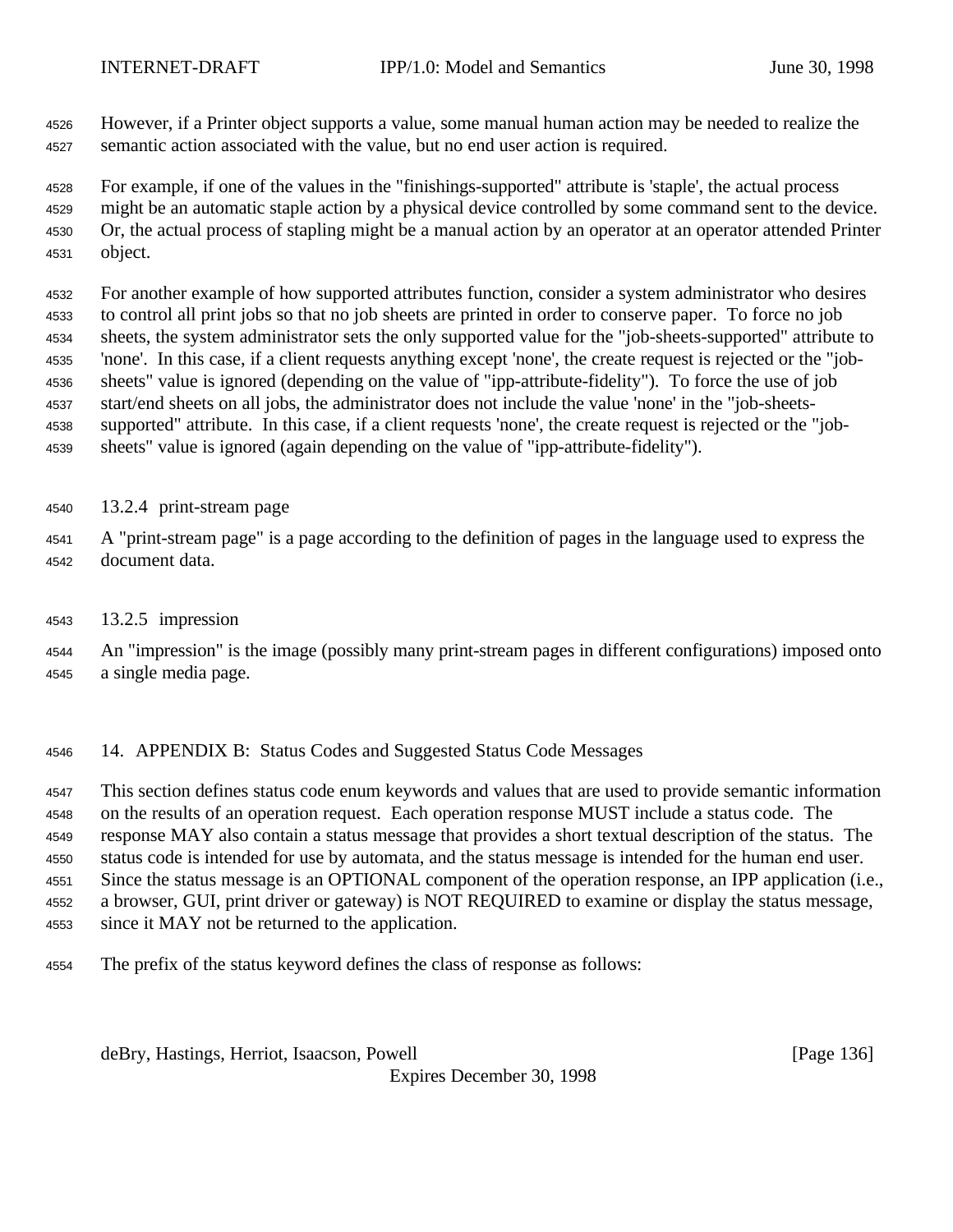However, if a Printer object supports a value, some manual human action may be needed to realize the semantic action associated with the value, but no end user action is required.

For example, if one of the values in the "finishings-supported" attribute is 'staple', the actual process might be an automatic staple action by a physical device controlled by some command sent to the device. Or, the actual process of stapling might be a manual action by an operator at an operator attended Printer object.

For another example of how supported attributes function, consider a system administrator who desires to control all print jobs so that no job sheets are printed in order to conserve paper. To force no job sheets, the system administrator sets the only supported value for the "job-sheets-supported" attribute to 'none'. In this case, if a client requests anything except 'none', the create request is rejected or the "job-sheets" value is ignored (depending on the value of "ipp-attribute-fidelity"). To force the use of job start/end sheets on all jobs, the administrator does not include the value 'none' in the "job-sheets-supported" attribute. In this case, if a client requests 'none', the create request is rejected or the "job-sheets" value is ignored (again depending on the value of "ipp-attribute-fidelity").

### 13.2.4 print-stream page

A "print-stream page" is a page according to the definition of pages in the language used to express the document data.

### 13.2.5 impression

An "impression" is the image (possibly many print-stream pages in different configurations) imposed onto a single media page.

## 14. APPENDIX B: Status Codes and Suggested Status Code Messages

This section defines status code enum keywords and values that are used to provide semantic information on the results of an operation request. Each operation response MUST include a status code. The response MAY also contain a status message that provides a short textual description of the status. The status code is intended for use by automata, and the status message is intended for the human end user. Since the status message is an OPTIONAL component of the operation response, an IPP application (i.e., a browser, GUI, print driver or gateway) is NOT REQUIRED to examine or display the status message, since it MAY not be returned to the application.

The prefix of the status keyword defines the class of response as follows: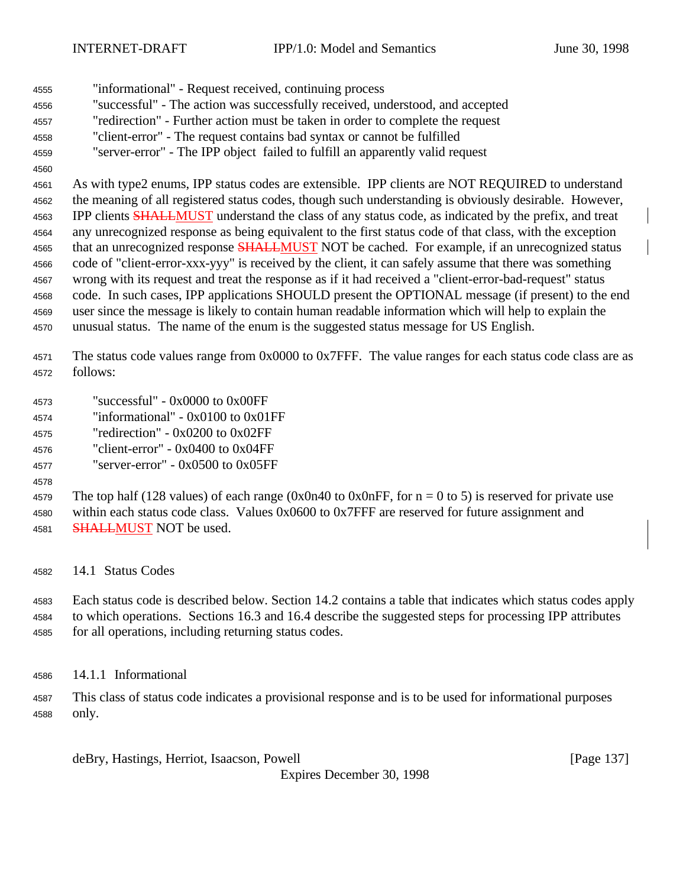"informational" - Request received, continuing process
"successful" - The action was successfully received, understood, and accepted
"redirection" - Further action must be taken in order to complete the request
"client-error" - The request contains bad syntax or cannot be fulfilled
"server-error" - The IPP object failed to fulfill an apparently valid request

As with type2 enums, IPP status codes are extensible. IPP clients are NOT REQUIRED to understand the meaning of all registered status codes, though such understanding is obviously desirable. However, IPP clients ~~SHALL~~MUST understand the class of any status code, as indicated by the prefix, and treat any unrecognized response as being equivalent to the first status code of that class, with the exception that an unrecognized response ~~SHALL~~MUST NOT be cached. For example, if an unrecognized status code of "client-error-xxx-yyy" is received by the client, it can safely assume that there was something wrong with its request and treat the response as if it had received a "client-error-bad-request" status code. In such cases, IPP applications SHOULD present the OPTIONAL message (if present) to the end user since the message is likely to contain human readable information which will help to explain the unusual status. The name of the enum is the suggested status message for US English.

The status code values range from 0x0000 to 0x7FFF. The value ranges for each status code class are as follows:

"successful" - 0x0000 to 0x00FF
"informational" - 0x0100 to 0x01FF
"redirection" - 0x0200 to 0x02FF
"client-error" - 0x0400 to 0x04FF
"server-error" - 0x0500 to 0x05FF

The top half (128 values) of each range (0x0n40 to 0x0nFF, for n = 0 to 5) is reserved for private use within each status code class. Values 0x0600 to 0x7FFF are reserved for future assignment and ~~SHALL~~MUST NOT be used.

## 14.1 Status Codes

Each status code is described below. Section 14.2 contains a table that indicates which status codes apply to which operations. Sections 16.3 and 16.4 describe the suggested steps for processing IPP attributes for all operations, including returning status codes.

### 14.1.1 Informational

This class of status code indicates a provisional response and is to be used for informational purposes only.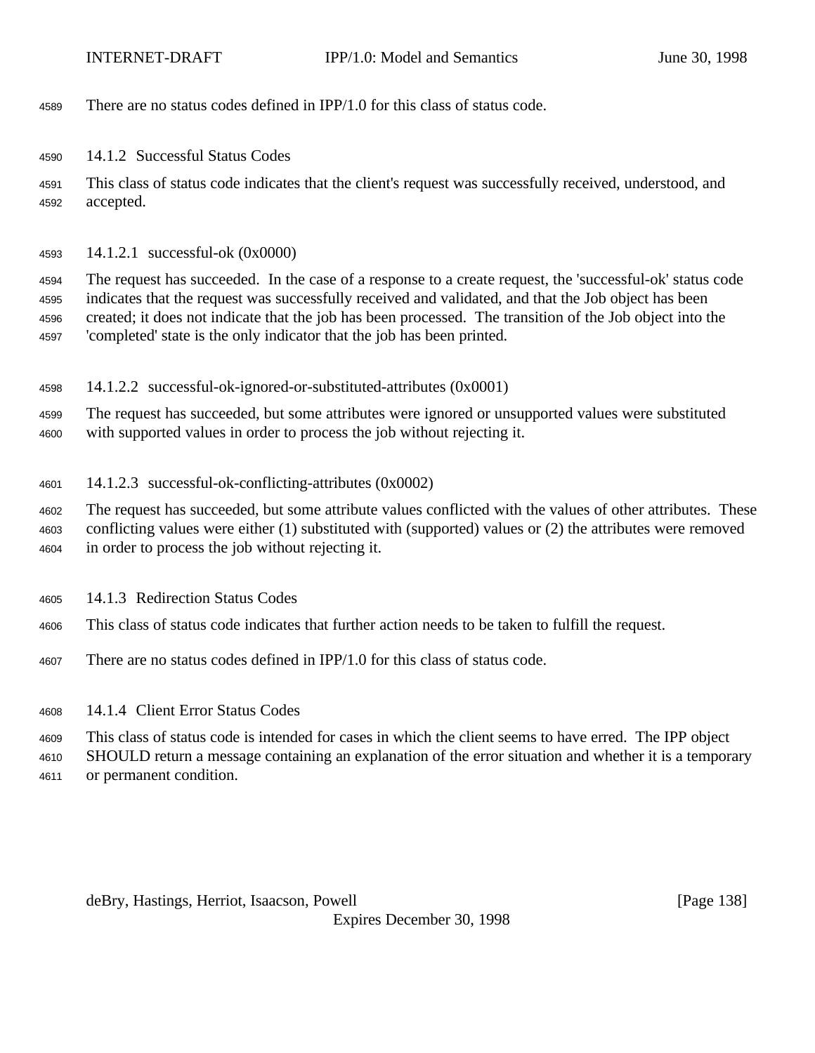There are no status codes defined in IPP/1.0 for this class of status code.

### 14.1.2 Successful Status Codes

This class of status code indicates that the client's request was successfully received, understood, and accepted.

#### 14.1.2.1 successful-ok (0x0000)

The request has succeeded. In the case of a response to a create request, the 'successful-ok' status code indicates that the request was successfully received and validated, and that the Job object has been created; it does not indicate that the job has been processed. The transition of the Job object into the 'completed' state is the only indicator that the job has been printed.

#### 14.1.2.2 successful-ok-ignored-or-substituted-attributes (0x0001)

The request has succeeded, but some attributes were ignored or unsupported values were substituted with supported values in order to process the job without rejecting it.

#### 14.1.2.3 successful-ok-conflicting-attributes (0x0002)

The request has succeeded, but some attribute values conflicted with the values of other attributes. These conflicting values were either (1) substituted with (supported) values or (2) the attributes were removed in order to process the job without rejecting it.

### 14.1.3 Redirection Status Codes

This class of status code indicates that further action needs to be taken to fulfill the request.

There are no status codes defined in IPP/1.0 for this class of status code.

### 14.1.4 Client Error Status Codes

This class of status code is intended for cases in which the client seems to have erred. The IPP object SHOULD return a message containing an explanation of the error situation and whether it is a temporary or permanent condition.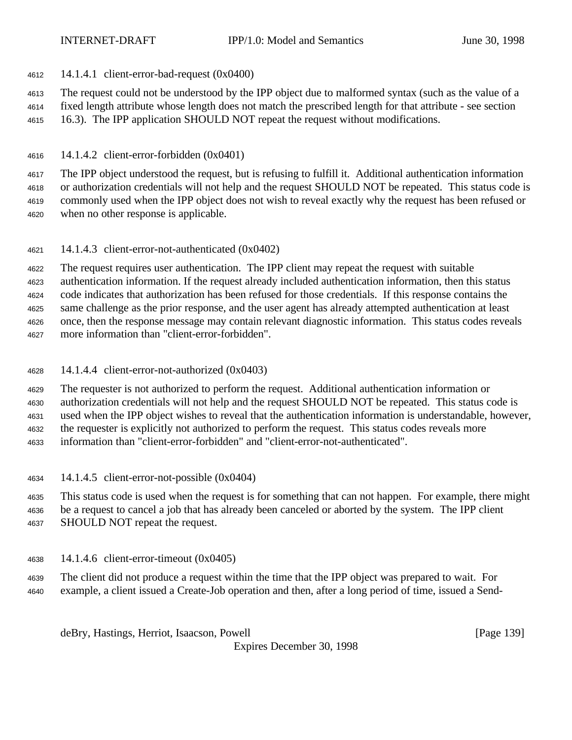#### 14.1.4.1 client-error-bad-request (0x0400)

The request could not be understood by the IPP object due to malformed syntax (such as the value of a fixed length attribute whose length does not match the prescribed length for that attribute - see section 16.3). The IPP application SHOULD NOT repeat the request without modifications.

#### 14.1.4.2 client-error-forbidden (0x0401)

The IPP object understood the request, but is refusing to fulfill it. Additional authentication information or authorization credentials will not help and the request SHOULD NOT be repeated. This status code is commonly used when the IPP object does not wish to reveal exactly why the request has been refused or when no other response is applicable.

#### 14.1.4.3 client-error-not-authenticated (0x0402)

The request requires user authentication. The IPP client may repeat the request with suitable authentication information. If the request already included authentication information, then this status code indicates that authorization has been refused for those credentials. If this response contains the same challenge as the prior response, and the user agent has already attempted authentication at least once, then the response message may contain relevant diagnostic information. This status codes reveals more information than "client-error-forbidden".

#### 14.1.4.4 client-error-not-authorized (0x0403)

The requester is not authorized to perform the request. Additional authentication information or authorization credentials will not help and the request SHOULD NOT be repeated. This status code is used when the IPP object wishes to reveal that the authentication information is understandable, however, the requester is explicitly not authorized to perform the request. This status codes reveals more information than "client-error-forbidden" and "client-error-not-authenticated".

#### 14.1.4.5 client-error-not-possible (0x0404)

This status code is used when the request is for something that can not happen. For example, there might be a request to cancel a job that has already been canceled or aborted by the system. The IPP client SHOULD NOT repeat the request.

#### 14.1.4.6 client-error-timeout (0x0405)

The client did not produce a request within the time that the IPP object was prepared to wait. For example, a client issued a Create-Job operation and then, after a long period of time, issued a Send-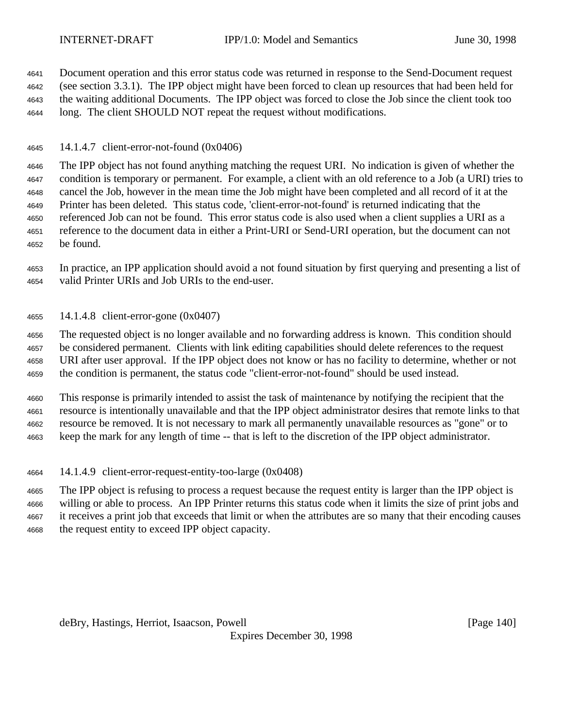Document operation and this error status code was returned in response to the Send-Document request (see section 3.3.1). The IPP object might have been forced to clean up resources that had been held for the waiting additional Documents. The IPP object was forced to close the Job since the client took too long. The client SHOULD NOT repeat the request without modifications.

#### 14.1.4.7 client-error-not-found (0x0406)

The IPP object has not found anything matching the request URI. No indication is given of whether the condition is temporary or permanent. For example, a client with an old reference to a Job (a URI) tries to cancel the Job, however in the mean time the Job might have been completed and all record of it at the Printer has been deleted. This status code, 'client-error-not-found' is returned indicating that the referenced Job can not be found. This error status code is also used when a client supplies a URI as a reference to the document data in either a Print-URI or Send-URI operation, but the document can not be found.

In practice, an IPP application should avoid a not found situation by first querying and presenting a list of valid Printer URIs and Job URIs to the end-user.

#### 14.1.4.8 client-error-gone (0x0407)

The requested object is no longer available and no forwarding address is known. This condition should be considered permanent. Clients with link editing capabilities should delete references to the request URI after user approval. If the IPP object does not know or has no facility to determine, whether or not the condition is permanent, the status code "client-error-not-found" should be used instead.

This response is primarily intended to assist the task of maintenance by notifying the recipient that the resource is intentionally unavailable and that the IPP object administrator desires that remote links to that resource be removed. It is not necessary to mark all permanently unavailable resources as "gone" or to keep the mark for any length of time -- that is left to the discretion of the IPP object administrator.

#### 14.1.4.9 client-error-request-entity-too-large (0x0408)

The IPP object is refusing to process a request because the request entity is larger than the IPP object is willing or able to process. An IPP Printer returns this status code when it limits the size of print jobs and it receives a print job that exceeds that limit or when the attributes are so many that their encoding causes the request entity to exceed IPP object capacity.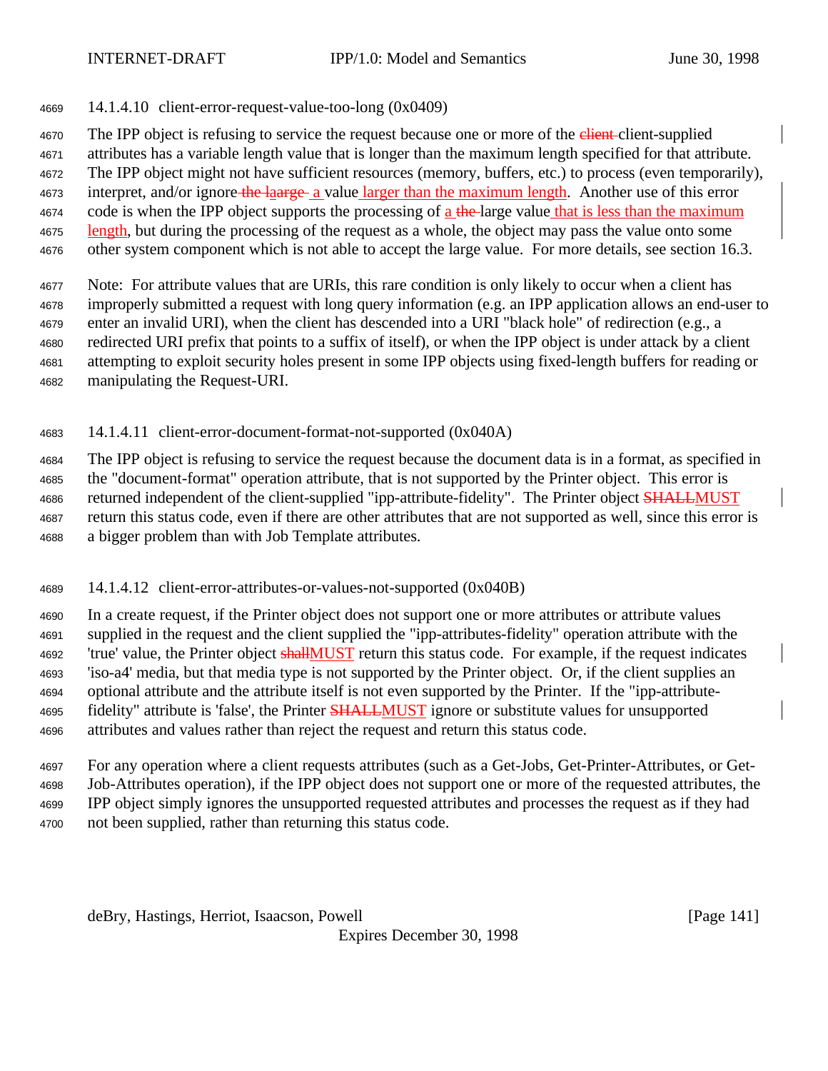#### 14.1.4.10 client-error-request-value-too-long (0x0409)

The IPP object is refusing to service the request because one or more of the client-supplied attributes has a variable length value that is longer than the maximum length specified for that attribute. The IPP object might not have sufficient resources (memory, buffers, etc.) to process (even temporarily), interpret, and/or ignore a value larger than the maximum length. Another use of this error code is when the IPP object supports the processing of a large value that is less than the maximum length, but during the processing of the request as a whole, the object may pass the value onto some other system component which is not able to accept the large value. For more details, see section 16.3.

Note: For attribute values that are URIs, this rare condition is only likely to occur when a client has improperly submitted a request with long query information (e.g. an IPP application allows an end-user to enter an invalid URI), when the client has descended into a URI "black hole" of redirection (e.g., a redirected URI prefix that points to a suffix of itself), or when the IPP object is under attack by a client attempting to exploit security holes present in some IPP objects using fixed-length buffers for reading or manipulating the Request-URI.

#### 14.1.4.11 client-error-document-format-not-supported (0x040A)

The IPP object is refusing to service the request because the document data is in a format, as specified in the "document-format" operation attribute, that is not supported by the Printer object. This error is returned independent of the client-supplied "ipp-attribute-fidelity". The Printer object MUST return this status code, even if there are other attributes that are not supported as well, since this error is a bigger problem than with Job Template attributes.

#### 14.1.4.12 client-error-attributes-or-values-not-supported (0x040B)

In a create request, if the Printer object does not support one or more attributes or attribute values supplied in the request and the client supplied the "ipp-attributes-fidelity" operation attribute with the 'true' value, the Printer object MUST return this status code. For example, if the request indicates 'iso-a4' media, but that media type is not supported by the Printer object. Or, if the client supplies an optional attribute and the attribute itself is not even supported by the Printer. If the "ipp-attribute-fidelity" attribute is 'false', the Printer MUST ignore or substitute values for unsupported attributes and values rather than reject the request and return this status code.

For any operation where a client requests attributes (such as a Get-Jobs, Get-Printer-Attributes, or Get-Job-Attributes operation), if the IPP object does not support one or more of the requested attributes, the IPP object simply ignores the unsupported requested attributes and processes the request as if they had not been supplied, rather than returning this status code.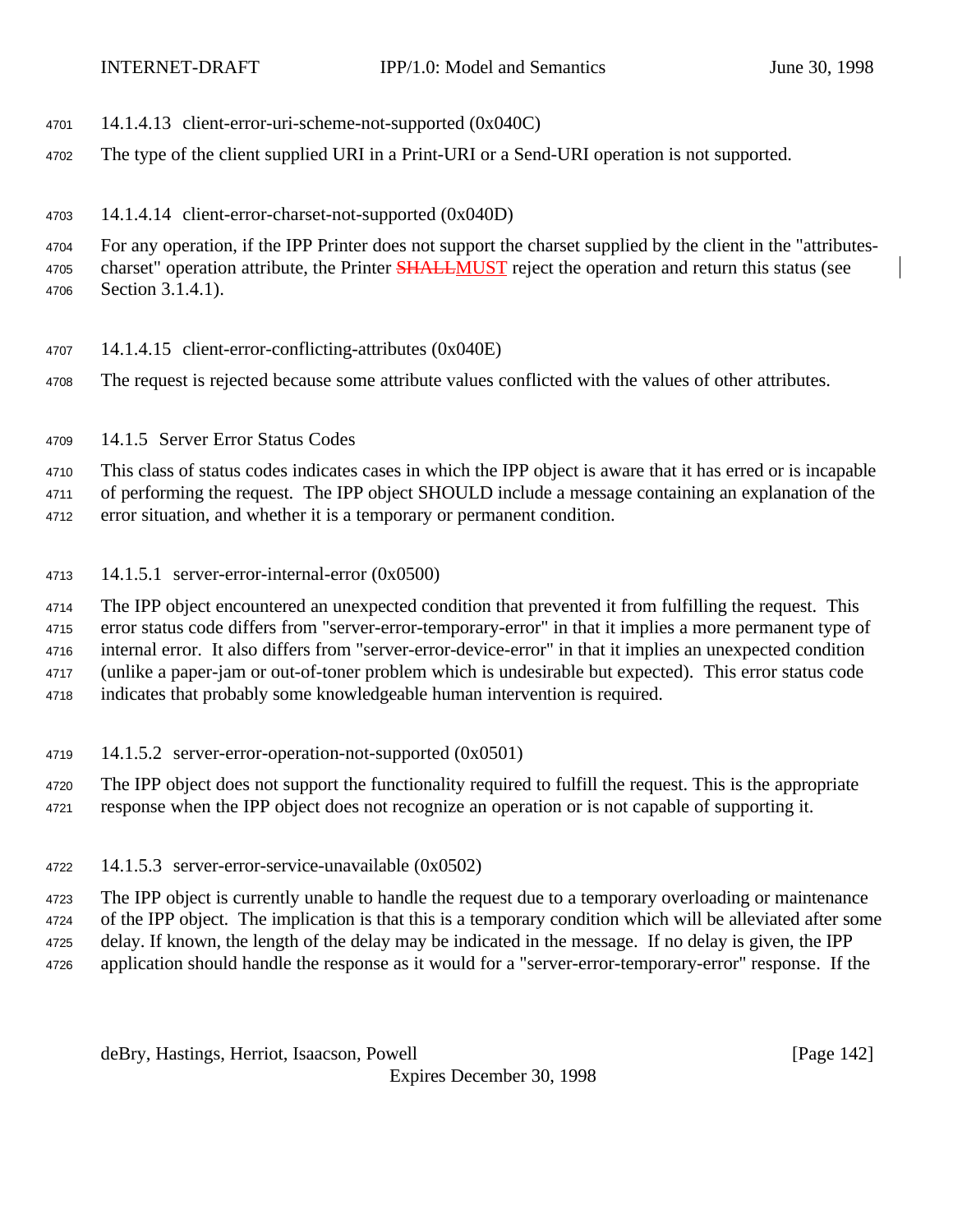#### 14.1.4.13 client-error-uri-scheme-not-supported (0x040C)

The type of the client supplied URI in a Print-URI or a Send-URI operation is not supported.

#### 14.1.4.14 client-error-charset-not-supported (0x040D)

For any operation, if the IPP Printer does not support the charset supplied by the client in the "attributes-charset" operation attribute, the Printer ~~SHALL~~MUST reject the operation and return this status (see Section 3.1.4.1).

#### 14.1.4.15 client-error-conflicting-attributes (0x040E)

The request is rejected because some attribute values conflicted with the values of other attributes.

### 14.1.5 Server Error Status Codes

This class of status codes indicates cases in which the IPP object is aware that it has erred or is incapable of performing the request. The IPP object SHOULD include a message containing an explanation of the error situation, and whether it is a temporary or permanent condition.

#### 14.1.5.1 server-error-internal-error (0x0500)

The IPP object encountered an unexpected condition that prevented it from fulfilling the request. This error status code differs from "server-error-temporary-error" in that it implies a more permanent type of internal error. It also differs from "server-error-device-error" in that it implies an unexpected condition (unlike a paper-jam or out-of-toner problem which is undesirable but expected). This error status code indicates that probably some knowledgeable human intervention is required.

#### 14.1.5.2 server-error-operation-not-supported (0x0501)

The IPP object does not support the functionality required to fulfill the request. This is the appropriate response when the IPP object does not recognize an operation or is not capable of supporting it.

#### 14.1.5.3 server-error-service-unavailable (0x0502)

The IPP object is currently unable to handle the request due to a temporary overloading or maintenance of the IPP object. The implication is that this is a temporary condition which will be alleviated after some delay. If known, the length of the delay may be indicated in the message. If no delay is given, the IPP application should handle the response as it would for a "server-error-temporary-error" response. If the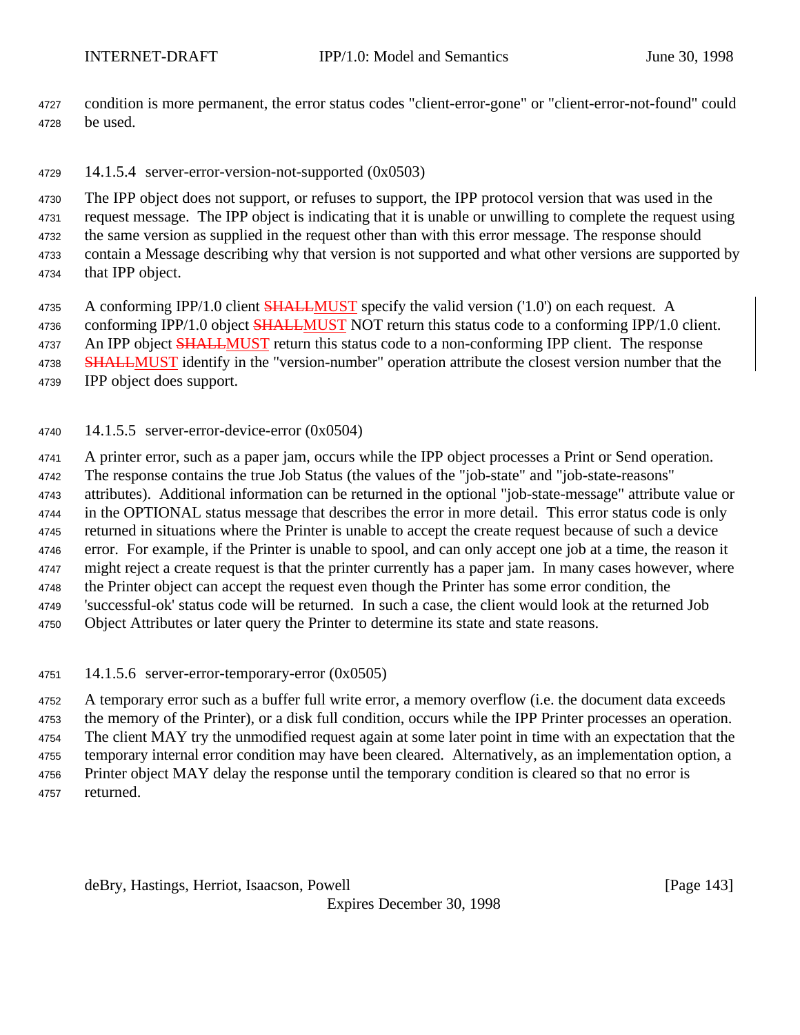condition is more permanent, the error status codes "client-error-gone" or "client-error-not-found" could be used.

#### 14.1.5.4 server-error-version-not-supported (0x0503)

The IPP object does not support, or refuses to support, the IPP protocol version that was used in the request message. The IPP object is indicating that it is unable or unwilling to complete the request using the same version as supplied in the request other than with this error message. The response should contain a Message describing why that version is not supported and what other versions are supported by that IPP object.

A conforming IPP/1.0 client ~~SHALL~~MUST specify the valid version ('1.0') on each request. A conforming IPP/1.0 object ~~SHALL~~MUST NOT return this status code to a conforming IPP/1.0 client. An IPP object ~~SHALL~~MUST return this status code to a non-conforming IPP client. The response ~~SHALL~~MUST identify in the "version-number" operation attribute the closest version number that the IPP object does support.

#### 14.1.5.5 server-error-device-error (0x0504)

A printer error, such as a paper jam, occurs while the IPP object processes a Print or Send operation. The response contains the true Job Status (the values of the "job-state" and "job-state-reasons" attributes). Additional information can be returned in the optional "job-state-message" attribute value or in the OPTIONAL status message that describes the error in more detail. This error status code is only returned in situations where the Printer is unable to accept the create request because of such a device error. For example, if the Printer is unable to spool, and can only accept one job at a time, the reason it might reject a create request is that the printer currently has a paper jam. In many cases however, where the Printer object can accept the request even though the Printer has some error condition, the 'successful-ok' status code will be returned. In such a case, the client would look at the returned Job Object Attributes or later query the Printer to determine its state and state reasons.

#### 14.1.5.6 server-error-temporary-error (0x0505)

A temporary error such as a buffer full write error, a memory overflow (i.e. the document data exceeds the memory of the Printer), or a disk full condition, occurs while the IPP Printer processes an operation. The client MAY try the unmodified request again at some later point in time with an expectation that the temporary internal error condition may have been cleared. Alternatively, as an implementation option, a Printer object MAY delay the response until the temporary condition is cleared so that no error is returned.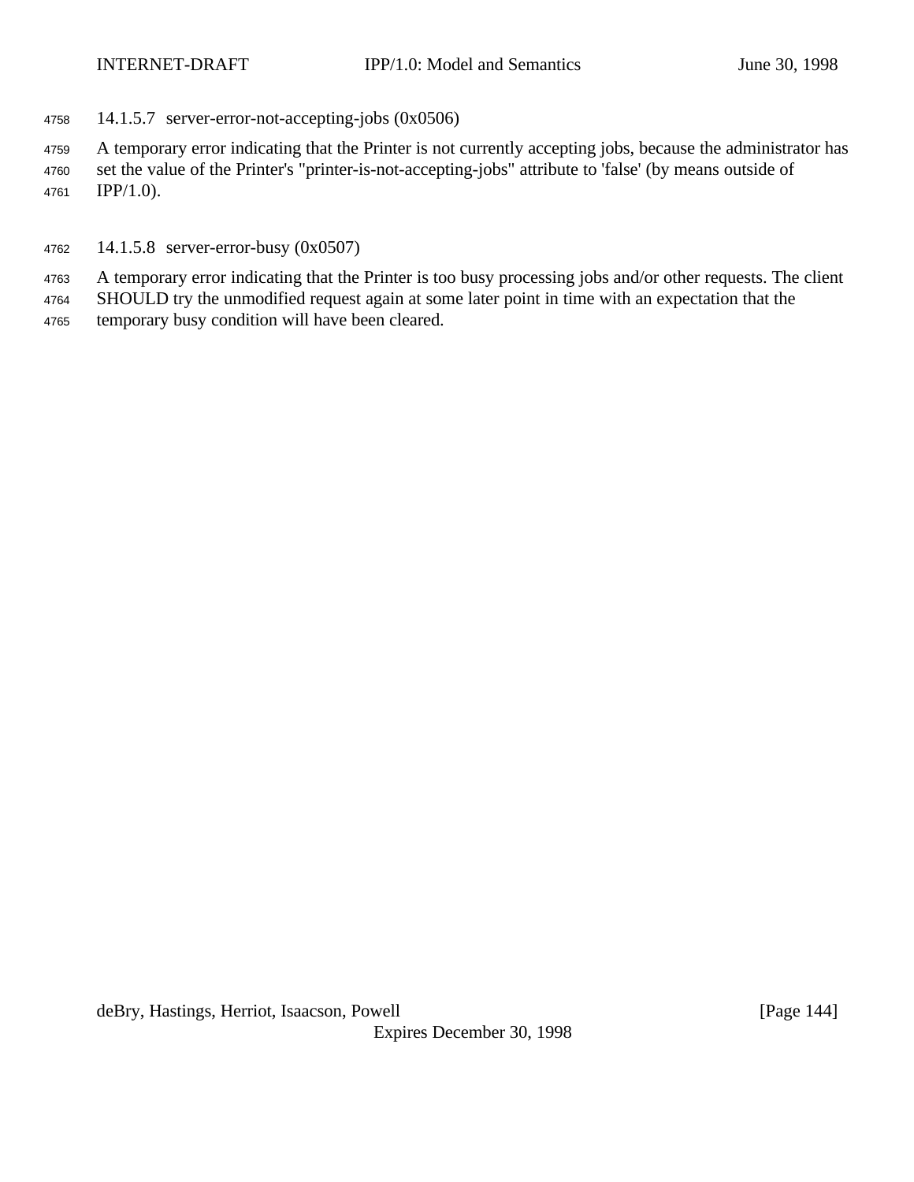#### 14.1.5.7 server-error-not-accepting-jobs (0x0506)

A temporary error indicating that the Printer is not currently accepting jobs, because the administrator has set the value of the Printer's "printer-is-not-accepting-jobs" attribute to 'false' (by means outside of IPP/1.0).

#### 14.1.5.8 server-error-busy (0x0507)

A temporary error indicating that the Printer is too busy processing jobs and/or other requests. The client SHOULD try the unmodified request again at some later point in time with an expectation that the temporary busy condition will have been cleared.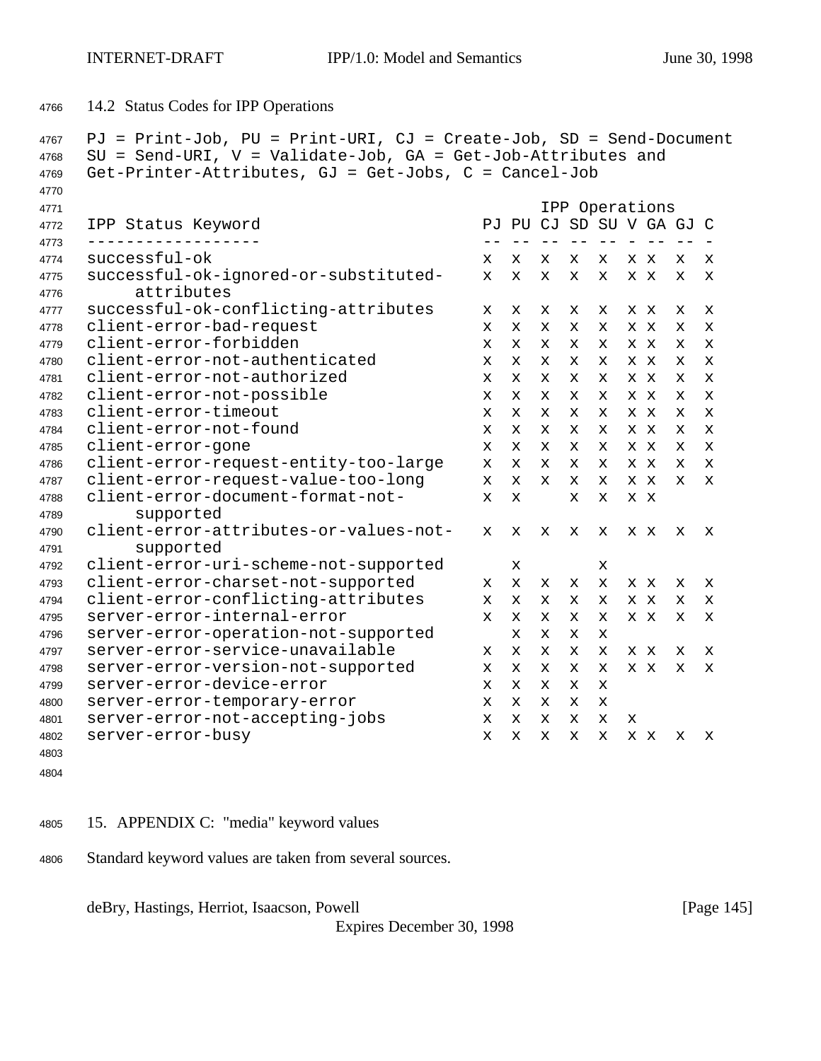14.2 Status Codes for IPP Operations

PJ = Print-Job, PU = Print-URI, CJ = Create-Job, SD = Send-Document
SU = Send-URI, V = Validate-Job, GA = Get-Job-Attributes and
Get-Printer-Attributes, GJ = Get-Jobs, C = Cancel-Job

| | IPP Operations | | | | | | | | |
|---|---|---|---|---|---|---|---|---|---|
| IPP Status Keyword | PJ | PU | CJ | SD | SU | V | GA | GJ | C |
| successful-ok | x | x | x | x | x | x | x | x | x |
| successful-ok-ignored-or-substituted-attributes | x | x | x | x | x | x | x | x | x |
| successful-ok-conflicting-attributes | x | x | x | x | x | x | x | x | x |
| client-error-bad-request | x | x | x | x | x | x | x | x | x |
| client-error-forbidden | x | x | x | x | x | x | x | x | x |
| client-error-not-authenticated | x | x | x | x | x | x | x | x | x |
| client-error-not-authorized | x | x | x | x | x | x | x | x | x |
| client-error-not-possible | x | x | x | x | x | x | x | x | x |
| client-error-timeout | x | x | x | x | x | x | x | x | x |
| client-error-not-found | x | x | x | x | x | x | x | x | x |
| client-error-gone | x | x | x | x | x | x | x | x | x |
| client-error-request-entity-too-large | x | x | x | x | x | x | x | x | x |
| client-error-request-value-too-long | x | x | x | x | x | x | x | x | x |
| client-error-document-format-not-supported | x | x | | x | x | x | x | | |
| client-error-attributes-or-values-not-supported | x | x | x | x | x | x | x | x | x |
| client-error-uri-scheme-not-supported | | x | | | x | | | | |
| client-error-charset-not-supported | x | x | x | x | x | x | x | x | x |
| client-error-conflicting-attributes | x | x | x | x | x | x | x | x | x |
| server-error-internal-error | x | x | x | x | x | x | x | x | x |
| server-error-operation-not-supported | | x | x | x | x | | | | |
| server-error-service-unavailable | x | x | x | x | x | x | x | x | x |
| server-error-version-not-supported | x | x | x | x | x | x | x | x | x |
| server-error-device-error | x | x | x | x | x | | | | |
| server-error-temporary-error | x | x | x | x | x | | | | |
| server-error-not-accepting-jobs | x | x | x | x | x | x | | | |
| server-error-busy | x | x | x | x | x | x | x | x | x |

# 15. APPENDIX C: "media" keyword values

Standard keyword values are taken from several sources.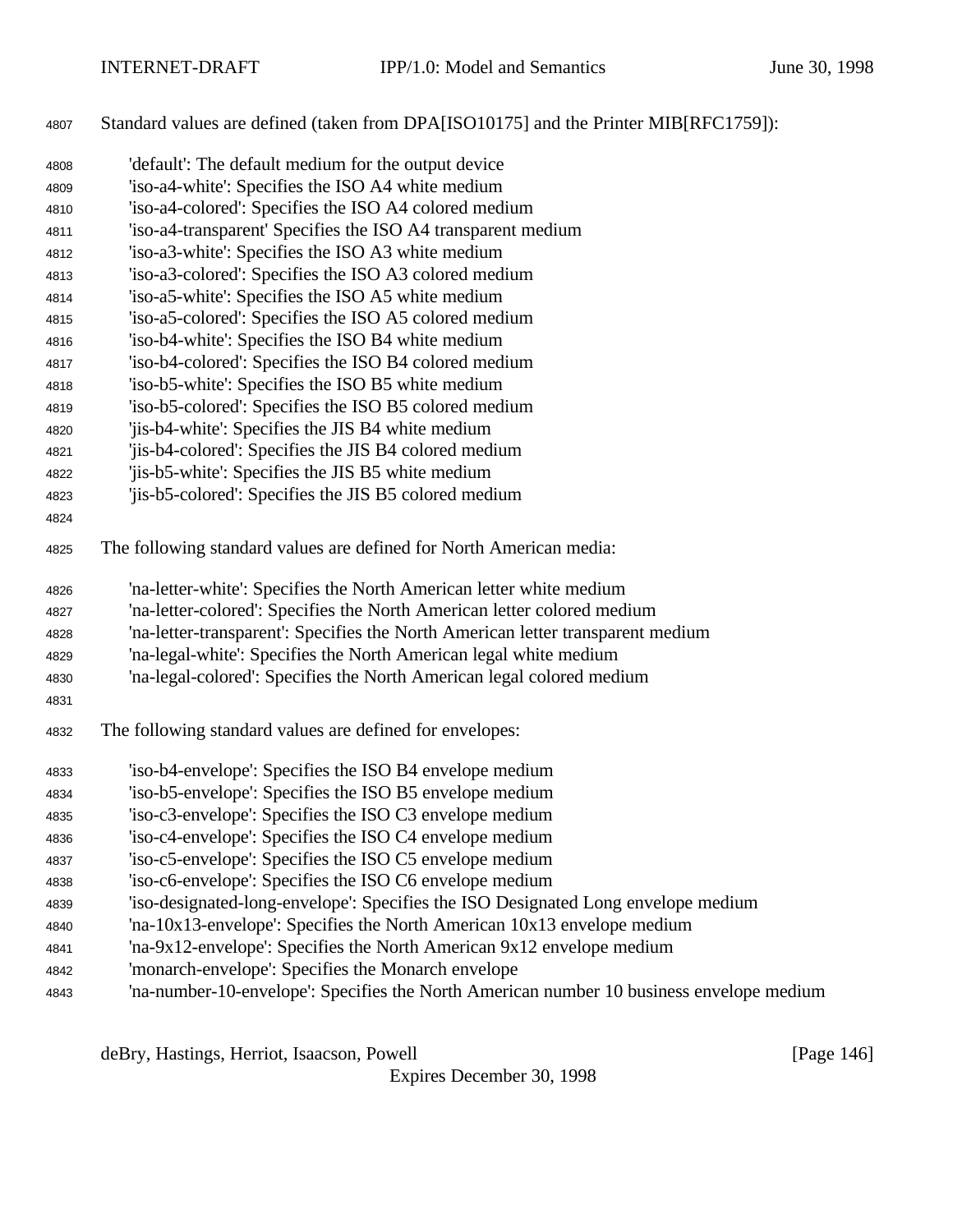Standard values are defined (taken from DPA[ISO10175] and the Printer MIB[RFC1759]):

'default': The default medium for the output device
'iso-a4-white': Specifies the ISO A4 white medium
'iso-a4-colored': Specifies the ISO A4 colored medium
'iso-a4-transparent' Specifies the ISO A4 transparent medium
'iso-a3-white': Specifies the ISO A3 white medium
'iso-a3-colored': Specifies the ISO A3 colored medium
'iso-a5-white': Specifies the ISO A5 white medium
'iso-a5-colored': Specifies the ISO A5 colored medium
'iso-b4-white': Specifies the ISO B4 white medium
'iso-b4-colored': Specifies the ISO B4 colored medium
'iso-b5-white': Specifies the ISO B5 white medium
'iso-b5-colored': Specifies the ISO B5 colored medium
'jis-b4-white': Specifies the JIS B4 white medium
'jis-b4-colored': Specifies the JIS B4 colored medium
'jis-b5-white': Specifies the JIS B5 white medium
'jis-b5-colored': Specifies the JIS B5 colored medium

The following standard values are defined for North American media:

'na-letter-white': Specifies the North American letter white medium
'na-letter-colored': Specifies the North American letter colored medium
'na-letter-transparent': Specifies the North American letter transparent medium
'na-legal-white': Specifies the North American legal white medium
'na-legal-colored': Specifies the North American legal colored medium

The following standard values are defined for envelopes:

'iso-b4-envelope': Specifies the ISO B4 envelope medium
'iso-b5-envelope': Specifies the ISO B5 envelope medium
'iso-c3-envelope': Specifies the ISO C3 envelope medium
'iso-c4-envelope': Specifies the ISO C4 envelope medium
'iso-c5-envelope': Specifies the ISO C5 envelope medium
'iso-c6-envelope': Specifies the ISO C6 envelope medium
'iso-designated-long-envelope': Specifies the ISO Designated Long envelope medium
'na-10x13-envelope': Specifies the North American 10x13 envelope medium
'na-9x12-envelope': Specifies the North American 9x12 envelope medium
'monarch-envelope': Specifies the Monarch envelope
'na-number-10-envelope': Specifies the North American number 10 business envelope medium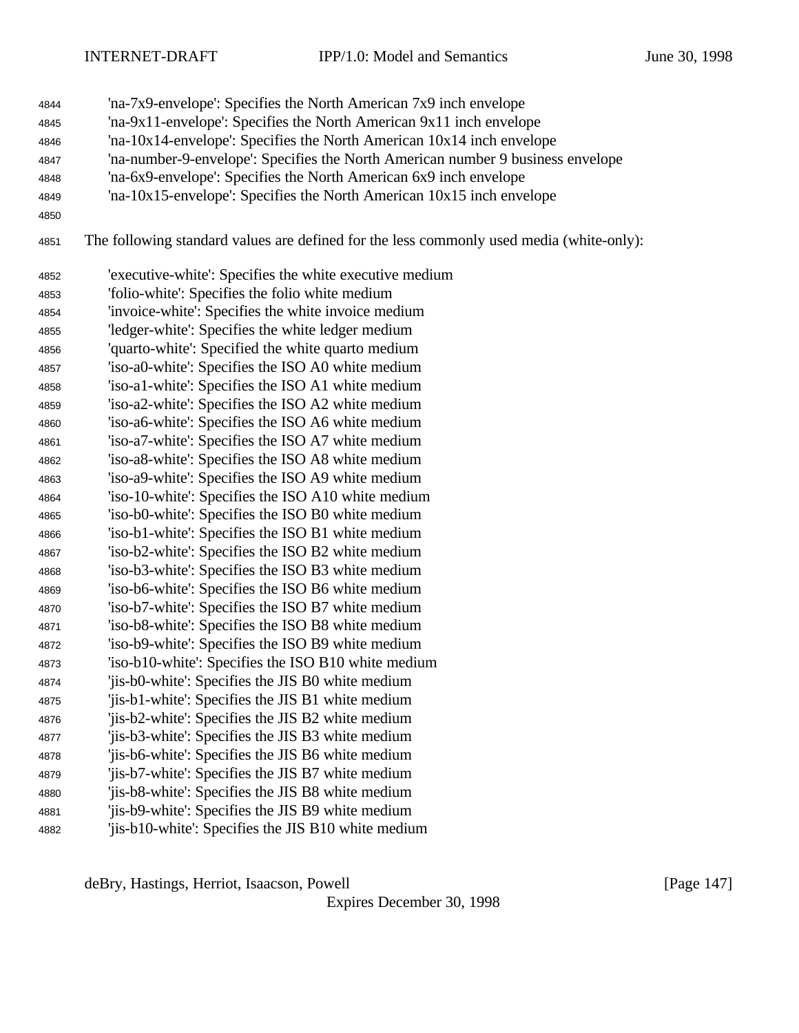'na-7x9-envelope': Specifies the North American 7x9 inch envelope
'na-9x11-envelope': Specifies the North American 9x11 inch envelope
'na-10x14-envelope': Specifies the North American 10x14 inch envelope
'na-number-9-envelope': Specifies the North American number 9 business envelope
'na-6x9-envelope': Specifies the North American 6x9 inch envelope
'na-10x15-envelope': Specifies the North American 10x15 inch envelope

The following standard values are defined for the less commonly used media (white-only):

'executive-white': Specifies the white executive medium
'folio-white': Specifies the folio white medium
'invoice-white': Specifies the white invoice medium
'ledger-white': Specifies the white ledger medium
'quarto-white': Specified the white quarto medium
'iso-a0-white': Specifies the ISO A0 white medium
'iso-a1-white': Specifies the ISO A1 white medium
'iso-a2-white': Specifies the ISO A2 white medium
'iso-a6-white': Specifies the ISO A6 white medium
'iso-a7-white': Specifies the ISO A7 white medium
'iso-a8-white': Specifies the ISO A8 white medium
'iso-a9-white': Specifies the ISO A9 white medium
'iso-10-white': Specifies the ISO A10 white medium
'iso-b0-white': Specifies the ISO B0 white medium
'iso-b1-white': Specifies the ISO B1 white medium
'iso-b2-white': Specifies the ISO B2 white medium
'iso-b3-white': Specifies the ISO B3 white medium
'iso-b6-white': Specifies the ISO B6 white medium
'iso-b7-white': Specifies the ISO B7 white medium
'iso-b8-white': Specifies the ISO B8 white medium
'iso-b9-white': Specifies the ISO B9 white medium
'iso-b10-white': Specifies the ISO B10 white medium
'jis-b0-white': Specifies the JIS B0 white medium
'jis-b1-white': Specifies the JIS B1 white medium
'jis-b2-white': Specifies the JIS B2 white medium
'jis-b3-white': Specifies the JIS B3 white medium
'jis-b6-white': Specifies the JIS B6 white medium
'jis-b7-white': Specifies the JIS B7 white medium
'jis-b8-white': Specifies the JIS B8 white medium
'jis-b9-white': Specifies the JIS B9 white medium
'jis-b10-white': Specifies the JIS B10 white medium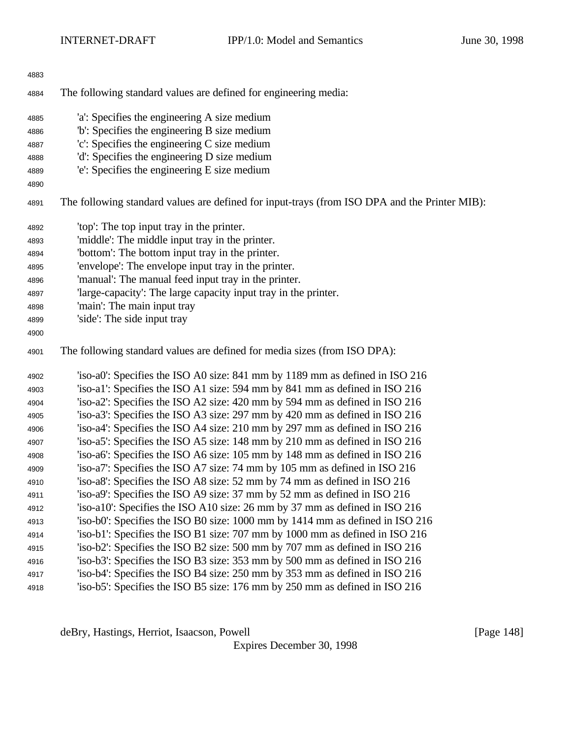The following standard values are defined for engineering media:

'a': Specifies the engineering A size medium
'b': Specifies the engineering B size medium
'c': Specifies the engineering C size medium
'd': Specifies the engineering D size medium
'e': Specifies the engineering E size medium

The following standard values are defined for input-trays (from ISO DPA and the Printer MIB):

'top': The top input tray in the printer.
'middle': The middle input tray in the printer.
'bottom': The bottom input tray in the printer.
'envelope': The envelope input tray in the printer.
'manual': The manual feed input tray in the printer.
'large-capacity': The large capacity input tray in the printer.
'main': The main input tray
'side': The side input tray

The following standard values are defined for media sizes (from ISO DPA):

'iso-a0': Specifies the ISO A0 size: 841 mm by 1189 mm as defined in ISO 216
'iso-a1': Specifies the ISO A1 size: 594 mm by 841 mm as defined in ISO 216
'iso-a2': Specifies the ISO A2 size: 420 mm by 594 mm as defined in ISO 216
'iso-a3': Specifies the ISO A3 size: 297 mm by 420 mm as defined in ISO 216
'iso-a4': Specifies the ISO A4 size: 210 mm by 297 mm as defined in ISO 216
'iso-a5': Specifies the ISO A5 size: 148 mm by 210 mm as defined in ISO 216
'iso-a6': Specifies the ISO A6 size: 105 mm by 148 mm as defined in ISO 216
'iso-a7': Specifies the ISO A7 size: 74 mm by 105 mm as defined in ISO 216
'iso-a8': Specifies the ISO A8 size: 52 mm by 74 mm as defined in ISO 216
'iso-a9': Specifies the ISO A9 size: 37 mm by 52 mm as defined in ISO 216
'iso-a10': Specifies the ISO A10 size: 26 mm by 37 mm as defined in ISO 216
'iso-b0': Specifies the ISO B0 size: 1000 mm by 1414 mm as defined in ISO 216
'iso-b1': Specifies the ISO B1 size: 707 mm by 1000 mm as defined in ISO 216
'iso-b2': Specifies the ISO B2 size: 500 mm by 707 mm as defined in ISO 216
'iso-b3': Specifies the ISO B3 size: 353 mm by 500 mm as defined in ISO 216
'iso-b4': Specifies the ISO B4 size: 250 mm by 353 mm as defined in ISO 216
'iso-b5': Specifies the ISO B5 size: 176 mm by 250 mm as defined in ISO 216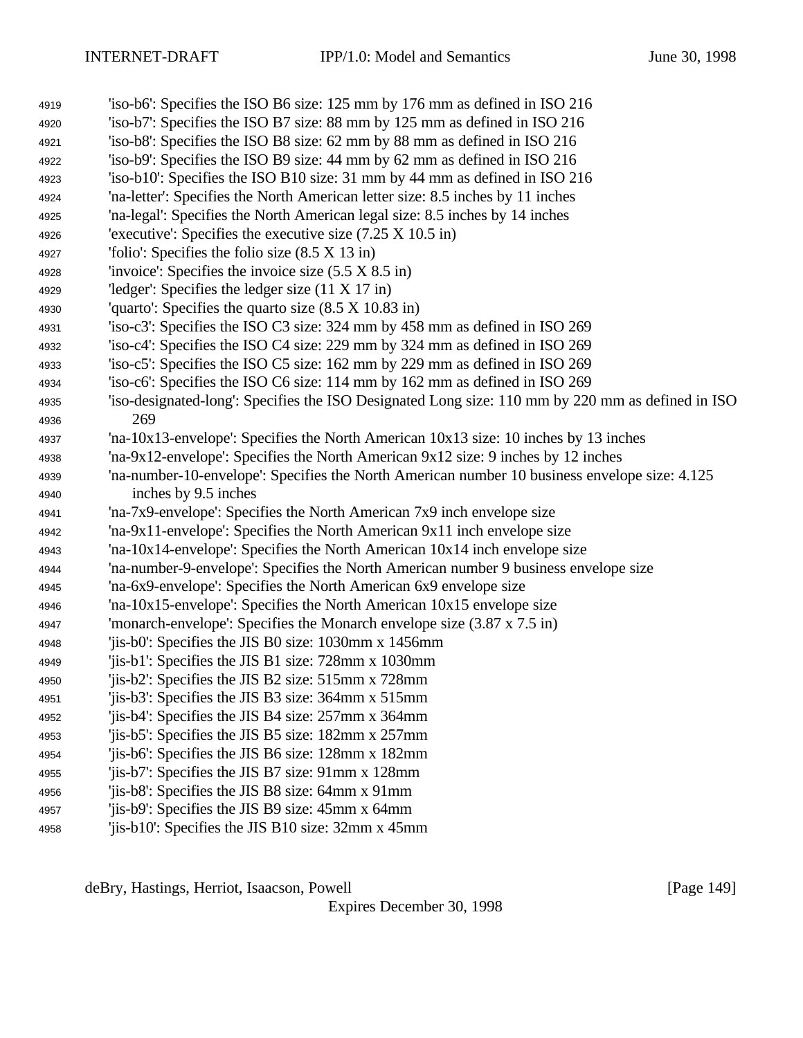'iso-b6': Specifies the ISO B6 size: 125 mm by 176 mm as defined in ISO 216
'iso-b7': Specifies the ISO B7 size: 88 mm by 125 mm as defined in ISO 216
'iso-b8': Specifies the ISO B8 size: 62 mm by 88 mm as defined in ISO 216
'iso-b9': Specifies the ISO B9 size: 44 mm by 62 mm as defined in ISO 216
'iso-b10': Specifies the ISO B10 size: 31 mm by 44 mm as defined in ISO 216
'na-letter': Specifies the North American letter size: 8.5 inches by 11 inches
'na-legal': Specifies the North American legal size: 8.5 inches by 14 inches
'executive': Specifies the executive size (7.25 X 10.5 in)
'folio': Specifies the folio size (8.5 X 13 in)
'invoice': Specifies the invoice size (5.5 X 8.5 in)
'ledger': Specifies the ledger size (11 X 17 in)
'quarto': Specifies the quarto size (8.5 X 10.83 in)
'iso-c3': Specifies the ISO C3 size: 324 mm by 458 mm as defined in ISO 269
'iso-c4': Specifies the ISO C4 size: 229 mm by 324 mm as defined in ISO 269
'iso-c5': Specifies the ISO C5 size: 162 mm by 229 mm as defined in ISO 269
'iso-c6': Specifies the ISO C6 size: 114 mm by 162 mm as defined in ISO 269
'iso-designated-long': Specifies the ISO Designated Long size: 110 mm by 220 mm as defined in ISO 269
'na-10x13-envelope': Specifies the North American 10x13 size: 10 inches by 13 inches
'na-9x12-envelope': Specifies the North American 9x12 size: 9 inches by 12 inches
'na-number-10-envelope': Specifies the North American number 10 business envelope size: 4.125 inches by 9.5 inches
'na-7x9-envelope': Specifies the North American 7x9 inch envelope size
'na-9x11-envelope': Specifies the North American 9x11 inch envelope size
'na-10x14-envelope': Specifies the North American 10x14 inch envelope size
'na-number-9-envelope': Specifies the North American number 9 business envelope size
'na-6x9-envelope': Specifies the North American 6x9 envelope size
'na-10x15-envelope': Specifies the North American 10x15 envelope size
'monarch-envelope': Specifies the Monarch envelope size (3.87 x 7.5 in)
'jis-b0': Specifies the JIS B0 size: 1030mm x 1456mm
'jis-b1': Specifies the JIS B1 size: 728mm x 1030mm
'jis-b2': Specifies the JIS B2 size: 515mm x 728mm
'jis-b3': Specifies the JIS B3 size: 364mm x 515mm
'jis-b4': Specifies the JIS B4 size: 257mm x 364mm
'jis-b5': Specifies the JIS B5 size: 182mm x 257mm
'jis-b6': Specifies the JIS B6 size: 128mm x 182mm
'jis-b7': Specifies the JIS B7 size: 91mm x 128mm
'jis-b8': Specifies the JIS B8 size: 64mm x 91mm
'jis-b9': Specifies the JIS B9 size: 45mm x 64mm
'jis-b10': Specifies the JIS B10 size: 32mm x 45mm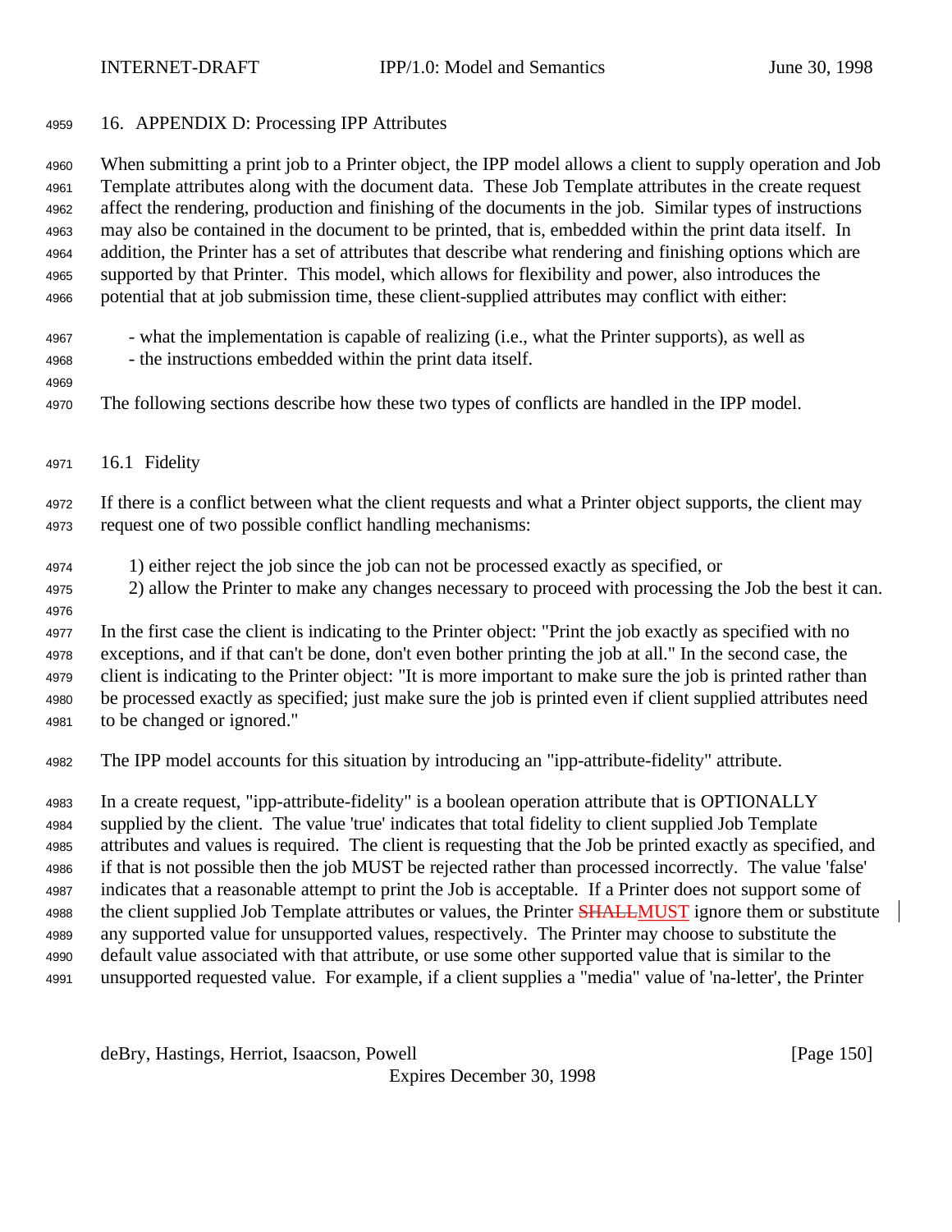## 16. APPENDIX D: Processing IPP Attributes

When submitting a print job to a Printer object, the IPP model allows a client to supply operation and Job Template attributes along with the document data. These Job Template attributes in the create request affect the rendering, production and finishing of the documents in the job. Similar types of instructions may also be contained in the document to be printed, that is, embedded within the print data itself. In addition, the Printer has a set of attributes that describe what rendering and finishing options which are supported by that Printer. This model, which allows for flexibility and power, also introduces the potential that at job submission time, these client-supplied attributes may conflict with either:

- what the implementation is capable of realizing (i.e., what the Printer supports), as well as
- the instructions embedded within the print data itself.

The following sections describe how these two types of conflicts are handled in the IPP model.

### 16.1 Fidelity

If there is a conflict between what the client requests and what a Printer object supports, the client may request one of two possible conflict handling mechanisms:

1) either reject the job since the job can not be processed exactly as specified, or
2) allow the Printer to make any changes necessary to proceed with processing the Job the best it can.

In the first case the client is indicating to the Printer object: "Print the job exactly as specified with no exceptions, and if that can't be done, don't even bother printing the job at all." In the second case, the client is indicating to the Printer object: "It is more important to make sure the job is printed rather than be processed exactly as specified; just make sure the job is printed even if client supplied attributes need to be changed or ignored."

The IPP model accounts for this situation by introducing an "ipp-attribute-fidelity" attribute.

In a create request, "ipp-attribute-fidelity" is a boolean operation attribute that is OPTIONALLY supplied by the client. The value 'true' indicates that total fidelity to client supplied Job Template attributes and values is required. The client is requesting that the Job be printed exactly as specified, and if that is not possible then the job MUST be rejected rather than processed incorrectly. The value 'false' indicates that a reasonable attempt to print the Job is acceptable. If a Printer does not support some of the client supplied Job Template attributes or values, the Printer ~~SHALL~~MUST ignore them or substitute any supported value for unsupported values, respectively. The Printer may choose to substitute the default value associated with that attribute, or use some other supported value that is similar to the unsupported requested value. For example, if a client supplies a "media" value of 'na-letter', the Printer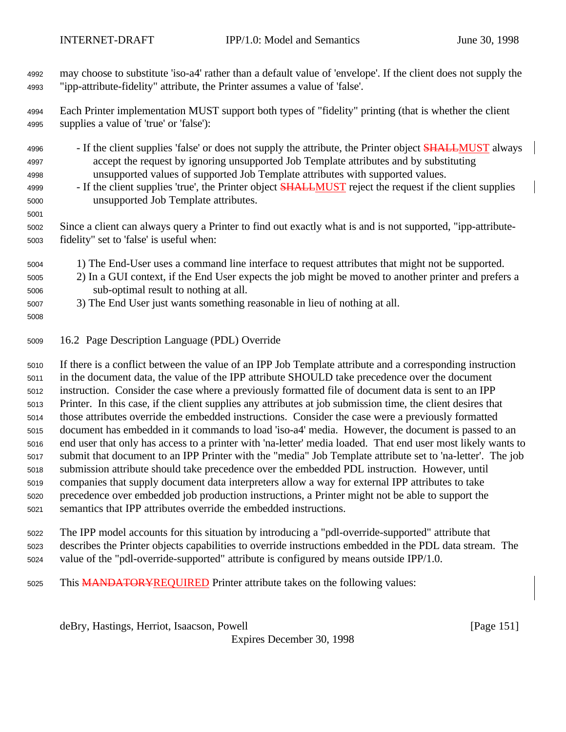may choose to substitute 'iso-a4' rather than a default value of 'envelope'. If the client does not supply the "ipp-attribute-fidelity" attribute, the Printer assumes a value of 'false'.

Each Printer implementation MUST support both types of "fidelity" printing (that is whether the client supplies a value of 'true' or 'false'):

- If the client supplies 'false' or does not supply the attribute, the Printer object ~~SHALL~~MUST always accept the request by ignoring unsupported Job Template attributes and by substituting unsupported values of supported Job Template attributes with supported values.
- If the client supplies 'true', the Printer object ~~SHALL~~MUST reject the request if the client supplies unsupported Job Template attributes.

Since a client can always query a Printer to find out exactly what is and is not supported, "ipp-attribute-fidelity" set to 'false' is useful when:

1) The End-User uses a command line interface to request attributes that might not be supported.
2) In a GUI context, if the End User expects the job might be moved to another printer and prefers a sub-optimal result to nothing at all.
3) The End User just wants something reasonable in lieu of nothing at all.

## 16.2 Page Description Language (PDL) Override

If there is a conflict between the value of an IPP Job Template attribute and a corresponding instruction in the document data, the value of the IPP attribute SHOULD take precedence over the document instruction. Consider the case where a previously formatted file of document data is sent to an IPP Printer. In this case, if the client supplies any attributes at job submission time, the client desires that those attributes override the embedded instructions. Consider the case were a previously formatted document has embedded in it commands to load 'iso-a4' media. However, the document is passed to an end user that only has access to a printer with 'na-letter' media loaded. That end user most likely wants to submit that document to an IPP Printer with the "media" Job Template attribute set to 'na-letter'. The job submission attribute should take precedence over the embedded PDL instruction. However, until companies that supply document data interpreters allow a way for external IPP attributes to take precedence over embedded job production instructions, a Printer might not be able to support the semantics that IPP attributes override the embedded instructions.

The IPP model accounts for this situation by introducing a "pdl-override-supported" attribute that describes the Printer objects capabilities to override instructions embedded in the PDL data stream. The value of the "pdl-override-supported" attribute is configured by means outside IPP/1.0.

This ~~MANDATORY~~REQUIRED Printer attribute takes on the following values: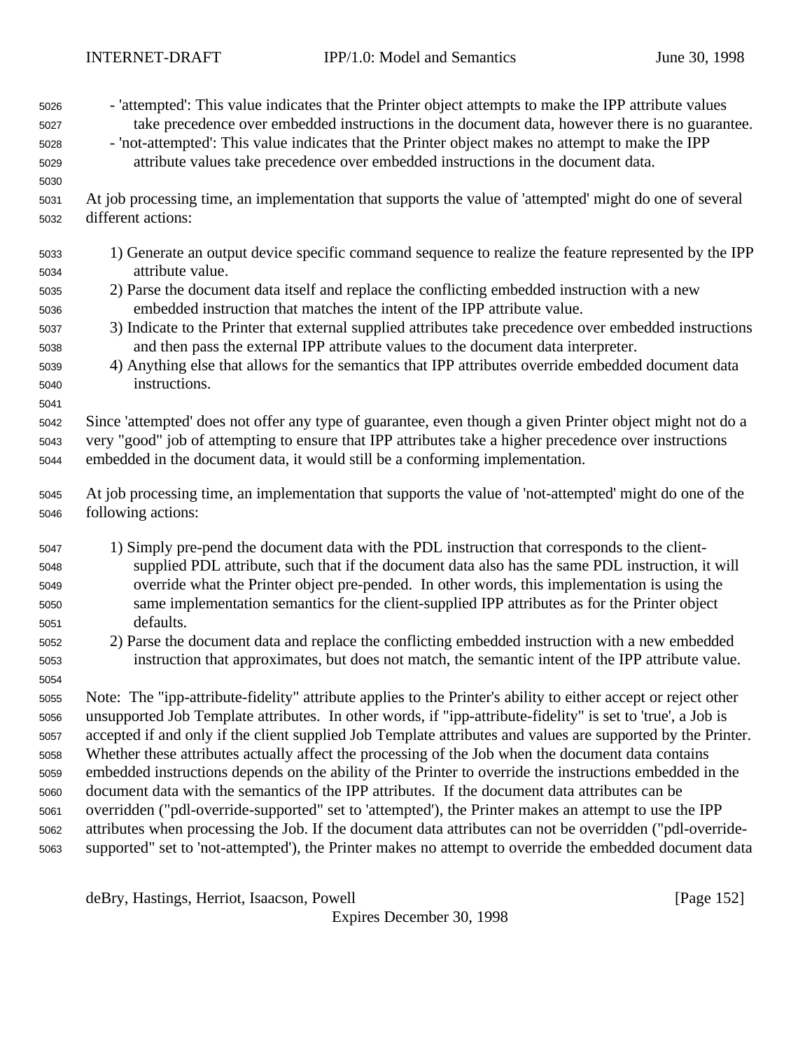- 'attempted': This value indicates that the Printer object attempts to make the IPP attribute values take precedence over embedded instructions in the document data, however there is no guarantee.
- 'not-attempted': This value indicates that the Printer object makes no attempt to make the IPP attribute values take precedence over embedded instructions in the document data.

At job processing time, an implementation that supports the value of 'attempted' might do one of several different actions:

1) Generate an output device specific command sequence to realize the feature represented by the IPP attribute value.
2) Parse the document data itself and replace the conflicting embedded instruction with a new embedded instruction that matches the intent of the IPP attribute value.
3) Indicate to the Printer that external supplied attributes take precedence over embedded instructions and then pass the external IPP attribute values to the document data interpreter.
4) Anything else that allows for the semantics that IPP attributes override embedded document data instructions.

Since 'attempted' does not offer any type of guarantee, even though a given Printer object might not do a very "good" job of attempting to ensure that IPP attributes take a higher precedence over instructions embedded in the document data, it would still be a conforming implementation.

At job processing time, an implementation that supports the value of 'not-attempted' might do one of the following actions:

1) Simply pre-pend the document data with the PDL instruction that corresponds to the client-supplied PDL attribute, such that if the document data also has the same PDL instruction, it will override what the Printer object pre-pended. In other words, this implementation is using the same implementation semantics for the client-supplied IPP attributes as for the Printer object defaults.
2) Parse the document data and replace the conflicting embedded instruction with a new embedded instruction that approximates, but does not match, the semantic intent of the IPP attribute value.

Note: The "ipp-attribute-fidelity" attribute applies to the Printer's ability to either accept or reject other unsupported Job Template attributes. In other words, if "ipp-attribute-fidelity" is set to 'true', a Job is accepted if and only if the client supplied Job Template attributes and values are supported by the Printer. Whether these attributes actually affect the processing of the Job when the document data contains embedded instructions depends on the ability of the Printer to override the instructions embedded in the document data with the semantics of the IPP attributes. If the document data attributes can be overridden ("pdl-override-supported" set to 'attempted'), the Printer makes an attempt to use the IPP attributes when processing the Job. If the document data attributes can not be overridden ("pdl-override-supported" set to 'not-attempted'), the Printer makes no attempt to override the embedded document data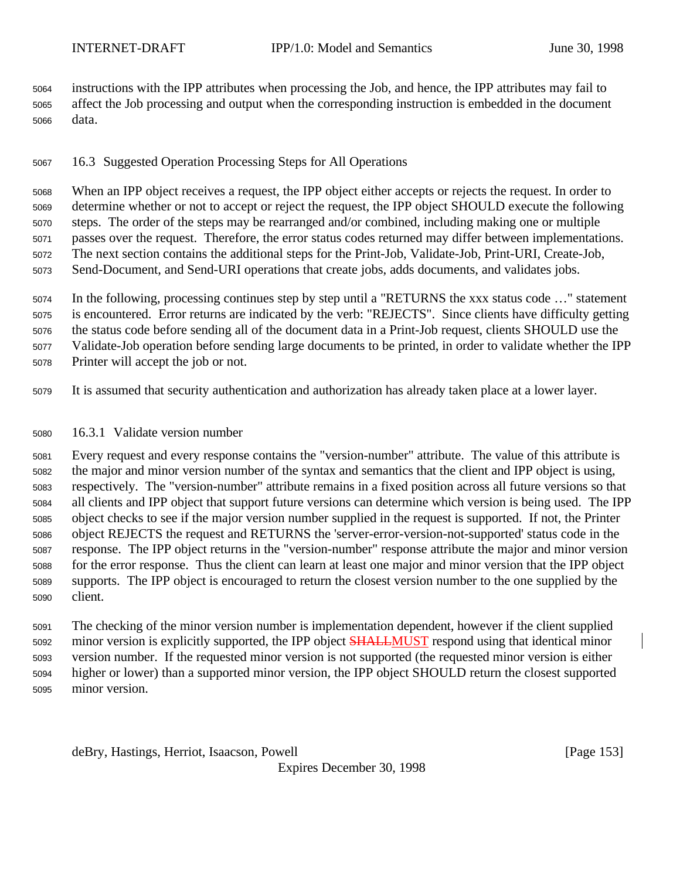instructions with the IPP attributes when processing the Job, and hence, the IPP attributes may fail to affect the Job processing and output when the corresponding instruction is embedded in the document data.

### 16.3 Suggested Operation Processing Steps for All Operations

When an IPP object receives a request, the IPP object either accepts or rejects the request. In order to determine whether or not to accept or reject the request, the IPP object SHOULD execute the following steps. The order of the steps may be rearranged and/or combined, including making one or multiple passes over the request. Therefore, the error status codes returned may differ between implementations. The next section contains the additional steps for the Print-Job, Validate-Job, Print-URI, Create-Job, Send-Document, and Send-URI operations that create jobs, adds documents, and validates jobs.

In the following, processing continues step by step until a "RETURNS the xxx status code …" statement is encountered. Error returns are indicated by the verb: "REJECTS". Since clients have difficulty getting the status code before sending all of the document data in a Print-Job request, clients SHOULD use the Validate-Job operation before sending large documents to be printed, in order to validate whether the IPP Printer will accept the job or not.

It is assumed that security authentication and authorization has already taken place at a lower layer.

#### 16.3.1 Validate version number

Every request and every response contains the "version-number" attribute. The value of this attribute is the major and minor version number of the syntax and semantics that the client and IPP object is using, respectively. The "version-number" attribute remains in a fixed position across all future versions so that all clients and IPP object that support future versions can determine which version is being used. The IPP object checks to see if the major version number supplied in the request is supported. If not, the Printer object REJECTS the request and RETURNS the 'server-error-version-not-supported' status code in the response. The IPP object returns in the "version-number" response attribute the major and minor version for the error response. Thus the client can learn at least one major and minor version that the IPP object supports. The IPP object is encouraged to return the closest version number to the one supplied by the client.

The checking of the minor version number is implementation dependent, however if the client supplied minor version is explicitly supported, the IPP object ~~SHALL~~MUST respond using that identical minor version number. If the requested minor version is not supported (the requested minor version is either higher or lower) than a supported minor version, the IPP object SHOULD return the closest supported minor version.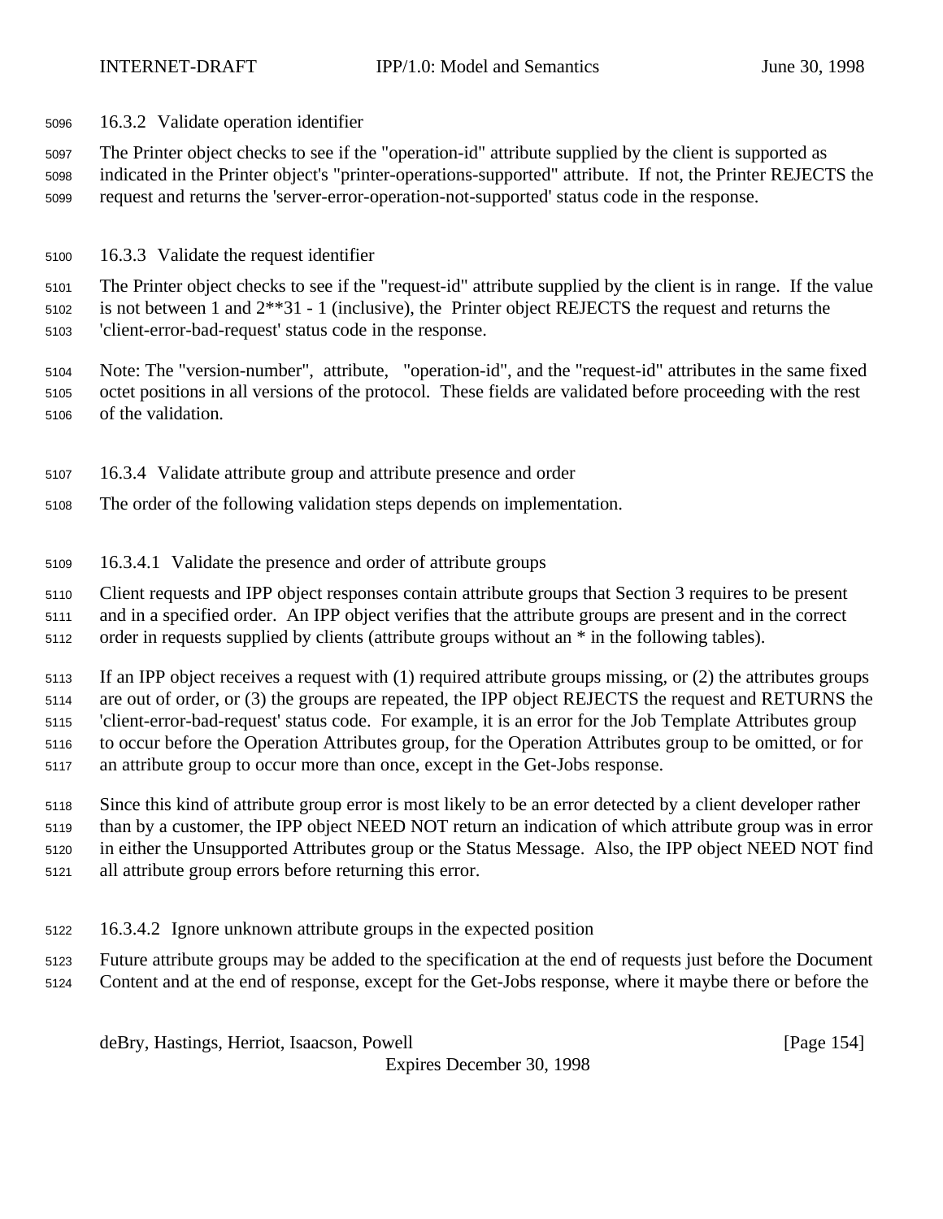### 16.3.2 Validate operation identifier

The Printer object checks to see if the "operation-id" attribute supplied by the client is supported as indicated in the Printer object's "printer-operations-supported" attribute. If not, the Printer REJECTS the request and returns the 'server-error-operation-not-supported' status code in the response.

### 16.3.3 Validate the request identifier

The Printer object checks to see if the "request-id" attribute supplied by the client is in range. If the value is not between 1 and 2**31 - 1 (inclusive), the Printer object REJECTS the request and returns the 'client-error-bad-request' status code in the response.

Note: The "version-number", attribute, "operation-id", and the "request-id" attributes in the same fixed octet positions in all versions of the protocol. These fields are validated before proceeding with the rest of the validation.

### 16.3.4 Validate attribute group and attribute presence and order

The order of the following validation steps depends on implementation.

#### 16.3.4.1 Validate the presence and order of attribute groups

Client requests and IPP object responses contain attribute groups that Section 3 requires to be present and in a specified order. An IPP object verifies that the attribute groups are present and in the correct order in requests supplied by clients (attribute groups without an * in the following tables).

If an IPP object receives a request with (1) required attribute groups missing, or (2) the attributes groups are out of order, or (3) the groups are repeated, the IPP object REJECTS the request and RETURNS the 'client-error-bad-request' status code. For example, it is an error for the Job Template Attributes group to occur before the Operation Attributes group, for the Operation Attributes group to be omitted, or for an attribute group to occur more than once, except in the Get-Jobs response.

Since this kind of attribute group error is most likely to be an error detected by a client developer rather than by a customer, the IPP object NEED NOT return an indication of which attribute group was in error in either the Unsupported Attributes group or the Status Message. Also, the IPP object NEED NOT find all attribute group errors before returning this error.

#### 16.3.4.2 Ignore unknown attribute groups in the expected position

Future attribute groups may be added to the specification at the end of requests just before the Document Content and at the end of response, except for the Get-Jobs response, where it maybe there or before the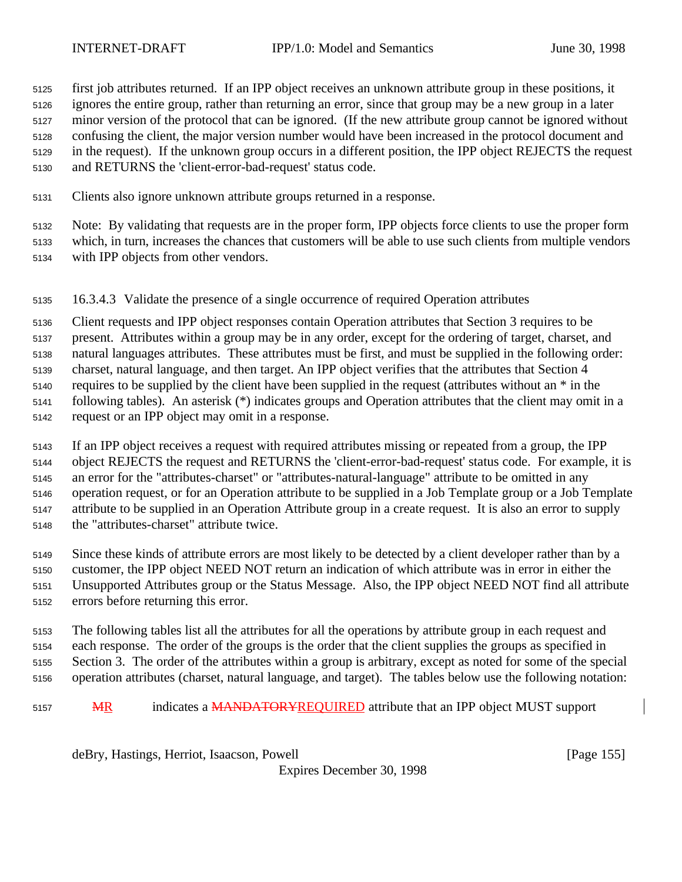first job attributes returned. If an IPP object receives an unknown attribute group in these positions, it ignores the entire group, rather than returning an error, since that group may be a new group in a later minor version of the protocol that can be ignored. (If the new attribute group cannot be ignored without confusing the client, the major version number would have been increased in the protocol document and in the request). If the unknown group occurs in a different position, the IPP object REJECTS the request and RETURNS the 'client-error-bad-request' status code.

Clients also ignore unknown attribute groups returned in a response.

Note: By validating that requests are in the proper form, IPP objects force clients to use the proper form which, in turn, increases the chances that customers will be able to use such clients from multiple vendors with IPP objects from other vendors.

#### 16.3.4.3 Validate the presence of a single occurrence of required Operation attributes

Client requests and IPP object responses contain Operation attributes that Section 3 requires to be present. Attributes within a group may be in any order, except for the ordering of target, charset, and natural languages attributes. These attributes must be first, and must be supplied in the following order: charset, natural language, and then target. An IPP object verifies that the attributes that Section 4 requires to be supplied by the client have been supplied in the request (attributes without an * in the following tables). An asterisk (*) indicates groups and Operation attributes that the client may omit in a request or an IPP object may omit in a response.

If an IPP object receives a request with required attributes missing or repeated from a group, the IPP object REJECTS the request and RETURNS the 'client-error-bad-request' status code. For example, it is an error for the "attributes-charset" or "attributes-natural-language" attribute to be omitted in any operation request, or for an Operation attribute to be supplied in a Job Template group or a Job Template attribute to be supplied in an Operation Attribute group in a create request. It is also an error to supply the "attributes-charset" attribute twice.

Since these kinds of attribute errors are most likely to be detected by a client developer rather than by a customer, the IPP object NEED NOT return an indication of which attribute was in error in either the Unsupported Attributes group or the Status Message. Also, the IPP object NEED NOT find all attribute errors before returning this error.

The following tables list all the attributes for all the operations by attribute group in each request and each response. The order of the groups is the order that the client supplies the groups as specified in Section 3. The order of the attributes within a group is arbitrary, except as noted for some of the special operation attributes (charset, natural language, and target). The tables below use the following notation:

~~M~~R    indicates a ~~MANDATORY~~REQUIRED attribute that an IPP object MUST support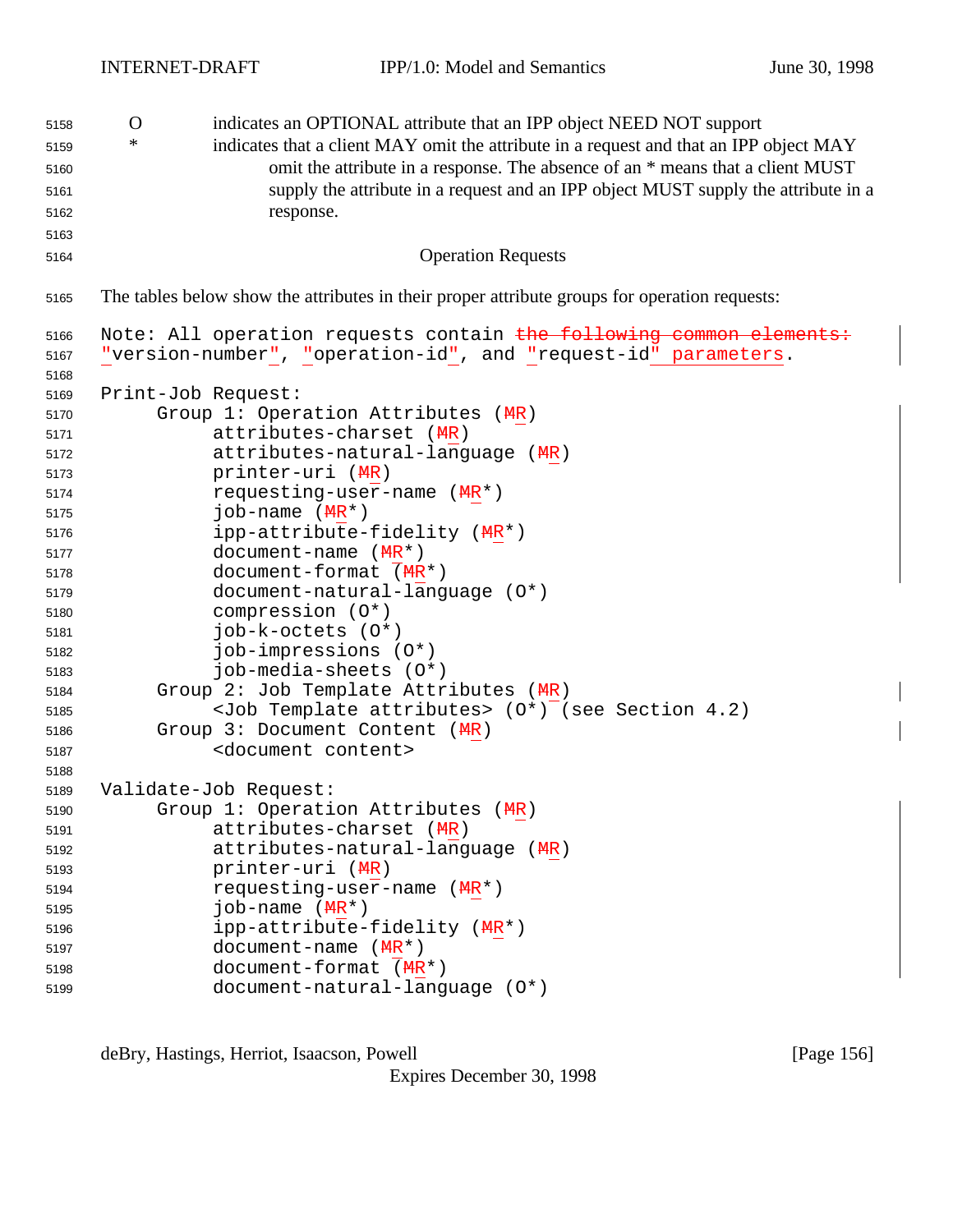O indicates an OPTIONAL attribute that an IPP object NEED NOT support

\* indicates that a client MAY omit the attribute in a request and that an IPP object MAY omit the attribute in a response. The absence of an * means that a client MUST supply the attribute in a request and an IPP object MUST supply the attribute in a response.

Operation Requests

The tables below show the attributes in their proper attribute groups for operation requests:

```
Note: All operation requests contain the following common elements:
"version-number", "operation-id", and "request-id" parameters.

Print-Job Request:
     Group 1: Operation Attributes (MR)
          attributes-charset (MR)
          attributes-natural-language (MR)
          printer-uri (MR)
          requesting-user-name (MR*)
          job-name (MR*)
          ipp-attribute-fidelity (MR*)
          document-name (MR*)
          document-format (MR*)
          document-natural-language (O*)
          compression (O*)
          job-k-octets (O*)
          job-impressions (O*)
          job-media-sheets (O*)
     Group 2: Job Template Attributes (MR)
          <Job Template attributes> (O*) (see Section 4.2)
     Group 3: Document Content (MR)
          <document content>

Validate-Job Request:
     Group 1: Operation Attributes (MR)
          attributes-charset (MR)
          attributes-natural-language (MR)
          printer-uri (MR)
          requesting-user-name (MR*)
          job-name (MR*)
          ipp-attribute-fidelity (MR*)
          document-name (MR*)
          document-format (MR*)
          document-natural-language (O*)
```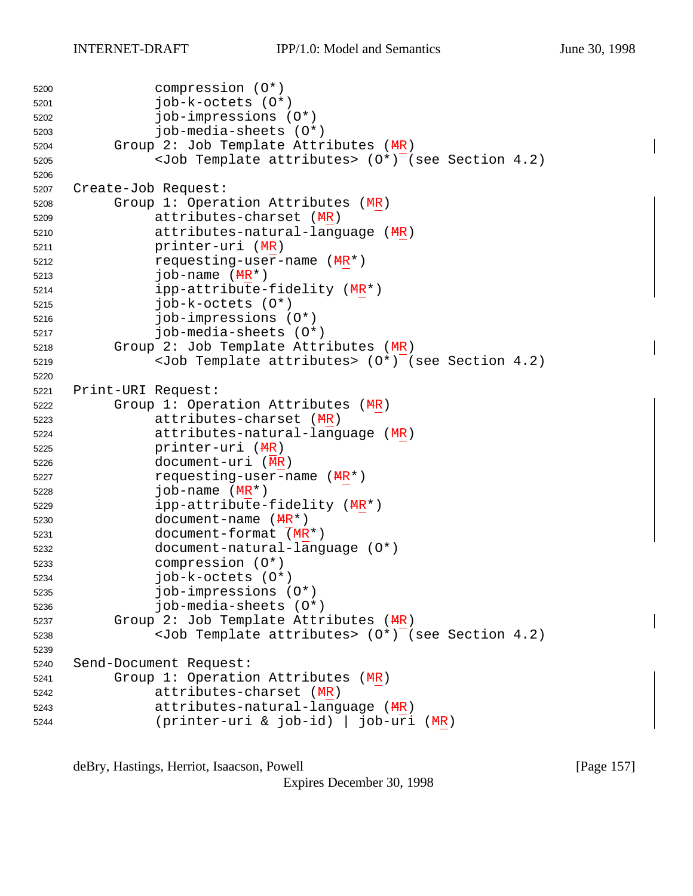```
          compression (O*)
          job-k-octets (O*)
          job-impressions (O*)
          job-media-sheets (O*)
     Group 2: Job Template Attributes (R)
          <Job Template attributes> (O*) (see Section 4.2)

Create-Job Request:
     Group 1: Operation Attributes (R)
          attributes-charset (R)
          attributes-natural-language (R)
          printer-uri (R)
          requesting-user-name (R*)
          job-name (R*)
          ipp-attribute-fidelity (R*)
          job-k-octets (O*)
          job-impressions (O*)
          job-media-sheets (O*)
     Group 2: Job Template Attributes (R)
          <Job Template attributes> (O*) (see Section 4.2)

Print-URI Request:
     Group 1: Operation Attributes (R)
          attributes-charset (R)
          attributes-natural-language (R)
          printer-uri (R)
          document-uri (R)
          requesting-user-name (R*)
          job-name (R*)
          ipp-attribute-fidelity (R*)
          document-name (R*)
          document-format (R*)
          document-natural-language (O*)
          compression (O*)
          job-k-octets (O*)
          job-impressions (O*)
          job-media-sheets (O*)
     Group 2: Job Template Attributes (R)
          <Job Template attributes> (O*) (see Section 4.2)

Send-Document Request:
     Group 1: Operation Attributes (R)
          attributes-charset (R)
          attributes-natural-language (R)
          (printer-uri & job-id) | job-uri (R)
```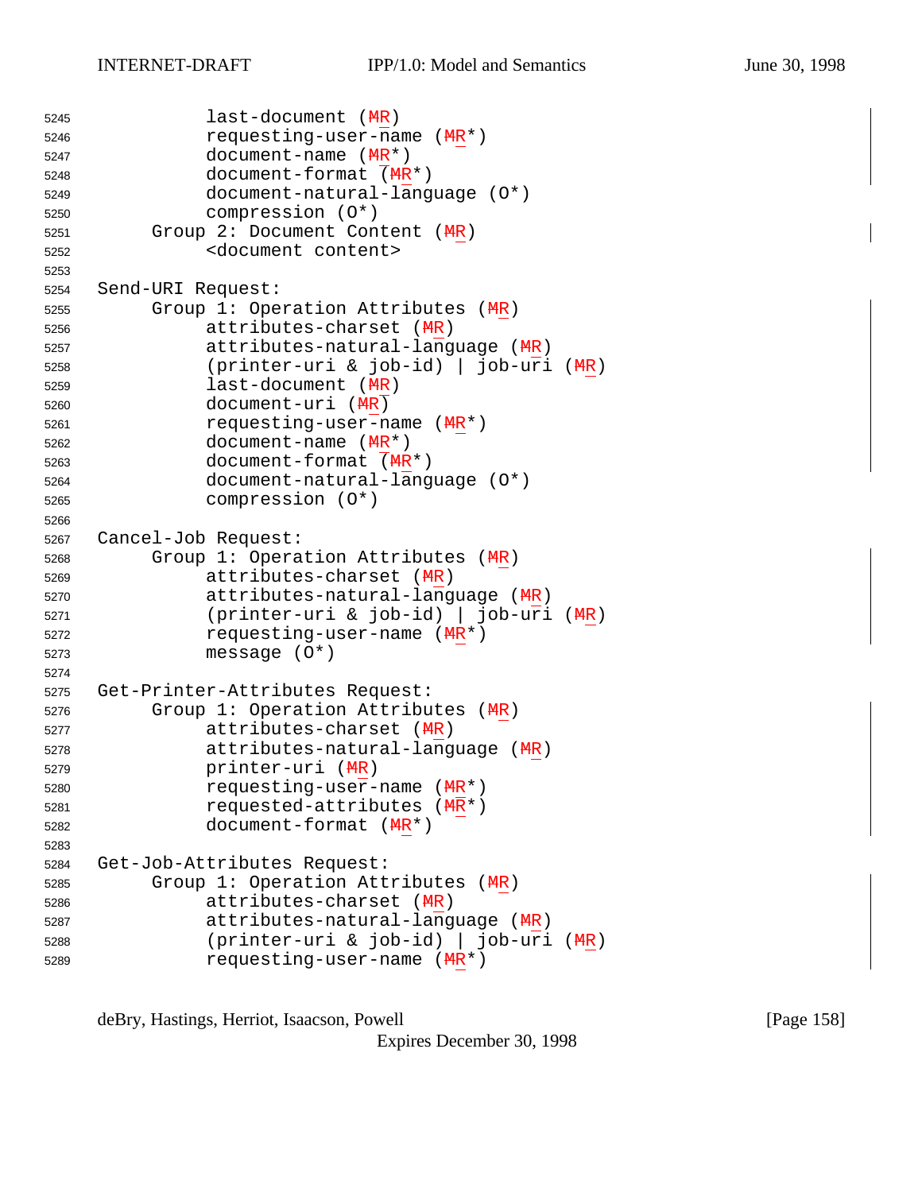```
          last-document (MR)
          requesting-user-name (MR*)
          document-name (MR*)
          document-format (MR*)
          document-natural-language (O*)
          compression (O*)
     Group 2: Document Content (MR)
          <document content>

Send-URI Request:
     Group 1: Operation Attributes (MR)
          attributes-charset (MR)
          attributes-natural-language (MR)
          (printer-uri & job-id) | job-uri (MR)
          last-document (MR)
          document-uri (MR)
          requesting-user-name (MR*)
          document-name (MR*)
          document-format (MR*)
          document-natural-language (O*)
          compression (O*)

Cancel-Job Request:
     Group 1: Operation Attributes (MR)
          attributes-charset (MR)
          attributes-natural-language (MR)
          (printer-uri & job-id) | job-uri (MR)
          requesting-user-name (MR*)
          message (O*)

Get-Printer-Attributes Request:
     Group 1: Operation Attributes (MR)
          attributes-charset (MR)
          attributes-natural-language (MR)
          printer-uri (MR)
          requesting-user-name (MR*)
          requested-attributes (MR*)
          document-format (MR*)

Get-Job-Attributes Request:
     Group 1: Operation Attributes (MR)
          attributes-charset (MR)
          attributes-natural-language (MR)
          (printer-uri & job-id) | job-uri (MR)
          requesting-user-name (MR*)
```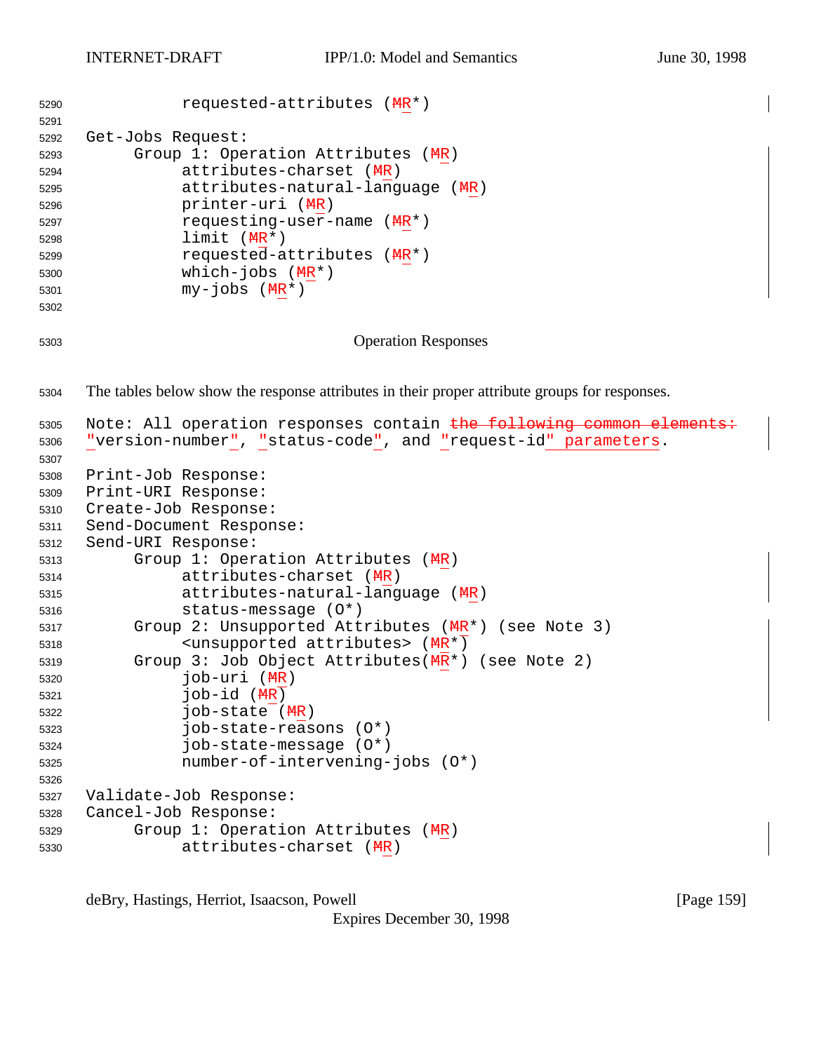```
          requested-attributes (R*)

Get-Jobs Request:
     Group 1: Operation Attributes (R)
          attributes-charset (R)
          attributes-natural-language (R)
          printer-uri (R)
          requesting-user-name (R*)
          limit (R*)
          requested-attributes (R*)
          which-jobs (R*)
          my-jobs (R*)
```

Operation Responses

The tables below show the response attributes in their proper attribute groups for responses.

```
Note: All operation responses contain "version-number", "status-code", and "request-id" parameters.

Print-Job Response:
Print-URI Response:
Create-Job Response:
Send-Document Response:
Send-URI Response:
     Group 1: Operation Attributes (R)
          attributes-charset (R)
          attributes-natural-language (R)
          status-message (O*)
     Group 2: Unsupported Attributes (R*) (see Note 3)
          <unsupported attributes> (R*)
     Group 3: Job Object Attributes(R*) (see Note 2)
          job-uri (R)
          job-id (R)
          job-state (R)
          job-state-reasons (O*)
          job-state-message (O*)
          number-of-intervening-jobs (O*)

Validate-Job Response:
Cancel-Job Response:
     Group 1: Operation Attributes (R)
          attributes-charset (R)
```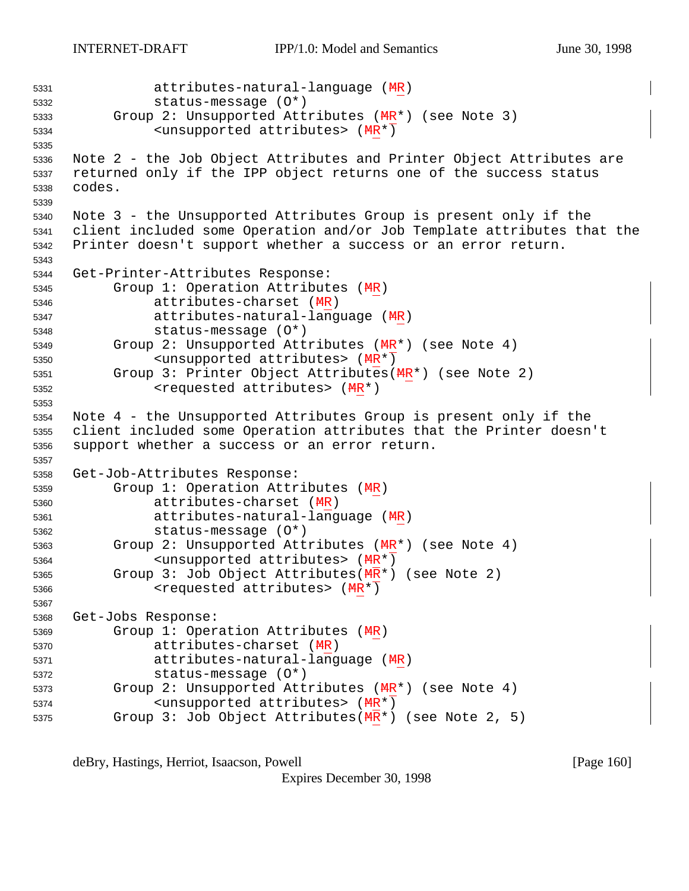```
          attributes-natural-language (MR)
          status-message (O*)
     Group 2: Unsupported Attributes (MR*) (see Note 3)
          <unsupported attributes> (MR*)

Note 2 - the Job Object Attributes and Printer Object Attributes are
returned only if the IPP object returns one of the success status
codes.

Note 3 - the Unsupported Attributes Group is present only if the
client included some Operation and/or Job Template attributes that the
Printer doesn't support whether a success or an error return.

Get-Printer-Attributes Response:
     Group 1: Operation Attributes (MR)
          attributes-charset (MR)
          attributes-natural-language (MR)
          status-message (O*)
     Group 2: Unsupported Attributes (MR*) (see Note 4)
          <unsupported attributes> (MR*)
     Group 3: Printer Object Attributes(MR*) (see Note 2)
          <requested attributes> (MR*)

Note 4 - the Unsupported Attributes Group is present only if the
client included some Operation attributes that the Printer doesn't
support whether a success or an error return.

Get-Job-Attributes Response:
     Group 1: Operation Attributes (MR)
          attributes-charset (MR)
          attributes-natural-language (MR)
          status-message (O*)
     Group 2: Unsupported Attributes (MR*) (see Note 4)
          <unsupported attributes> (MR*)
     Group 3: Job Object Attributes(MR*) (see Note 2)
          <requested attributes> (MR*)

Get-Jobs Response:
     Group 1: Operation Attributes (MR)
          attributes-charset (MR)
          attributes-natural-language (MR)
          status-message (O*)
     Group 2: Unsupported Attributes (MR*) (see Note 4)
          <unsupported attributes> (MR*)
     Group 3: Job Object Attributes(MR*) (see Note 2, 5)
```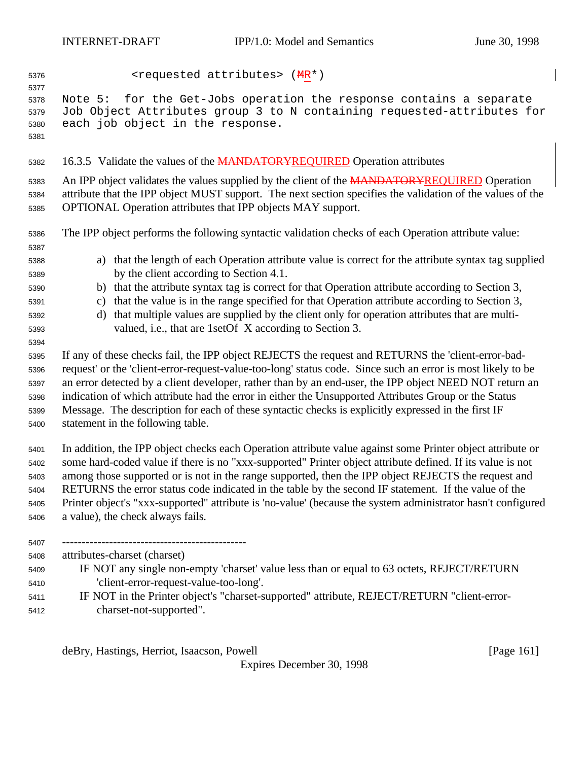```
        <requested attributes> (MR*)

Note 5:  for the Get-Jobs operation the response contains a separate
Job Object Attributes group 3 to N containing requested-attributes for
each job object in the response.
```

### 16.3.5 Validate the values of the ~~MANDATORY~~REQUIRED Operation attributes

An IPP object validates the values supplied by the client of the ~~MANDATORY~~REQUIRED Operation attribute that the IPP object MUST support. The next section specifies the validation of the values of the OPTIONAL Operation attributes that IPP objects MAY support.

The IPP object performs the following syntactic validation checks of each Operation attribute value:

a) that the length of each Operation attribute value is correct for the attribute syntax tag supplied by the client according to Section 4.1.
b) that the attribute syntax tag is correct for that Operation attribute according to Section 3,
c) that the value is in the range specified for that Operation attribute according to Section 3,
d) that multiple values are supplied by the client only for operation attributes that are multi-valued, i.e., that are 1setOf X according to Section 3.

If any of these checks fail, the IPP object REJECTS the request and RETURNS the 'client-error-bad-request' or the 'client-error-request-value-too-long' status code. Since such an error is most likely to be an error detected by a client developer, rather than by an end-user, the IPP object NEED NOT return an indication of which attribute had the error in either the Unsupported Attributes Group or the Status Message. The description for each of these syntactic checks is explicitly expressed in the first IF statement in the following table.

In addition, the IPP object checks each Operation attribute value against some Printer object attribute or some hard-coded value if there is no "xxx-supported" Printer object attribute defined. If its value is not among those supported or is not in the range supported, then the IPP object REJECTS the request and RETURNS the error status code indicated in the table by the second IF statement. If the value of the Printer object's "xxx-supported" attribute is 'no-value' (because the system administrator hasn't configured a value), the check always fails.

-----------------------------------------------

attributes-charset (charset)

IF NOT any single non-empty 'charset' value less than or equal to 63 octets, REJECT/RETURN 'client-error-request-value-too-long'.

IF NOT in the Printer object's "charset-supported" attribute, REJECT/RETURN "client-error-charset-not-supported".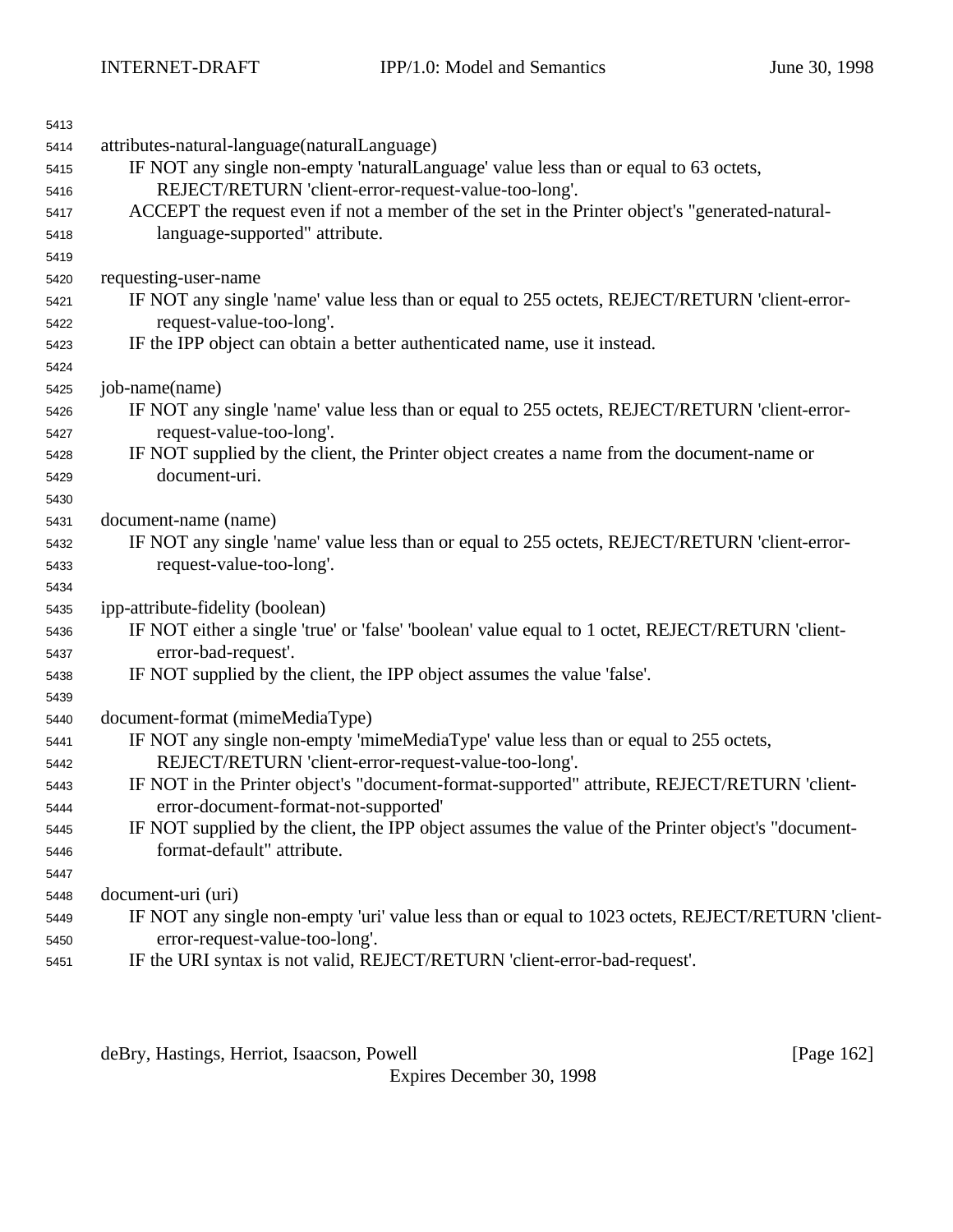attributes-natural-language(naturalLanguage)

IF NOT any single non-empty 'naturalLanguage' value less than or equal to 63 octets, REJECT/RETURN 'client-error-request-value-too-long'.

ACCEPT the request even if not a member of the set in the Printer object's "generated-natural-language-supported" attribute.

requesting-user-name

IF NOT any single 'name' value less than or equal to 255 octets, REJECT/RETURN 'client-error-request-value-too-long'.

IF the IPP object can obtain a better authenticated name, use it instead.

job-name(name)

IF NOT any single 'name' value less than or equal to 255 octets, REJECT/RETURN 'client-error-request-value-too-long'.

IF NOT supplied by the client, the Printer object creates a name from the document-name or document-uri.

document-name (name)

IF NOT any single 'name' value less than or equal to 255 octets, REJECT/RETURN 'client-error-request-value-too-long'.

ipp-attribute-fidelity (boolean)

IF NOT either a single 'true' or 'false' 'boolean' value equal to 1 octet, REJECT/RETURN 'client-error-bad-request'.

IF NOT supplied by the client, the IPP object assumes the value 'false'.

document-format (mimeMediaType)

IF NOT any single non-empty 'mimeMediaType' value less than or equal to 255 octets, REJECT/RETURN 'client-error-request-value-too-long'.

IF NOT in the Printer object's "document-format-supported" attribute, REJECT/RETURN 'client-error-document-format-not-supported'

IF NOT supplied by the client, the IPP object assumes the value of the Printer object's "document-format-default" attribute.

document-uri (uri)

IF NOT any single non-empty 'uri' value less than or equal to 1023 octets, REJECT/RETURN 'client-error-request-value-too-long'.

IF the URI syntax is not valid, REJECT/RETURN 'client-error-bad-request'.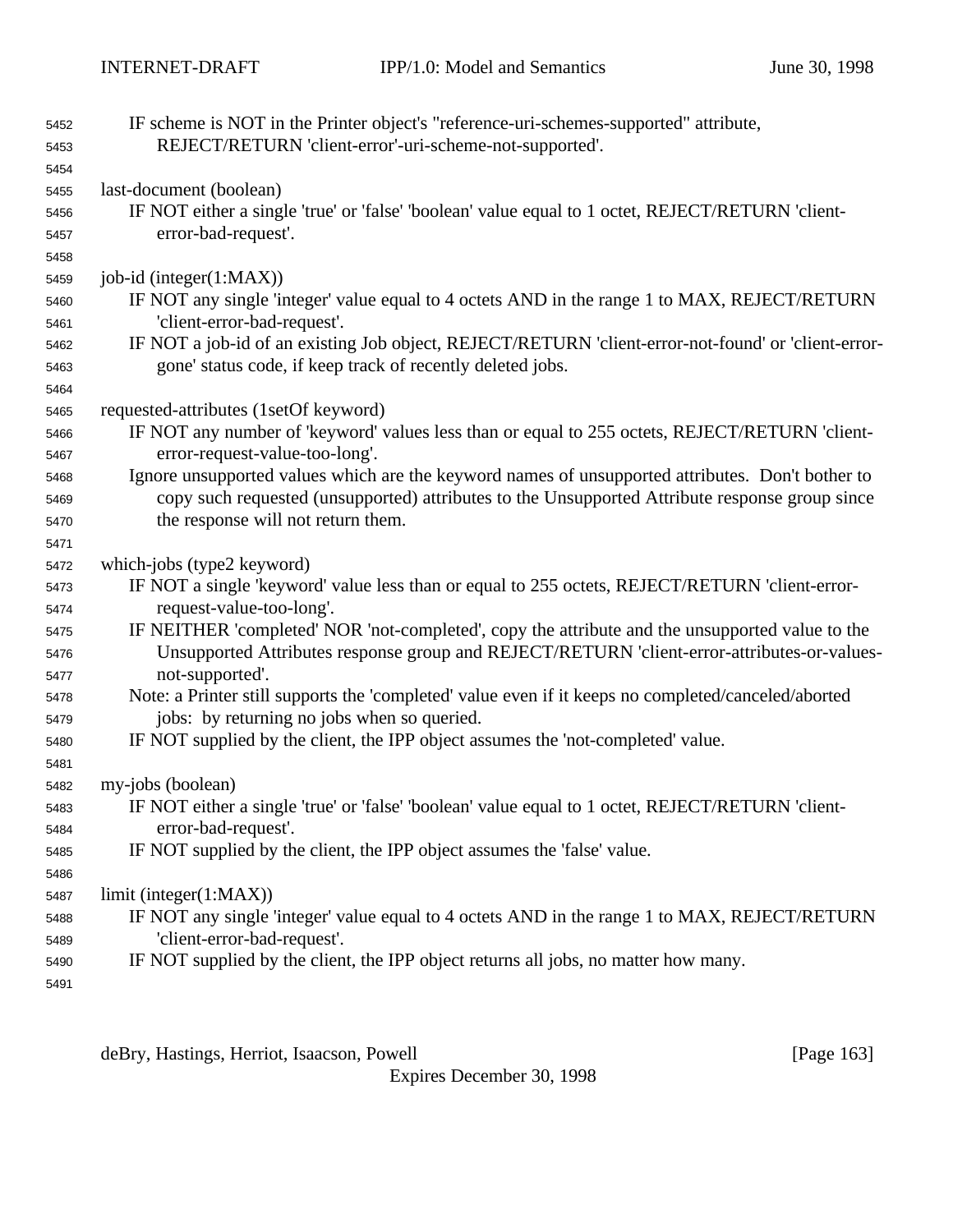IF scheme is NOT in the Printer object's "reference-uri-schemes-supported" attribute, REJECT/RETURN 'client-error'-uri-scheme-not-supported'.

last-document (boolean)
IF NOT either a single 'true' or 'false' 'boolean' value equal to 1 octet, REJECT/RETURN 'client-error-bad-request'.

job-id (integer(1:MAX))
IF NOT any single 'integer' value equal to 4 octets AND in the range 1 to MAX, REJECT/RETURN 'client-error-bad-request'.
IF NOT a job-id of an existing Job object, REJECT/RETURN 'client-error-not-found' or 'client-error-gone' status code, if keep track of recently deleted jobs.

requested-attributes (1setOf keyword)
IF NOT any number of 'keyword' values less than or equal to 255 octets, REJECT/RETURN 'client-error-request-value-too-long'.
Ignore unsupported values which are the keyword names of unsupported attributes. Don't bother to copy such requested (unsupported) attributes to the Unsupported Attribute response group since the response will not return them.

which-jobs (type2 keyword)
IF NOT a single 'keyword' value less than or equal to 255 octets, REJECT/RETURN 'client-error-request-value-too-long'.
IF NEITHER 'completed' NOR 'not-completed', copy the attribute and the unsupported value to the Unsupported Attributes response group and REJECT/RETURN 'client-error-attributes-or-values-not-supported'.
Note: a Printer still supports the 'completed' value even if it keeps no completed/canceled/aborted jobs: by returning no jobs when so queried.
IF NOT supplied by the client, the IPP object assumes the 'not-completed' value.

my-jobs (boolean)
IF NOT either a single 'true' or 'false' 'boolean' value equal to 1 octet, REJECT/RETURN 'client-error-bad-request'.
IF NOT supplied by the client, the IPP object assumes the 'false' value.

limit (integer(1:MAX))
IF NOT any single 'integer' value equal to 4 octets AND in the range 1 to MAX, REJECT/RETURN 'client-error-bad-request'.
IF NOT supplied by the client, the IPP object returns all jobs, no matter how many.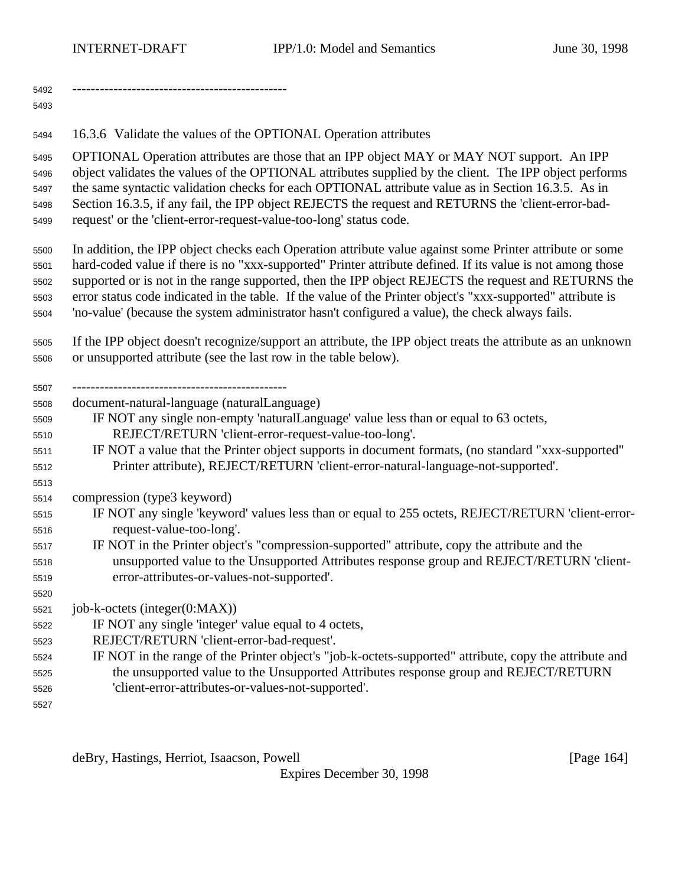-----------------------------------------------

### 16.3.6 Validate the values of the OPTIONAL Operation attributes

OPTIONAL Operation attributes are those that an IPP object MAY or MAY NOT support. An IPP object validates the values of the OPTIONAL attributes supplied by the client. The IPP object performs the same syntactic validation checks for each OPTIONAL attribute value as in Section 16.3.5. As in Section 16.3.5, if any fail, the IPP object REJECTS the request and RETURNS the 'client-error-bad-request' or the 'client-error-request-value-too-long' status code.

In addition, the IPP object checks each Operation attribute value against some Printer attribute or some hard-coded value if there is no "xxx-supported" Printer attribute defined. If its value is not among those supported or is not in the range supported, then the IPP object REJECTS the request and RETURNS the error status code indicated in the table. If the value of the Printer object's "xxx-supported" attribute is 'no-value' (because the system administrator hasn't configured a value), the check always fails.

If the IPP object doesn't recognize/support an attribute, the IPP object treats the attribute as an unknown or unsupported attribute (see the last row in the table below).

-----------------------------------------------

document-natural-language (naturalLanguage)
&nbsp;&nbsp;&nbsp;&nbsp;IF NOT any single non-empty 'naturalLanguage' value less than or equal to 63 octets, REJECT/RETURN 'client-error-request-value-too-long'.
&nbsp;&nbsp;&nbsp;&nbsp;IF NOT a value that the Printer object supports in document formats, (no standard "xxx-supported" Printer attribute), REJECT/RETURN 'client-error-natural-language-not-supported'.

compression (type3 keyword)
&nbsp;&nbsp;&nbsp;&nbsp;IF NOT any single 'keyword' values less than or equal to 255 octets, REJECT/RETURN 'client-error-request-value-too-long'.
&nbsp;&nbsp;&nbsp;&nbsp;IF NOT in the Printer object's "compression-supported" attribute, copy the attribute and the unsupported value to the Unsupported Attributes response group and REJECT/RETURN 'client-error-attributes-or-values-not-supported'.

job-k-octets (integer(0:MAX))
&nbsp;&nbsp;&nbsp;&nbsp;IF NOT any single 'integer' value equal to 4 octets,
&nbsp;&nbsp;&nbsp;&nbsp;REJECT/RETURN 'client-error-bad-request'.
&nbsp;&nbsp;&nbsp;&nbsp;IF NOT in the range of the Printer object's "job-k-octets-supported" attribute, copy the attribute and the unsupported value to the Unsupported Attributes response group and REJECT/RETURN 'client-error-attributes-or-values-not-supported'.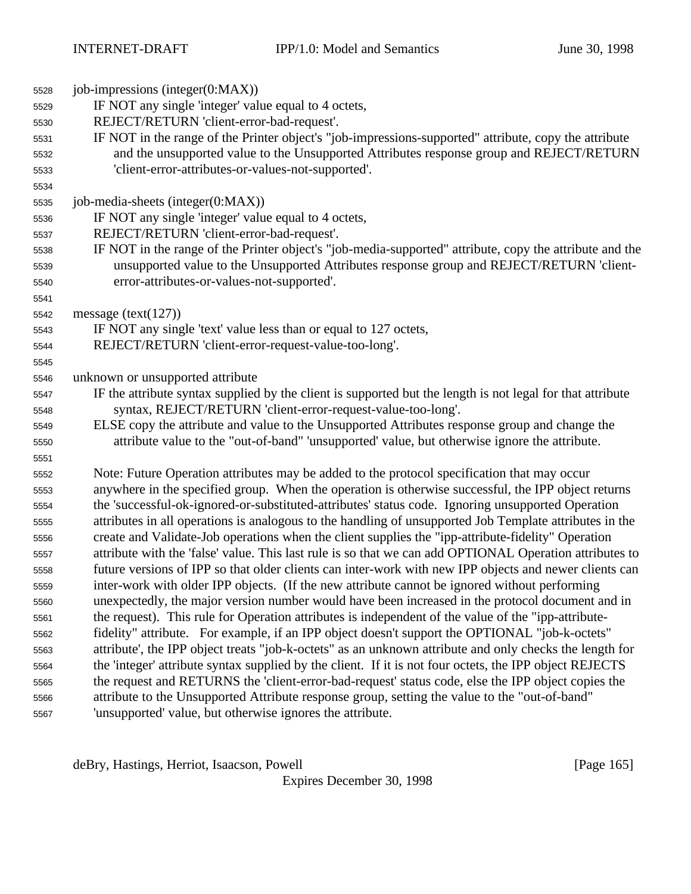job-impressions (integer(0:MAX))

IF NOT any single 'integer' value equal to 4 octets,
REJECT/RETURN 'client-error-bad-request'.
IF NOT in the range of the Printer object's "job-impressions-supported" attribute, copy the attribute and the unsupported value to the Unsupported Attributes response group and REJECT/RETURN 'client-error-attributes-or-values-not-supported'.

job-media-sheets (integer(0:MAX))

IF NOT any single 'integer' value equal to 4 octets,
REJECT/RETURN 'client-error-bad-request'.
IF NOT in the range of the Printer object's "job-media-supported" attribute, copy the attribute and the unsupported value to the Unsupported Attributes response group and REJECT/RETURN 'client-error-attributes-or-values-not-supported'.

message (text(127))

IF NOT any single 'text' value less than or equal to 127 octets,
REJECT/RETURN 'client-error-request-value-too-long'.

unknown or unsupported attribute

IF the attribute syntax supplied by the client is supported but the length is not legal for that attribute syntax, REJECT/RETURN 'client-error-request-value-too-long'.
ELSE copy the attribute and value to the Unsupported Attributes response group and change the attribute value to the "out-of-band" 'unsupported' value, but otherwise ignore the attribute.

Note: Future Operation attributes may be added to the protocol specification that may occur anywhere in the specified group. When the operation is otherwise successful, the IPP object returns the 'successful-ok-ignored-or-substituted-attributes' status code. Ignoring unsupported Operation attributes in all operations is analogous to the handling of unsupported Job Template attributes in the create and Validate-Job operations when the client supplies the "ipp-attribute-fidelity" Operation attribute with the 'false' value. This last rule is so that we can add OPTIONAL Operation attributes to future versions of IPP so that older clients can inter-work with new IPP objects and newer clients can inter-work with older IPP objects. (If the new attribute cannot be ignored without performing unexpectedly, the major version number would have been increased in the protocol document and in the request). This rule for Operation attributes is independent of the value of the "ipp-attribute-fidelity" attribute. For example, if an IPP object doesn't support the OPTIONAL "job-k-octets" attribute', the IPP object treats "job-k-octets" as an unknown attribute and only checks the length for the 'integer' attribute syntax supplied by the client. If it is not four octets, the IPP object REJECTS the request and RETURNS the 'client-error-bad-request' status code, else the IPP object copies the attribute to the Unsupported Attribute response group, setting the value to the "out-of-band" 'unsupported' value, but otherwise ignores the attribute.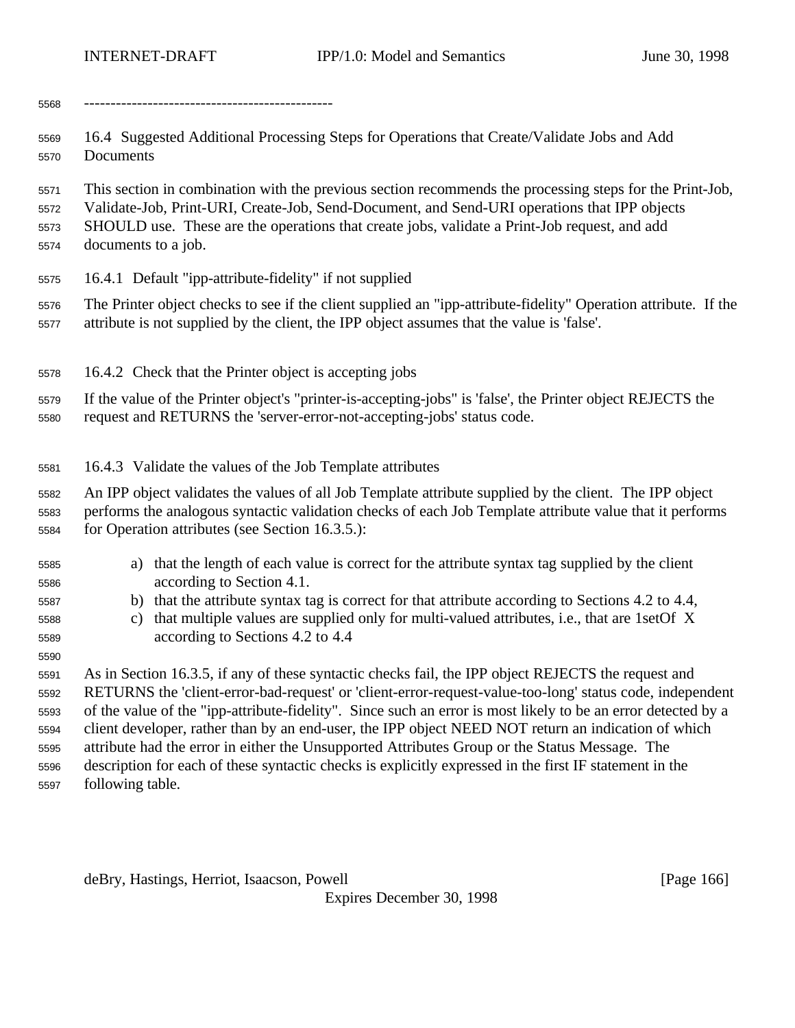-----------------------------------------------

## 16.4 Suggested Additional Processing Steps for Operations that Create/Validate Jobs and Add Documents

This section in combination with the previous section recommends the processing steps for the Print-Job, Validate-Job, Print-URI, Create-Job, Send-Document, and Send-URI operations that IPP objects SHOULD use. These are the operations that create jobs, validate a Print-Job request, and add documents to a job.

### 16.4.1 Default "ipp-attribute-fidelity" if not supplied

The Printer object checks to see if the client supplied an "ipp-attribute-fidelity" Operation attribute. If the attribute is not supplied by the client, the IPP object assumes that the value is 'false'.

### 16.4.2 Check that the Printer object is accepting jobs

If the value of the Printer object's "printer-is-accepting-jobs" is 'false', the Printer object REJECTS the request and RETURNS the 'server-error-not-accepting-jobs' status code.

### 16.4.3 Validate the values of the Job Template attributes

An IPP object validates the values of all Job Template attribute supplied by the client. The IPP object performs the analogous syntactic validation checks of each Job Template attribute value that it performs for Operation attributes (see Section 16.3.5.):

a) that the length of each value is correct for the attribute syntax tag supplied by the client according to Section 4.1.
b) that the attribute syntax tag is correct for that attribute according to Sections 4.2 to 4.4,
c) that multiple values are supplied only for multi-valued attributes, i.e., that are 1setOf X according to Sections 4.2 to 4.4

As in Section 16.3.5, if any of these syntactic checks fail, the IPP object REJECTS the request and RETURNS the 'client-error-bad-request' or 'client-error-request-value-too-long' status code, independent of the value of the "ipp-attribute-fidelity". Since such an error is most likely to be an error detected by a client developer, rather than by an end-user, the IPP object NEED NOT return an indication of which attribute had the error in either the Unsupported Attributes Group or the Status Message. The description for each of these syntactic checks is explicitly expressed in the first IF statement in the following table.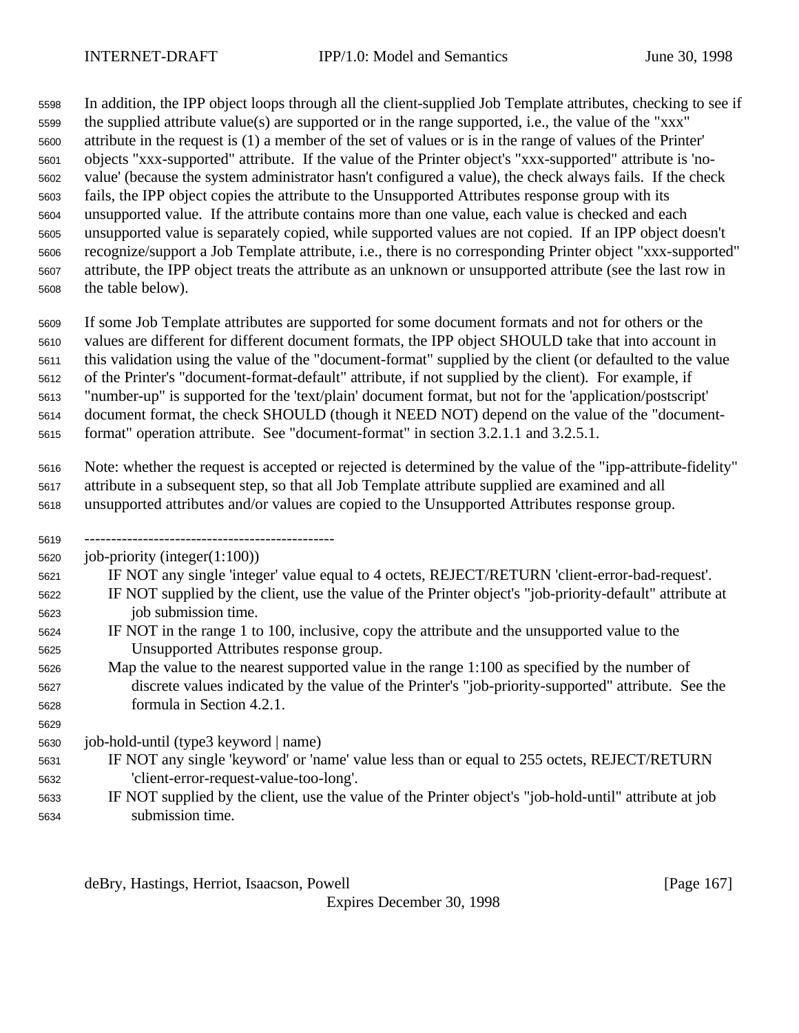In addition, the IPP object loops through all the client-supplied Job Template attributes, checking to see if the supplied attribute value(s) are supported or in the range supported, i.e., the value of the "xxx" attribute in the request is (1) a member of the set of values or is in the range of values of the Printer' objects "xxx-supported" attribute. If the value of the Printer object's "xxx-supported" attribute is 'no-value' (because the system administrator hasn't configured a value), the check always fails. If the check fails, the IPP object copies the attribute to the Unsupported Attributes response group with its unsupported value. If the attribute contains more than one value, each value is checked and each unsupported value is separately copied, while supported values are not copied. If an IPP object doesn't recognize/support a Job Template attribute, i.e., there is no corresponding Printer object "xxx-supported" attribute, the IPP object treats the attribute as an unknown or unsupported attribute (see the last row in the table below).

If some Job Template attributes are supported for some document formats and not for others or the values are different for different document formats, the IPP object SHOULD take that into account in this validation using the value of the "document-format" supplied by the client (or defaulted to the value of the Printer's "document-format-default" attribute, if not supplied by the client). For example, if "number-up" is supported for the 'text/plain' document format, but not for the 'application/postscript' document format, the check SHOULD (though it NEED NOT) depend on the value of the "document-format" operation attribute. See "document-format" in section 3.2.1.1 and 3.2.5.1.

Note: whether the request is accepted or rejected is determined by the value of the "ipp-attribute-fidelity" attribute in a subsequent step, so that all Job Template attribute supplied are examined and all unsupported attributes and/or values are copied to the Unsupported Attributes response group.

```
-----------------------------------------------
job-priority (integer(1:100))
    IF NOT any single 'integer' value equal to 4 octets, REJECT/RETURN 'client-error-bad-request'.
    IF NOT supplied by the client, use the value of the Printer object's "job-priority-default" attribute at
        job submission time.
    IF NOT in the range 1 to 100, inclusive, copy the attribute and the unsupported value to the
        Unsupported Attributes response group.
    Map the value to the nearest supported value in the range 1:100 as specified by the number of
        discrete values indicated by the value of the Printer's "job-priority-supported" attribute. See the
        formula in Section 4.2.1.

job-hold-until (type3 keyword | name)
    IF NOT any single 'keyword' or 'name' value less than or equal to 255 octets, REJECT/RETURN
        'client-error-request-value-too-long'.
    IF NOT supplied by the client, use the value of the Printer object's "job-hold-until" attribute at job
        submission time.
```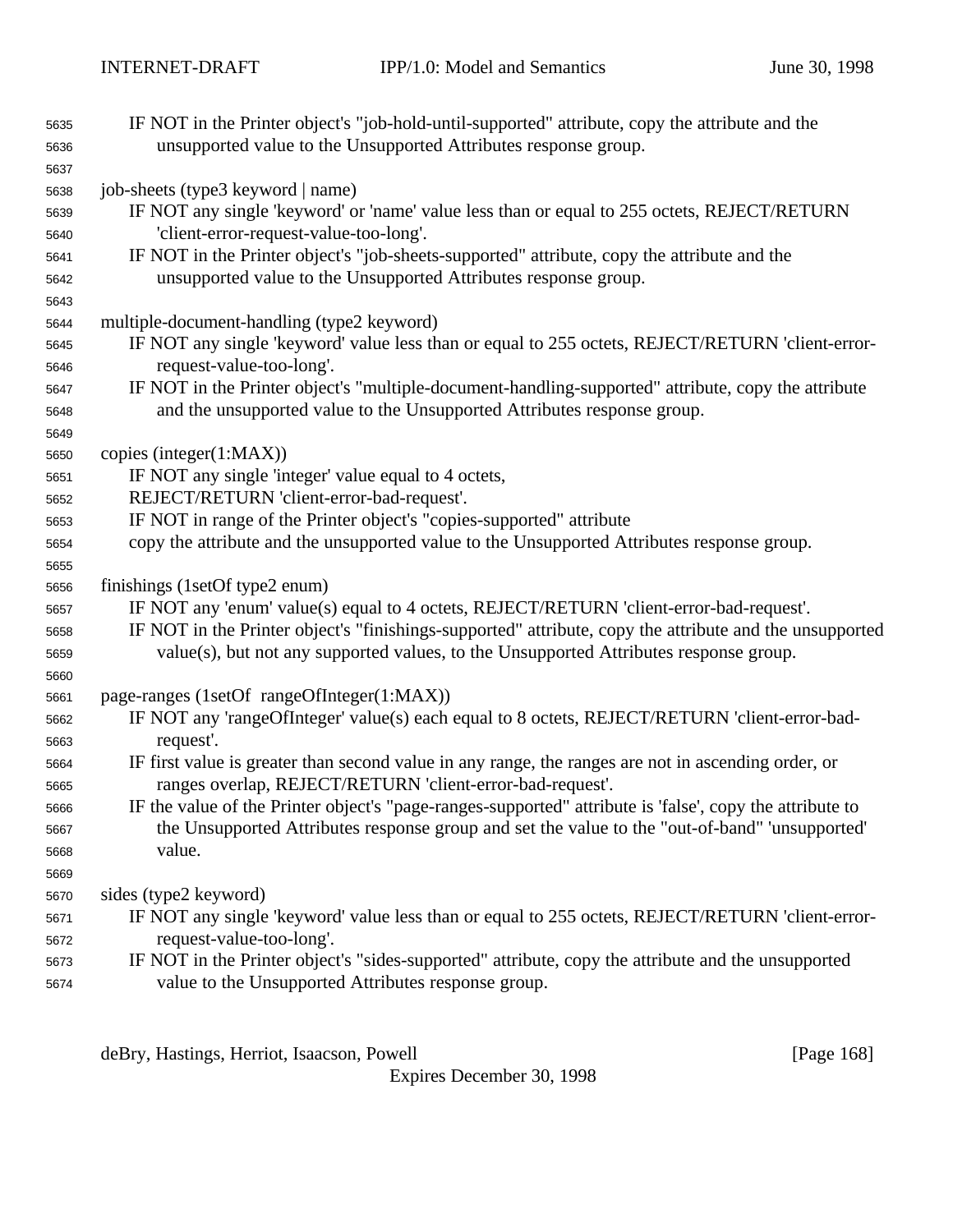IF NOT in the Printer object's "job-hold-until-supported" attribute, copy the attribute and the unsupported value to the Unsupported Attributes response group.

job-sheets (type3 keyword | name)
  IF NOT any single 'keyword' or 'name' value less than or equal to 255 octets, REJECT/RETURN 'client-error-request-value-too-long'.
  IF NOT in the Printer object's "job-sheets-supported" attribute, copy the attribute and the unsupported value to the Unsupported Attributes response group.

multiple-document-handling (type2 keyword)
  IF NOT any single 'keyword' value less than or equal to 255 octets, REJECT/RETURN 'client-error-request-value-too-long'.
  IF NOT in the Printer object's "multiple-document-handling-supported" attribute, copy the attribute and the unsupported value to the Unsupported Attributes response group.

copies (integer(1:MAX))
  IF NOT any single 'integer' value equal to 4 octets,
  REJECT/RETURN 'client-error-bad-request'.
  IF NOT in range of the Printer object's "copies-supported" attribute
  copy the attribute and the unsupported value to the Unsupported Attributes response group.

finishings (1setOf type2 enum)
  IF NOT any 'enum' value(s) equal to 4 octets, REJECT/RETURN 'client-error-bad-request'.
  IF NOT in the Printer object's "finishings-supported" attribute, copy the attribute and the unsupported value(s), but not any supported values, to the Unsupported Attributes response group.

page-ranges (1setOf rangeOfInteger(1:MAX))
  IF NOT any 'rangeOfInteger' value(s) each equal to 8 octets, REJECT/RETURN 'client-error-bad-request'.
  IF first value is greater than second value in any range, the ranges are not in ascending order, or ranges overlap, REJECT/RETURN 'client-error-bad-request'.
  IF the value of the Printer object's "page-ranges-supported" attribute is 'false', copy the attribute to the Unsupported Attributes response group and set the value to the "out-of-band" 'unsupported' value.

sides (type2 keyword)
  IF NOT any single 'keyword' value less than or equal to 255 octets, REJECT/RETURN 'client-error-request-value-too-long'.
  IF NOT in the Printer object's "sides-supported" attribute, copy the attribute and the unsupported value to the Unsupported Attributes response group.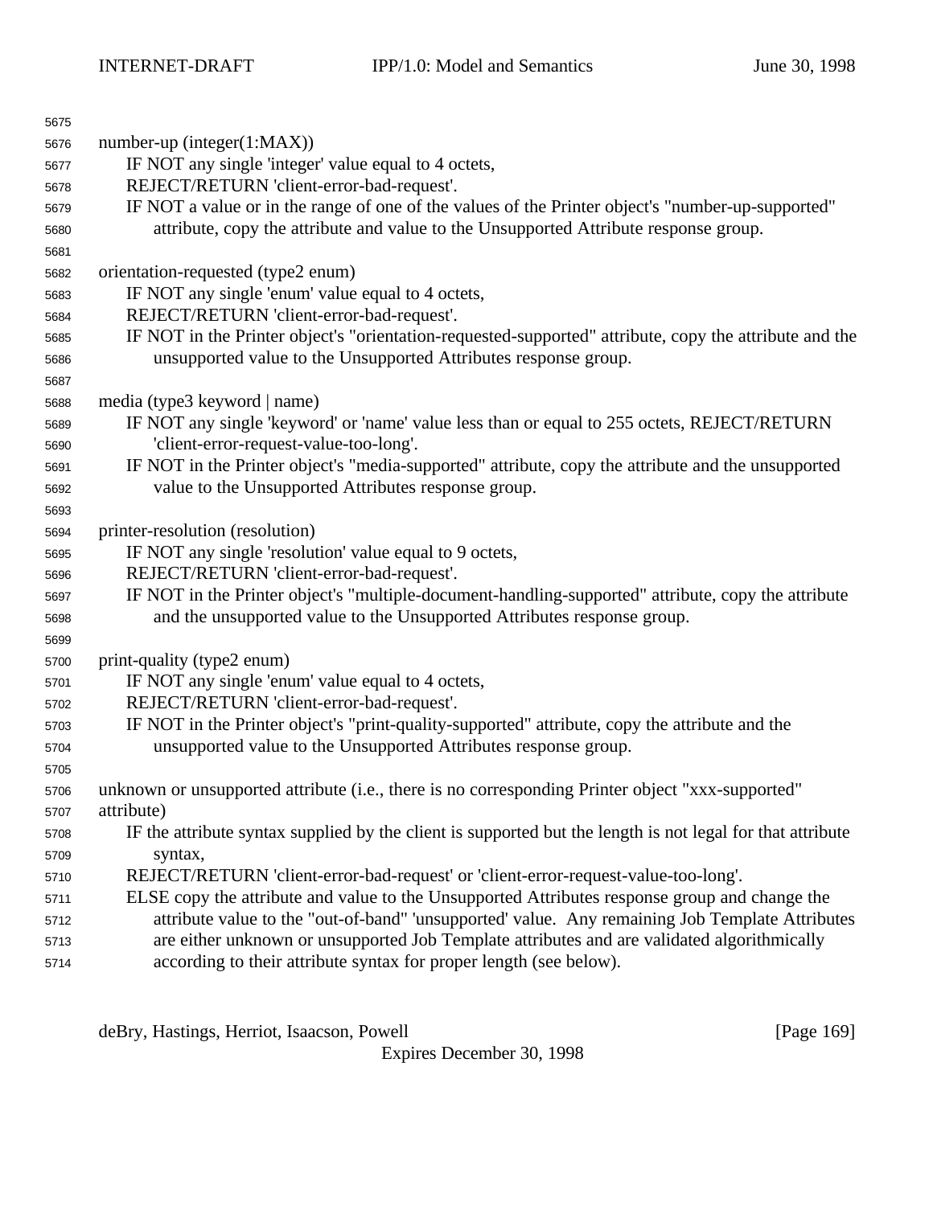number-up (integer(1:MAX))

IF NOT any single 'integer' value equal to 4 octets,
REJECT/RETURN 'client-error-bad-request'.
IF NOT a value or in the range of one of the values of the Printer object's "number-up-supported" attribute, copy the attribute and value to the Unsupported Attribute response group.

orientation-requested (type2 enum)

IF NOT any single 'enum' value equal to 4 octets,
REJECT/RETURN 'client-error-bad-request'.
IF NOT in the Printer object's "orientation-requested-supported" attribute, copy the attribute and the unsupported value to the Unsupported Attributes response group.

media (type3 keyword | name)

IF NOT any single 'keyword' or 'name' value less than or equal to 255 octets, REJECT/RETURN 'client-error-request-value-too-long'.
IF NOT in the Printer object's "media-supported" attribute, copy the attribute and the unsupported value to the Unsupported Attributes response group.

printer-resolution (resolution)

IF NOT any single 'resolution' value equal to 9 octets,
REJECT/RETURN 'client-error-bad-request'.
IF NOT in the Printer object's "multiple-document-handling-supported" attribute, copy the attribute and the unsupported value to the Unsupported Attributes response group.

print-quality (type2 enum)

IF NOT any single 'enum' value equal to 4 octets,
REJECT/RETURN 'client-error-bad-request'.
IF NOT in the Printer object's "print-quality-supported" attribute, copy the attribute and the unsupported value to the Unsupported Attributes response group.

unknown or unsupported attribute (i.e., there is no corresponding Printer object "xxx-supported" attribute)

IF the attribute syntax supplied by the client is supported but the length is not legal for that attribute syntax,
REJECT/RETURN 'client-error-bad-request' or 'client-error-request-value-too-long'.
ELSE copy the attribute and value to the Unsupported Attributes response group and change the attribute value to the "out-of-band" 'unsupported' value. Any remaining Job Template Attributes are either unknown or unsupported Job Template attributes and are validated algorithmically according to their attribute syntax for proper length (see below).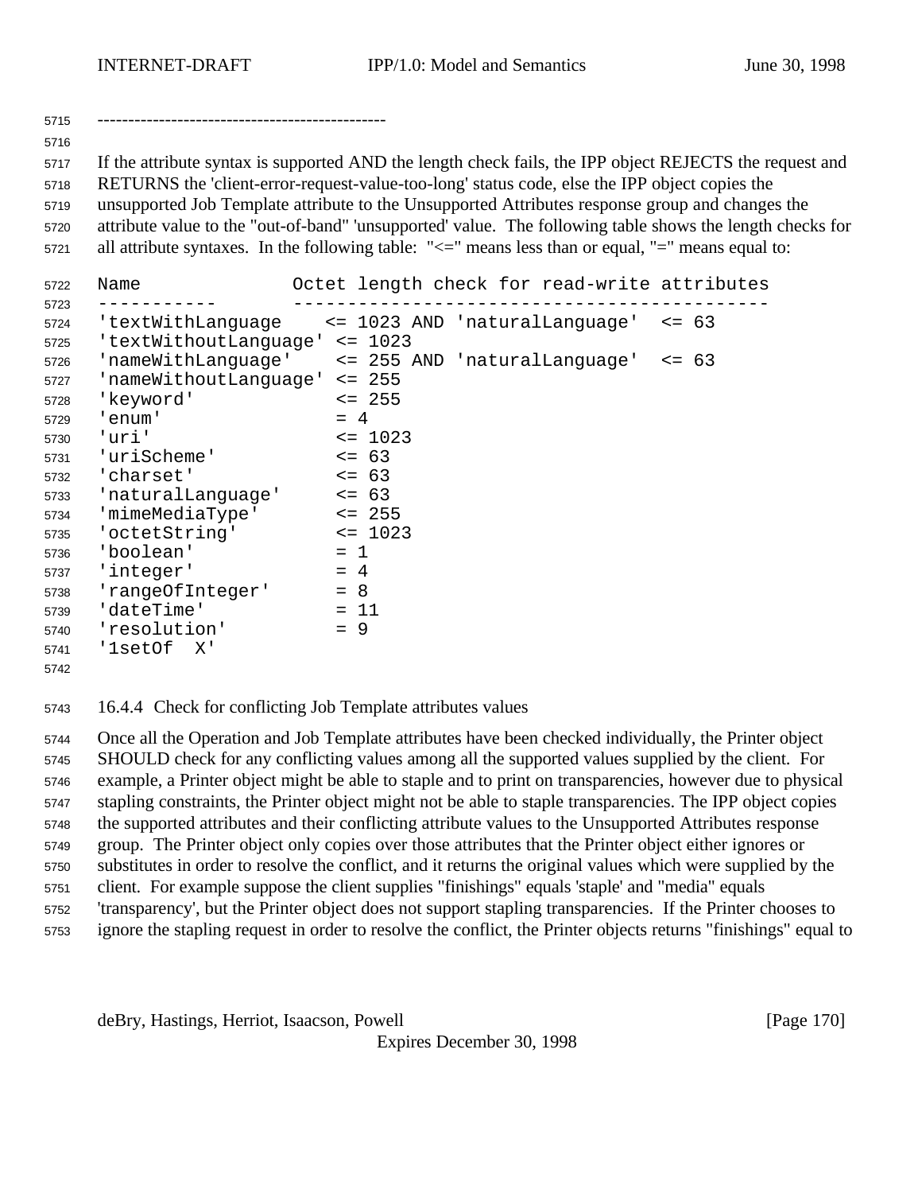----------------------------------------------

If the attribute syntax is supported AND the length check fails, the IPP object REJECTS the request and RETURNS the 'client-error-request-value-too-long' status code, else the IPP object copies the unsupported Job Template attribute to the Unsupported Attributes response group and changes the attribute value to the "out-of-band" 'unsupported' value. The following table shows the length checks for all attribute syntaxes. In the following table: "<=" means less than or equal, "=" means equal to:

```
Name               Octet length check for read-write attributes
-----------        --------------------------------------------
'textWithLanguage    <= 1023 AND 'naturalLanguage'  <= 63
'textWithoutLanguage' <= 1023
'nameWithLanguage'    <= 255 AND 'naturalLanguage'  <= 63
'nameWithoutLanguage' <= 255
'keyword'             <= 255
'enum'                = 4
'uri'                 <= 1023
'uriScheme'           <= 63
'charset'             <= 63
'naturalLanguage'     <= 63
'mimeMediaType'       <= 255
'octetString'         <= 1023
'boolean'             = 1
'integer'             = 4
'rangeOfInteger'      = 8
'dateTime'            = 11
'resolution'          = 9
'1setOf  X'
```

### 16.4.4 Check for conflicting Job Template attributes values

Once all the Operation and Job Template attributes have been checked individually, the Printer object SHOULD check for any conflicting values among all the supported values supplied by the client. For example, a Printer object might be able to staple and to print on transparencies, however due to physical stapling constraints, the Printer object might not be able to staple transparencies. The IPP object copies the supported attributes and their conflicting attribute values to the Unsupported Attributes response group. The Printer object only copies over those attributes that the Printer object either ignores or substitutes in order to resolve the conflict, and it returns the original values which were supplied by the client. For example suppose the client supplies "finishings" equals 'staple' and "media" equals 'transparency', but the Printer object does not support stapling transparencies. If the Printer chooses to ignore the stapling request in order to resolve the conflict, the Printer objects returns "finishings" equal to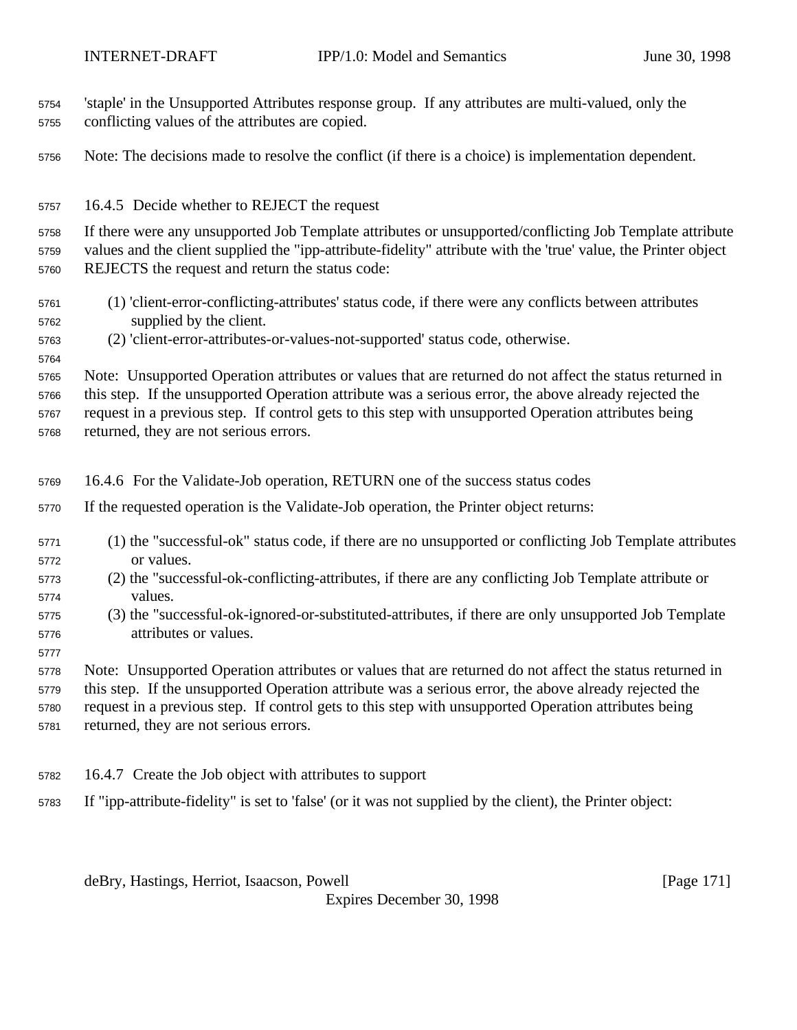'staple' in the Unsupported Attributes response group. If any attributes are multi-valued, only the conflicting values of the attributes are copied.

Note: The decisions made to resolve the conflict (if there is a choice) is implementation dependent.

### 16.4.5 Decide whether to REJECT the request

If there were any unsupported Job Template attributes or unsupported/conflicting Job Template attribute values and the client supplied the "ipp-attribute-fidelity" attribute with the 'true' value, the Printer object REJECTS the request and return the status code:

(1) 'client-error-conflicting-attributes' status code, if there were any conflicts between attributes supplied by the client.
(2) 'client-error-attributes-or-values-not-supported' status code, otherwise.

Note: Unsupported Operation attributes or values that are returned do not affect the status returned in this step. If the unsupported Operation attribute was a serious error, the above already rejected the request in a previous step. If control gets to this step with unsupported Operation attributes being returned, they are not serious errors.

### 16.4.6 For the Validate-Job operation, RETURN one of the success status codes

If the requested operation is the Validate-Job operation, the Printer object returns:

(1) the "successful-ok" status code, if there are no unsupported or conflicting Job Template attributes or values.
(2) the "successful-ok-conflicting-attributes, if there are any conflicting Job Template attribute or values.
(3) the "successful-ok-ignored-or-substituted-attributes, if there are only unsupported Job Template attributes or values.

Note: Unsupported Operation attributes or values that are returned do not affect the status returned in this step. If the unsupported Operation attribute was a serious error, the above already rejected the request in a previous step. If control gets to this step with unsupported Operation attributes being returned, they are not serious errors.

### 16.4.7 Create the Job object with attributes to support

If "ipp-attribute-fidelity" is set to 'false' (or it was not supplied by the client), the Printer object: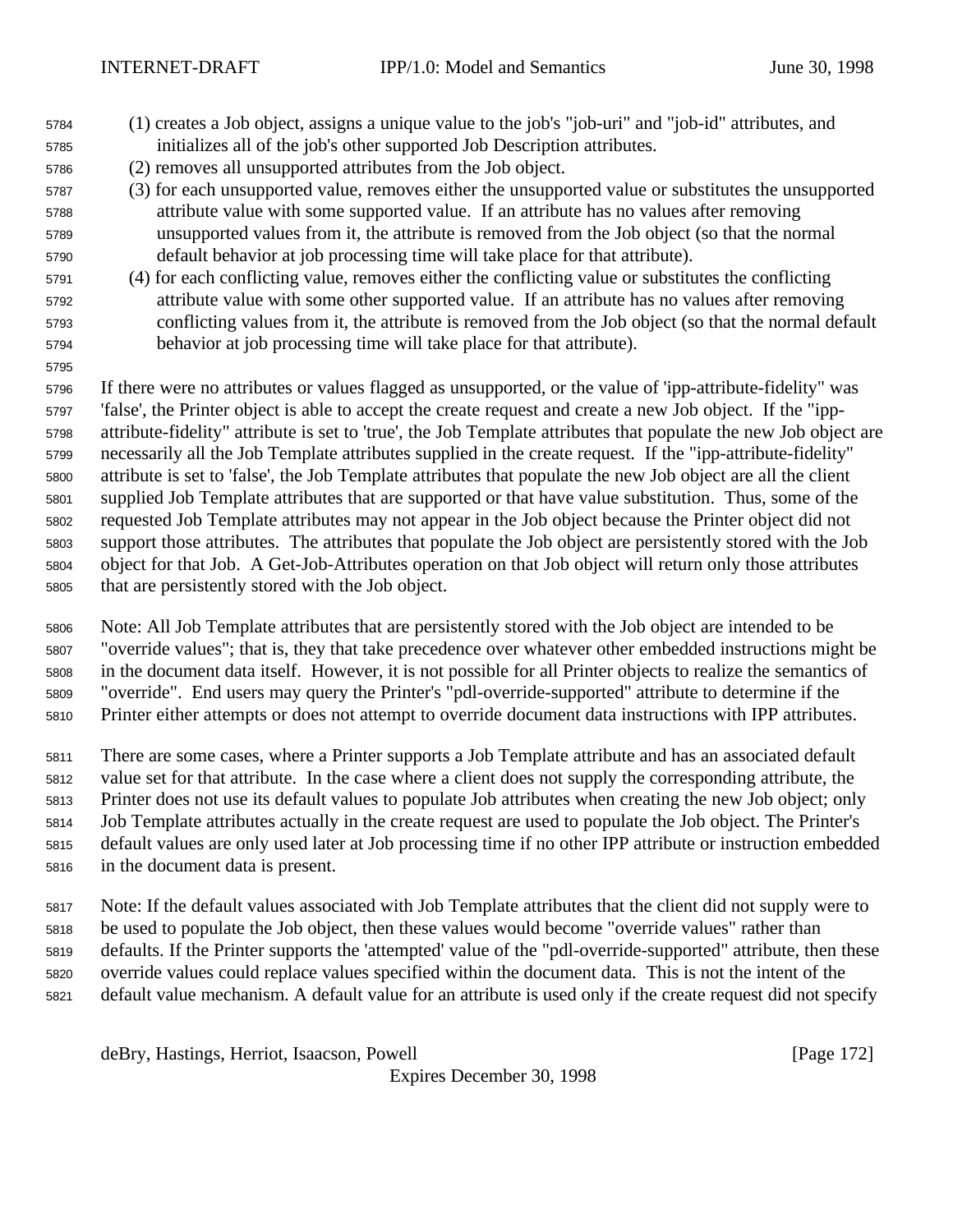(1) creates a Job object, assigns a unique value to the job's "job-uri" and "job-id" attributes, and initializes all of the job's other supported Job Description attributes.
(2) removes all unsupported attributes from the Job object.
(3) for each unsupported value, removes either the unsupported value or substitutes the unsupported attribute value with some supported value. If an attribute has no values after removing unsupported values from it, the attribute is removed from the Job object (so that the normal default behavior at job processing time will take place for that attribute).
(4) for each conflicting value, removes either the conflicting value or substitutes the conflicting attribute value with some other supported value. If an attribute has no values after removing conflicting values from it, the attribute is removed from the Job object (so that the normal default behavior at job processing time will take place for that attribute).

If there were no attributes or values flagged as unsupported, or the value of 'ipp-attribute-fidelity" was 'false', the Printer object is able to accept the create request and create a new Job object. If the "ipp-attribute-fidelity" attribute is set to 'true', the Job Template attributes that populate the new Job object are necessarily all the Job Template attributes supplied in the create request. If the "ipp-attribute-fidelity" attribute is set to 'false', the Job Template attributes that populate the new Job object are all the client supplied Job Template attributes that are supported or that have value substitution. Thus, some of the requested Job Template attributes may not appear in the Job object because the Printer object did not support those attributes. The attributes that populate the Job object are persistently stored with the Job object for that Job. A Get-Job-Attributes operation on that Job object will return only those attributes that are persistently stored with the Job object.

Note: All Job Template attributes that are persistently stored with the Job object are intended to be "override values"; that is, they that take precedence over whatever other embedded instructions might be in the document data itself. However, it is not possible for all Printer objects to realize the semantics of "override". End users may query the Printer's "pdl-override-supported" attribute to determine if the Printer either attempts or does not attempt to override document data instructions with IPP attributes.

There are some cases, where a Printer supports a Job Template attribute and has an associated default value set for that attribute. In the case where a client does not supply the corresponding attribute, the Printer does not use its default values to populate Job attributes when creating the new Job object; only Job Template attributes actually in the create request are used to populate the Job object. The Printer's default values are only used later at Job processing time if no other IPP attribute or instruction embedded in the document data is present.

Note: If the default values associated with Job Template attributes that the client did not supply were to be used to populate the Job object, then these values would become "override values" rather than defaults. If the Printer supports the 'attempted' value of the "pdl-override-supported" attribute, then these override values could replace values specified within the document data. This is not the intent of the default value mechanism. A default value for an attribute is used only if the create request did not specify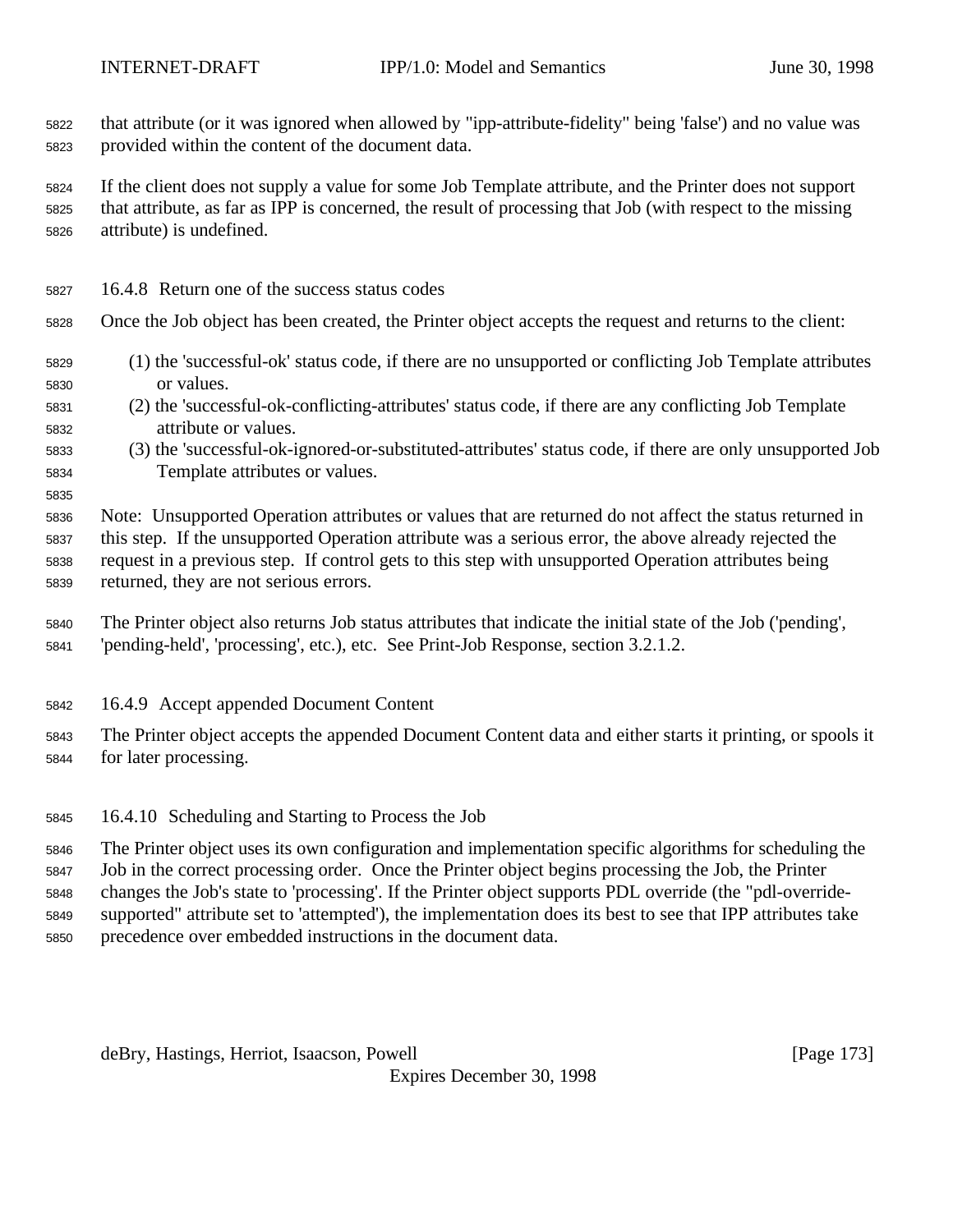that attribute (or it was ignored when allowed by "ipp-attribute-fidelity" being 'false') and no value was provided within the content of the document data.

If the client does not supply a value for some Job Template attribute, and the Printer does not support that attribute, as far as IPP is concerned, the result of processing that Job (with respect to the missing attribute) is undefined.

### 16.4.8 Return one of the success status codes

Once the Job object has been created, the Printer object accepts the request and returns to the client:

(1) the 'successful-ok' status code, if there are no unsupported or conflicting Job Template attributes or values.
(2) the 'successful-ok-conflicting-attributes' status code, if there are any conflicting Job Template attribute or values.
(3) the 'successful-ok-ignored-or-substituted-attributes' status code, if there are only unsupported Job Template attributes or values.

Note: Unsupported Operation attributes or values that are returned do not affect the status returned in this step. If the unsupported Operation attribute was a serious error, the above already rejected the request in a previous step. If control gets to this step with unsupported Operation attributes being returned, they are not serious errors.

The Printer object also returns Job status attributes that indicate the initial state of the Job ('pending', 'pending-held', 'processing', etc.), etc. See Print-Job Response, section 3.2.1.2.

### 16.4.9 Accept appended Document Content

The Printer object accepts the appended Document Content data and either starts it printing, or spools it for later processing.

### 16.4.10 Scheduling and Starting to Process the Job

The Printer object uses its own configuration and implementation specific algorithms for scheduling the Job in the correct processing order. Once the Printer object begins processing the Job, the Printer changes the Job's state to 'processing'. If the Printer object supports PDL override (the "pdl-override-supported" attribute set to 'attempted'), the implementation does its best to see that IPP attributes take precedence over embedded instructions in the document data.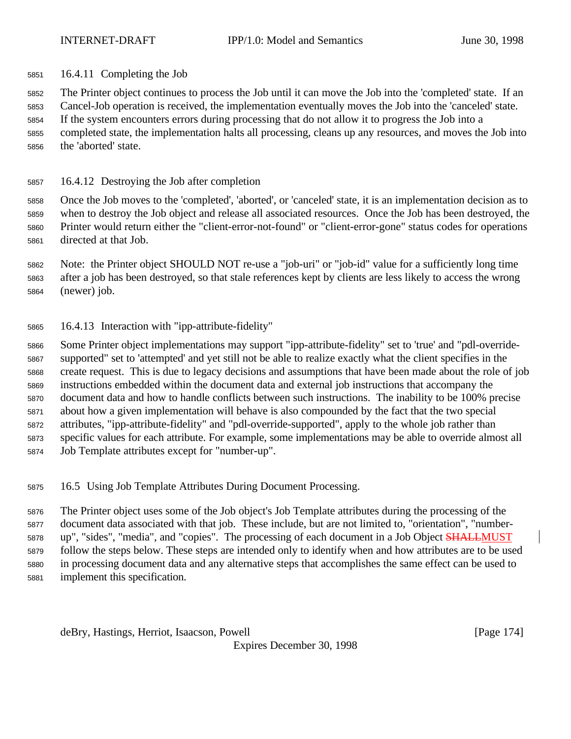### 16.4.11 Completing the Job

The Printer object continues to process the Job until it can move the Job into the 'completed' state. If an Cancel-Job operation is received, the implementation eventually moves the Job into the 'canceled' state. If the system encounters errors during processing that do not allow it to progress the Job into a completed state, the implementation halts all processing, cleans up any resources, and moves the Job into the 'aborted' state.

### 16.4.12 Destroying the Job after completion

Once the Job moves to the 'completed', 'aborted', or 'canceled' state, it is an implementation decision as to when to destroy the Job object and release all associated resources. Once the Job has been destroyed, the Printer would return either the "client-error-not-found" or "client-error-gone" status codes for operations directed at that Job.

Note: the Printer object SHOULD NOT re-use a "job-uri" or "job-id" value for a sufficiently long time after a job has been destroyed, so that stale references kept by clients are less likely to access the wrong (newer) job.

### 16.4.13 Interaction with "ipp-attribute-fidelity"

Some Printer object implementations may support "ipp-attribute-fidelity" set to 'true' and "pdl-override-supported" set to 'attempted' and yet still not be able to realize exactly what the client specifies in the create request. This is due to legacy decisions and assumptions that have been made about the role of job instructions embedded within the document data and external job instructions that accompany the document data and how to handle conflicts between such instructions. The inability to be 100% precise about how a given implementation will behave is also compounded by the fact that the two special attributes, "ipp-attribute-fidelity" and "pdl-override-supported", apply to the whole job rather than specific values for each attribute. For example, some implementations may be able to override almost all Job Template attributes except for "number-up".

## 16.5 Using Job Template Attributes During Document Processing.

The Printer object uses some of the Job object's Job Template attributes during the processing of the document data associated with that job. These include, but are not limited to, "orientation", "number-up", "sides", "media", and "copies". The processing of each document in a Job Object ~~SHALL~~MUST follow the steps below. These steps are intended only to identify when and how attributes are to be used in processing document data and any alternative steps that accomplishes the same effect can be used to implement this specification.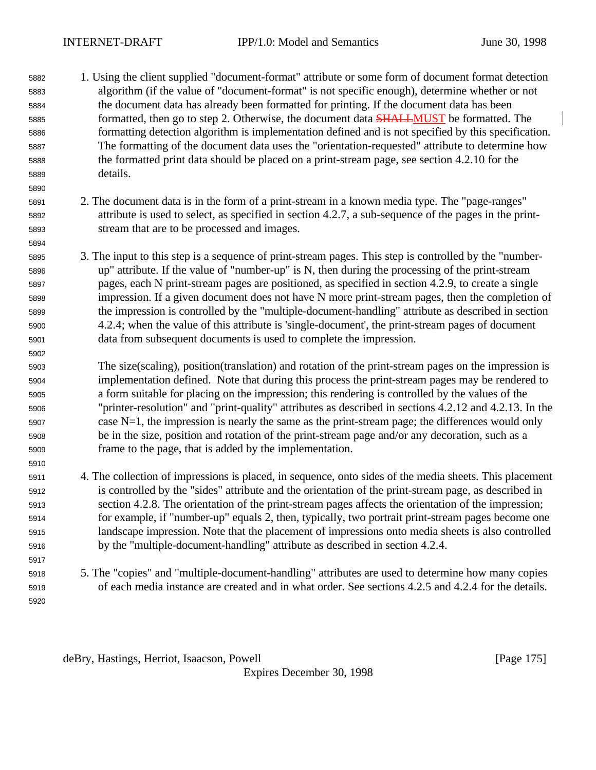1. Using the client supplied "document-format" attribute or some form of document format detection algorithm (if the value of "document-format" is not specific enough), determine whether or not the document data has already been formatted for printing. If the document data has been formatted, then go to step 2. Otherwise, the document data ~~SHALL~~MUST be formatted. The formatting detection algorithm is implementation defined and is not specified by this specification. The formatting of the document data uses the "orientation-requested" attribute to determine how the formatted print data should be placed on a print-stream page, see section 4.2.10 for the details.

2. The document data is in the form of a print-stream in a known media type. The "page-ranges" attribute is used to select, as specified in section 4.2.7, a sub-sequence of the pages in the print-stream that are to be processed and images.

3. The input to this step is a sequence of print-stream pages. This step is controlled by the "number-up" attribute. If the value of "number-up" is N, then during the processing of the print-stream pages, each N print-stream pages are positioned, as specified in section 4.2.9, to create a single impression. If a given document does not have N more print-stream pages, then the completion of the impression is controlled by the "multiple-document-handling" attribute as described in section 4.2.4; when the value of this attribute is 'single-document', the print-stream pages of document data from subsequent documents is used to complete the impression.

   The size(scaling), position(translation) and rotation of the print-stream pages on the impression is implementation defined. Note that during this process the print-stream pages may be rendered to a form suitable for placing on the impression; this rendering is controlled by the values of the "printer-resolution" and "print-quality" attributes as described in sections 4.2.12 and 4.2.13. In the case N=1, the impression is nearly the same as the print-stream page; the differences would only be in the size, position and rotation of the print-stream page and/or any decoration, such as a frame to the page, that is added by the implementation.

4. The collection of impressions is placed, in sequence, onto sides of the media sheets. This placement is controlled by the "sides" attribute and the orientation of the print-stream page, as described in section 4.2.8. The orientation of the print-stream pages affects the orientation of the impression; for example, if "number-up" equals 2, then, typically, two portrait print-stream pages become one landscape impression. Note that the placement of impressions onto media sheets is also controlled by the "multiple-document-handling" attribute as described in section 4.2.4.

5. The "copies" and "multiple-document-handling" attributes are used to determine how many copies of each media instance are created and in what order. See sections 4.2.5 and 4.2.4 for the details.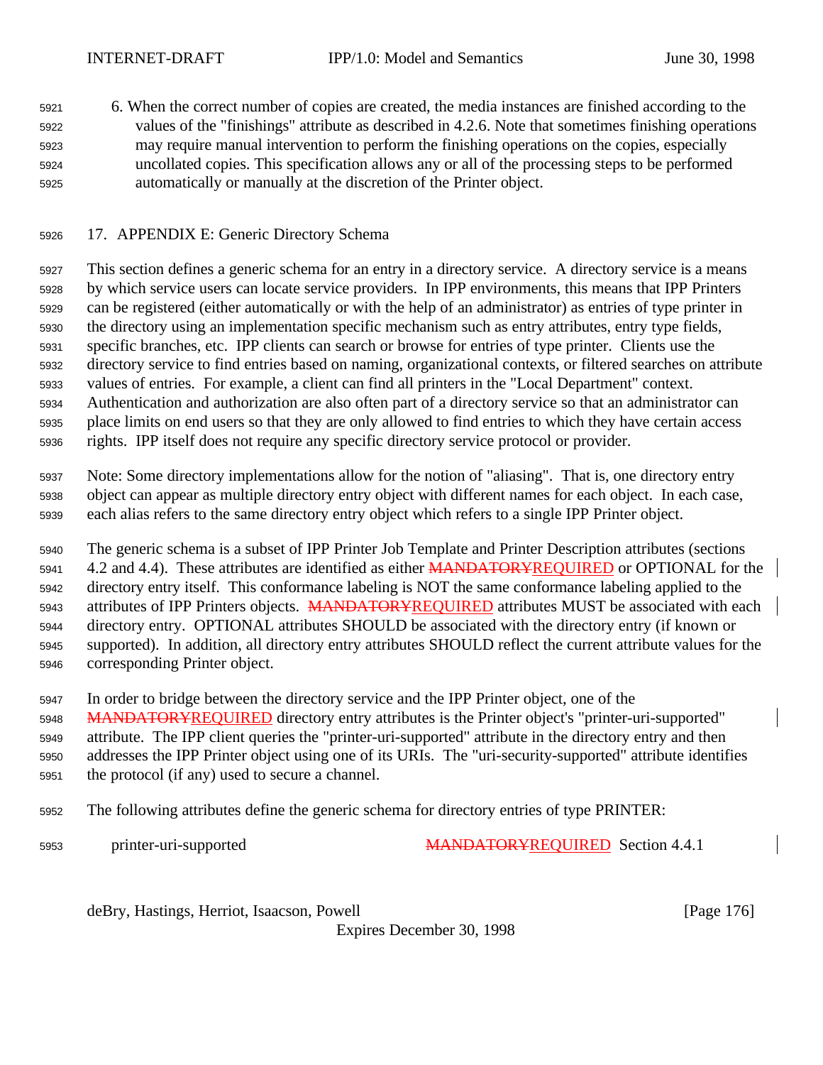6. When the correct number of copies are created, the media instances are finished according to the values of the "finishings" attribute as described in 4.2.6. Note that sometimes finishing operations may require manual intervention to perform the finishing operations on the copies, especially uncollated copies. This specification allows any or all of the processing steps to be performed automatically or manually at the discretion of the Printer object.

## 17. APPENDIX E: Generic Directory Schema

This section defines a generic schema for an entry in a directory service. A directory service is a means by which service users can locate service providers. In IPP environments, this means that IPP Printers can be registered (either automatically or with the help of an administrator) as entries of type printer in the directory using an implementation specific mechanism such as entry attributes, entry type fields, specific branches, etc. IPP clients can search or browse for entries of type printer. Clients use the directory service to find entries based on naming, organizational contexts, or filtered searches on attribute values of entries. For example, a client can find all printers in the "Local Department" context. Authentication and authorization are also often part of a directory service so that an administrator can place limits on end users so that they are only allowed to find entries to which they have certain access rights. IPP itself does not require any specific directory service protocol or provider.

Note: Some directory implementations allow for the notion of "aliasing". That is, one directory entry object can appear as multiple directory entry object with different names for each object. In each case, each alias refers to the same directory entry object which refers to a single IPP Printer object.

The generic schema is a subset of IPP Printer Job Template and Printer Description attributes (sections 4.2 and 4.4). These attributes are identified as either ~~MANDATORY~~REQUIRED or OPTIONAL for the directory entry itself. This conformance labeling is NOT the same conformance labeling applied to the attributes of IPP Printers objects. ~~MANDATORY~~REQUIRED attributes MUST be associated with each directory entry. OPTIONAL attributes SHOULD be associated with the directory entry (if known or supported). In addition, all directory entry attributes SHOULD reflect the current attribute values for the corresponding Printer object.

In order to bridge between the directory service and the IPP Printer object, one of the ~~MANDATORY~~REQUIRED directory entry attributes is the Printer object's "printer-uri-supported" attribute. The IPP client queries the "printer-uri-supported" attribute in the directory entry and then addresses the IPP Printer object using one of its URIs. The "uri-security-supported" attribute identifies the protocol (if any) used to secure a channel.

The following attributes define the generic schema for directory entries of type PRINTER:

printer-uri-supported ~~MANDATORY~~REQUIRED Section 4.4.1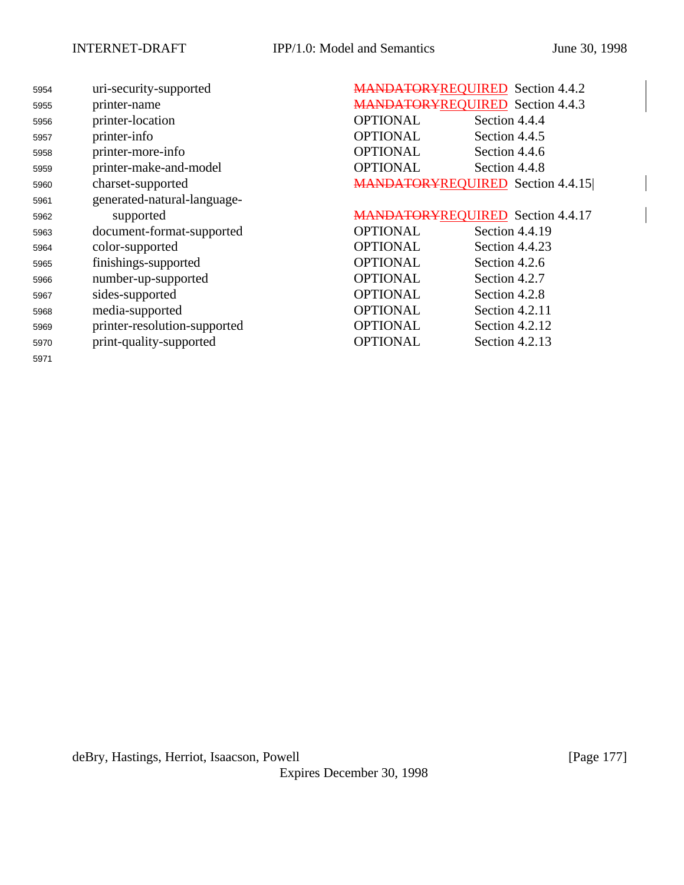| | | |
|---|---|---|
| uri-security-supported | ~~MANDATORY~~REQUIRED | Section 4.4.2 |
| printer-name | ~~MANDATORY~~REQUIRED | Section 4.4.3 |
| printer-location | OPTIONAL | Section 4.4.4 |
| printer-info | OPTIONAL | Section 4.4.5 |
| printer-more-info | OPTIONAL | Section 4.4.6 |
| printer-make-and-model | OPTIONAL | Section 4.4.8 |
| charset-supported | ~~MANDATORY~~REQUIRED | Section 4.4.15 |
| generated-natural-language-supported | ~~MANDATORY~~REQUIRED | Section 4.4.17 |
| document-format-supported | OPTIONAL | Section 4.4.19 |
| color-supported | OPTIONAL | Section 4.4.23 |
| finishings-supported | OPTIONAL | Section 4.2.6 |
| number-up-supported | OPTIONAL | Section 4.2.7 |
| sides-supported | OPTIONAL | Section 4.2.8 |
| media-supported | OPTIONAL | Section 4.2.11 |
| printer-resolution-supported | OPTIONAL | Section 4.2.12 |
| print-quality-supported | OPTIONAL | Section 4.2.13 |